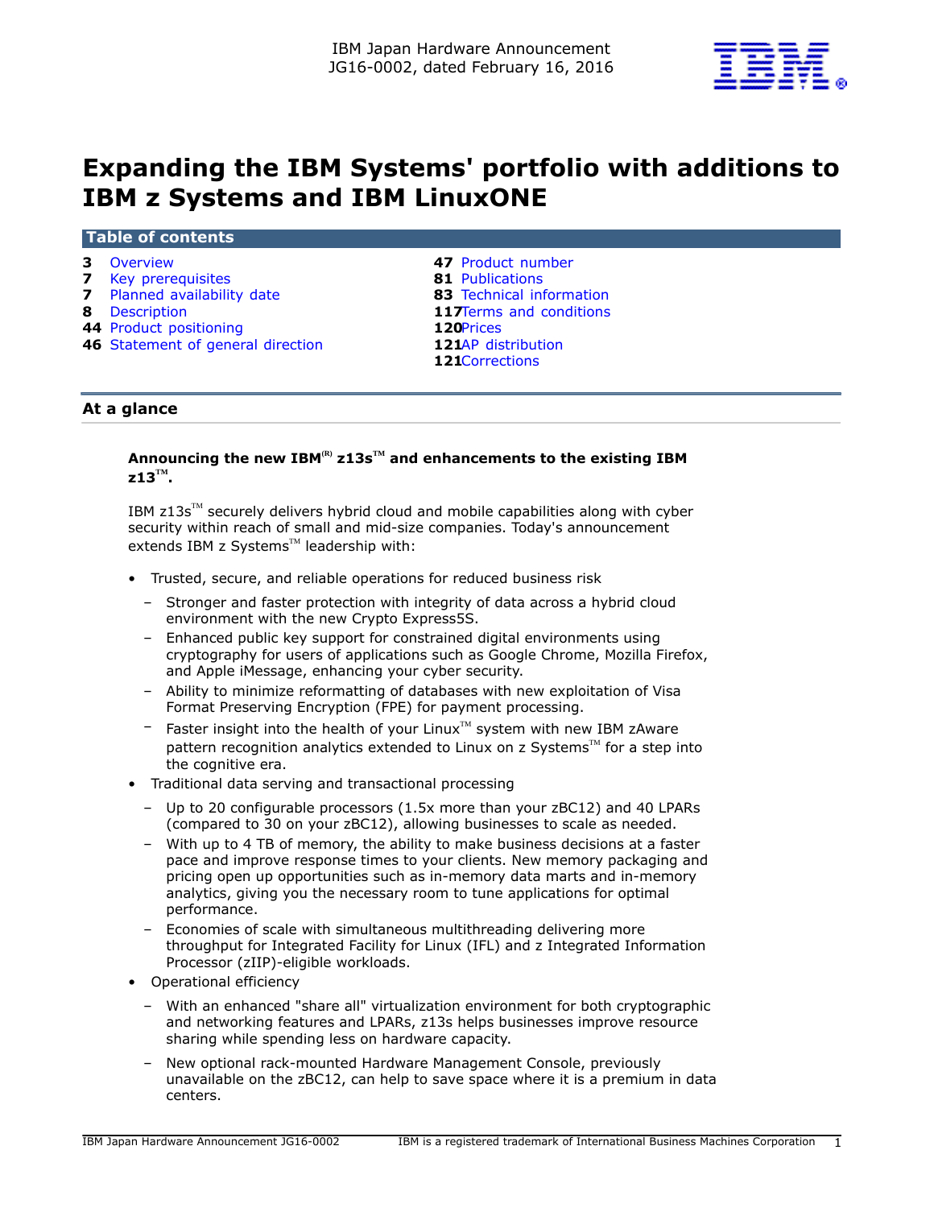IBM Japan Hardware Announcement
JG16-0002, dated February 16, 2016

# Expanding the IBM Systems' portfolio with additions to IBM z Systems and IBM LinuxONE

## Table of contents

| | | | |
|---|---|---|---|
| 3 | Overview | 47 | Product number |
| 7 | Key prerequisites | 81 | Publications |
| 7 | Planned availability date | 83 | Technical information |
| 8 | Description | 117 | Terms and conditions |
| 44 | Product positioning | 120 | Prices |
| 46 | Statement of general direction | 121 | AP distribution |
| | | 121 | Corrections |

## At a glance

**Announcing the new IBM(R) z13s™ and enhancements to the existing IBM z13™.**

IBM z13s™ securely delivers hybrid cloud and mobile capabilities along with cyber security within reach of small and mid-size companies. Today's announcement extends IBM z Systems™ leadership with:

- Trusted, secure, and reliable operations for reduced business risk
  - Stronger and faster protection with integrity of data across a hybrid cloud environment with the new Crypto Express5S.
  - Enhanced public key support for constrained digital environments using cryptography for users of applications such as Google Chrome, Mozilla Firefox, and Apple iMessage, enhancing your cyber security.
  - Ability to minimize reformatting of databases with new exploitation of Visa Format Preserving Encryption (FPE) for payment processing.
  - Faster insight into the health of your Linux™ system with new IBM zAware pattern recognition analytics extended to Linux on z Systems™ for a step into the cognitive era.
- Traditional data serving and transactional processing
  - Up to 20 configurable processors (1.5x more than your zBC12) and 40 LPARs (compared to 30 on your zBC12), allowing businesses to scale as needed.
  - With up to 4 TB of memory, the ability to make business decisions at a faster pace and improve response times to your clients. New memory packaging and pricing open up opportunities such as in-memory data marts and in-memory analytics, giving you the necessary room to tune applications for optimal performance.
  - Economies of scale with simultaneous multithreading delivering more throughput for Integrated Facility for Linux (IFL) and z Integrated Information Processor (zIIP)-eligible workloads.
- Operational efficiency
  - With an enhanced "share all" virtualization environment for both cryptographic and networking features and LPARs, z13s helps businesses improve resource sharing while spending less on hardware capacity.
  - New optional rack-mounted Hardware Management Console, previously unavailable on the zBC12, can help to save space where it is a premium in data centers.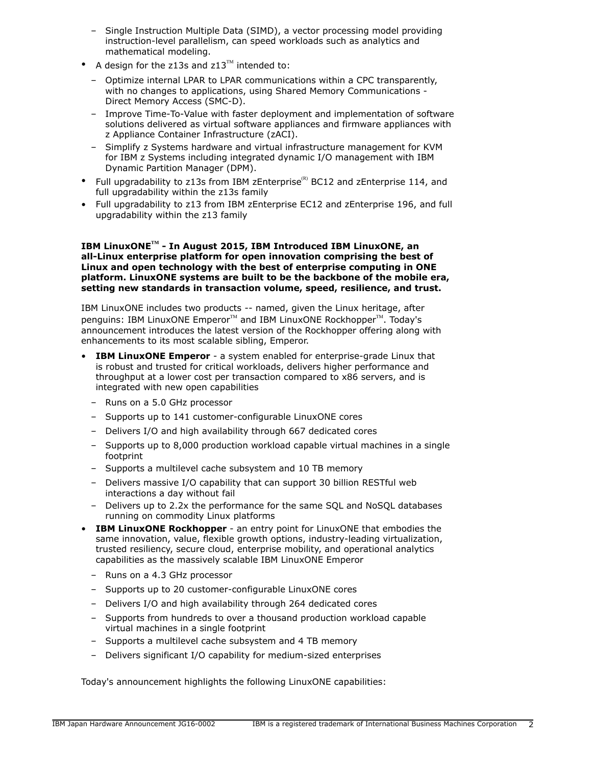- Single Instruction Multiple Data (SIMD), a vector processing model providing instruction-level parallelism, can speed workloads such as analytics and mathematical modeling.
- A design for the z13s and z13™ intended to:
  - Optimize internal LPAR to LPAR communications within a CPC transparently, with no changes to applications, using Shared Memory Communications - Direct Memory Access (SMC-D).
  - Improve Time-To-Value with faster deployment and implementation of software solutions delivered as virtual software appliances and firmware appliances with z Appliance Container Infrastructure (zACI).
  - Simplify z Systems hardware and virtual infrastructure management for KVM for IBM z Systems including integrated dynamic I/O management with IBM Dynamic Partition Manager (DPM).
- Full upgradability to z13s from IBM zEnterprise(R) BC12 and zEnterprise 114, and full upgradability within the z13s family
- Full upgradability to z13 from IBM zEnterprise EC12 and zEnterprise 196, and full upgradability within the z13 family

**IBM LinuxONE™ - In August 2015, IBM Introduced IBM LinuxONE, an all-Linux enterprise platform for open innovation comprising the best of Linux and open technology with the best of enterprise computing in ONE platform. LinuxONE systems are built to be the backbone of the mobile era, setting new standards in transaction volume, speed, resilience, and trust.**

IBM LinuxONE includes two products -- named, given the Linux heritage, after penguins: IBM LinuxONE Emperor™ and IBM LinuxONE Rockhopper™. Today's announcement introduces the latest version of the Rockhopper offering along with enhancements to its most scalable sibling, Emperor.

- **IBM LinuxONE Emperor** - a system enabled for enterprise-grade Linux that is robust and trusted for critical workloads, delivers higher performance and throughput at a lower cost per transaction compared to x86 servers, and is integrated with new open capabilities
  - Runs on a 5.0 GHz processor
  - Supports up to 141 customer-configurable LinuxONE cores
  - Delivers I/O and high availability through 667 dedicated cores
  - Supports up to 8,000 production workload capable virtual machines in a single footprint
  - Supports a multilevel cache subsystem and 10 TB memory
  - Delivers massive I/O capability that can support 30 billion RESTful web interactions a day without fail
  - Delivers up to 2.2x the performance for the same SQL and NoSQL databases running on commodity Linux platforms
- **IBM LinuxONE Rockhopper** - an entry point for LinuxONE that embodies the same innovation, value, flexible growth options, industry-leading virtualization, trusted resiliency, secure cloud, enterprise mobility, and operational analytics capabilities as the massively scalable IBM LinuxONE Emperor
  - Runs on a 4.3 GHz processor
  - Supports up to 20 customer-configurable LinuxONE cores
  - Delivers I/O and high availability through 264 dedicated cores
  - Supports from hundreds to over a thousand production workload capable virtual machines in a single footprint
  - Supports a multilevel cache subsystem and 4 TB memory
  - Delivers significant I/O capability for medium-sized enterprises

Today's announcement highlights the following LinuxONE capabilities: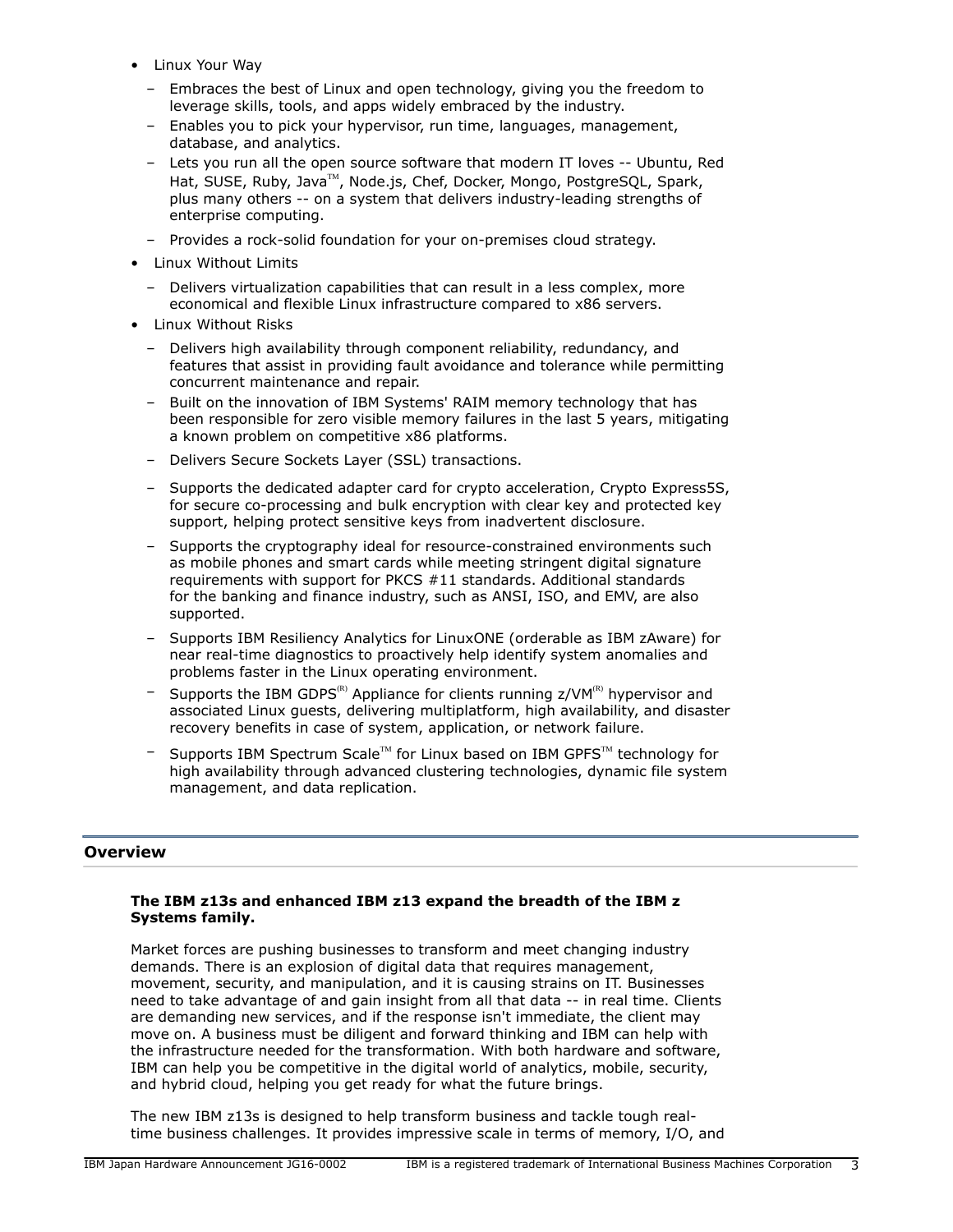- Linux Your Way
  - Embraces the best of Linux and open technology, giving you the freedom to leverage skills, tools, and apps widely embraced by the industry.
  - Enables you to pick your hypervisor, run time, languages, management, database, and analytics.
  - Lets you run all the open source software that modern IT loves -- Ubuntu, Red Hat, SUSE, Ruby, Java™, Node.js, Chef, Docker, Mongo, PostgreSQL, Spark, plus many others -- on a system that delivers industry-leading strengths of enterprise computing.
  - Provides a rock-solid foundation for your on-premises cloud strategy.
- Linux Without Limits
  - Delivers virtualization capabilities that can result in a less complex, more economical and flexible Linux infrastructure compared to x86 servers.
- Linux Without Risks
  - Delivers high availability through component reliability, redundancy, and features that assist in providing fault avoidance and tolerance while permitting concurrent maintenance and repair.
  - Built on the innovation of IBM Systems' RAIM memory technology that has been responsible for zero visible memory failures in the last 5 years, mitigating a known problem on competitive x86 platforms.
  - Delivers Secure Sockets Layer (SSL) transactions.
  - Supports the dedicated adapter card for crypto acceleration, Crypto Express5S, for secure co-processing and bulk encryption with clear key and protected key support, helping protect sensitive keys from inadvertent disclosure.
  - Supports the cryptography ideal for resource-constrained environments such as mobile phones and smart cards while meeting stringent digital signature requirements with support for PKCS #11 standards. Additional standards for the banking and finance industry, such as ANSI, ISO, and EMV, are also supported.
  - Supports IBM Resiliency Analytics for LinuxONE (orderable as IBM zAware) for near real-time diagnostics to proactively help identify system anomalies and problems faster in the Linux operating environment.
  - Supports the IBM GDPS(R) Appliance for clients running z/VM(R) hypervisor and associated Linux guests, delivering multiplatform, high availability, and disaster recovery benefits in case of system, application, or network failure.
  - Supports IBM Spectrum Scale™ for Linux based on IBM GPFS™ technology for high availability through advanced clustering technologies, dynamic file system management, and data replication.

## Overview

**The IBM z13s and enhanced IBM z13 expand the breadth of the IBM z Systems family.**

Market forces are pushing businesses to transform and meet changing industry demands. There is an explosion of digital data that requires management, movement, security, and manipulation, and it is causing strains on IT. Businesses need to take advantage of and gain insight from all that data -- in real time. Clients are demanding new services, and if the response isn't immediate, the client may move on. A business must be diligent and forward thinking and IBM can help with the infrastructure needed for the transformation. With both hardware and software, IBM can help you be competitive in the digital world of analytics, mobile, security, and hybrid cloud, helping you get ready for what the future brings.

The new IBM z13s is designed to help transform business and tackle tough real-time business challenges. It provides impressive scale in terms of memory, I/O, and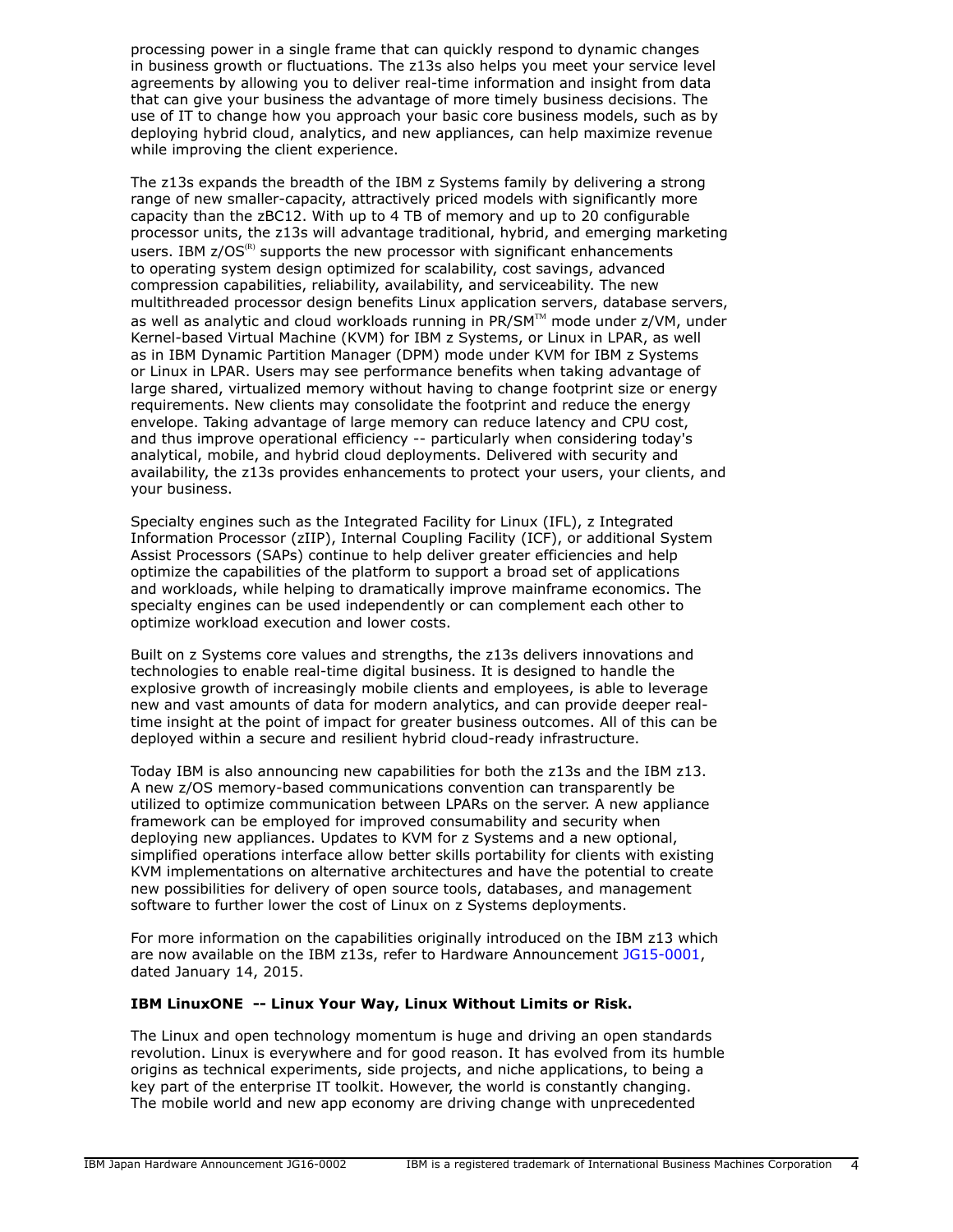processing power in a single frame that can quickly respond to dynamic changes in business growth or fluctuations. The z13s also helps you meet your service level agreements by allowing you to deliver real-time information and insight from data that can give your business the advantage of more timely business decisions. The use of IT to change how you approach your basic core business models, such as by deploying hybrid cloud, analytics, and new appliances, can help maximize revenue while improving the client experience.

The z13s expands the breadth of the IBM z Systems family by delivering a strong range of new smaller-capacity, attractively priced models with significantly more capacity than the zBC12. With up to 4 TB of memory and up to 20 configurable processor units, the z13s will advantage traditional, hybrid, and emerging marketing users. IBM z/OS(R) supports the new processor with significant enhancements to operating system design optimized for scalability, cost savings, advanced compression capabilities, reliability, availability, and serviceability. The new multithreaded processor design benefits Linux application servers, database servers, as well as analytic and cloud workloads running in PR/SM(TM) mode under z/VM, under Kernel-based Virtual Machine (KVM) for IBM z Systems, or Linux in LPAR, as well as in IBM Dynamic Partition Manager (DPM) mode under KVM for IBM z Systems or Linux in LPAR. Users may see performance benefits when taking advantage of large shared, virtualized memory without having to change footprint size or energy requirements. New clients may consolidate the footprint and reduce the energy envelope. Taking advantage of large memory can reduce latency and CPU cost, and thus improve operational efficiency -- particularly when considering today's analytical, mobile, and hybrid cloud deployments. Delivered with security and availability, the z13s provides enhancements to protect your users, your clients, and your business.

Specialty engines such as the Integrated Facility for Linux (IFL), z Integrated Information Processor (zIIP), Internal Coupling Facility (ICF), or additional System Assist Processors (SAPs) continue to help deliver greater efficiencies and help optimize the capabilities of the platform to support a broad set of applications and workloads, while helping to dramatically improve mainframe economics. The specialty engines can be used independently or can complement each other to optimize workload execution and lower costs.

Built on z Systems core values and strengths, the z13s delivers innovations and technologies to enable real-time digital business. It is designed to handle the explosive growth of increasingly mobile clients and employees, is able to leverage new and vast amounts of data for modern analytics, and can provide deeper real-time insight at the point of impact for greater business outcomes. All of this can be deployed within a secure and resilient hybrid cloud-ready infrastructure.

Today IBM is also announcing new capabilities for both the z13s and the IBM z13. A new z/OS memory-based communications convention can transparently be utilized to optimize communication between LPARs on the server. A new appliance framework can be employed for improved consumability and security when deploying new appliances. Updates to KVM for z Systems and a new optional, simplified operations interface allow better skills portability for clients with existing KVM implementations on alternative architectures and have the potential to create new possibilities for delivery of open source tools, databases, and management software to further lower the cost of Linux on z Systems deployments.

For more information on the capabilities originally introduced on the IBM z13 which are now available on the IBM z13s, refer to Hardware Announcement JG15-0001, dated January 14, 2015.

**IBM LinuxONE -- Linux Your Way, Linux Without Limits or Risk.**

The Linux and open technology momentum is huge and driving an open standards revolution. Linux is everywhere and for good reason. It has evolved from its humble origins as technical experiments, side projects, and niche applications, to being a key part of the enterprise IT toolkit. However, the world is constantly changing. The mobile world and new app economy are driving change with unprecedented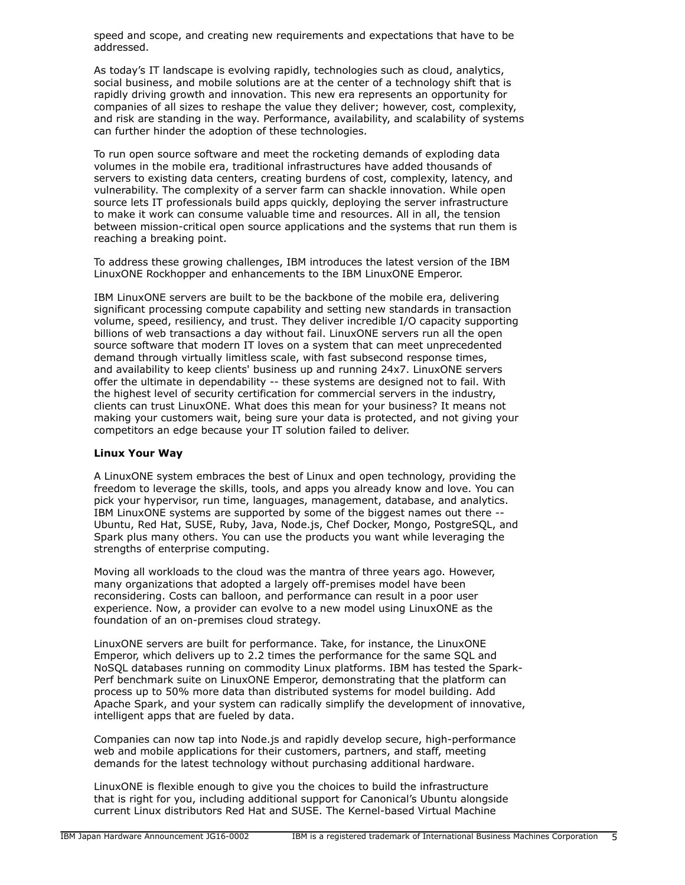speed and scope, and creating new requirements and expectations that have to be addressed.

As today's IT landscape is evolving rapidly, technologies such as cloud, analytics, social business, and mobile solutions are at the center of a technology shift that is rapidly driving growth and innovation. This new era represents an opportunity for companies of all sizes to reshape the value they deliver; however, cost, complexity, and risk are standing in the way. Performance, availability, and scalability of systems can further hinder the adoption of these technologies.

To run open source software and meet the rocketing demands of exploding data volumes in the mobile era, traditional infrastructures have added thousands of servers to existing data centers, creating burdens of cost, complexity, latency, and vulnerability. The complexity of a server farm can shackle innovation. While open source lets IT professionals build apps quickly, deploying the server infrastructure to make it work can consume valuable time and resources. All in all, the tension between mission-critical open source applications and the systems that run them is reaching a breaking point.

To address these growing challenges, IBM introduces the latest version of the IBM LinuxONE Rockhopper and enhancements to the IBM LinuxONE Emperor.

IBM LinuxONE servers are built to be the backbone of the mobile era, delivering significant processing compute capability and setting new standards in transaction volume, speed, resiliency, and trust. They deliver incredible I/O capacity supporting billions of web transactions a day without fail. LinuxONE servers run all the open source software that modern IT loves on a system that can meet unprecedented demand through virtually limitless scale, with fast subsecond response times, and availability to keep clients' business up and running 24x7. LinuxONE servers offer the ultimate in dependability -- these systems are designed not to fail. With the highest level of security certification for commercial servers in the industry, clients can trust LinuxONE. What does this mean for your business? It means not making your customers wait, being sure your data is protected, and not giving your competitors an edge because your IT solution failed to deliver.

**Linux Your Way**

A LinuxONE system embraces the best of Linux and open technology, providing the freedom to leverage the skills, tools, and apps you already know and love. You can pick your hypervisor, run time, languages, management, database, and analytics. IBM LinuxONE systems are supported by some of the biggest names out there -- Ubuntu, Red Hat, SUSE, Ruby, Java, Node.js, Chef Docker, Mongo, PostgreSQL, and Spark plus many others. You can use the products you want while leveraging the strengths of enterprise computing.

Moving all workloads to the cloud was the mantra of three years ago. However, many organizations that adopted a largely off-premises model have been reconsidering. Costs can balloon, and performance can result in a poor user experience. Now, a provider can evolve to a new model using LinuxONE as the foundation of an on-premises cloud strategy.

LinuxONE servers are built for performance. Take, for instance, the LinuxONE Emperor, which delivers up to 2.2 times the performance for the same SQL and NoSQL databases running on commodity Linux platforms. IBM has tested the Spark-Perf benchmark suite on LinuxONE Emperor, demonstrating that the platform can process up to 50% more data than distributed systems for model building. Add Apache Spark, and your system can radically simplify the development of innovative, intelligent apps that are fueled by data.

Companies can now tap into Node.js and rapidly develop secure, high-performance web and mobile applications for their customers, partners, and staff, meeting demands for the latest technology without purchasing additional hardware.

LinuxONE is flexible enough to give you the choices to build the infrastructure that is right for you, including additional support for Canonical's Ubuntu alongside current Linux distributors Red Hat and SUSE. The Kernel-based Virtual Machine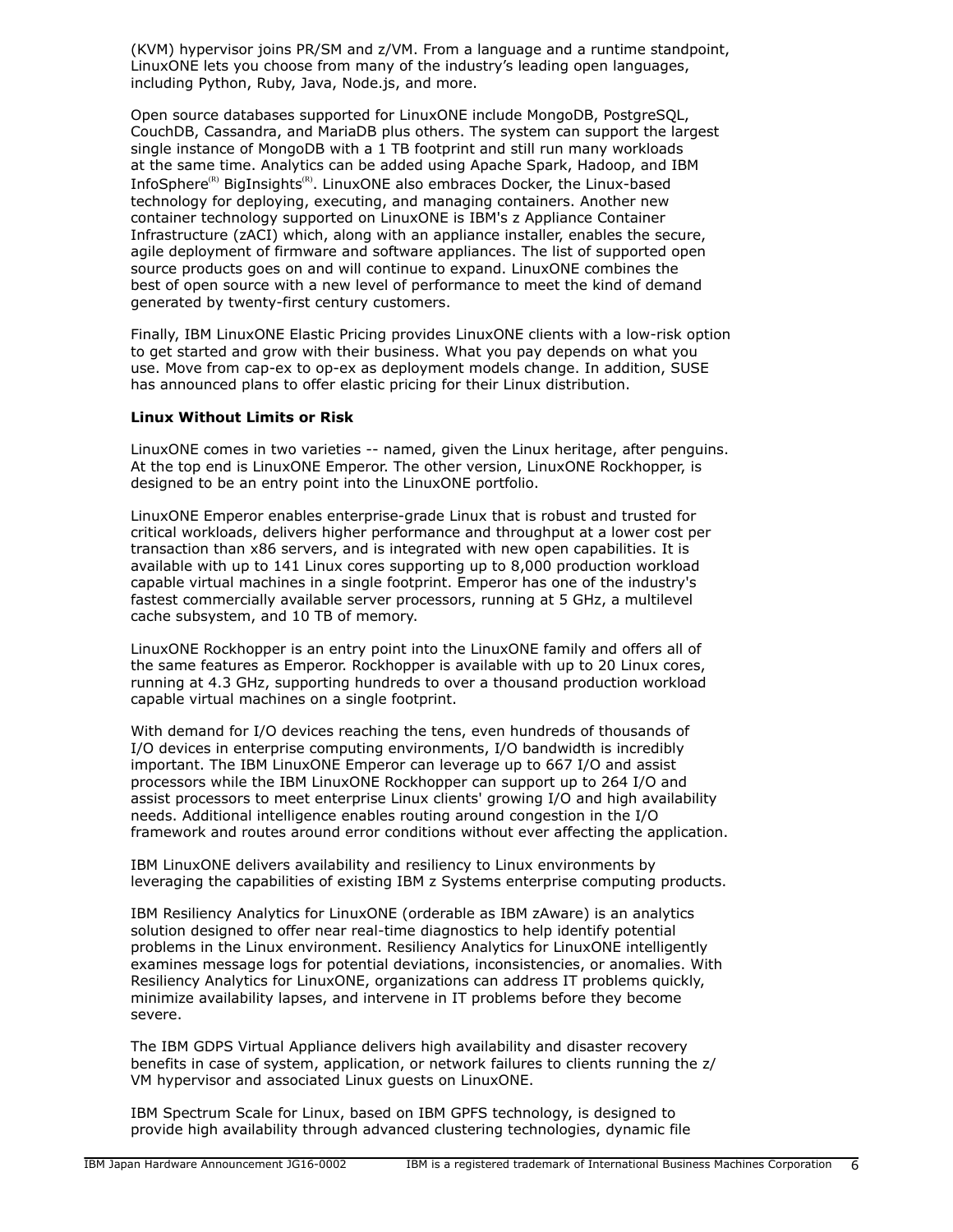(KVM) hypervisor joins PR/SM and z/VM. From a language and a runtime standpoint, LinuxONE lets you choose from many of the industry's leading open languages, including Python, Ruby, Java, Node.js, and more.

Open source databases supported for LinuxONE include MongoDB, PostgreSQL, CouchDB, Cassandra, and MariaDB plus others. The system can support the largest single instance of MongoDB with a 1 TB footprint and still run many workloads at the same time. Analytics can be added using Apache Spark, Hadoop, and IBM InfoSphere(R) BigInsights(R). LinuxONE also embraces Docker, the Linux-based technology for deploying, executing, and managing containers. Another new container technology supported on LinuxONE is IBM's z Appliance Container Infrastructure (zACI) which, along with an appliance installer, enables the secure, agile deployment of firmware and software appliances. The list of supported open source products goes on and will continue to expand. LinuxONE combines the best of open source with a new level of performance to meet the kind of demand generated by twenty-first century customers.

Finally, IBM LinuxONE Elastic Pricing provides LinuxONE clients with a low-risk option to get started and grow with their business. What you pay depends on what you use. Move from cap-ex to op-ex as deployment models change. In addition, SUSE has announced plans to offer elastic pricing for their Linux distribution.

**Linux Without Limits or Risk**

LinuxONE comes in two varieties -- named, given the Linux heritage, after penguins. At the top end is LinuxONE Emperor. The other version, LinuxONE Rockhopper, is designed to be an entry point into the LinuxONE portfolio.

LinuxONE Emperor enables enterprise-grade Linux that is robust and trusted for critical workloads, delivers higher performance and throughput at a lower cost per transaction than x86 servers, and is integrated with new open capabilities. It is available with up to 141 Linux cores supporting up to 8,000 production workload capable virtual machines in a single footprint. Emperor has one of the industry's fastest commercially available server processors, running at 5 GHz, a multilevel cache subsystem, and 10 TB of memory.

LinuxONE Rockhopper is an entry point into the LinuxONE family and offers all of the same features as Emperor. Rockhopper is available with up to 20 Linux cores, running at 4.3 GHz, supporting hundreds to over a thousand production workload capable virtual machines on a single footprint.

With demand for I/O devices reaching the tens, even hundreds of thousands of I/O devices in enterprise computing environments, I/O bandwidth is incredibly important. The IBM LinuxONE Emperor can leverage up to 667 I/O and assist processors while the IBM LinuxONE Rockhopper can support up to 264 I/O and assist processors to meet enterprise Linux clients' growing I/O and high availability needs. Additional intelligence enables routing around congestion in the I/O framework and routes around error conditions without ever affecting the application.

IBM LinuxONE delivers availability and resiliency to Linux environments by leveraging the capabilities of existing IBM z Systems enterprise computing products.

IBM Resiliency Analytics for LinuxONE (orderable as IBM zAware) is an analytics solution designed to offer near real-time diagnostics to help identify potential problems in the Linux environment. Resiliency Analytics for LinuxONE intelligently examines message logs for potential deviations, inconsistencies, or anomalies. With Resiliency Analytics for LinuxONE, organizations can address IT problems quickly, minimize availability lapses, and intervene in IT problems before they become severe.

The IBM GDPS Virtual Appliance delivers high availability and disaster recovery benefits in case of system, application, or network failures to clients running the z/VM hypervisor and associated Linux guests on LinuxONE.

IBM Spectrum Scale for Linux, based on IBM GPFS technology, is designed to provide high availability through advanced clustering technologies, dynamic file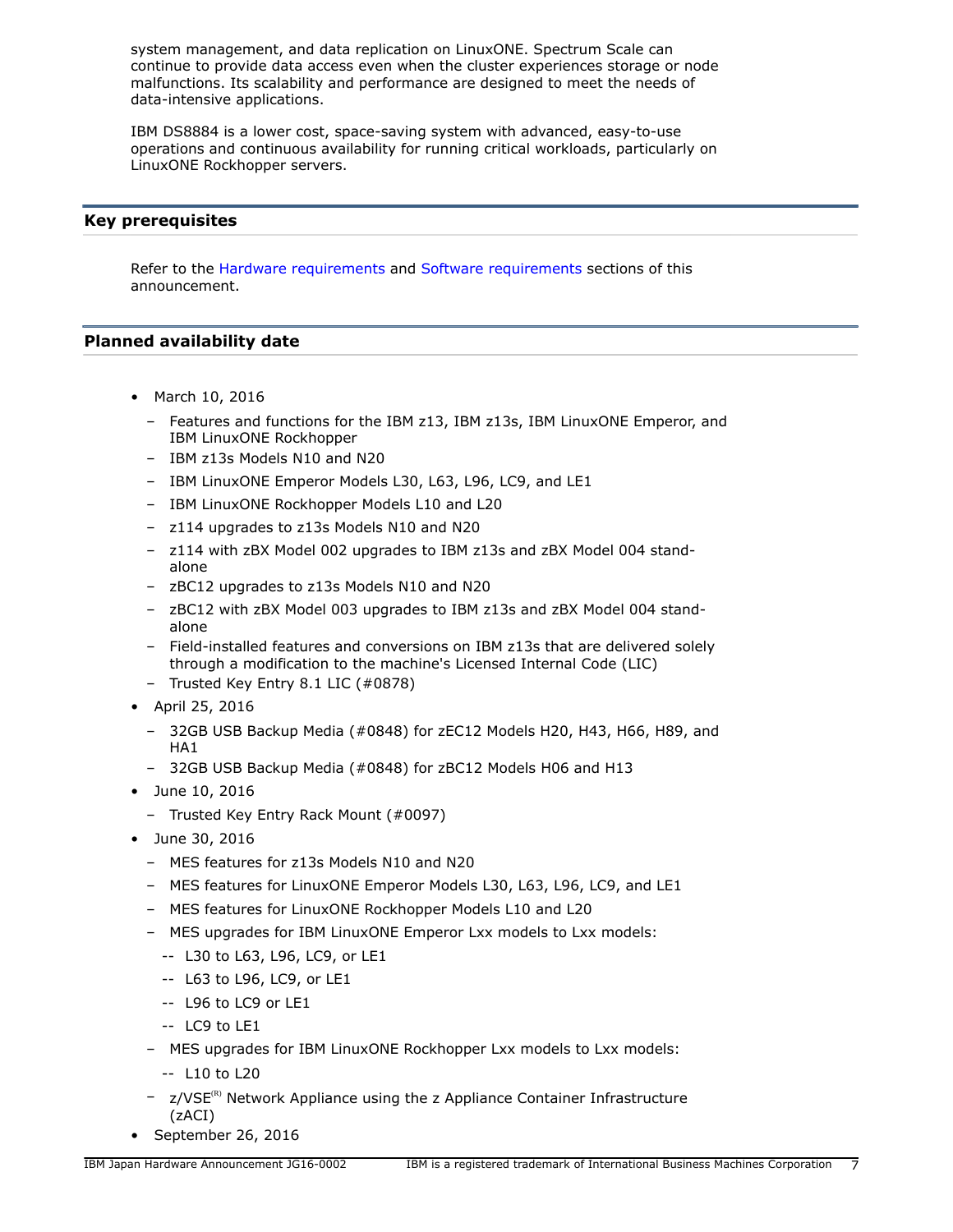system management, and data replication on LinuxONE. Spectrum Scale can continue to provide data access even when the cluster experiences storage or node malfunctions. Its scalability and performance are designed to meet the needs of data-intensive applications.

IBM DS8884 is a lower cost, space-saving system with advanced, easy-to-use operations and continuous availability for running critical workloads, particularly on LinuxONE Rockhopper servers.

## Key prerequisites

Refer to the Hardware requirements and Software requirements sections of this announcement.

## Planned availability date

- March 10, 2016
  - Features and functions for the IBM z13, IBM z13s, IBM LinuxONE Emperor, and IBM LinuxONE Rockhopper
  - IBM z13s Models N10 and N20
  - IBM LinuxONE Emperor Models L30, L63, L96, LC9, and LE1
  - IBM LinuxONE Rockhopper Models L10 and L20
  - z114 upgrades to z13s Models N10 and N20
  - z114 with zBX Model 002 upgrades to IBM z13s and zBX Model 004 stand-alone
  - zBC12 upgrades to z13s Models N10 and N20
  - zBC12 with zBX Model 003 upgrades to IBM z13s and zBX Model 004 stand-alone
  - Field-installed features and conversions on IBM z13s that are delivered solely through a modification to the machine's Licensed Internal Code (LIC)
  - Trusted Key Entry 8.1 LIC (#0878)
- April 25, 2016
  - 32GB USB Backup Media (#0848) for zEC12 Models H20, H43, H66, H89, and HA1
  - 32GB USB Backup Media (#0848) for zBC12 Models H06 and H13
- June 10, 2016
  - Trusted Key Entry Rack Mount (#0097)
- June 30, 2016
  - MES features for z13s Models N10 and N20
  - MES features for LinuxONE Emperor Models L30, L63, L96, LC9, and LE1
  - MES features for LinuxONE Rockhopper Models L10 and L20
  - MES upgrades for IBM LinuxONE Emperor Lxx models to Lxx models:
    - L30 to L63, L96, LC9, or LE1
    - L63 to L96, LC9, or LE1
    - L96 to LC9 or LE1
    - LC9 to LE1
  - MES upgrades for IBM LinuxONE Rockhopper Lxx models to Lxx models:
    - L10 to L20
  - z/VSE(R) Network Appliance using the z Appliance Container Infrastructure (zACI)
- September 26, 2016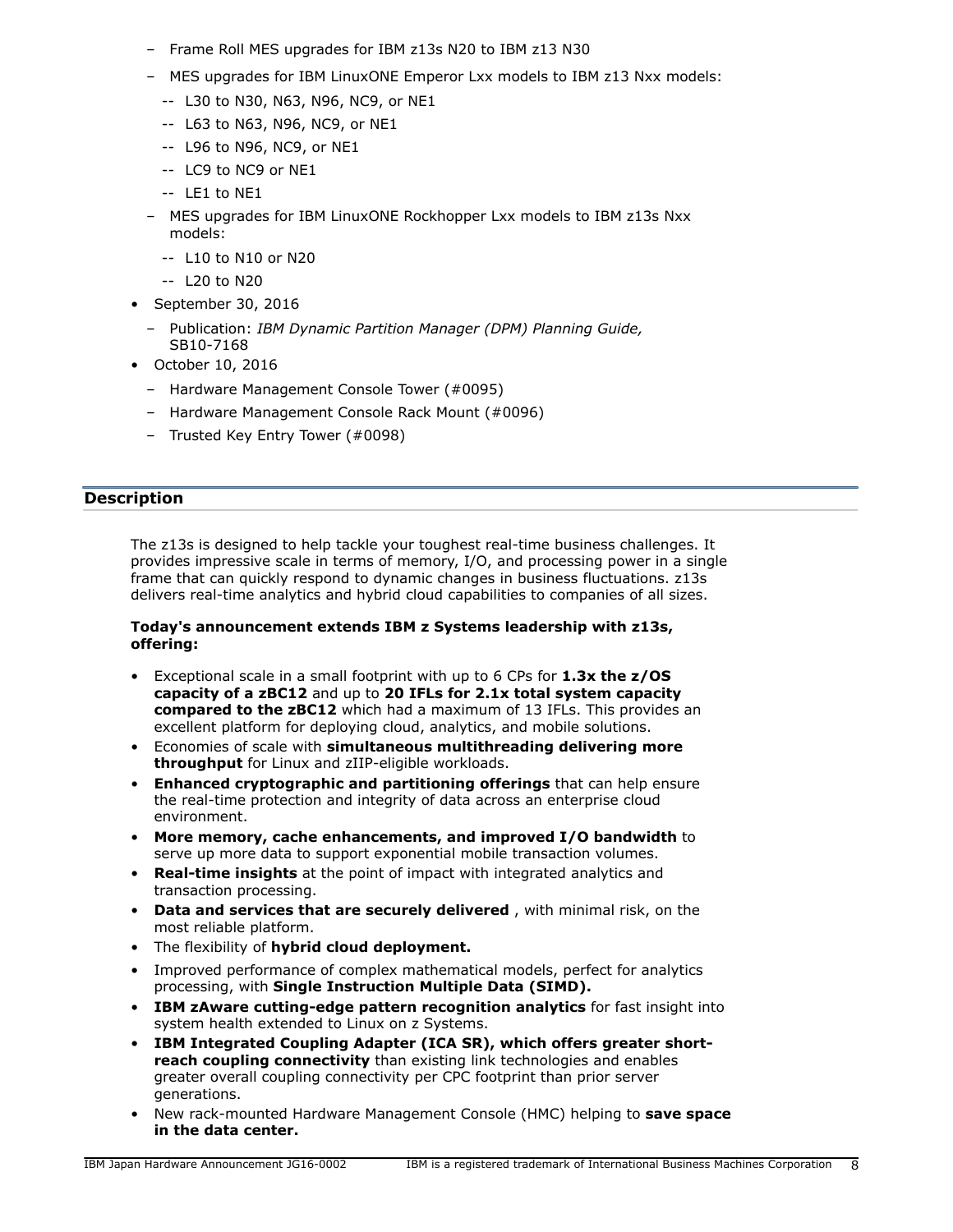- Frame Roll MES upgrades for IBM z13s N20 to IBM z13 N30
  - MES upgrades for IBM LinuxONE Emperor Lxx models to IBM z13 Nxx models:
    - L30 to N30, N63, N96, NC9, or NE1
    - L63 to N63, N96, NC9, or NE1
    - L96 to N96, NC9, or NE1
    - LC9 to NC9 or NE1
    - LE1 to NE1
  - MES upgrades for IBM LinuxONE Rockhopper Lxx models to IBM z13s Nxx models:
    - L10 to N10 or N20
    - L20 to N20
- September 30, 2016
  - Publication: *IBM Dynamic Partition Manager (DPM) Planning Guide,* SB10-7168
- October 10, 2016
  - Hardware Management Console Tower (#0095)
  - Hardware Management Console Rack Mount (#0096)
  - Trusted Key Entry Tower (#0098)

## Description

The z13s is designed to help tackle your toughest real-time business challenges. It provides impressive scale in terms of memory, I/O, and processing power in a single frame that can quickly respond to dynamic changes in business fluctuations. z13s delivers real-time analytics and hybrid cloud capabilities to companies of all sizes.

**Today's announcement extends IBM z Systems leadership with z13s, offering:**

- Exceptional scale in a small footprint with up to 6 CPs for **1.3x the z/OS capacity of a zBC12** and up to **20 IFLs for 2.1x total system capacity compared to the zBC12** which had a maximum of 13 IFLs. This provides an excellent platform for deploying cloud, analytics, and mobile solutions.
- Economies of scale with **simultaneous multithreading delivering more throughput** for Linux and zIIP-eligible workloads.
- **Enhanced cryptographic and partitioning offerings** that can help ensure the real-time protection and integrity of data across an enterprise cloud environment.
- **More memory, cache enhancements, and improved I/O bandwidth** to serve up more data to support exponential mobile transaction volumes.
- **Real-time insights** at the point of impact with integrated analytics and transaction processing.
- **Data and services that are securely delivered** , with minimal risk, on the most reliable platform.
- The flexibility of **hybrid cloud deployment.**
- Improved performance of complex mathematical models, perfect for analytics processing, with **Single Instruction Multiple Data (SIMD).**
- **IBM zAware cutting-edge pattern recognition analytics** for fast insight into system health extended to Linux on z Systems.
- **IBM Integrated Coupling Adapter (ICA SR), which offers greater short-reach coupling connectivity** than existing link technologies and enables greater overall coupling connectivity per CPC footprint than prior server generations.
- New rack-mounted Hardware Management Console (HMC) helping to **save space in the data center.**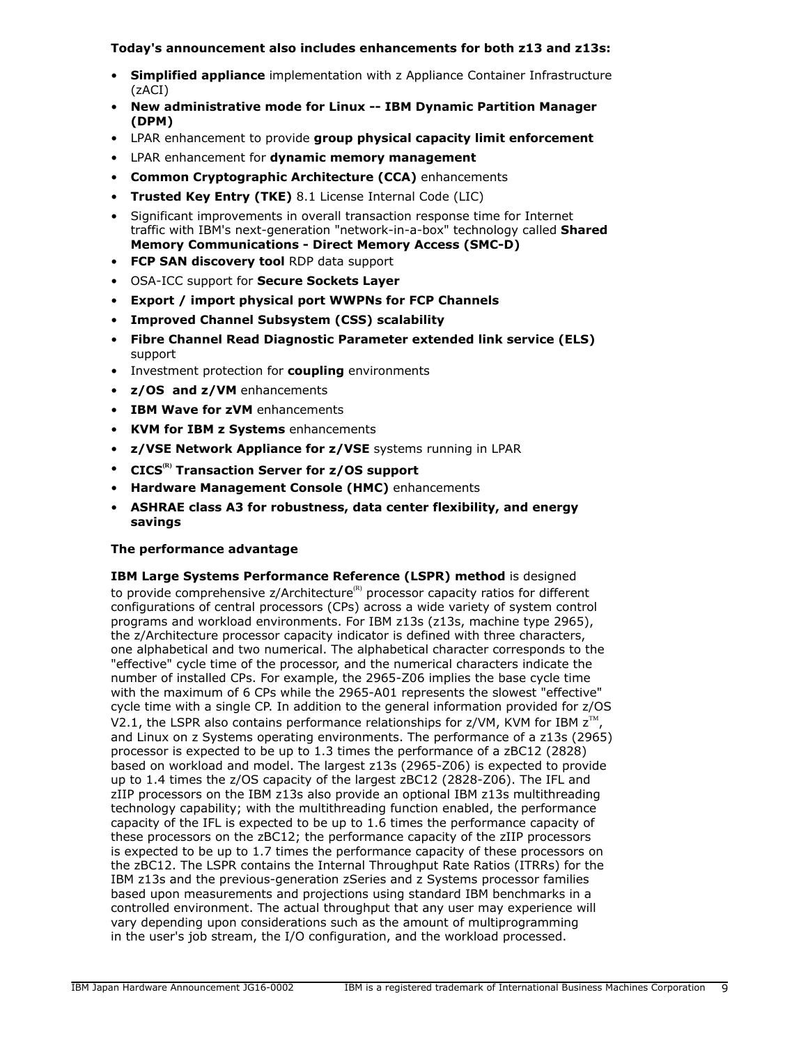**Today's announcement also includes enhancements for both z13 and z13s:**

- **Simplified appliance** implementation with z Appliance Container Infrastructure (zACI)
- **New administrative mode for Linux -- IBM Dynamic Partition Manager (DPM)**
- LPAR enhancement to provide **group physical capacity limit enforcement**
- LPAR enhancement for **dynamic memory management**
- **Common Cryptographic Architecture (CCA)** enhancements
- **Trusted Key Entry (TKE)** 8.1 License Internal Code (LIC)
- Significant improvements in overall transaction response time for Internet traffic with IBM's next-generation "network-in-a-box" technology called **Shared Memory Communications - Direct Memory Access (SMC-D)**
- **FCP SAN discovery tool** RDP data support
- OSA-ICC support for **Secure Sockets Layer**
- **Export / import physical port WWPNs for FCP Channels**
- **Improved Channel Subsystem (CSS) scalability**
- **Fibre Channel Read Diagnostic Parameter extended link service (ELS)** support
- Investment protection for **coupling** environments
- **z/OS and z/VM** enhancements
- **IBM Wave for zVM** enhancements
- **KVM for IBM z Systems** enhancements
- **z/VSE Network Appliance for z/VSE** systems running in LPAR
- **CICS(R) Transaction Server for z/OS support**
- **Hardware Management Console (HMC)** enhancements
- **ASHRAE class A3 for robustness, data center flexibility, and energy savings**

**The performance advantage**

**IBM Large Systems Performance Reference (LSPR) method** is designed to provide comprehensive z/Architecture(R) processor capacity ratios for different configurations of central processors (CPs) across a wide variety of system control programs and workload environments. For IBM z13s (z13s, machine type 2965), the z/Architecture processor capacity indicator is defined with three characters, one alphabetical and two numerical. The alphabetical character corresponds to the "effective" cycle time of the processor, and the numerical characters indicate the number of installed CPs. For example, the 2965-Z06 implies the base cycle time with the maximum of 6 CPs while the 2965-A01 represents the slowest "effective" cycle time with a single CP. In addition to the general information provided for z/OS V2.1, the LSPR also contains performance relationships for z/VM, KVM for IBM z™, and Linux on z Systems operating environments. The performance of a z13s (2965) processor is expected to be up to 1.3 times the performance of a zBC12 (2828) based on workload and model. The largest z13s (2965-Z06) is expected to provide up to 1.4 times the z/OS capacity of the largest zBC12 (2828-Z06). The IFL and zIIP processors on the IBM z13s also provide an optional IBM z13s multithreading technology capability; with the multithreading function enabled, the performance capacity of the IFL is expected to be up to 1.6 times the performance capacity of these processors on the zBC12; the performance capacity of the zIIP processors is expected to be up to 1.7 times the performance capacity of these processors on the zBC12. The LSPR contains the Internal Throughput Rate Ratios (ITRRs) for the IBM z13s and the previous-generation zSeries and z Systems processor families based upon measurements and projections using standard IBM benchmarks in a controlled environment. The actual throughput that any user may experience will vary depending upon considerations such as the amount of multiprogramming in the user's job stream, the I/O configuration, and the workload processed.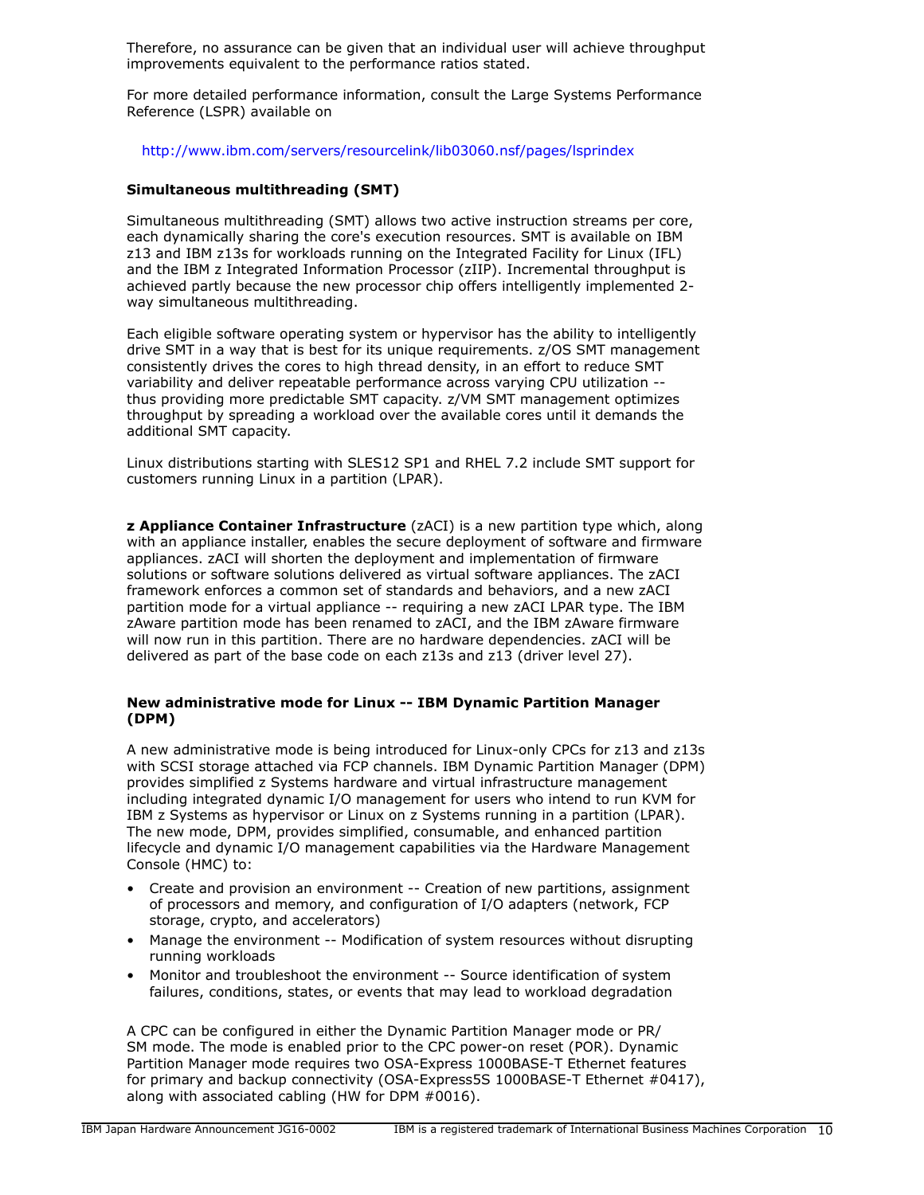Therefore, no assurance can be given that an individual user will achieve throughput improvements equivalent to the performance ratios stated.

For more detailed performance information, consult the Large Systems Performance Reference (LSPR) available on

http://www.ibm.com/servers/resourcelink/lib03060.nsf/pages/lsprindex

**Simultaneous multithreading (SMT)**

Simultaneous multithreading (SMT) allows two active instruction streams per core, each dynamically sharing the core's execution resources. SMT is available on IBM z13 and IBM z13s for workloads running on the Integrated Facility for Linux (IFL) and the IBM z Integrated Information Processor (zIIP). Incremental throughput is achieved partly because the new processor chip offers intelligently implemented 2-way simultaneous multithreading.

Each eligible software operating system or hypervisor has the ability to intelligently drive SMT in a way that is best for its unique requirements. z/OS SMT management consistently drives the cores to high thread density, in an effort to reduce SMT variability and deliver repeatable performance across varying CPU utilization -- thus providing more predictable SMT capacity. z/VM SMT management optimizes throughput by spreading a workload over the available cores until it demands the additional SMT capacity.

Linux distributions starting with SLES12 SP1 and RHEL 7.2 include SMT support for customers running Linux in a partition (LPAR).

**z Appliance Container Infrastructure** (zACI) is a new partition type which, along with an appliance installer, enables the secure deployment of software and firmware appliances. zACI will shorten the deployment and implementation of firmware solutions or software solutions delivered as virtual software appliances. The zACI framework enforces a common set of standards and behaviors, and a new zACI partition mode for a virtual appliance -- requiring a new zACI LPAR type. The IBM zAware partition mode has been renamed to zACI, and the IBM zAware firmware will now run in this partition. There are no hardware dependencies. zACI will be delivered as part of the base code on each z13s and z13 (driver level 27).

**New administrative mode for Linux -- IBM Dynamic Partition Manager (DPM)**

A new administrative mode is being introduced for Linux-only CPCs for z13 and z13s with SCSI storage attached via FCP channels. IBM Dynamic Partition Manager (DPM) provides simplified z Systems hardware and virtual infrastructure management including integrated dynamic I/O management for users who intend to run KVM for IBM z Systems as hypervisor or Linux on z Systems running in a partition (LPAR). The new mode, DPM, provides simplified, consumable, and enhanced partition lifecycle and dynamic I/O management capabilities via the Hardware Management Console (HMC) to:

- Create and provision an environment -- Creation of new partitions, assignment of processors and memory, and configuration of I/O adapters (network, FCP storage, crypto, and accelerators)
- Manage the environment -- Modification of system resources without disrupting running workloads
- Monitor and troubleshoot the environment -- Source identification of system failures, conditions, states, or events that may lead to workload degradation

A CPC can be configured in either the Dynamic Partition Manager mode or PR/SM mode. The mode is enabled prior to the CPC power-on reset (POR). Dynamic Partition Manager mode requires two OSA-Express 1000BASE-T Ethernet features for primary and backup connectivity (OSA-Express5S 1000BASE-T Ethernet #0417), along with associated cabling (HW for DPM #0016).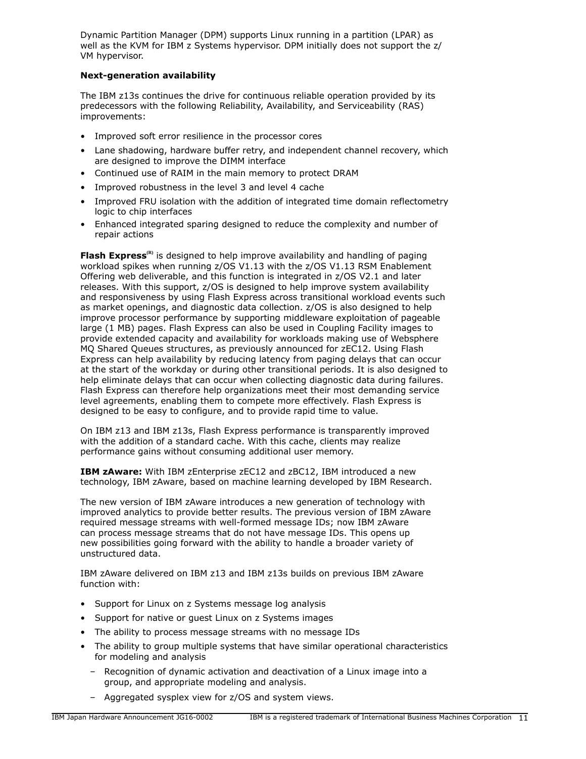Dynamic Partition Manager (DPM) supports Linux running in a partition (LPAR) as well as the KVM for IBM z Systems hypervisor. DPM initially does not support the z/VM hypervisor.

**Next-generation availability**

The IBM z13s continues the drive for continuous reliable operation provided by its predecessors with the following Reliability, Availability, and Serviceability (RAS) improvements:

- Improved soft error resilience in the processor cores
- Lane shadowing, hardware buffer retry, and independent channel recovery, which are designed to improve the DIMM interface
- Continued use of RAIM in the main memory to protect DRAM
- Improved robustness in the level 3 and level 4 cache
- Improved FRU isolation with the addition of integrated time domain reflectometry logic to chip interfaces
- Enhanced integrated sparing designed to reduce the complexity and number of repair actions

**Flash Express**(R) is designed to help improve availability and handling of paging workload spikes when running z/OS V1.13 with the z/OS V1.13 RSM Enablement Offering web deliverable, and this function is integrated in z/OS V2.1 and later releases. With this support, z/OS is designed to help improve system availability and responsiveness by using Flash Express across transitional workload events such as market openings, and diagnostic data collection. z/OS is also designed to help improve processor performance by supporting middleware exploitation of pageable large (1 MB) pages. Flash Express can also be used in Coupling Facility images to provide extended capacity and availability for workloads making use of Websphere MQ Shared Queues structures, as previously announced for zEC12. Using Flash Express can help availability by reducing latency from paging delays that can occur at the start of the workday or during other transitional periods. It is also designed to help eliminate delays that can occur when collecting diagnostic data during failures. Flash Express can therefore help organizations meet their most demanding service level agreements, enabling them to compete more effectively. Flash Express is designed to be easy to configure, and to provide rapid time to value.

On IBM z13 and IBM z13s, Flash Express performance is transparently improved with the addition of a standard cache. With this cache, clients may realize performance gains without consuming additional user memory.

**IBM zAware:** With IBM zEnterprise zEC12 and zBC12, IBM introduced a new technology, IBM zAware, based on machine learning developed by IBM Research.

The new version of IBM zAware introduces a new generation of technology with improved analytics to provide better results. The previous version of IBM zAware required message streams with well-formed message IDs; now IBM zAware can process message streams that do not have message IDs. This opens up new possibilities going forward with the ability to handle a broader variety of unstructured data.

IBM zAware delivered on IBM z13 and IBM z13s builds on previous IBM zAware function with:

- Support for Linux on z Systems message log analysis
- Support for native or guest Linux on z Systems images
- The ability to process message streams with no message IDs
- The ability to group multiple systems that have similar operational characteristics for modeling and analysis
  - Recognition of dynamic activation and deactivation of a Linux image into a group, and appropriate modeling and analysis.
  - Aggregated sysplex view for z/OS and system views.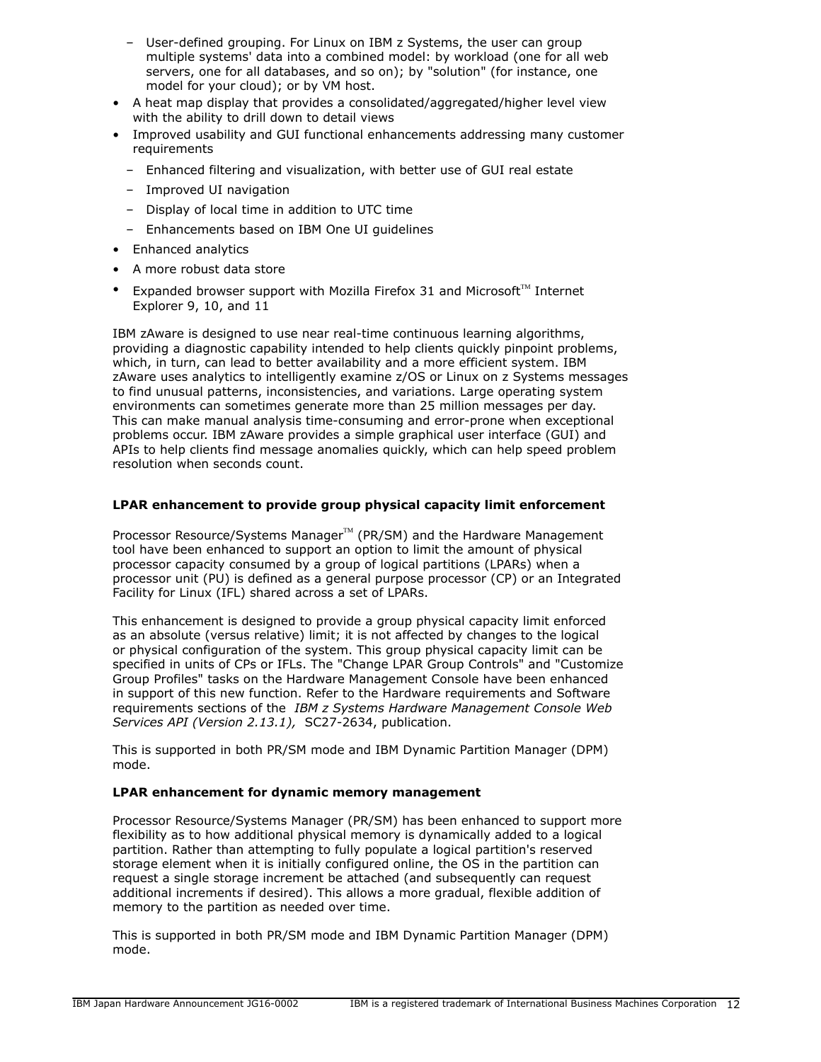- User-defined grouping. For Linux on IBM z Systems, the user can group multiple systems' data into a combined model: by workload (one for all web servers, one for all databases, and so on); by "solution" (for instance, one model for your cloud); or by VM host.
- A heat map display that provides a consolidated/aggregated/higher level view with the ability to drill down to detail views
- Improved usability and GUI functional enhancements addressing many customer requirements
  - Enhanced filtering and visualization, with better use of GUI real estate
  - Improved UI navigation
  - Display of local time in addition to UTC time
  - Enhancements based on IBM One UI guidelines
- Enhanced analytics
- A more robust data store
- Expanded browser support with Mozilla Firefox 31 and Microsoft™ Internet Explorer 9, 10, and 11

IBM zAware is designed to use near real-time continuous learning algorithms, providing a diagnostic capability intended to help clients quickly pinpoint problems, which, in turn, can lead to better availability and a more efficient system. IBM zAware uses analytics to intelligently examine z/OS or Linux on z Systems messages to find unusual patterns, inconsistencies, and variations. Large operating system environments can sometimes generate more than 25 million messages per day. This can make manual analysis time-consuming and error-prone when exceptional problems occur. IBM zAware provides a simple graphical user interface (GUI) and APIs to help clients find message anomalies quickly, which can help speed problem resolution when seconds count.

**LPAR enhancement to provide group physical capacity limit enforcement**

Processor Resource/Systems Manager™ (PR/SM) and the Hardware Management tool have been enhanced to support an option to limit the amount of physical processor capacity consumed by a group of logical partitions (LPARs) when a processor unit (PU) is defined as a general purpose processor (CP) or an Integrated Facility for Linux (IFL) shared across a set of LPARs.

This enhancement is designed to provide a group physical capacity limit enforced as an absolute (versus relative) limit; it is not affected by changes to the logical or physical configuration of the system. This group physical capacity limit can be specified in units of CPs or IFLs. The "Change LPAR Group Controls" and "Customize Group Profiles" tasks on the Hardware Management Console have been enhanced in support of this new function. Refer to the Hardware requirements and Software requirements sections of the *IBM z Systems Hardware Management Console Web Services API (Version 2.13.1),* SC27-2634, publication.

This is supported in both PR/SM mode and IBM Dynamic Partition Manager (DPM) mode.

**LPAR enhancement for dynamic memory management**

Processor Resource/Systems Manager (PR/SM) has been enhanced to support more flexibility as to how additional physical memory is dynamically added to a logical partition. Rather than attempting to fully populate a logical partition's reserved storage element when it is initially configured online, the OS in the partition can request a single storage increment be attached (and subsequently can request additional increments if desired). This allows a more gradual, flexible addition of memory to the partition as needed over time.

This is supported in both PR/SM mode and IBM Dynamic Partition Manager (DPM) mode.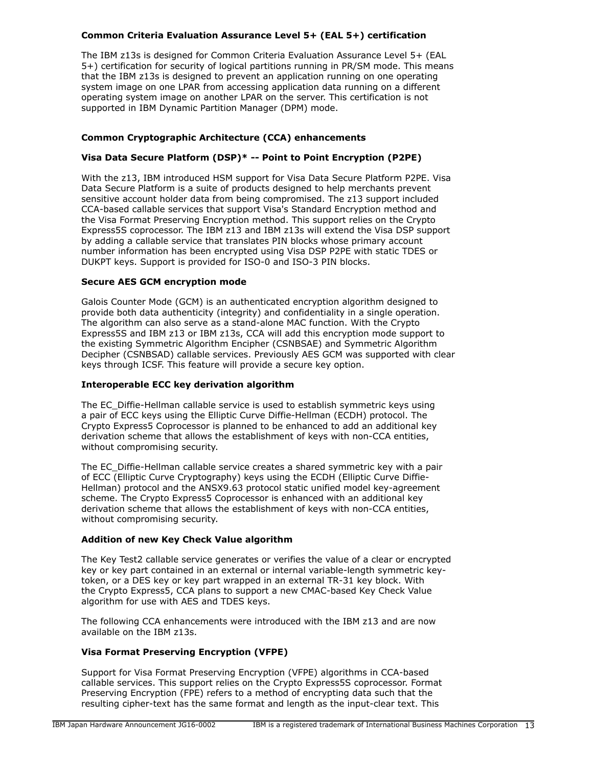### Common Criteria Evaluation Assurance Level 5+ (EAL 5+) certification

The IBM z13s is designed for Common Criteria Evaluation Assurance Level 5+ (EAL 5+) certification for security of logical partitions running in PR/SM mode. This means that the IBM z13s is designed to prevent an application running on one operating system image on one LPAR from accessing application data running on a different operating system image on another LPAR on the server. This certification is not supported in IBM Dynamic Partition Manager (DPM) mode.

### Common Cryptographic Architecture (CCA) enhancements

### Visa Data Secure Platform (DSP)* -- Point to Point Encryption (P2PE)

With the z13, IBM introduced HSM support for Visa Data Secure Platform P2PE. Visa Data Secure Platform is a suite of products designed to help merchants prevent sensitive account holder data from being compromised. The z13 support included CCA-based callable services that support Visa's Standard Encryption method and the Visa Format Preserving Encryption method. This support relies on the Crypto Express5S coprocessor. The IBM z13 and IBM z13s will extend the Visa DSP support by adding a callable service that translates PIN blocks whose primary account number information has been encrypted using Visa DSP P2PE with static TDES or DUKPT keys. Support is provided for ISO-0 and ISO-3 PIN blocks.

### Secure AES GCM encryption mode

Galois Counter Mode (GCM) is an authenticated encryption algorithm designed to provide both data authenticity (integrity) and confidentiality in a single operation. The algorithm can also serve as a stand-alone MAC function. With the Crypto Express5S and IBM z13 or IBM z13s, CCA will add this encryption mode support to the existing Symmetric Algorithm Encipher (CSNBSAE) and Symmetric Algorithm Decipher (CSNBSAD) callable services. Previously AES GCM was supported with clear keys through ICSF. This feature will provide a secure key option.

### Interoperable ECC key derivation algorithm

The EC_Diffie-Hellman callable service is used to establish symmetric keys using a pair of ECC keys using the Elliptic Curve Diffie-Hellman (ECDH) protocol. The Crypto Express5 Coprocessor is planned to be enhanced to add an additional key derivation scheme that allows the establishment of keys with non-CCA entities, without compromising security.

The EC_Diffie-Hellman callable service creates a shared symmetric key with a pair of ECC (Elliptic Curve Cryptography) keys using the ECDH (Elliptic Curve Diffie-Hellman) protocol and the ANSX9.63 protocol static unified model key-agreement scheme. The Crypto Express5 Coprocessor is enhanced with an additional key derivation scheme that allows the establishment of keys with non-CCA entities, without compromising security.

### Addition of new Key Check Value algorithm

The Key Test2 callable service generates or verifies the value of a clear or encrypted key or key part contained in an external or internal variable-length symmetric key-token, or a DES key or key part wrapped in an external TR-31 key block. With the Crypto Express5, CCA plans to support a new CMAC-based Key Check Value algorithm for use with AES and TDES keys.

The following CCA enhancements were introduced with the IBM z13 and are now available on the IBM z13s.

### Visa Format Preserving Encryption (VFPE)

Support for Visa Format Preserving Encryption (VFPE) algorithms in CCA-based callable services. This support relies on the Crypto Express5S coprocessor. Format Preserving Encryption (FPE) refers to a method of encrypting data such that the resulting cipher-text has the same format and length as the input-clear text. This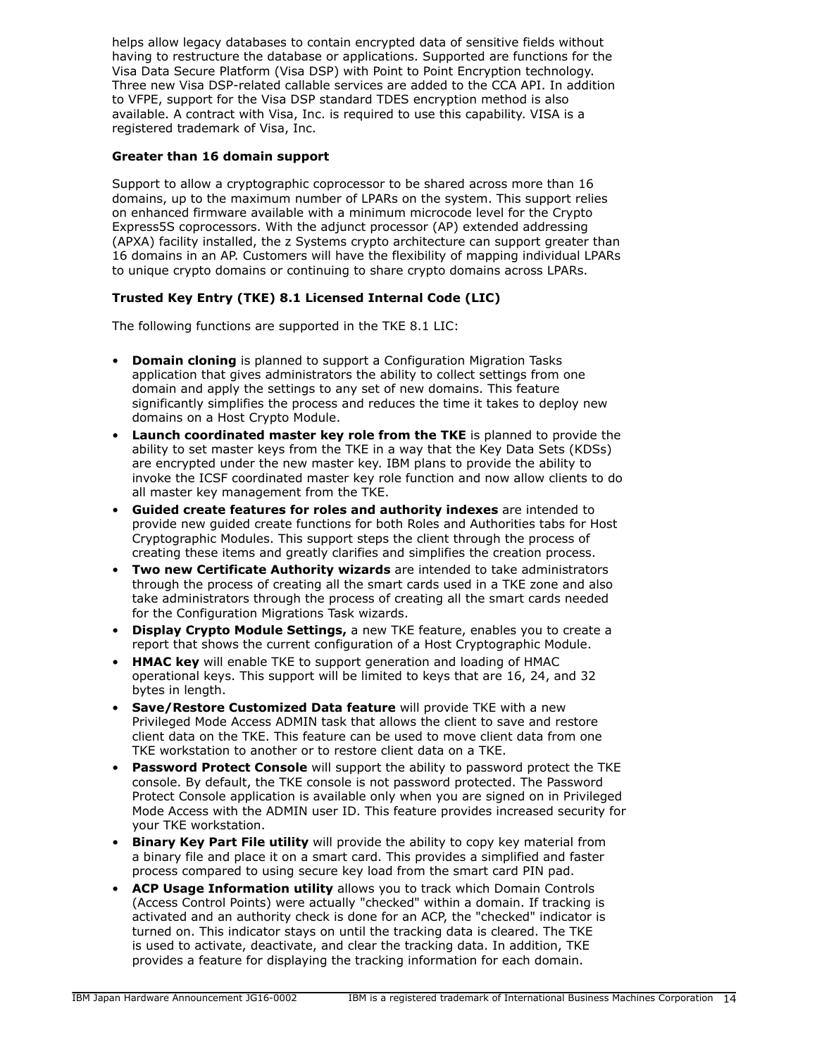helps allow legacy databases to contain encrypted data of sensitive fields without having to restructure the database or applications. Supported are functions for the Visa Data Secure Platform (Visa DSP) with Point to Point Encryption technology. Three new Visa DSP-related callable services are added to the CCA API. In addition to VFPE, support for the Visa DSP standard TDES encryption method is also available. A contract with Visa, Inc. is required to use this capability. VISA is a registered trademark of Visa, Inc.

**Greater than 16 domain support**

Support to allow a cryptographic coprocessor to be shared across more than 16 domains, up to the maximum number of LPARs on the system. This support relies on enhanced firmware available with a minimum microcode level for the Crypto Express5S coprocessors. With the adjunct processor (AP) extended addressing (APXA) facility installed, the z Systems crypto architecture can support greater than 16 domains in an AP. Customers will have the flexibility of mapping individual LPARs to unique crypto domains or continuing to share crypto domains across LPARs.

**Trusted Key Entry (TKE) 8.1 Licensed Internal Code (LIC)**

The following functions are supported in the TKE 8.1 LIC:

- **Domain cloning** is planned to support a Configuration Migration Tasks application that gives administrators the ability to collect settings from one domain and apply the settings to any set of new domains. This feature significantly simplifies the process and reduces the time it takes to deploy new domains on a Host Crypto Module.
- **Launch coordinated master key role from the TKE** is planned to provide the ability to set master keys from the TKE in a way that the Key Data Sets (KDSs) are encrypted under the new master key. IBM plans to provide the ability to invoke the ICSF coordinated master key role function and now allow clients to do all master key management from the TKE.
- **Guided create features for roles and authority indexes** are intended to provide new guided create functions for both Roles and Authorities tabs for Host Cryptographic Modules. This support steps the client through the process of creating these items and greatly clarifies and simplifies the creation process.
- **Two new Certificate Authority wizards** are intended to take administrators through the process of creating all the smart cards used in a TKE zone and also take administrators through the process of creating all the smart cards needed for the Configuration Migrations Task wizards.
- **Display Crypto Module Settings,** a new TKE feature, enables you to create a report that shows the current configuration of a Host Cryptographic Module.
- **HMAC key** will enable TKE to support generation and loading of HMAC operational keys. This support will be limited to keys that are 16, 24, and 32 bytes in length.
- **Save/Restore Customized Data feature** will provide TKE with a new Privileged Mode Access ADMIN task that allows the client to save and restore client data on the TKE. This feature can be used to move client data from one TKE workstation to another or to restore client data on a TKE.
- **Password Protect Console** will support the ability to password protect the TKE console. By default, the TKE console is not password protected. The Password Protect Console application is available only when you are signed on in Privileged Mode Access with the ADMIN user ID. This feature provides increased security for your TKE workstation.
- **Binary Key Part File utility** will provide the ability to copy key material from a binary file and place it on a smart card. This provides a simplified and faster process compared to using secure key load from the smart card PIN pad.
- **ACP Usage Information utility** allows you to track which Domain Controls (Access Control Points) were actually "checked" within a domain. If tracking is activated and an authority check is done for an ACP, the "checked" indicator is turned on. This indicator stays on until the tracking data is cleared. The TKE is used to activate, deactivate, and clear the tracking data. In addition, TKE provides a feature for displaying the tracking information for each domain.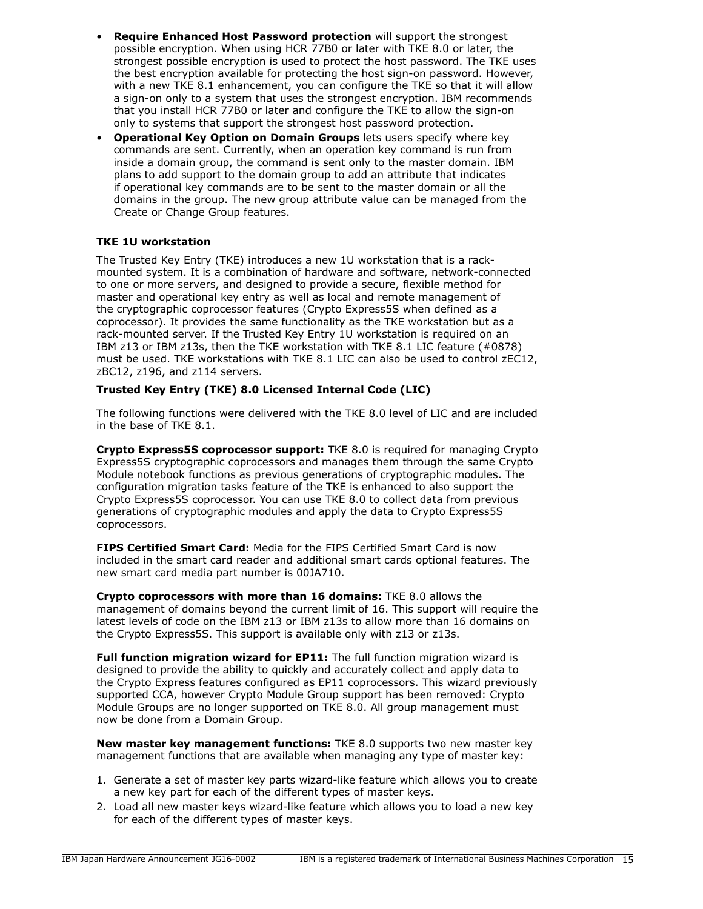- **Require Enhanced Host Password protection** will support the strongest possible encryption. When using HCR 77B0 or later with TKE 8.0 or later, the strongest possible encryption is used to protect the host password. The TKE uses the best encryption available for protecting the host sign-on password. However, with a new TKE 8.1 enhancement, you can configure the TKE so that it will allow a sign-on only to a system that uses the strongest encryption. IBM recommends that you install HCR 77B0 or later and configure the TKE to allow the sign-on only to systems that support the strongest host password protection.
- **Operational Key Option on Domain Groups** lets users specify where key commands are sent. Currently, when an operation key command is run from inside a domain group, the command is sent only to the master domain. IBM plans to add support to the domain group to add an attribute that indicates if operational key commands are to be sent to the master domain or all the domains in the group. The new group attribute value can be managed from the Create or Change Group features.

**TKE 1U workstation**

The Trusted Key Entry (TKE) introduces a new 1U workstation that is a rack-mounted system. It is a combination of hardware and software, network-connected to one or more servers, and designed to provide a secure, flexible method for master and operational key entry as well as local and remote management of the cryptographic coprocessor features (Crypto Express5S when defined as a coprocessor). It provides the same functionality as the TKE workstation but as a rack-mounted server. If the Trusted Key Entry 1U workstation is required on an IBM z13 or IBM z13s, then the TKE workstation with TKE 8.1 LIC feature (#0878) must be used. TKE workstations with TKE 8.1 LIC can also be used to control zEC12, zBC12, z196, and z114 servers.

**Trusted Key Entry (TKE) 8.0 Licensed Internal Code (LIC)**

The following functions were delivered with the TKE 8.0 level of LIC and are included in the base of TKE 8.1.

**Crypto Express5S coprocessor support:** TKE 8.0 is required for managing Crypto Express5S cryptographic coprocessors and manages them through the same Crypto Module notebook functions as previous generations of cryptographic modules. The configuration migration tasks feature of the TKE is enhanced to also support the Crypto Express5S coprocessor. You can use TKE 8.0 to collect data from previous generations of cryptographic modules and apply the data to Crypto Express5S coprocessors.

**FIPS Certified Smart Card:** Media for the FIPS Certified Smart Card is now included in the smart card reader and additional smart cards optional features. The new smart card media part number is 00JA710.

**Crypto coprocessors with more than 16 domains:** TKE 8.0 allows the management of domains beyond the current limit of 16. This support will require the latest levels of code on the IBM z13 or IBM z13s to allow more than 16 domains on the Crypto Express5S. This support is available only with z13 or z13s.

**Full function migration wizard for EP11:** The full function migration wizard is designed to provide the ability to quickly and accurately collect and apply data to the Crypto Express features configured as EP11 coprocessors. This wizard previously supported CCA, however Crypto Module Group support has been removed: Crypto Module Groups are no longer supported on TKE 8.0. All group management must now be done from a Domain Group.

**New master key management functions:** TKE 8.0 supports two new master key management functions that are available when managing any type of master key:

1. Generate a set of master key parts wizard-like feature which allows you to create a new key part for each of the different types of master keys.
2. Load all new master keys wizard-like feature which allows you to load a new key for each of the different types of master keys.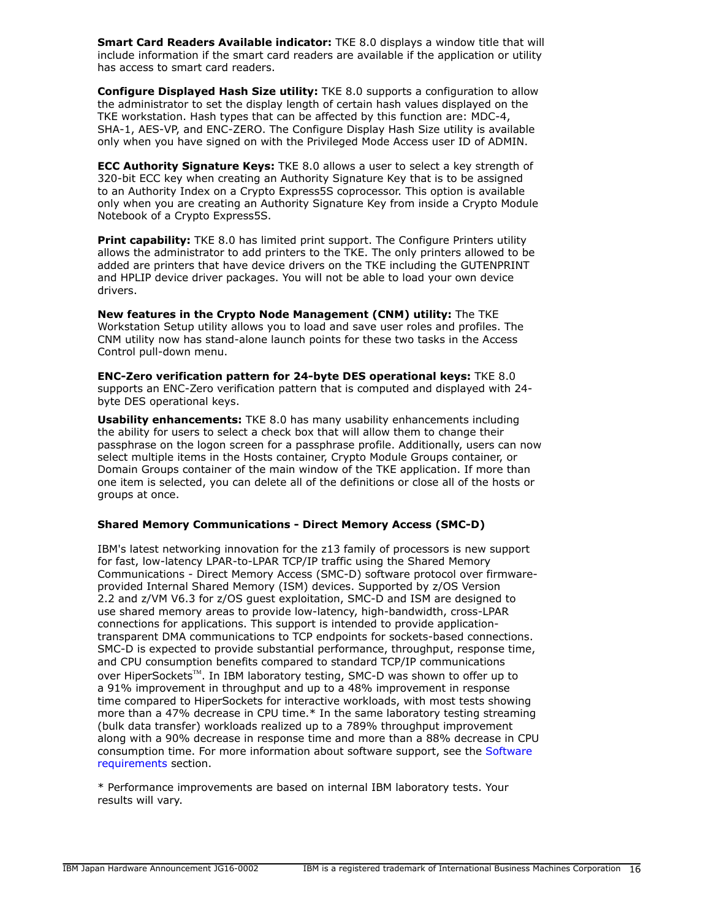**Smart Card Readers Available indicator:** TKE 8.0 displays a window title that will include information if the smart card readers are available if the application or utility has access to smart card readers.

**Configure Displayed Hash Size utility:** TKE 8.0 supports a configuration to allow the administrator to set the display length of certain hash values displayed on the TKE workstation. Hash types that can be affected by this function are: MDC-4, SHA-1, AES-VP, and ENC-ZERO. The Configure Display Hash Size utility is available only when you have signed on with the Privileged Mode Access user ID of ADMIN.

**ECC Authority Signature Keys:** TKE 8.0 allows a user to select a key strength of 320-bit ECC key when creating an Authority Signature Key that is to be assigned to an Authority Index on a Crypto Express5S coprocessor. This option is available only when you are creating an Authority Signature Key from inside a Crypto Module Notebook of a Crypto Express5S.

**Print capability:** TKE 8.0 has limited print support. The Configure Printers utility allows the administrator to add printers to the TKE. The only printers allowed to be added are printers that have device drivers on the TKE including the GUTENPRINT and HPLIP device driver packages. You will not be able to load your own device drivers.

**New features in the Crypto Node Management (CNM) utility:** The TKE Workstation Setup utility allows you to load and save user roles and profiles. The CNM utility now has stand-alone launch points for these two tasks in the Access Control pull-down menu.

**ENC-Zero verification pattern for 24-byte DES operational keys:** TKE 8.0 supports an ENC-Zero verification pattern that is computed and displayed with 24-byte DES operational keys.

**Usability enhancements:** TKE 8.0 has many usability enhancements including the ability for users to select a check box that will allow them to change their passphrase on the logon screen for a passphrase profile. Additionally, users can now select multiple items in the Hosts container, Crypto Module Groups container, or Domain Groups container of the main window of the TKE application. If more than one item is selected, you can delete all of the definitions or close all of the hosts or groups at once.

**Shared Memory Communications - Direct Memory Access (SMC-D)**

IBM's latest networking innovation for the z13 family of processors is new support for fast, low-latency LPAR-to-LPAR TCP/IP traffic using the Shared Memory Communications - Direct Memory Access (SMC-D) software protocol over firmware-provided Internal Shared Memory (ISM) devices. Supported by z/OS Version 2.2 and z/VM V6.3 for z/OS guest exploitation, SMC-D and ISM are designed to use shared memory areas to provide low-latency, high-bandwidth, cross-LPAR connections for applications. This support is intended to provide application-transparent DMA communications to TCP endpoints for sockets-based connections. SMC-D is expected to provide substantial performance, throughput, response time, and CPU consumption benefits compared to standard TCP/IP communications over HiperSockets™. In IBM laboratory testing, SMC-D was shown to offer up to a 91% improvement in throughput and up to a 48% improvement in response time compared to HiperSockets for interactive workloads, with most tests showing more than a 47% decrease in CPU time.* In the same laboratory testing streaming (bulk data transfer) workloads realized up to a 789% throughput improvement along with a 90% decrease in response time and more than a 88% decrease in CPU consumption time. For more information about software support, see the Software requirements section.

* Performance improvements are based on internal IBM laboratory tests. Your results will vary.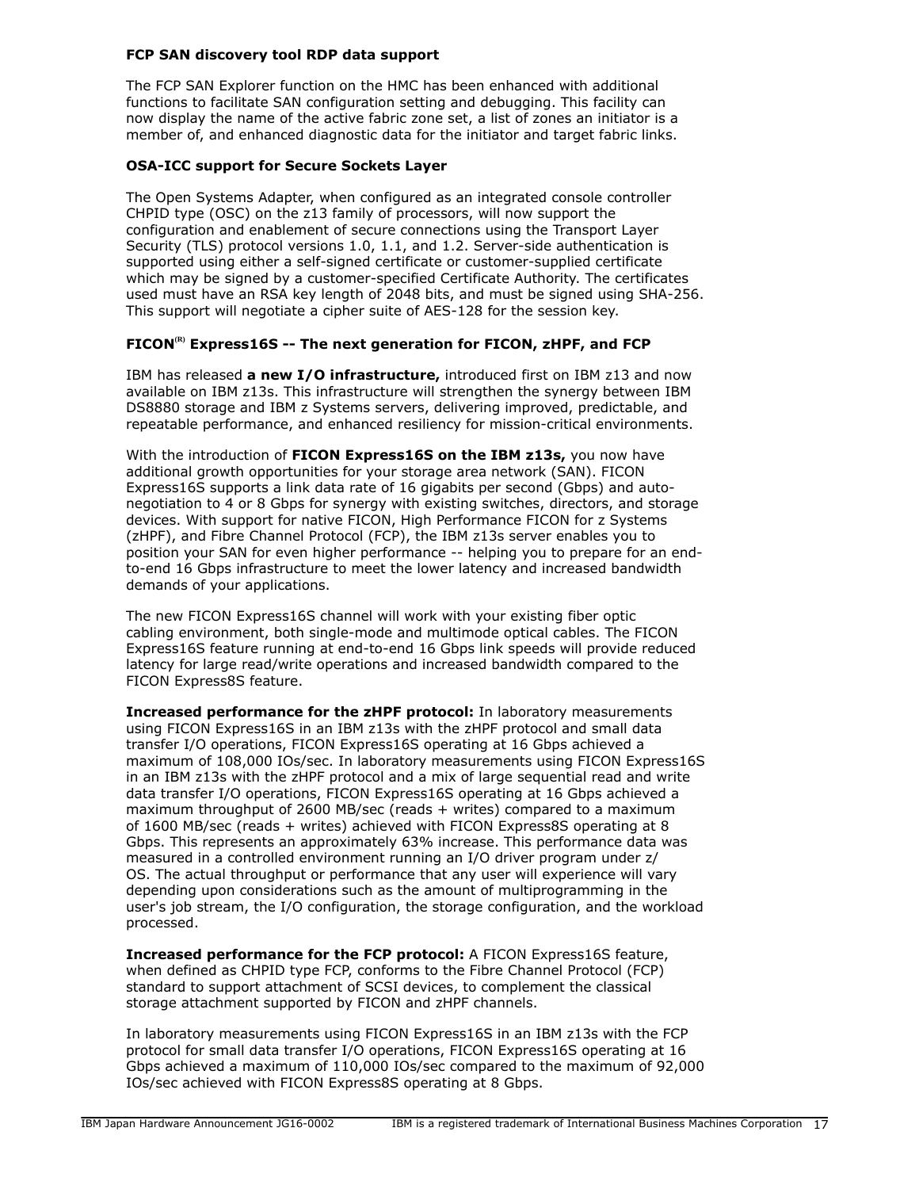**FCP SAN discovery tool RDP data support**

The FCP SAN Explorer function on the HMC has been enhanced with additional functions to facilitate SAN configuration setting and debugging. This facility can now display the name of the active fabric zone set, a list of zones an initiator is a member of, and enhanced diagnostic data for the initiator and target fabric links.

**OSA-ICC support for Secure Sockets Layer**

The Open Systems Adapter, when configured as an integrated console controller CHPID type (OSC) on the z13 family of processors, will now support the configuration and enablement of secure connections using the Transport Layer Security (TLS) protocol versions 1.0, 1.1, and 1.2. Server-side authentication is supported using either a self-signed certificate or customer-supplied certificate which may be signed by a customer-specified Certificate Authority. The certificates used must have an RSA key length of 2048 bits, and must be signed using SHA-256. This support will negotiate a cipher suite of AES-128 for the session key.

**FICON(R) Express16S -- The next generation for FICON, zHPF, and FCP**

IBM has released **a new I/O infrastructure,** introduced first on IBM z13 and now available on IBM z13s. This infrastructure will strengthen the synergy between IBM DS8880 storage and IBM z Systems servers, delivering improved, predictable, and repeatable performance, and enhanced resiliency for mission-critical environments.

With the introduction of **FICON Express16S on the IBM z13s,** you now have additional growth opportunities for your storage area network (SAN). FICON Express16S supports a link data rate of 16 gigabits per second (Gbps) and auto-negotiation to 4 or 8 Gbps for synergy with existing switches, directors, and storage devices. With support for native FICON, High Performance FICON for z Systems (zHPF), and Fibre Channel Protocol (FCP), the IBM z13s server enables you to position your SAN for even higher performance -- helping you to prepare for an end-to-end 16 Gbps infrastructure to meet the lower latency and increased bandwidth demands of your applications.

The new FICON Express16S channel will work with your existing fiber optic cabling environment, both single-mode and multimode optical cables. The FICON Express16S feature running at end-to-end 16 Gbps link speeds will provide reduced latency for large read/write operations and increased bandwidth compared to the FICON Express8S feature.

**Increased performance for the zHPF protocol:** In laboratory measurements using FICON Express16S in an IBM z13s with the zHPF protocol and small data transfer I/O operations, FICON Express16S operating at 16 Gbps achieved a maximum of 108,000 IOs/sec. In laboratory measurements using FICON Express16S in an IBM z13s with the zHPF protocol and a mix of large sequential read and write data transfer I/O operations, FICON Express16S operating at 16 Gbps achieved a maximum throughput of 2600 MB/sec (reads + writes) compared to a maximum of 1600 MB/sec (reads + writes) achieved with FICON Express8S operating at 8 Gbps. This represents an approximately 63% increase. This performance data was measured in a controlled environment running an I/O driver program under z/OS. The actual throughput or performance that any user will experience will vary depending upon considerations such as the amount of multiprogramming in the user's job stream, the I/O configuration, the storage configuration, and the workload processed.

**Increased performance for the FCP protocol:** A FICON Express16S feature, when defined as CHPID type FCP, conforms to the Fibre Channel Protocol (FCP) standard to support attachment of SCSI devices, to complement the classical storage attachment supported by FICON and zHPF channels.

In laboratory measurements using FICON Express16S in an IBM z13s with the FCP protocol for small data transfer I/O operations, FICON Express16S operating at 16 Gbps achieved a maximum of 110,000 IOs/sec compared to the maximum of 92,000 IOs/sec achieved with FICON Express8S operating at 8 Gbps.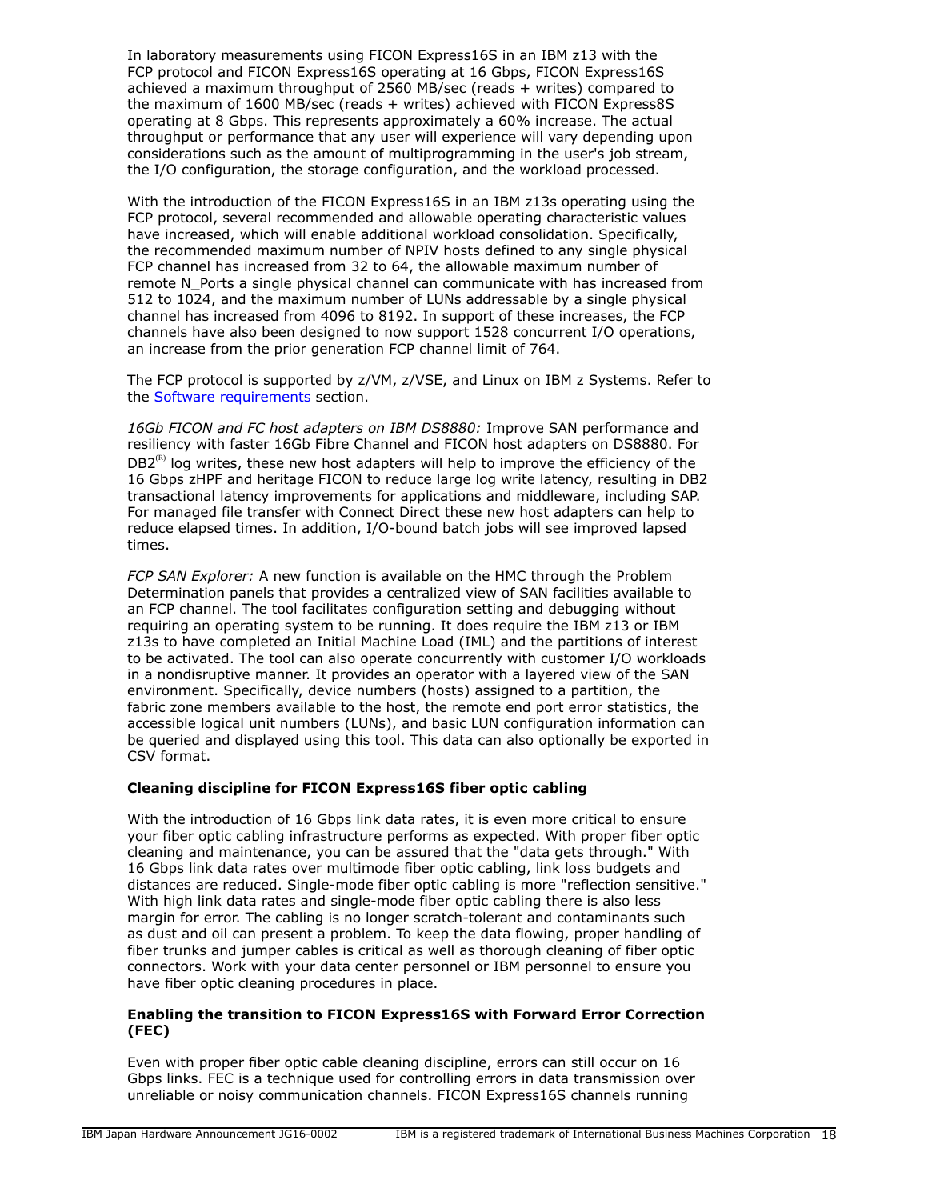In laboratory measurements using FICON Express16S in an IBM z13 with the FCP protocol and FICON Express16S operating at 16 Gbps, FICON Express16S achieved a maximum throughput of 2560 MB/sec (reads + writes) compared to the maximum of 1600 MB/sec (reads + writes) achieved with FICON Express8S operating at 8 Gbps. This represents approximately a 60% increase. The actual throughput or performance that any user will experience will vary depending upon considerations such as the amount of multiprogramming in the user's job stream, the I/O configuration, the storage configuration, and the workload processed.

With the introduction of the FICON Express16S in an IBM z13s operating using the FCP protocol, several recommended and allowable operating characteristic values have increased, which will enable additional workload consolidation. Specifically, the recommended maximum number of NPIV hosts defined to any single physical FCP channel has increased from 32 to 64, the allowable maximum number of remote N_Ports a single physical channel can communicate with has increased from 512 to 1024, and the maximum number of LUNs addressable by a single physical channel has increased from 4096 to 8192. In support of these increases, the FCP channels have also been designed to now support 1528 concurrent I/O operations, an increase from the prior generation FCP channel limit of 764.

The FCP protocol is supported by z/VM, z/VSE, and Linux on IBM z Systems. Refer to the Software requirements section.

*16Gb FICON and FC host adapters on IBM DS8880:* Improve SAN performance and resiliency with faster 16Gb Fibre Channel and FICON host adapters on DS8880. For DB2(R) log writes, these new host adapters will help to improve the efficiency of the 16 Gbps zHPF and heritage FICON to reduce large log write latency, resulting in DB2 transactional latency improvements for applications and middleware, including SAP. For managed file transfer with Connect Direct these new host adapters can help to reduce elapsed times. In addition, I/O-bound batch jobs will see improved lapsed times.

*FCP SAN Explorer:* A new function is available on the HMC through the Problem Determination panels that provides a centralized view of SAN facilities available to an FCP channel. The tool facilitates configuration setting and debugging without requiring an operating system to be running. It does require the IBM z13 or IBM z13s to have completed an Initial Machine Load (IML) and the partitions of interest to be activated. The tool can also operate concurrently with customer I/O workloads in a nondisruptive manner. It provides an operator with a layered view of the SAN environment. Specifically, device numbers (hosts) assigned to a partition, the fabric zone members available to the host, the remote end port error statistics, the accessible logical unit numbers (LUNs), and basic LUN configuration information can be queried and displayed using this tool. This data can also optionally be exported in CSV format.

**Cleaning discipline for FICON Express16S fiber optic cabling**

With the introduction of 16 Gbps link data rates, it is even more critical to ensure your fiber optic cabling infrastructure performs as expected. With proper fiber optic cleaning and maintenance, you can be assured that the "data gets through." With 16 Gbps link data rates over multimode fiber optic cabling, link loss budgets and distances are reduced. Single-mode fiber optic cabling is more "reflection sensitive." With high link data rates and single-mode fiber optic cabling there is also less margin for error. The cabling is no longer scratch-tolerant and contaminants such as dust and oil can present a problem. To keep the data flowing, proper handling of fiber trunks and jumper cables is critical as well as thorough cleaning of fiber optic connectors. Work with your data center personnel or IBM personnel to ensure you have fiber optic cleaning procedures in place.

**Enabling the transition to FICON Express16S with Forward Error Correction (FEC)**

Even with proper fiber optic cable cleaning discipline, errors can still occur on 16 Gbps links. FEC is a technique used for controlling errors in data transmission over unreliable or noisy communication channels. FICON Express16S channels running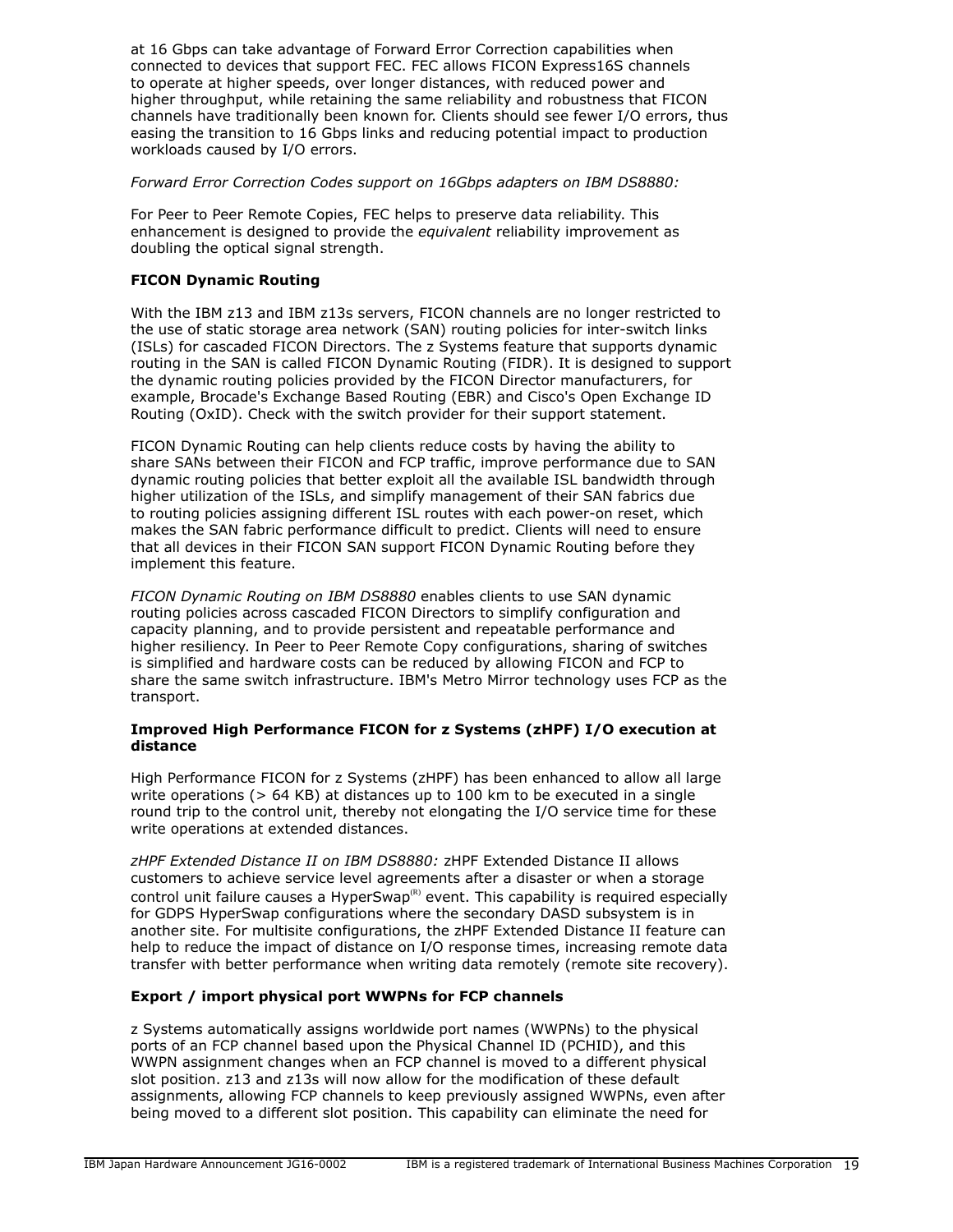at 16 Gbps can take advantage of Forward Error Correction capabilities when connected to devices that support FEC. FEC allows FICON Express16S channels to operate at higher speeds, over longer distances, with reduced power and higher throughput, while retaining the same reliability and robustness that FICON channels have traditionally been known for. Clients should see fewer I/O errors, thus easing the transition to 16 Gbps links and reducing potential impact to production workloads caused by I/O errors.

*Forward Error Correction Codes support on 16Gbps adapters on IBM DS8880:*

For Peer to Peer Remote Copies, FEC helps to preserve data reliability. This enhancement is designed to provide the *equivalent* reliability improvement as doubling the optical signal strength.

**FICON Dynamic Routing**

With the IBM z13 and IBM z13s servers, FICON channels are no longer restricted to the use of static storage area network (SAN) routing policies for inter-switch links (ISLs) for cascaded FICON Directors. The z Systems feature that supports dynamic routing in the SAN is called FICON Dynamic Routing (FIDR). It is designed to support the dynamic routing policies provided by the FICON Director manufacturers, for example, Brocade's Exchange Based Routing (EBR) and Cisco's Open Exchange ID Routing (OxID). Check with the switch provider for their support statement.

FICON Dynamic Routing can help clients reduce costs by having the ability to share SANs between their FICON and FCP traffic, improve performance due to SAN dynamic routing policies that better exploit all the available ISL bandwidth through higher utilization of the ISLs, and simplify management of their SAN fabrics due to routing policies assigning different ISL routes with each power-on reset, which makes the SAN fabric performance difficult to predict. Clients will need to ensure that all devices in their FICON SAN support FICON Dynamic Routing before they implement this feature.

*FICON Dynamic Routing on IBM DS8880* enables clients to use SAN dynamic routing policies across cascaded FICON Directors to simplify configuration and capacity planning, and to provide persistent and repeatable performance and higher resiliency. In Peer to Peer Remote Copy configurations, sharing of switches is simplified and hardware costs can be reduced by allowing FICON and FCP to share the same switch infrastructure. IBM's Metro Mirror technology uses FCP as the transport.

**Improved High Performance FICON for z Systems (zHPF) I/O execution at distance**

High Performance FICON for z Systems (zHPF) has been enhanced to allow all large write operations (> 64 KB) at distances up to 100 km to be executed in a single round trip to the control unit, thereby not elongating the I/O service time for these write operations at extended distances.

*zHPF Extended Distance II on IBM DS8880:* zHPF Extended Distance II allows customers to achieve service level agreements after a disaster or when a storage control unit failure causes a HyperSwap(R) event. This capability is required especially for GDPS HyperSwap configurations where the secondary DASD subsystem is in another site. For multisite configurations, the zHPF Extended Distance II feature can help to reduce the impact of distance on I/O response times, increasing remote data transfer with better performance when writing data remotely (remote site recovery).

**Export / import physical port WWPNs for FCP channels**

z Systems automatically assigns worldwide port names (WWPNs) to the physical ports of an FCP channel based upon the Physical Channel ID (PCHID), and this WWPN assignment changes when an FCP channel is moved to a different physical slot position. z13 and z13s will now allow for the modification of these default assignments, allowing FCP channels to keep previously assigned WWPNs, even after being moved to a different slot position. This capability can eliminate the need for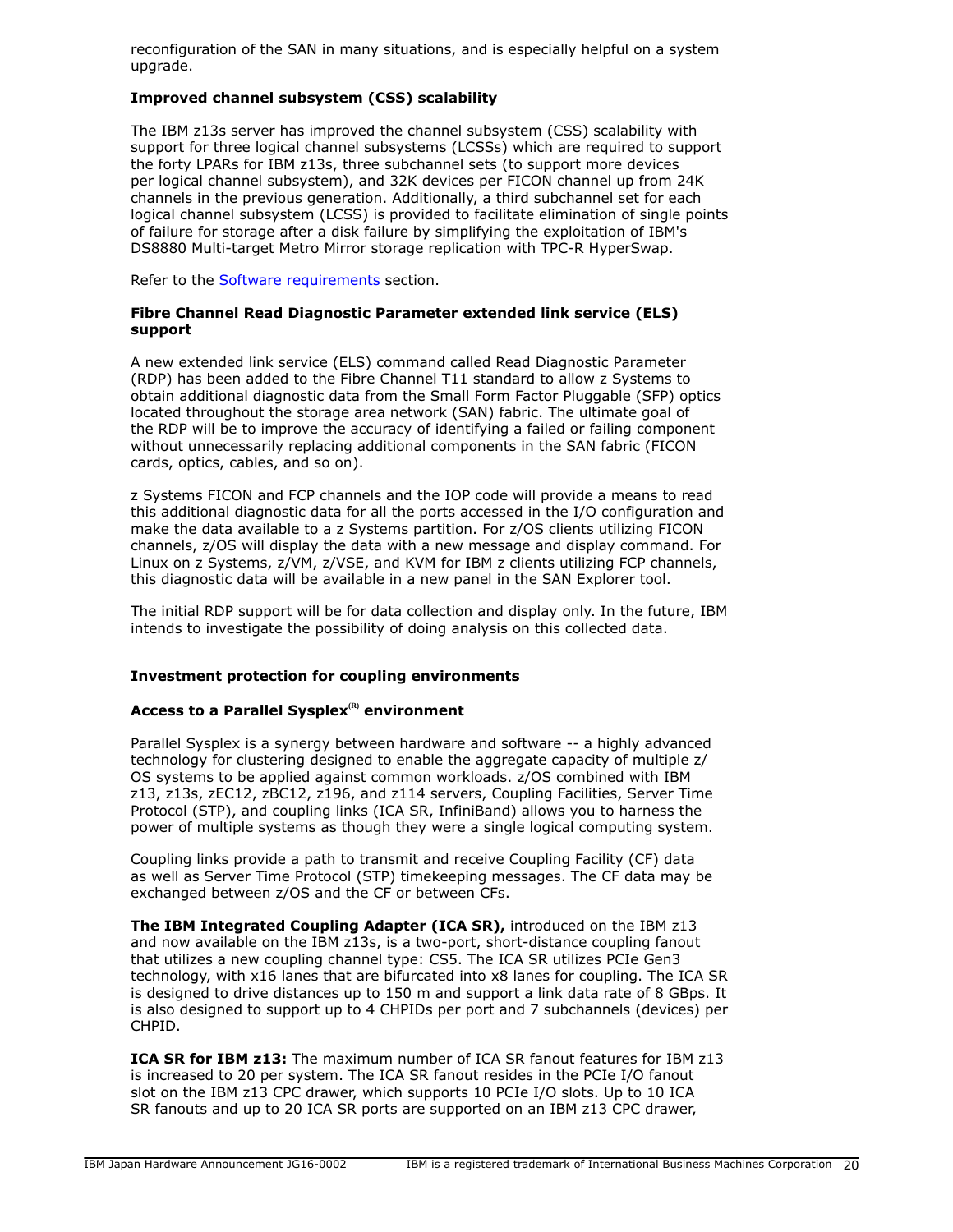reconfiguration of the SAN in many situations, and is especially helpful on a system upgrade.

**Improved channel subsystem (CSS) scalability**

The IBM z13s server has improved the channel subsystem (CSS) scalability with support for three logical channel subsystems (LCSSs) which are required to support the forty LPARs for IBM z13s, three subchannel sets (to support more devices per logical channel subsystem), and 32K devices per FICON channel up from 24K channels in the previous generation. Additionally, a third subchannel set for each logical channel subsystem (LCSS) is provided to facilitate elimination of single points of failure for storage after a disk failure by simplifying the exploitation of IBM's DS8880 Multi-target Metro Mirror storage replication with TPC-R HyperSwap.

Refer to the Software requirements section.

**Fibre Channel Read Diagnostic Parameter extended link service (ELS) support**

A new extended link service (ELS) command called Read Diagnostic Parameter (RDP) has been added to the Fibre Channel T11 standard to allow z Systems to obtain additional diagnostic data from the Small Form Factor Pluggable (SFP) optics located throughout the storage area network (SAN) fabric. The ultimate goal of the RDP will be to improve the accuracy of identifying a failed or failing component without unnecessarily replacing additional components in the SAN fabric (FICON cards, optics, cables, and so on).

z Systems FICON and FCP channels and the IOP code will provide a means to read this additional diagnostic data for all the ports accessed in the I/O configuration and make the data available to a z Systems partition. For z/OS clients utilizing FICON channels, z/OS will display the data with a new message and display command. For Linux on z Systems, z/VM, z/VSE, and KVM for IBM z clients utilizing FCP channels, this diagnostic data will be available in a new panel in the SAN Explorer tool.

The initial RDP support will be for data collection and display only. In the future, IBM intends to investigate the possibility of doing analysis on this collected data.

**Investment protection for coupling environments**

**Access to a Parallel Sysplex(R) environment**

Parallel Sysplex is a synergy between hardware and software -- a highly advanced technology for clustering designed to enable the aggregate capacity of multiple z/OS systems to be applied against common workloads. z/OS combined with IBM z13, z13s, zEC12, zBC12, z196, and z114 servers, Coupling Facilities, Server Time Protocol (STP), and coupling links (ICA SR, InfiniBand) allows you to harness the power of multiple systems as though they were a single logical computing system.

Coupling links provide a path to transmit and receive Coupling Facility (CF) data as well as Server Time Protocol (STP) timekeeping messages. The CF data may be exchanged between z/OS and the CF or between CFs.

**The IBM Integrated Coupling Adapter (ICA SR),** introduced on the IBM z13 and now available on the IBM z13s, is a two-port, short-distance coupling fanout that utilizes a new coupling channel type: CS5. The ICA SR utilizes PCIe Gen3 technology, with x16 lanes that are bifurcated into x8 lanes for coupling. The ICA SR is designed to drive distances up to 150 m and support a link data rate of 8 GBps. It is also designed to support up to 4 CHPIDs per port and 7 subchannels (devices) per CHPID.

**ICA SR for IBM z13:** The maximum number of ICA SR fanout features for IBM z13 is increased to 20 per system. The ICA SR fanout resides in the PCIe I/O fanout slot on the IBM z13 CPC drawer, which supports 10 PCIe I/O slots. Up to 10 ICA SR fanouts and up to 20 ICA SR ports are supported on an IBM z13 CPC drawer,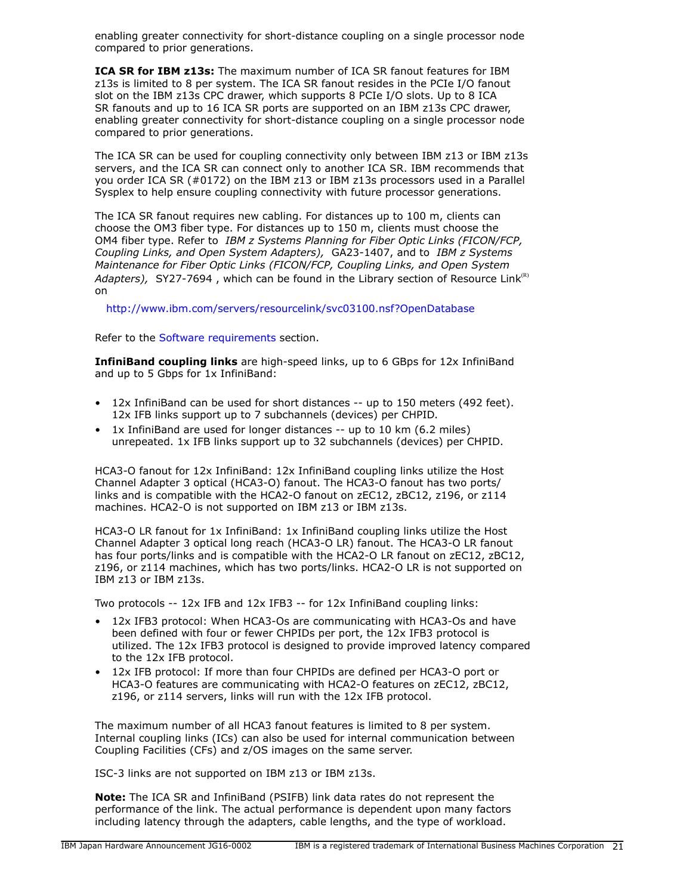enabling greater connectivity for short-distance coupling on a single processor node compared to prior generations.

**ICA SR for IBM z13s:** The maximum number of ICA SR fanout features for IBM z13s is limited to 8 per system. The ICA SR fanout resides in the PCIe I/O fanout slot on the IBM z13s CPC drawer, which supports 8 PCIe I/O slots. Up to 8 ICA SR fanouts and up to 16 ICA SR ports are supported on an IBM z13s CPC drawer, enabling greater connectivity for short-distance coupling on a single processor node compared to prior generations.

The ICA SR can be used for coupling connectivity only between IBM z13 or IBM z13s servers, and the ICA SR can connect only to another ICA SR. IBM recommends that you order ICA SR (#0172) on the IBM z13 or IBM z13s processors used in a Parallel Sysplex to help ensure coupling connectivity with future processor generations.

The ICA SR fanout requires new cabling. For distances up to 100 m, clients can choose the OM3 fiber type. For distances up to 150 m, clients must choose the OM4 fiber type. Refer to *IBM z Systems Planning for Fiber Optic Links (FICON/FCP, Coupling Links, and Open System Adapters),* GA23-1407, and to *IBM z Systems Maintenance for Fiber Optic Links (FICON/FCP, Coupling Links, and Open System Adapters),* SY27-7694 , which can be found in the Library section of Resource Link(R) on

http://www.ibm.com/servers/resourcelink/svc03100.nsf?OpenDatabase

Refer to the Software requirements section.

**InfiniBand coupling links** are high-speed links, up to 6 GBps for 12x InfiniBand and up to 5 Gbps for 1x InfiniBand:

- 12x InfiniBand can be used for short distances -- up to 150 meters (492 feet). 12x IFB links support up to 7 subchannels (devices) per CHPID.
- 1x InfiniBand are used for longer distances -- up to 10 km (6.2 miles) unrepeated. 1x IFB links support up to 32 subchannels (devices) per CHPID.

HCA3-O fanout for 12x InfiniBand: 12x InfiniBand coupling links utilize the Host Channel Adapter 3 optical (HCA3-O) fanout. The HCA3-O fanout has two ports/ links and is compatible with the HCA2-O fanout on zEC12, zBC12, z196, or z114 machines. HCA2-O is not supported on IBM z13 or IBM z13s.

HCA3-O LR fanout for 1x InfiniBand: 1x InfiniBand coupling links utilize the Host Channel Adapter 3 optical long reach (HCA3-O LR) fanout. The HCA3-O LR fanout has four ports/links and is compatible with the HCA2-O LR fanout on zEC12, zBC12, z196, or z114 machines, which has two ports/links. HCA2-O LR is not supported on IBM z13 or IBM z13s.

Two protocols -- 12x IFB and 12x IFB3 -- for 12x InfiniBand coupling links:

- 12x IFB3 protocol: When HCA3-Os are communicating with HCA3-Os and have been defined with four or fewer CHPIDs per port, the 12x IFB3 protocol is utilized. The 12x IFB3 protocol is designed to provide improved latency compared to the 12x IFB protocol.
- 12x IFB protocol: If more than four CHPIDs are defined per HCA3-O port or HCA3-O features are communicating with HCA2-O features on zEC12, zBC12, z196, or z114 servers, links will run with the 12x IFB protocol.

The maximum number of all HCA3 fanout features is limited to 8 per system. Internal coupling links (ICs) can also be used for internal communication between Coupling Facilities (CFs) and z/OS images on the same server.

ISC-3 links are not supported on IBM z13 or IBM z13s.

**Note:** The ICA SR and InfiniBand (PSIFB) link data rates do not represent the performance of the link. The actual performance is dependent upon many factors including latency through the adapters, cable lengths, and the type of workload.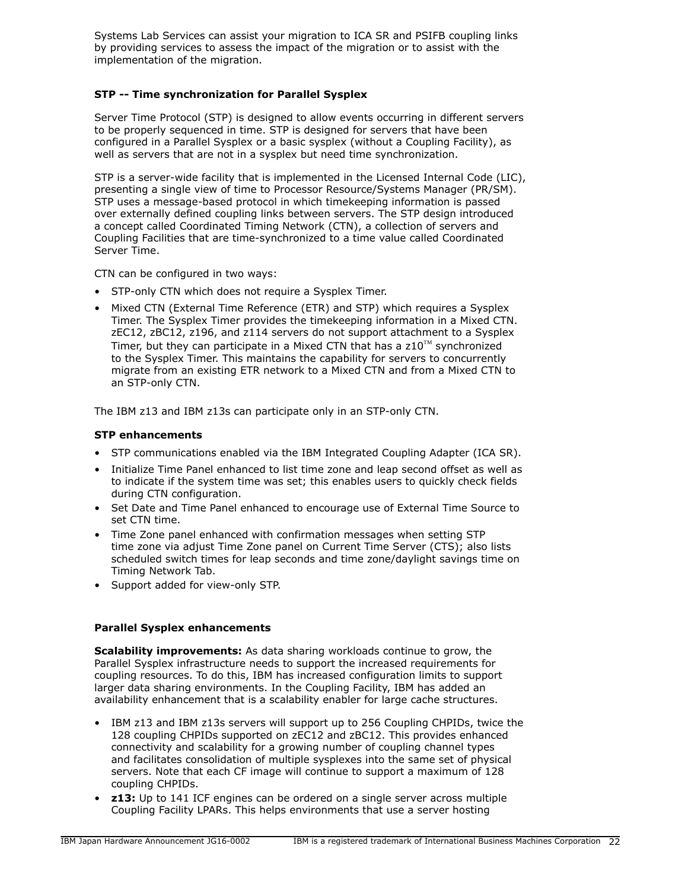Systems Lab Services can assist your migration to ICA SR and PSIFB coupling links by providing services to assess the impact of the migration or to assist with the implementation of the migration.

**STP -- Time synchronization for Parallel Sysplex**

Server Time Protocol (STP) is designed to allow events occurring in different servers to be properly sequenced in time. STP is designed for servers that have been configured in a Parallel Sysplex or a basic sysplex (without a Coupling Facility), as well as servers that are not in a sysplex but need time synchronization.

STP is a server-wide facility that is implemented in the Licensed Internal Code (LIC), presenting a single view of time to Processor Resource/Systems Manager (PR/SM). STP uses a message-based protocol in which timekeeping information is passed over externally defined coupling links between servers. The STP design introduced a concept called Coordinated Timing Network (CTN), a collection of servers and Coupling Facilities that are time-synchronized to a time value called Coordinated Server Time.

CTN can be configured in two ways:

- STP-only CTN which does not require a Sysplex Timer.
- Mixed CTN (External Time Reference (ETR) and STP) which requires a Sysplex Timer. The Sysplex Timer provides the timekeeping information in a Mixed CTN. zEC12, zBC12, z196, and z114 servers do not support attachment to a Sysplex Timer, but they can participate in a Mixed CTN that has a z10™ synchronized to the Sysplex Timer. This maintains the capability for servers to concurrently migrate from an existing ETR network to a Mixed CTN and from a Mixed CTN to an STP-only CTN.

The IBM z13 and IBM z13s can participate only in an STP-only CTN.

**STP enhancements**

- STP communications enabled via the IBM Integrated Coupling Adapter (ICA SR).
- Initialize Time Panel enhanced to list time zone and leap second offset as well as to indicate if the system time was set; this enables users to quickly check fields during CTN configuration.
- Set Date and Time Panel enhanced to encourage use of External Time Source to set CTN time.
- Time Zone panel enhanced with confirmation messages when setting STP time zone via adjust Time Zone panel on Current Time Server (CTS); also lists scheduled switch times for leap seconds and time zone/daylight savings time on Timing Network Tab.
- Support added for view-only STP.

**Parallel Sysplex enhancements**

**Scalability improvements:** As data sharing workloads continue to grow, the Parallel Sysplex infrastructure needs to support the increased requirements for coupling resources. To do this, IBM has increased configuration limits to support larger data sharing environments. In the Coupling Facility, IBM has added an availability enhancement that is a scalability enabler for large cache structures.

- IBM z13 and IBM z13s servers will support up to 256 Coupling CHPIDs, twice the 128 coupling CHPIDs supported on zEC12 and zBC12. This provides enhanced connectivity and scalability for a growing number of coupling channel types and facilitates consolidation of multiple sysplexes into the same set of physical servers. Note that each CF image will continue to support a maximum of 128 coupling CHPIDs.
- **z13:** Up to 141 ICF engines can be ordered on a single server across multiple Coupling Facility LPARs. This helps environments that use a server hosting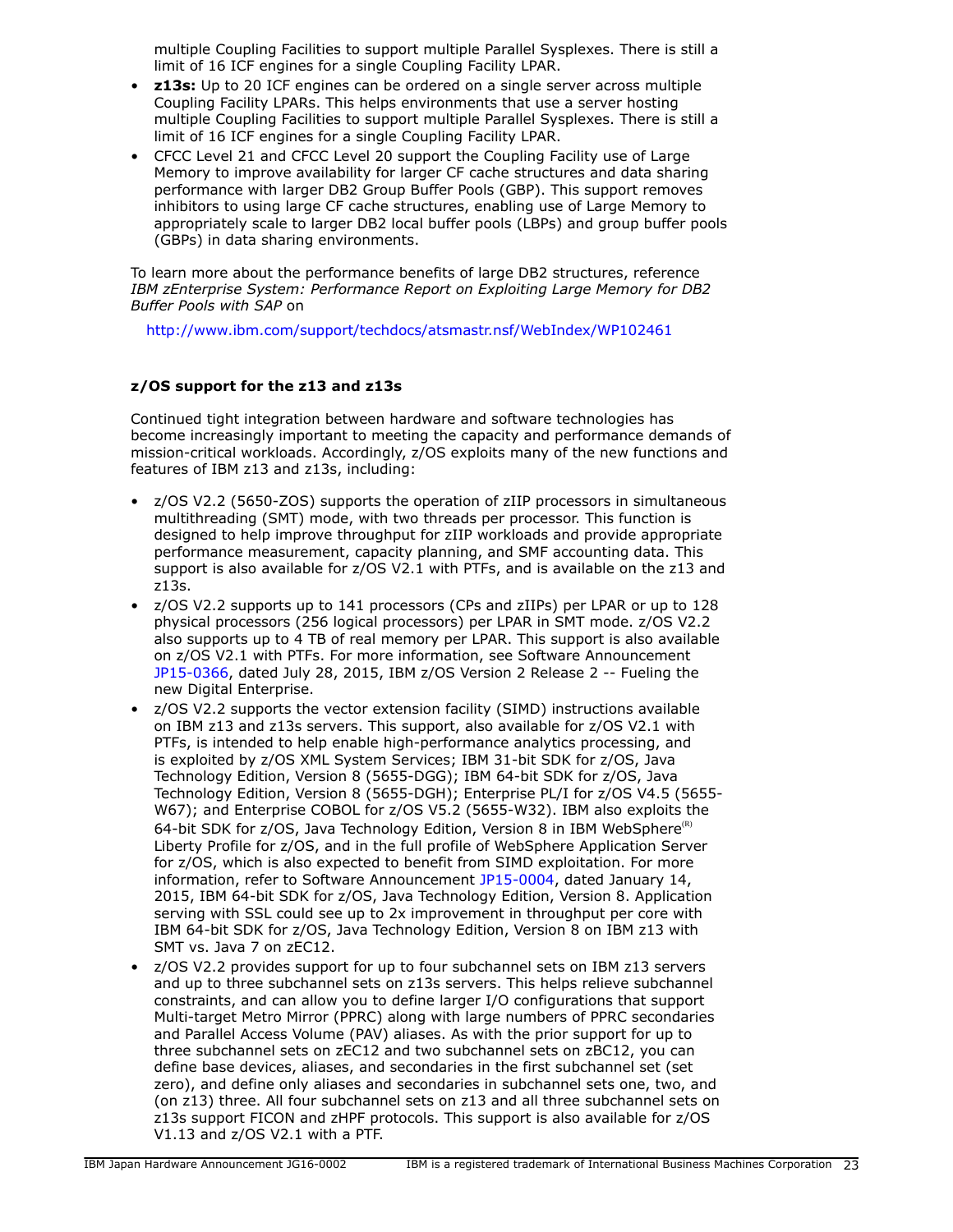multiple Coupling Facilities to support multiple Parallel Sysplexes. There is still a limit of 16 ICF engines for a single Coupling Facility LPAR.

- **z13s:** Up to 20 ICF engines can be ordered on a single server across multiple Coupling Facility LPARs. This helps environments that use a server hosting multiple Coupling Facilities to support multiple Parallel Sysplexes. There is still a limit of 16 ICF engines for a single Coupling Facility LPAR.
- CFCC Level 21 and CFCC Level 20 support the Coupling Facility use of Large Memory to improve availability for larger CF cache structures and data sharing performance with larger DB2 Group Buffer Pools (GBP). This support removes inhibitors to using large CF cache structures, enabling use of Large Memory to appropriately scale to larger DB2 local buffer pools (LBPs) and group buffer pools (GBPs) in data sharing environments.

To learn more about the performance benefits of large DB2 structures, reference *IBM zEnterprise System: Performance Report on Exploiting Large Memory for DB2 Buffer Pools with SAP* on

http://www.ibm.com/support/techdocs/atsmastr.nsf/WebIndex/WP102461

**z/OS support for the z13 and z13s**

Continued tight integration between hardware and software technologies has become increasingly important to meeting the capacity and performance demands of mission-critical workloads. Accordingly, z/OS exploits many of the new functions and features of IBM z13 and z13s, including:

- z/OS V2.2 (5650-ZOS) supports the operation of zIIP processors in simultaneous multithreading (SMT) mode, with two threads per processor. This function is designed to help improve throughput for zIIP workloads and provide appropriate performance measurement, capacity planning, and SMF accounting data. This support is also available for z/OS V2.1 with PTFs, and is available on the z13 and z13s.
- z/OS V2.2 supports up to 141 processors (CPs and zIIPs) per LPAR or up to 128 physical processors (256 logical processors) per LPAR in SMT mode. z/OS V2.2 also supports up to 4 TB of real memory per LPAR. This support is also available on z/OS V2.1 with PTFs. For more information, see Software Announcement JP15-0366, dated July 28, 2015, IBM z/OS Version 2 Release 2 -- Fueling the new Digital Enterprise.
- z/OS V2.2 supports the vector extension facility (SIMD) instructions available on IBM z13 and z13s servers. This support, also available for z/OS V2.1 with PTFs, is intended to help enable high-performance analytics processing, and is exploited by z/OS XML System Services; IBM 31-bit SDK for z/OS, Java Technology Edition, Version 8 (5655-DGG); IBM 64-bit SDK for z/OS, Java Technology Edition, Version 8 (5655-DGH); Enterprise PL/I for z/OS V4.5 (5655-W67); and Enterprise COBOL for z/OS V5.2 (5655-W32). IBM also exploits the 64-bit SDK for z/OS, Java Technology Edition, Version 8 in IBM WebSphere(R) Liberty Profile for z/OS, and in the full profile of WebSphere Application Server for z/OS, which is also expected to benefit from SIMD exploitation. For more information, refer to Software Announcement JP15-0004, dated January 14, 2015, IBM 64-bit SDK for z/OS, Java Technology Edition, Version 8. Application serving with SSL could see up to 2x improvement in throughput per core with IBM 64-bit SDK for z/OS, Java Technology Edition, Version 8 on IBM z13 with SMT vs. Java 7 on zEC12.
- z/OS V2.2 provides support for up to four subchannel sets on IBM z13 servers and up to three subchannel sets on z13s servers. This helps relieve subchannel constraints, and can allow you to define larger I/O configurations that support Multi-target Metro Mirror (PPRC) along with large numbers of PPRC secondaries and Parallel Access Volume (PAV) aliases. As with the prior support for up to three subchannel sets on zEC12 and two subchannel sets on zBC12, you can define base devices, aliases, and secondaries in the first subchannel set (set zero), and define only aliases and secondaries in subchannel sets one, two, and (on z13) three. All four subchannel sets on z13 and all three subchannel sets on z13s support FICON and zHPF protocols. This support is also available for z/OS V1.13 and z/OS V2.1 with a PTF.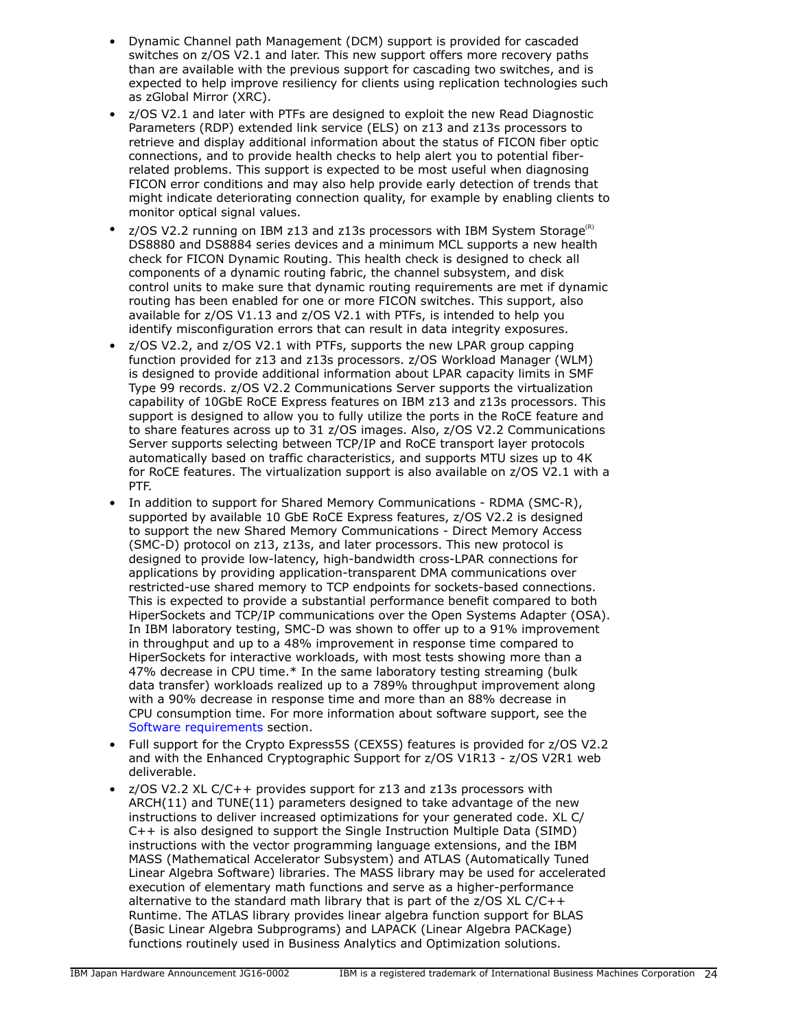- Dynamic Channel path Management (DCM) support is provided for cascaded switches on z/OS V2.1 and later. This new support offers more recovery paths than are available with the previous support for cascading two switches, and is expected to help improve resiliency for clients using replication technologies such as zGlobal Mirror (XRC).
- z/OS V2.1 and later with PTFs are designed to exploit the new Read Diagnostic Parameters (RDP) extended link service (ELS) on z13 and z13s processors to retrieve and display additional information about the status of FICON fiber optic connections, and to provide health checks to help alert you to potential fiber-related problems. This support is expected to be most useful when diagnosing FICON error conditions and may also help provide early detection of trends that might indicate deteriorating connection quality, for example by enabling clients to monitor optical signal values.
- z/OS V2.2 running on IBM z13 and z13s processors with IBM System Storage(R) DS8880 and DS8884 series devices and a minimum MCL supports a new health check for FICON Dynamic Routing. This health check is designed to check all components of a dynamic routing fabric, the channel subsystem, and disk control units to make sure that dynamic routing requirements are met if dynamic routing has been enabled for one or more FICON switches. This support, also available for z/OS V1.13 and z/OS V2.1 with PTFs, is intended to help you identify misconfiguration errors that can result in data integrity exposures.
- z/OS V2.2, and z/OS V2.1 with PTFs, supports the new LPAR group capping function provided for z13 and z13s processors. z/OS Workload Manager (WLM) is designed to provide additional information about LPAR capacity limits in SMF Type 99 records. z/OS V2.2 Communications Server supports the virtualization capability of 10GbE RoCE Express features on IBM z13 and z13s processors. This support is designed to allow you to fully utilize the ports in the RoCE feature and to share features across up to 31 z/OS images. Also, z/OS V2.2 Communications Server supports selecting between TCP/IP and RoCE transport layer protocols automatically based on traffic characteristics, and supports MTU sizes up to 4K for RoCE features. The virtualization support is also available on z/OS V2.1 with a PTF.
- In addition to support for Shared Memory Communications - RDMA (SMC-R), supported by available 10 GbE RoCE Express features, z/OS V2.2 is designed to support the new Shared Memory Communications - Direct Memory Access (SMC-D) protocol on z13, z13s, and later processors. This new protocol is designed to provide low-latency, high-bandwidth cross-LPAR connections for applications by providing application-transparent DMA communications over restricted-use shared memory to TCP endpoints for sockets-based connections. This is expected to provide a substantial performance benefit compared to both HiperSockets and TCP/IP communications over the Open Systems Adapter (OSA). In IBM laboratory testing, SMC-D was shown to offer up to a 91% improvement in throughput and up to a 48% improvement in response time compared to HiperSockets for interactive workloads, with most tests showing more than a 47% decrease in CPU time.* In the same laboratory testing streaming (bulk data transfer) workloads realized up to a 789% throughput improvement along with a 90% decrease in response time and more than an 88% decrease in CPU consumption time. For more information about software support, see the Software requirements section.
- Full support for the Crypto Express5S (CEX5S) features is provided for z/OS V2.2 and with the Enhanced Cryptographic Support for z/OS V1R13 - z/OS V2R1 web deliverable.
- z/OS V2.2 XL C/C++ provides support for z13 and z13s processors with ARCH(11) and TUNE(11) parameters designed to take advantage of the new instructions to deliver increased optimizations for your generated code. XL C/C++ is also designed to support the Single Instruction Multiple Data (SIMD) instructions with the vector programming language extensions, and the IBM MASS (Mathematical Accelerator Subsystem) and ATLAS (Automatically Tuned Linear Algebra Software) libraries. The MASS library may be used for accelerated execution of elementary math functions and serve as a higher-performance alternative to the standard math library that is part of the z/OS XL C/C++ Runtime. The ATLAS library provides linear algebra function support for BLAS (Basic Linear Algebra Subprograms) and LAPACK (Linear Algebra PACKage) functions routinely used in Business Analytics and Optimization solutions.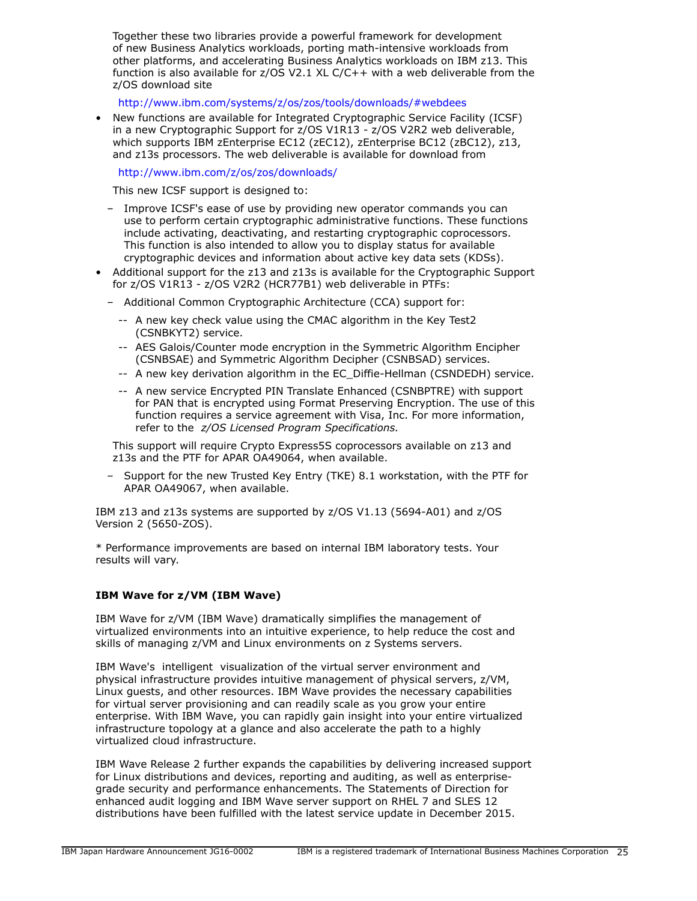Together these two libraries provide a powerful framework for development of new Business Analytics workloads, porting math-intensive workloads from other platforms, and accelerating Business Analytics workloads on IBM z13. This function is also available for z/OS V2.1 XL C/C++ with a web deliverable from the z/OS download site

http://www.ibm.com/systems/z/os/zos/tools/downloads/#webdees

- New functions are available for Integrated Cryptographic Service Facility (ICSF) in a new Cryptographic Support for z/OS V1R13 - z/OS V2R2 web deliverable, which supports IBM zEnterprise EC12 (zEC12), zEnterprise BC12 (zBC12), z13, and z13s processors. The web deliverable is available for download from

  http://www.ibm.com/z/os/zos/downloads/

  This new ICSF support is designed to:

  - Improve ICSF's ease of use by providing new operator commands you can use to perform certain cryptographic administrative functions. These functions include activating, deactivating, and restarting cryptographic coprocessors. This function is also intended to allow you to display status for available cryptographic devices and information about active key data sets (KDSs).
- Additional support for the z13 and z13s is available for the Cryptographic Support for z/OS V1R13 - z/OS V2R2 (HCR77B1) web deliverable in PTFs:
  - Additional Common Cryptographic Architecture (CCA) support for:
    - -- A new key check value using the CMAC algorithm in the Key Test2 (CSNBKYT2) service.
    - -- AES Galois/Counter mode encryption in the Symmetric Algorithm Encipher (CSNBSAE) and Symmetric Algorithm Decipher (CSNBSAD) services.
    - -- A new key derivation algorithm in the EC_Diffie-Hellman (CSNDEDH) service.
    - -- A new service Encrypted PIN Translate Enhanced (CSNBPTRE) with support for PAN that is encrypted using Format Preserving Encryption. The use of this function requires a service agreement with Visa, Inc. For more information, refer to the *z/OS Licensed Program Specifications.*

  This support will require Crypto Express5S coprocessors available on z13 and z13s and the PTF for APAR OA49064, when available.

  - Support for the new Trusted Key Entry (TKE) 8.1 workstation, with the PTF for APAR OA49067, when available.

IBM z13 and z13s systems are supported by z/OS V1.13 (5694-A01) and z/OS Version 2 (5650-ZOS).

\* Performance improvements are based on internal IBM laboratory tests. Your results will vary.

**IBM Wave for z/VM (IBM Wave)**

IBM Wave for z/VM (IBM Wave) dramatically simplifies the management of virtualized environments into an intuitive experience, to help reduce the cost and skills of managing z/VM and Linux environments on z Systems servers.

IBM Wave's intelligent visualization of the virtual server environment and physical infrastructure provides intuitive management of physical servers, z/VM, Linux guests, and other resources. IBM Wave provides the necessary capabilities for virtual server provisioning and can readily scale as you grow your entire enterprise. With IBM Wave, you can rapidly gain insight into your entire virtualized infrastructure topology at a glance and also accelerate the path to a highly virtualized cloud infrastructure.

IBM Wave Release 2 further expands the capabilities by delivering increased support for Linux distributions and devices, reporting and auditing, as well as enterprise-grade security and performance enhancements. The Statements of Direction for enhanced audit logging and IBM Wave server support on RHEL 7 and SLES 12 distributions have been fulfilled with the latest service update in December 2015.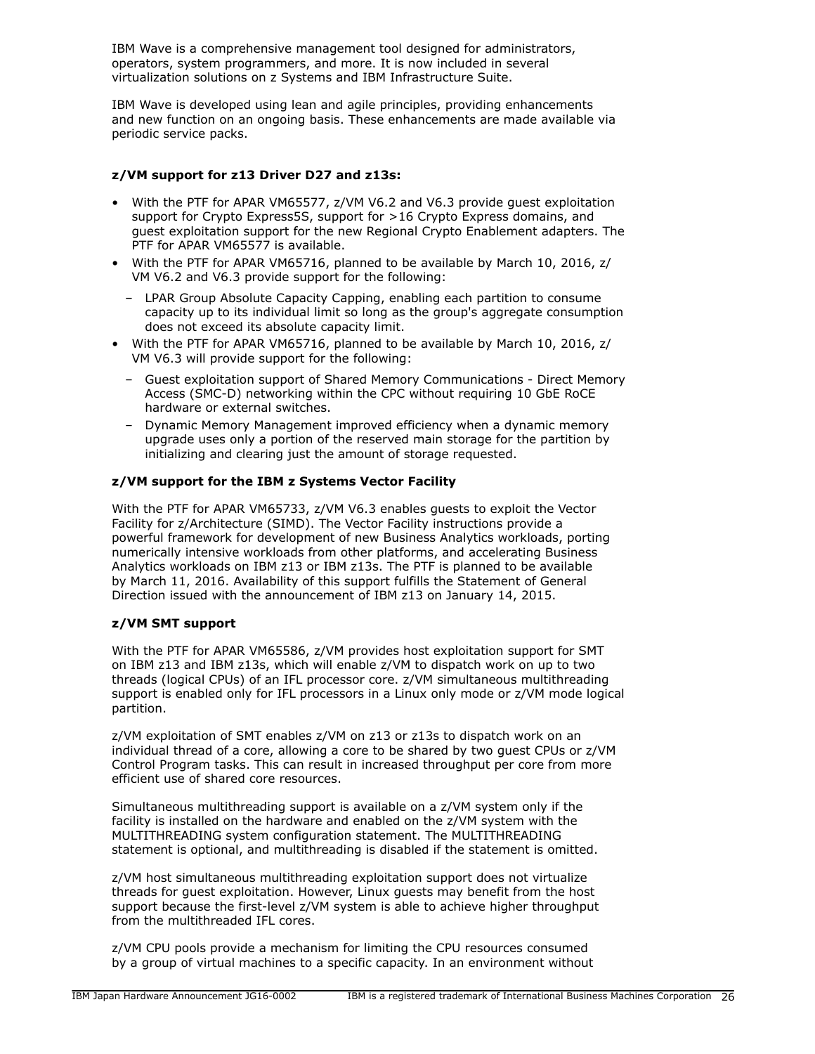IBM Wave is a comprehensive management tool designed for administrators, operators, system programmers, and more. It is now included in several virtualization solutions on z Systems and IBM Infrastructure Suite.

IBM Wave is developed using lean and agile principles, providing enhancements and new function on an ongoing basis. These enhancements are made available via periodic service packs.

**z/VM support for z13 Driver D27 and z13s:**

- With the PTF for APAR VM65577, z/VM V6.2 and V6.3 provide guest exploitation support for Crypto Express5S, support for >16 Crypto Express domains, and guest exploitation support for the new Regional Crypto Enablement adapters. The PTF for APAR VM65577 is available.
- With the PTF for APAR VM65716, planned to be available by March 10, 2016, z/VM V6.2 and V6.3 provide support for the following:
  - LPAR Group Absolute Capacity Capping, enabling each partition to consume capacity up to its individual limit so long as the group's aggregate consumption does not exceed its absolute capacity limit.
- With the PTF for APAR VM65716, planned to be available by March 10, 2016, z/VM V6.3 will provide support for the following:
  - Guest exploitation support of Shared Memory Communications - Direct Memory Access (SMC-D) networking within the CPC without requiring 10 GbE RoCE hardware or external switches.
  - Dynamic Memory Management improved efficiency when a dynamic memory upgrade uses only a portion of the reserved main storage for the partition by initializing and clearing just the amount of storage requested.

**z/VM support for the IBM z Systems Vector Facility**

With the PTF for APAR VM65733, z/VM V6.3 enables guests to exploit the Vector Facility for z/Architecture (SIMD). The Vector Facility instructions provide a powerful framework for development of new Business Analytics workloads, porting numerically intensive workloads from other platforms, and accelerating Business Analytics workloads on IBM z13 or IBM z13s. The PTF is planned to be available by March 11, 2016. Availability of this support fulfills the Statement of General Direction issued with the announcement of IBM z13 on January 14, 2015.

**z/VM SMT support**

With the PTF for APAR VM65586, z/VM provides host exploitation support for SMT on IBM z13 and IBM z13s, which will enable z/VM to dispatch work on up to two threads (logical CPUs) of an IFL processor core. z/VM simultaneous multithreading support is enabled only for IFL processors in a Linux only mode or z/VM mode logical partition.

z/VM exploitation of SMT enables z/VM on z13 or z13s to dispatch work on an individual thread of a core, allowing a core to be shared by two guest CPUs or z/VM Control Program tasks. This can result in increased throughput per core from more efficient use of shared core resources.

Simultaneous multithreading support is available on a z/VM system only if the facility is installed on the hardware and enabled on the z/VM system with the MULTITHREADING system configuration statement. The MULTITHREADING statement is optional, and multithreading is disabled if the statement is omitted.

z/VM host simultaneous multithreading exploitation support does not virtualize threads for guest exploitation. However, Linux guests may benefit from the host support because the first-level z/VM system is able to achieve higher throughput from the multithreaded IFL cores.

z/VM CPU pools provide a mechanism for limiting the CPU resources consumed by a group of virtual machines to a specific capacity. In an environment without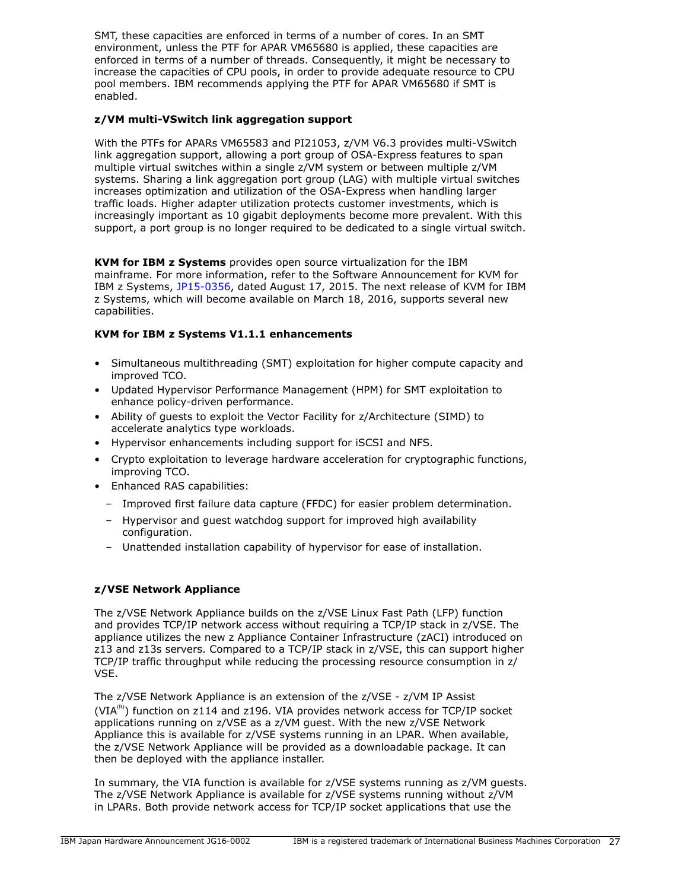SMT, these capacities are enforced in terms of a number of cores. In an SMT environment, unless the PTF for APAR VM65680 is applied, these capacities are enforced in terms of a number of threads. Consequently, it might be necessary to increase the capacities of CPU pools, in order to provide adequate resource to CPU pool members. IBM recommends applying the PTF for APAR VM65680 if SMT is enabled.

**z/VM multi-VSwitch link aggregation support**

With the PTFs for APARs VM65583 and PI21053, z/VM V6.3 provides multi-VSwitch link aggregation support, allowing a port group of OSA-Express features to span multiple virtual switches within a single z/VM system or between multiple z/VM systems. Sharing a link aggregation port group (LAG) with multiple virtual switches increases optimization and utilization of the OSA-Express when handling larger traffic loads. Higher adapter utilization protects customer investments, which is increasingly important as 10 gigabit deployments become more prevalent. With this support, a port group is no longer required to be dedicated to a single virtual switch.

**KVM for IBM z Systems** provides open source virtualization for the IBM mainframe. For more information, refer to the Software Announcement for KVM for IBM z Systems, JP15-0356, dated August 17, 2015. The next release of KVM for IBM z Systems, which will become available on March 18, 2016, supports several new capabilities.

**KVM for IBM z Systems V1.1.1 enhancements**

- Simultaneous multithreading (SMT) exploitation for higher compute capacity and improved TCO.
- Updated Hypervisor Performance Management (HPM) for SMT exploitation to enhance policy-driven performance.
- Ability of guests to exploit the Vector Facility for z/Architecture (SIMD) to accelerate analytics type workloads.
- Hypervisor enhancements including support for iSCSI and NFS.
- Crypto exploitation to leverage hardware acceleration for cryptographic functions, improving TCO.
- Enhanced RAS capabilities:
  - Improved first failure data capture (FFDC) for easier problem determination.
  - Hypervisor and guest watchdog support for improved high availability configuration.
  - Unattended installation capability of hypervisor for ease of installation.

**z/VSE Network Appliance**

The z/VSE Network Appliance builds on the z/VSE Linux Fast Path (LFP) function and provides TCP/IP network access without requiring a TCP/IP stack in z/VSE. The appliance utilizes the new z Appliance Container Infrastructure (zACI) introduced on z13 and z13s servers. Compared to a TCP/IP stack in z/VSE, this can support higher TCP/IP traffic throughput while reducing the processing resource consumption in z/VSE.

The z/VSE Network Appliance is an extension of the z/VSE - z/VM IP Assist (VIA(R)) function on z114 and z196. VIA provides network access for TCP/IP socket applications running on z/VSE as a z/VM guest. With the new z/VSE Network Appliance this is available for z/VSE systems running in an LPAR. When available, the z/VSE Network Appliance will be provided as a downloadable package. It can then be deployed with the appliance installer.

In summary, the VIA function is available for z/VSE systems running as z/VM guests. The z/VSE Network Appliance is available for z/VSE systems running without z/VM in LPARs. Both provide network access for TCP/IP socket applications that use the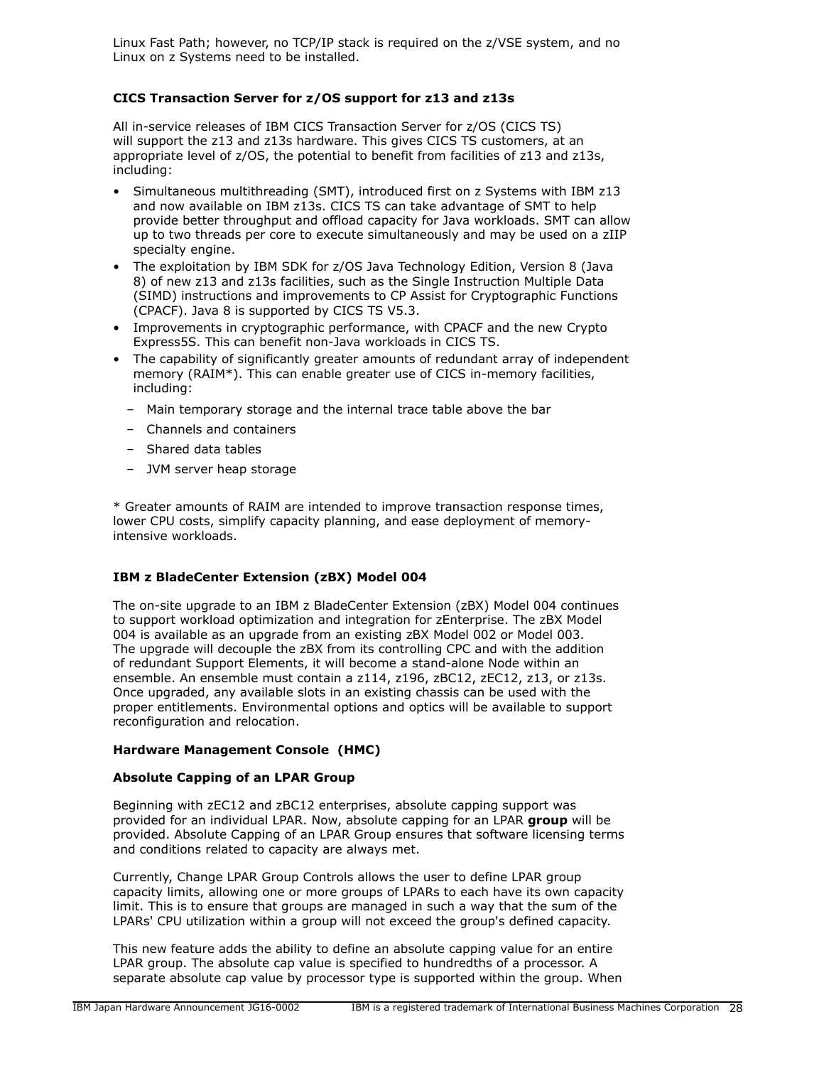Linux Fast Path; however, no TCP/IP stack is required on the z/VSE system, and no Linux on z Systems need to be installed.

### CICS Transaction Server for z/OS support for z13 and z13s

All in-service releases of IBM CICS Transaction Server for z/OS (CICS TS) will support the z13 and z13s hardware. This gives CICS TS customers, at an appropriate level of z/OS, the potential to benefit from facilities of z13 and z13s, including:

- Simultaneous multithreading (SMT), introduced first on z Systems with IBM z13 and now available on IBM z13s. CICS TS can take advantage of SMT to help provide better throughput and offload capacity for Java workloads. SMT can allow up to two threads per core to execute simultaneously and may be used on a zIIP specialty engine.
- The exploitation by IBM SDK for z/OS Java Technology Edition, Version 8 (Java 8) of new z13 and z13s facilities, such as the Single Instruction Multiple Data (SIMD) instructions and improvements to CP Assist for Cryptographic Functions (CPACF). Java 8 is supported by CICS TS V5.3.
- Improvements in cryptographic performance, with CPACF and the new Crypto Express5S. This can benefit non-Java workloads in CICS TS.
- The capability of significantly greater amounts of redundant array of independent memory (RAIM*). This can enable greater use of CICS in-memory facilities, including:
  - Main temporary storage and the internal trace table above the bar
  - Channels and containers
  - Shared data tables
  - JVM server heap storage

* Greater amounts of RAIM are intended to improve transaction response times, lower CPU costs, simplify capacity planning, and ease deployment of memory-intensive workloads.

### IBM z BladeCenter Extension (zBX) Model 004

The on-site upgrade to an IBM z BladeCenter Extension (zBX) Model 004 continues to support workload optimization and integration for zEnterprise. The zBX Model 004 is available as an upgrade from an existing zBX Model 002 or Model 003. The upgrade will decouple the zBX from its controlling CPC and with the addition of redundant Support Elements, it will become a stand-alone Node within an ensemble. An ensemble must contain a z114, z196, zBC12, zEC12, z13, or z13s. Once upgraded, any available slots in an existing chassis can be used with the proper entitlements. Environmental options and optics will be available to support reconfiguration and relocation.

### Hardware Management Console (HMC)

### Absolute Capping of an LPAR Group

Beginning with zEC12 and zBC12 enterprises, absolute capping support was provided for an individual LPAR. Now, absolute capping for an LPAR **group** will be provided. Absolute Capping of an LPAR Group ensures that software licensing terms and conditions related to capacity are always met.

Currently, Change LPAR Group Controls allows the user to define LPAR group capacity limits, allowing one or more groups of LPARs to each have its own capacity limit. This is to ensure that groups are managed in such a way that the sum of the LPARs' CPU utilization within a group will not exceed the group's defined capacity.

This new feature adds the ability to define an absolute capping value for an entire LPAR group. The absolute cap value is specified to hundredths of a processor. A separate absolute cap value by processor type is supported within the group. When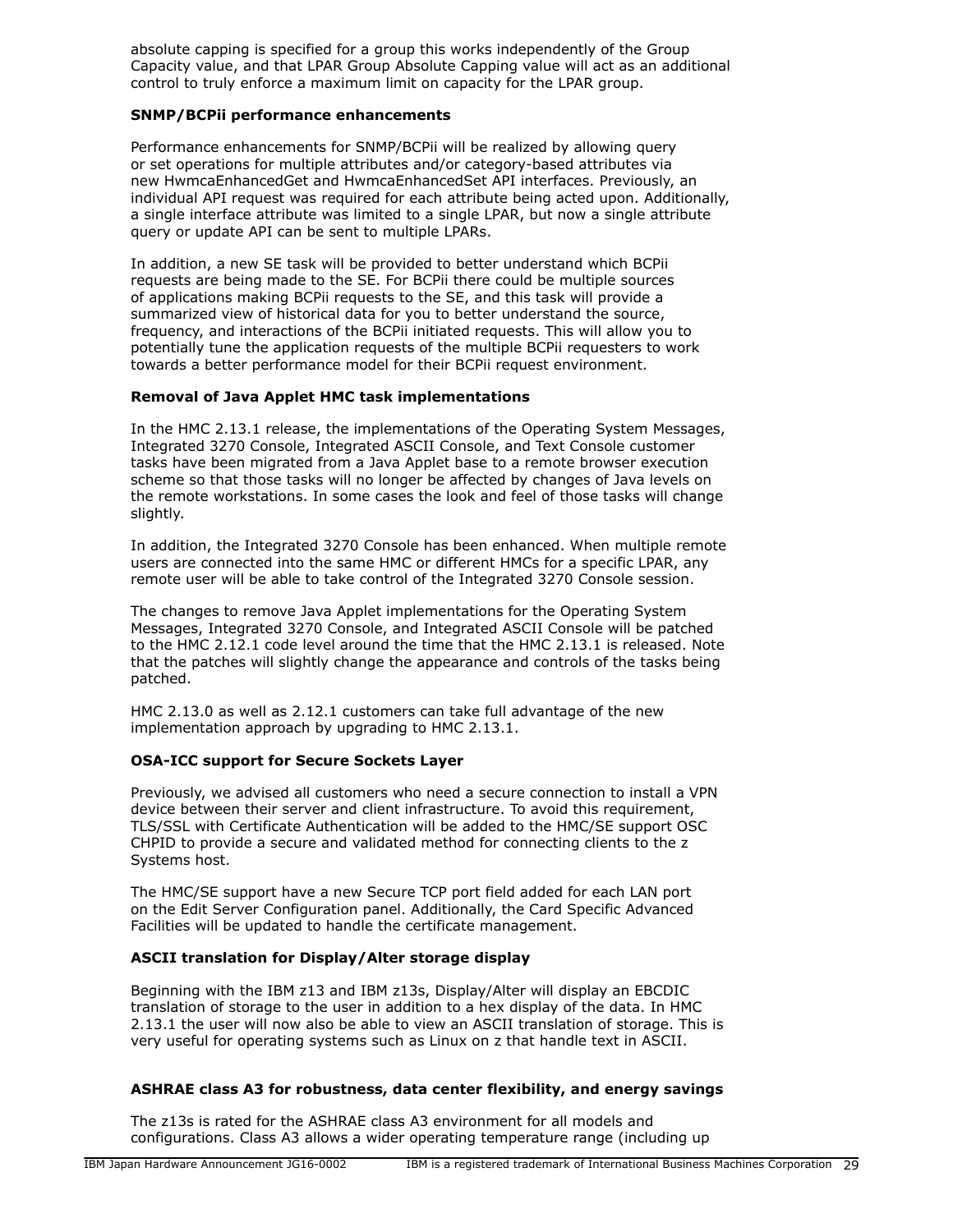absolute capping is specified for a group this works independently of the Group Capacity value, and that LPAR Group Absolute Capping value will act as an additional control to truly enforce a maximum limit on capacity for the LPAR group.

**SNMP/BCPii performance enhancements**

Performance enhancements for SNMP/BCPii will be realized by allowing query or set operations for multiple attributes and/or category-based attributes via new HwmcaEnhancedGet and HwmcaEnhancedSet API interfaces. Previously, an individual API request was required for each attribute being acted upon. Additionally, a single interface attribute was limited to a single LPAR, but now a single attribute query or update API can be sent to multiple LPARs.

In addition, a new SE task will be provided to better understand which BCPii requests are being made to the SE. For BCPii there could be multiple sources of applications making BCPii requests to the SE, and this task will provide a summarized view of historical data for you to better understand the source, frequency, and interactions of the BCPii initiated requests. This will allow you to potentially tune the application requests of the multiple BCPii requesters to work towards a better performance model for their BCPii request environment.

**Removal of Java Applet HMC task implementations**

In the HMC 2.13.1 release, the implementations of the Operating System Messages, Integrated 3270 Console, Integrated ASCII Console, and Text Console customer tasks have been migrated from a Java Applet base to a remote browser execution scheme so that those tasks will no longer be affected by changes of Java levels on the remote workstations. In some cases the look and feel of those tasks will change slightly.

In addition, the Integrated 3270 Console has been enhanced. When multiple remote users are connected into the same HMC or different HMCs for a specific LPAR, any remote user will be able to take control of the Integrated 3270 Console session.

The changes to remove Java Applet implementations for the Operating System Messages, Integrated 3270 Console, and Integrated ASCII Console will be patched to the HMC 2.12.1 code level around the time that the HMC 2.13.1 is released. Note that the patches will slightly change the appearance and controls of the tasks being patched.

HMC 2.13.0 as well as 2.12.1 customers can take full advantage of the new implementation approach by upgrading to HMC 2.13.1.

**OSA-ICC support for Secure Sockets Layer**

Previously, we advised all customers who need a secure connection to install a VPN device between their server and client infrastructure. To avoid this requirement, TLS/SSL with Certificate Authentication will be added to the HMC/SE support OSC CHPID to provide a secure and validated method for connecting clients to the z Systems host.

The HMC/SE support have a new Secure TCP port field added for each LAN port on the Edit Server Configuration panel. Additionally, the Card Specific Advanced Facilities will be updated to handle the certificate management.

**ASCII translation for Display/Alter storage display**

Beginning with the IBM z13 and IBM z13s, Display/Alter will display an EBCDIC translation of storage to the user in addition to a hex display of the data. In HMC 2.13.1 the user will now also be able to view an ASCII translation of storage. This is very useful for operating systems such as Linux on z that handle text in ASCII.

**ASHRAE class A3 for robustness, data center flexibility, and energy savings**

The z13s is rated for the ASHRAE class A3 environment for all models and configurations. Class A3 allows a wider operating temperature range (including up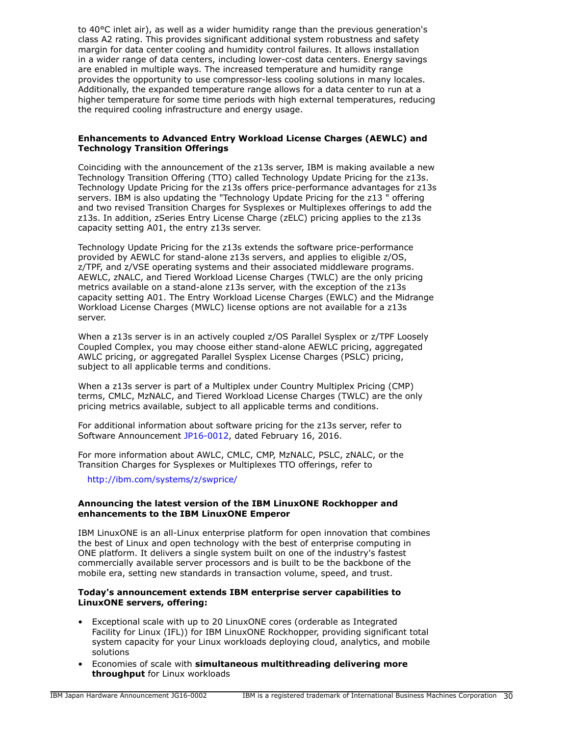to 40°C inlet air), as well as a wider humidity range than the previous generation's class A2 rating. This provides significant additional system robustness and safety margin for data center cooling and humidity control failures. It allows installation in a wider range of data centers, including lower-cost data centers. Energy savings are enabled in multiple ways. The increased temperature and humidity range provides the opportunity to use compressor-less cooling solutions in many locales. Additionally, the expanded temperature range allows for a data center to run at a higher temperature for some time periods with high external temperatures, reducing the required cooling infrastructure and energy usage.

**Enhancements to Advanced Entry Workload License Charges (AEWLC) and Technology Transition Offerings**

Coinciding with the announcement of the z13s server, IBM is making available a new Technology Transition Offering (TTO) called Technology Update Pricing for the z13s. Technology Update Pricing for the z13s offers price-performance advantages for z13s servers. IBM is also updating the "Technology Update Pricing for the z13 " offering and two revised Transition Charges for Sysplexes or Multiplexes offerings to add the z13s. In addition, zSeries Entry License Charge (zELC) pricing applies to the z13s capacity setting A01, the entry z13s server.

Technology Update Pricing for the z13s extends the software price-performance provided by AEWLC for stand-alone z13s servers, and applies to eligible z/OS, z/TPF, and z/VSE operating systems and their associated middleware programs. AEWLC, zNALC, and Tiered Workload License Charges (TWLC) are the only pricing metrics available on a stand-alone z13s server, with the exception of the z13s capacity setting A01. The Entry Workload License Charges (EWLC) and the Midrange Workload License Charges (MWLC) license options are not available for a z13s server.

When a z13s server is in an actively coupled z/OS Parallel Sysplex or z/TPF Loosely Coupled Complex, you may choose either stand-alone AEWLC pricing, aggregated AWLC pricing, or aggregated Parallel Sysplex License Charges (PSLC) pricing, subject to all applicable terms and conditions.

When a z13s server is part of a Multiplex under Country Multiplex Pricing (CMP) terms, CMLC, MzNALC, and Tiered Workload License Charges (TWLC) are the only pricing metrics available, subject to all applicable terms and conditions.

For additional information about software pricing for the z13s server, refer to Software Announcement JP16-0012, dated February 16, 2016.

For more information about AWLC, CMLC, CMP, MzNALC, PSLC, zNALC, or the Transition Charges for Sysplexes or Multiplexes TTO offerings, refer to

http://ibm.com/systems/z/swprice/

**Announcing the latest version of the IBM LinuxONE Rockhopper and enhancements to the IBM LinuxONE Emperor**

IBM LinuxONE is an all-Linux enterprise platform for open innovation that combines the best of Linux and open technology with the best of enterprise computing in ONE platform. It delivers a single system built on one of the industry's fastest commercially available server processors and is built to be the backbone of the mobile era, setting new standards in transaction volume, speed, and trust.

**Today's announcement extends IBM enterprise server capabilities to LinuxONE servers, offering:**

- Exceptional scale with up to 20 LinuxONE cores (orderable as Integrated Facility for Linux (IFL)) for IBM LinuxONE Rockhopper, providing significant total system capacity for your Linux workloads deploying cloud, analytics, and mobile solutions
- Economies of scale with **simultaneous multithreading delivering more throughput** for Linux workloads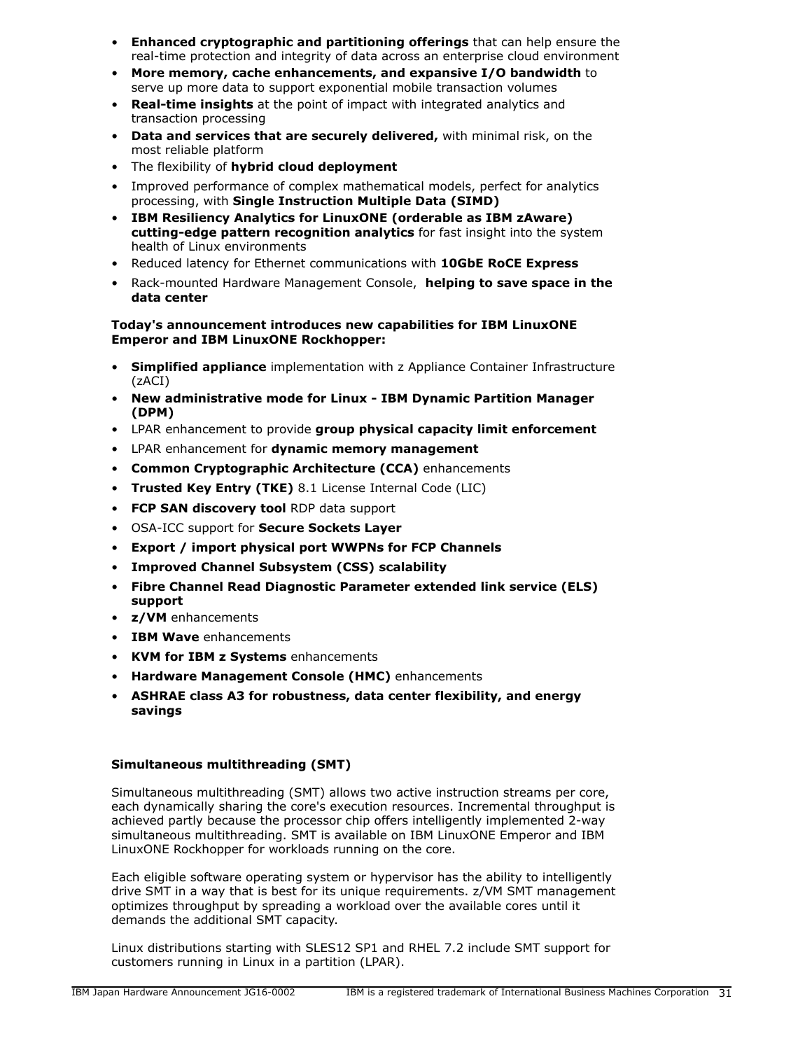- **Enhanced cryptographic and partitioning offerings** that can help ensure the real-time protection and integrity of data across an enterprise cloud environment
- **More memory, cache enhancements, and expansive I/O bandwidth** to serve up more data to support exponential mobile transaction volumes
- **Real-time insights** at the point of impact with integrated analytics and transaction processing
- **Data and services that are securely delivered,** with minimal risk, on the most reliable platform
- The flexibility of **hybrid cloud deployment**
- Improved performance of complex mathematical models, perfect for analytics processing, with **Single Instruction Multiple Data (SIMD)**
- **IBM Resiliency Analytics for LinuxONE (orderable as IBM zAware) cutting-edge pattern recognition analytics** for fast insight into the system health of Linux environments
- Reduced latency for Ethernet communications with **10GbE RoCE Express**
- Rack-mounted Hardware Management Console, **helping to save space in the data center**

**Today's announcement introduces new capabilities for IBM LinuxONE Emperor and IBM LinuxONE Rockhopper:**

- **Simplified appliance** implementation with z Appliance Container Infrastructure (zACI)
- **New administrative mode for Linux - IBM Dynamic Partition Manager (DPM)**
- LPAR enhancement to provide **group physical capacity limit enforcement**
- LPAR enhancement for **dynamic memory management**
- **Common Cryptographic Architecture (CCA)** enhancements
- **Trusted Key Entry (TKE)** 8.1 License Internal Code (LIC)
- **FCP SAN discovery tool** RDP data support
- OSA-ICC support for **Secure Sockets Layer**
- **Export / import physical port WWPNs for FCP Channels**
- **Improved Channel Subsystem (CSS) scalability**
- **Fibre Channel Read Diagnostic Parameter extended link service (ELS) support**
- **z/VM** enhancements
- **IBM Wave** enhancements
- **KVM for IBM z Systems** enhancements
- **Hardware Management Console (HMC)** enhancements
- **ASHRAE class A3 for robustness, data center flexibility, and energy savings**

### Simultaneous multithreading (SMT)

Simultaneous multithreading (SMT) allows two active instruction streams per core, each dynamically sharing the core's execution resources. Incremental throughput is achieved partly because the processor chip offers intelligently implemented 2-way simultaneous multithreading. SMT is available on IBM LinuxONE Emperor and IBM LinuxONE Rockhopper for workloads running on the core.

Each eligible software operating system or hypervisor has the ability to intelligently drive SMT in a way that is best for its unique requirements. z/VM SMT management optimizes throughput by spreading a workload over the available cores until it demands the additional SMT capacity.

Linux distributions starting with SLES12 SP1 and RHEL 7.2 include SMT support for customers running in Linux in a partition (LPAR).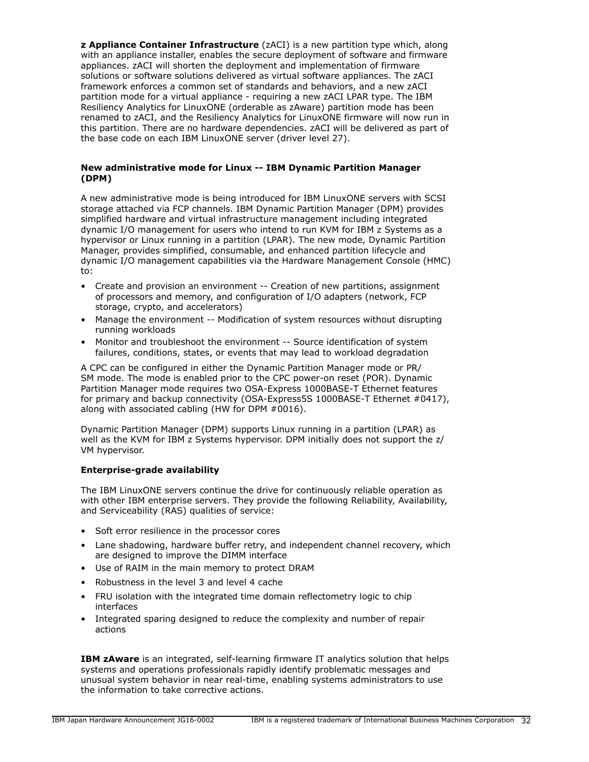**z Appliance Container Infrastructure** (zACI) is a new partition type which, along with an appliance installer, enables the secure deployment of software and firmware appliances. zACI will shorten the deployment and implementation of firmware solutions or software solutions delivered as virtual software appliances. The zACI framework enforces a common set of standards and behaviors, and a new zACI partition mode for a virtual appliance - requiring a new zACI LPAR type. The IBM Resiliency Analytics for LinuxONE (orderable as zAware) partition mode has been renamed to zACI, and the Resiliency Analytics for LinuxONE firmware will now run in this partition. There are no hardware dependencies. zACI will be delivered as part of the base code on each IBM LinuxONE server (driver level 27).

**New administrative mode for Linux -- IBM Dynamic Partition Manager (DPM)**

A new administrative mode is being introduced for IBM LinuxONE servers with SCSI storage attached via FCP channels. IBM Dynamic Partition Manager (DPM) provides simplified hardware and virtual infrastructure management including integrated dynamic I/O management for users who intend to run KVM for IBM z Systems as a hypervisor or Linux running in a partition (LPAR). The new mode, Dynamic Partition Manager, provides simplified, consumable, and enhanced partition lifecycle and dynamic I/O management capabilities via the Hardware Management Console (HMC) to:

- Create and provision an environment -- Creation of new partitions, assignment of processors and memory, and configuration of I/O adapters (network, FCP storage, crypto, and accelerators)
- Manage the environment -- Modification of system resources without disrupting running workloads
- Monitor and troubleshoot the environment -- Source identification of system failures, conditions, states, or events that may lead to workload degradation

A CPC can be configured in either the Dynamic Partition Manager mode or PR/SM mode. The mode is enabled prior to the CPC power-on reset (POR). Dynamic Partition Manager mode requires two OSA-Express 1000BASE-T Ethernet features for primary and backup connectivity (OSA-Express5S 1000BASE-T Ethernet #0417), along with associated cabling (HW for DPM #0016).

Dynamic Partition Manager (DPM) supports Linux running in a partition (LPAR) as well as the KVM for IBM z Systems hypervisor. DPM initially does not support the z/VM hypervisor.

**Enterprise-grade availability**

The IBM LinuxONE servers continue the drive for continuously reliable operation as with other IBM enterprise servers. They provide the following Reliability, Availability, and Serviceability (RAS) qualities of service:

- Soft error resilience in the processor cores
- Lane shadowing, hardware buffer retry, and independent channel recovery, which are designed to improve the DIMM interface
- Use of RAIM in the main memory to protect DRAM
- Robustness in the level 3 and level 4 cache
- FRU isolation with the integrated time domain reflectometry logic to chip interfaces
- Integrated sparing designed to reduce the complexity and number of repair actions

**IBM zAware** is an integrated, self-learning firmware IT analytics solution that helps systems and operations professionals rapidly identify problematic messages and unusual system behavior in near real-time, enabling systems administrators to use the information to take corrective actions.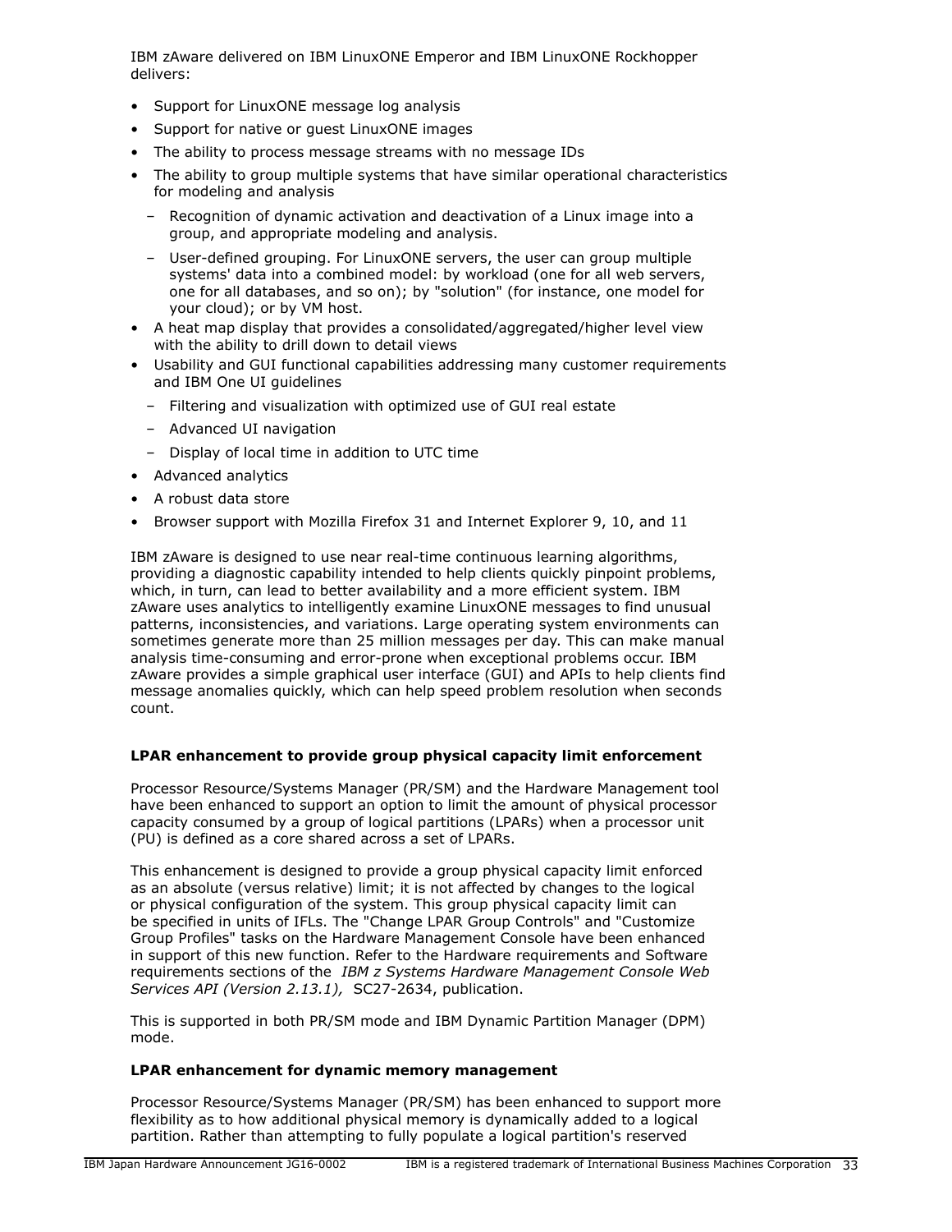IBM zAware delivered on IBM LinuxONE Emperor and IBM LinuxONE Rockhopper delivers:

- Support for LinuxONE message log analysis
- Support for native or guest LinuxONE images
- The ability to process message streams with no message IDs
- The ability to group multiple systems that have similar operational characteristics for modeling and analysis
  - Recognition of dynamic activation and deactivation of a Linux image into a group, and appropriate modeling and analysis.
  - User-defined grouping. For LinuxONE servers, the user can group multiple systems' data into a combined model: by workload (one for all web servers, one for all databases, and so on); by "solution" (for instance, one model for your cloud); or by VM host.
- A heat map display that provides a consolidated/aggregated/higher level view with the ability to drill down to detail views
- Usability and GUI functional capabilities addressing many customer requirements and IBM One UI guidelines
  - Filtering and visualization with optimized use of GUI real estate
  - Advanced UI navigation
  - Display of local time in addition to UTC time
- Advanced analytics
- A robust data store
- Browser support with Mozilla Firefox 31 and Internet Explorer 9, 10, and 11

IBM zAware is designed to use near real-time continuous learning algorithms, providing a diagnostic capability intended to help clients quickly pinpoint problems, which, in turn, can lead to better availability and a more efficient system. IBM zAware uses analytics to intelligently examine LinuxONE messages to find unusual patterns, inconsistencies, and variations. Large operating system environments can sometimes generate more than 25 million messages per day. This can make manual analysis time-consuming and error-prone when exceptional problems occur. IBM zAware provides a simple graphical user interface (GUI) and APIs to help clients find message anomalies quickly, which can help speed problem resolution when seconds count.

**LPAR enhancement to provide group physical capacity limit enforcement**

Processor Resource/Systems Manager (PR/SM) and the Hardware Management tool have been enhanced to support an option to limit the amount of physical processor capacity consumed by a group of logical partitions (LPARs) when a processor unit (PU) is defined as a core shared across a set of LPARs.

This enhancement is designed to provide a group physical capacity limit enforced as an absolute (versus relative) limit; it is not affected by changes to the logical or physical configuration of the system. This group physical capacity limit can be specified in units of IFLs. The "Change LPAR Group Controls" and "Customize Group Profiles" tasks on the Hardware Management Console have been enhanced in support of this new function. Refer to the Hardware requirements and Software requirements sections of the *IBM z Systems Hardware Management Console Web Services API (Version 2.13.1),* SC27-2634, publication.

This is supported in both PR/SM mode and IBM Dynamic Partition Manager (DPM) mode.

**LPAR enhancement for dynamic memory management**

Processor Resource/Systems Manager (PR/SM) has been enhanced to support more flexibility as to how additional physical memory is dynamically added to a logical partition. Rather than attempting to fully populate a logical partition's reserved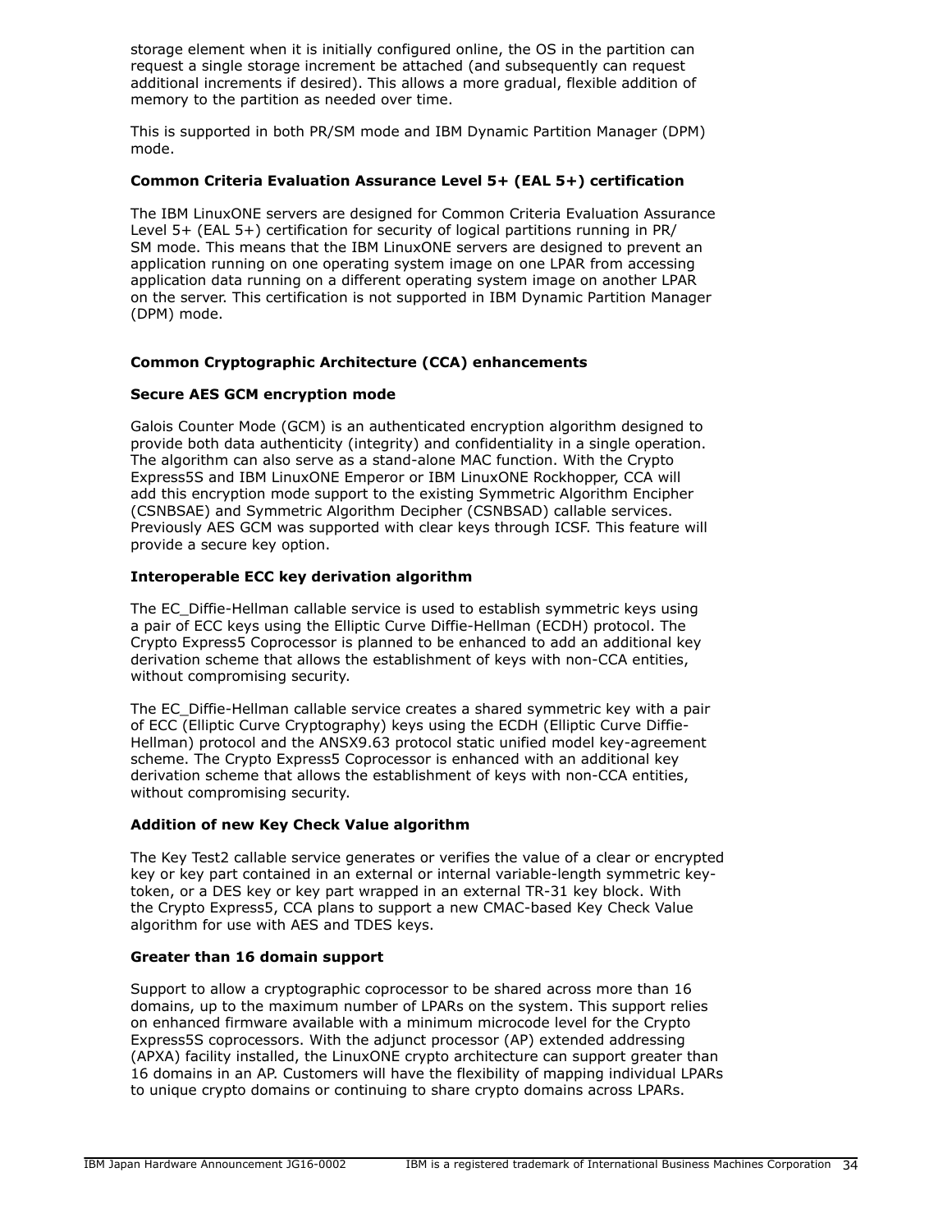storage element when it is initially configured online, the OS in the partition can request a single storage increment be attached (and subsequently can request additional increments if desired). This allows a more gradual, flexible addition of memory to the partition as needed over time.

This is supported in both PR/SM mode and IBM Dynamic Partition Manager (DPM) mode.

**Common Criteria Evaluation Assurance Level 5+ (EAL 5+) certification**

The IBM LinuxONE servers are designed for Common Criteria Evaluation Assurance Level 5+ (EAL 5+) certification for security of logical partitions running in PR/SM mode. This means that the IBM LinuxONE servers are designed to prevent an application running on one operating system image on one LPAR from accessing application data running on a different operating system image on another LPAR on the server. This certification is not supported in IBM Dynamic Partition Manager (DPM) mode.

**Common Cryptographic Architecture (CCA) enhancements**

**Secure AES GCM encryption mode**

Galois Counter Mode (GCM) is an authenticated encryption algorithm designed to provide both data authenticity (integrity) and confidentiality in a single operation. The algorithm can also serve as a stand-alone MAC function. With the Crypto Express5S and IBM LinuxONE Emperor or IBM LinuxONE Rockhopper, CCA will add this encryption mode support to the existing Symmetric Algorithm Encipher (CSNBSAE) and Symmetric Algorithm Decipher (CSNBSAD) callable services. Previously AES GCM was supported with clear keys through ICSF. This feature will provide a secure key option.

**Interoperable ECC key derivation algorithm**

The EC_Diffie-Hellman callable service is used to establish symmetric keys using a pair of ECC keys using the Elliptic Curve Diffie-Hellman (ECDH) protocol. The Crypto Express5 Coprocessor is planned to be enhanced to add an additional key derivation scheme that allows the establishment of keys with non-CCA entities, without compromising security.

The EC_Diffie-Hellman callable service creates a shared symmetric key with a pair of ECC (Elliptic Curve Cryptography) keys using the ECDH (Elliptic Curve Diffie-Hellman) protocol and the ANSX9.63 protocol static unified model key-agreement scheme. The Crypto Express5 Coprocessor is enhanced with an additional key derivation scheme that allows the establishment of keys with non-CCA entities, without compromising security.

**Addition of new Key Check Value algorithm**

The Key Test2 callable service generates or verifies the value of a clear or encrypted key or key part contained in an external or internal variable-length symmetric key-token, or a DES key or key part wrapped in an external TR-31 key block. With the Crypto Express5, CCA plans to support a new CMAC-based Key Check Value algorithm for use with AES and TDES keys.

**Greater than 16 domain support**

Support to allow a cryptographic coprocessor to be shared across more than 16 domains, up to the maximum number of LPARs on the system. This support relies on enhanced firmware available with a minimum microcode level for the Crypto Express5S coprocessors. With the adjunct processor (AP) extended addressing (APXA) facility installed, the LinuxONE crypto architecture can support greater than 16 domains in an AP. Customers will have the flexibility of mapping individual LPARs to unique crypto domains or continuing to share crypto domains across LPARs.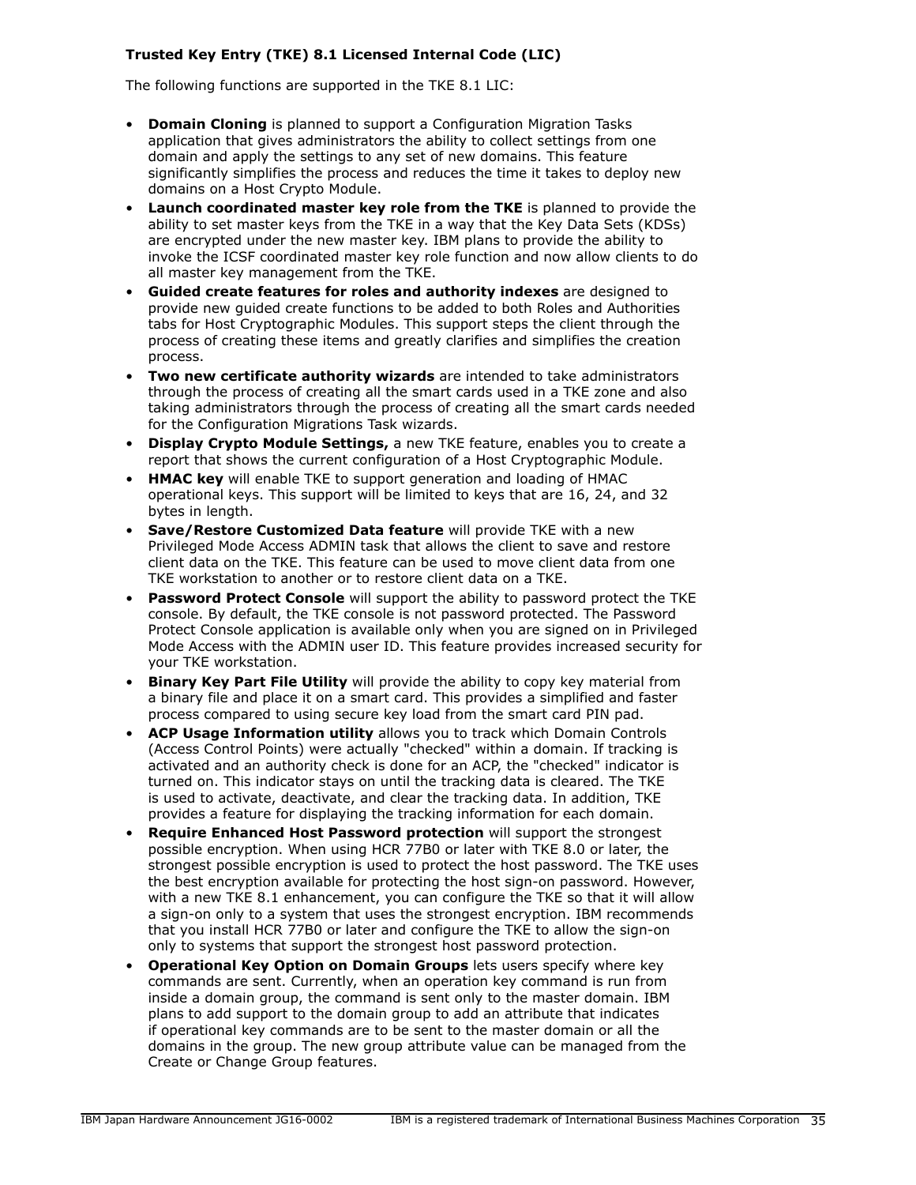**Trusted Key Entry (TKE) 8.1 Licensed Internal Code (LIC)**

The following functions are supported in the TKE 8.1 LIC:

- **Domain Cloning** is planned to support a Configuration Migration Tasks application that gives administrators the ability to collect settings from one domain and apply the settings to any set of new domains. This feature significantly simplifies the process and reduces the time it takes to deploy new domains on a Host Crypto Module.
- **Launch coordinated master key role from the TKE** is planned to provide the ability to set master keys from the TKE in a way that the Key Data Sets (KDSs) are encrypted under the new master key. IBM plans to provide the ability to invoke the ICSF coordinated master key role function and now allow clients to do all master key management from the TKE.
- **Guided create features for roles and authority indexes** are designed to provide new guided create functions to be added to both Roles and Authorities tabs for Host Cryptographic Modules. This support steps the client through the process of creating these items and greatly clarifies and simplifies the creation process.
- **Two new certificate authority wizards** are intended to take administrators through the process of creating all the smart cards used in a TKE zone and also taking administrators through the process of creating all the smart cards needed for the Configuration Migrations Task wizards.
- **Display Crypto Module Settings,** a new TKE feature, enables you to create a report that shows the current configuration of a Host Cryptographic Module.
- **HMAC key** will enable TKE to support generation and loading of HMAC operational keys. This support will be limited to keys that are 16, 24, and 32 bytes in length.
- **Save/Restore Customized Data feature** will provide TKE with a new Privileged Mode Access ADMIN task that allows the client to save and restore client data on the TKE. This feature can be used to move client data from one TKE workstation to another or to restore client data on a TKE.
- **Password Protect Console** will support the ability to password protect the TKE console. By default, the TKE console is not password protected. The Password Protect Console application is available only when you are signed on in Privileged Mode Access with the ADMIN user ID. This feature provides increased security for your TKE workstation.
- **Binary Key Part File Utility** will provide the ability to copy key material from a binary file and place it on a smart card. This provides a simplified and faster process compared to using secure key load from the smart card PIN pad.
- **ACP Usage Information utility** allows you to track which Domain Controls (Access Control Points) were actually "checked" within a domain. If tracking is activated and an authority check is done for an ACP, the "checked" indicator is turned on. This indicator stays on until the tracking data is cleared. The TKE is used to activate, deactivate, and clear the tracking data. In addition, TKE provides a feature for displaying the tracking information for each domain.
- **Require Enhanced Host Password protection** will support the strongest possible encryption. When using HCR 77B0 or later with TKE 8.0 or later, the strongest possible encryption is used to protect the host password. The TKE uses the best encryption available for protecting the host sign-on password. However, with a new TKE 8.1 enhancement, you can configure the TKE so that it will allow a sign-on only to a system that uses the strongest encryption. IBM recommends that you install HCR 77B0 or later and configure the TKE to allow the sign-on only to systems that support the strongest host password protection.
- **Operational Key Option on Domain Groups** lets users specify where key commands are sent. Currently, when an operation key command is run from inside a domain group, the command is sent only to the master domain. IBM plans to add support to the domain group to add an attribute that indicates if operational key commands are to be sent to the master domain or all the domains in the group. The new group attribute value can be managed from the Create or Change Group features.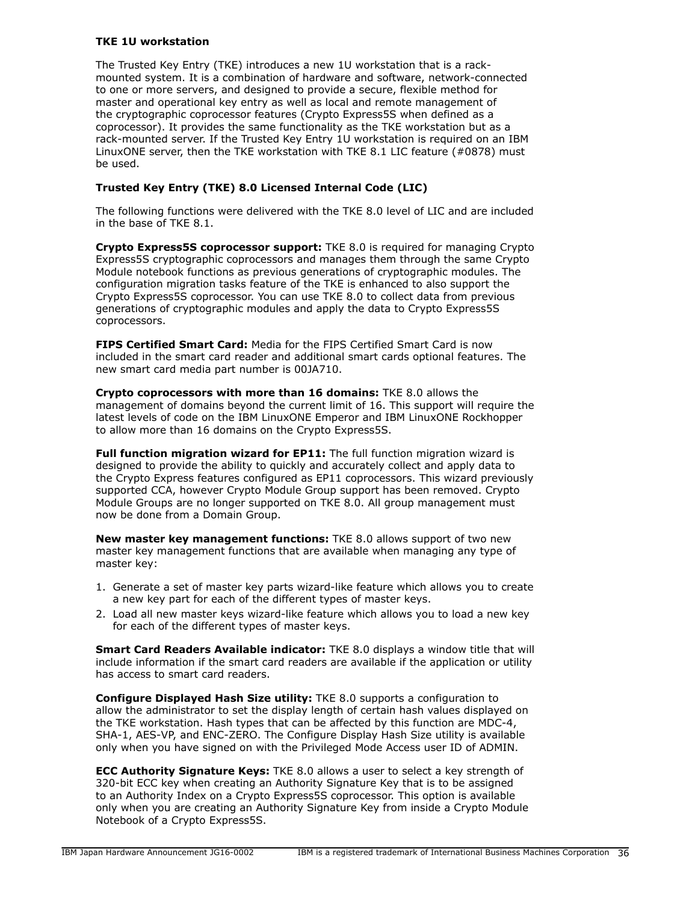**TKE 1U workstation**

The Trusted Key Entry (TKE) introduces a new 1U workstation that is a rack-mounted system. It is a combination of hardware and software, network-connected to one or more servers, and designed to provide a secure, flexible method for master and operational key entry as well as local and remote management of the cryptographic coprocessor features (Crypto Express5S when defined as a coprocessor). It provides the same functionality as the TKE workstation but as a rack-mounted server. If the Trusted Key Entry 1U workstation is required on an IBM LinuxONE server, then the TKE workstation with TKE 8.1 LIC feature (#0878) must be used.

**Trusted Key Entry (TKE) 8.0 Licensed Internal Code (LIC)**

The following functions were delivered with the TKE 8.0 level of LIC and are included in the base of TKE 8.1.

**Crypto Express5S coprocessor support:** TKE 8.0 is required for managing Crypto Express5S cryptographic coprocessors and manages them through the same Crypto Module notebook functions as previous generations of cryptographic modules. The configuration migration tasks feature of the TKE is enhanced to also support the Crypto Express5S coprocessor. You can use TKE 8.0 to collect data from previous generations of cryptographic modules and apply the data to Crypto Express5S coprocessors.

**FIPS Certified Smart Card:** Media for the FIPS Certified Smart Card is now included in the smart card reader and additional smart cards optional features. The new smart card media part number is 00JA710.

**Crypto coprocessors with more than 16 domains:** TKE 8.0 allows the management of domains beyond the current limit of 16. This support will require the latest levels of code on the IBM LinuxONE Emperor and IBM LinuxONE Rockhopper to allow more than 16 domains on the Crypto Express5S.

**Full function migration wizard for EP11:** The full function migration wizard is designed to provide the ability to quickly and accurately collect and apply data to the Crypto Express features configured as EP11 coprocessors. This wizard previously supported CCA, however Crypto Module Group support has been removed. Crypto Module Groups are no longer supported on TKE 8.0. All group management must now be done from a Domain Group.

**New master key management functions:** TKE 8.0 allows support of two new master key management functions that are available when managing any type of master key:

1. Generate a set of master key parts wizard-like feature which allows you to create a new key part for each of the different types of master keys.
2. Load all new master keys wizard-like feature which allows you to load a new key for each of the different types of master keys.

**Smart Card Readers Available indicator:** TKE 8.0 displays a window title that will include information if the smart card readers are available if the application or utility has access to smart card readers.

**Configure Displayed Hash Size utility:** TKE 8.0 supports a configuration to allow the administrator to set the display length of certain hash values displayed on the TKE workstation. Hash types that can be affected by this function are MDC-4, SHA-1, AES-VP, and ENC-ZERO. The Configure Display Hash Size utility is available only when you have signed on with the Privileged Mode Access user ID of ADMIN.

**ECC Authority Signature Keys:** TKE 8.0 allows a user to select a key strength of 320-bit ECC key when creating an Authority Signature Key that is to be assigned to an Authority Index on a Crypto Express5S coprocessor. This option is available only when you are creating an Authority Signature Key from inside a Crypto Module Notebook of a Crypto Express5S.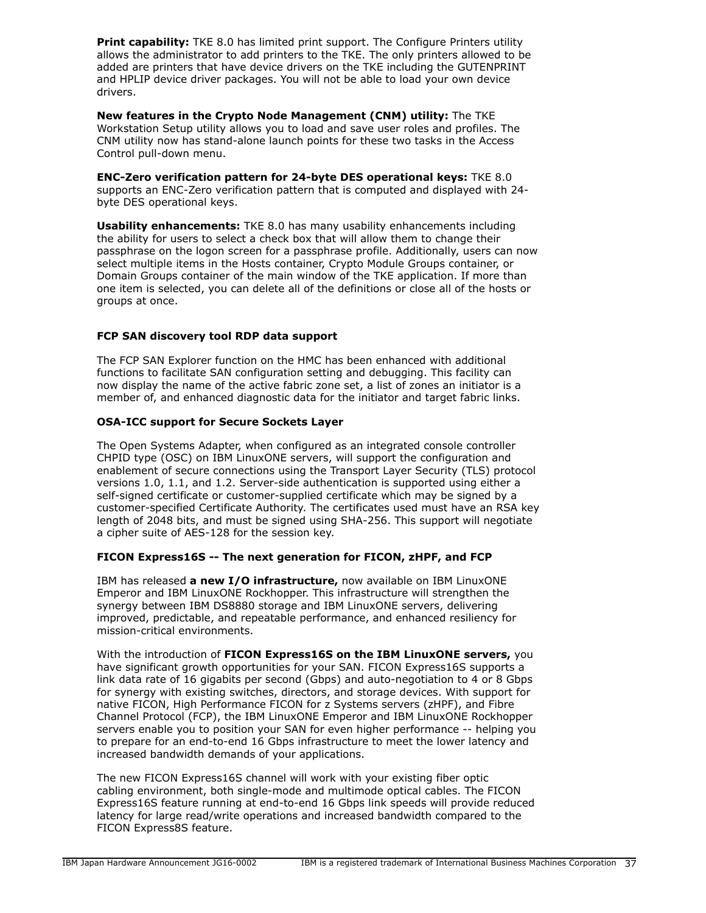**Print capability:** TKE 8.0 has limited print support. The Configure Printers utility allows the administrator to add printers to the TKE. The only printers allowed to be added are printers that have device drivers on the TKE including the GUTENPRINT and HPLIP device driver packages. You will not be able to load your own device drivers.

**New features in the Crypto Node Management (CNM) utility:** The TKE Workstation Setup utility allows you to load and save user roles and profiles. The CNM utility now has stand-alone launch points for these two tasks in the Access Control pull-down menu.

**ENC-Zero verification pattern for 24-byte DES operational keys:** TKE 8.0 supports an ENC-Zero verification pattern that is computed and displayed with 24-byte DES operational keys.

**Usability enhancements:** TKE 8.0 has many usability enhancements including the ability for users to select a check box that will allow them to change their passphrase on the logon screen for a passphrase profile. Additionally, users can now select multiple items in the Hosts container, Crypto Module Groups container, or Domain Groups container of the main window of the TKE application. If more than one item is selected, you can delete all of the definitions or close all of the hosts or groups at once.

### FCP SAN discovery tool RDP data support

The FCP SAN Explorer function on the HMC has been enhanced with additional functions to facilitate SAN configuration setting and debugging. This facility can now display the name of the active fabric zone set, a list of zones an initiator is a member of, and enhanced diagnostic data for the initiator and target fabric links.

### OSA-ICC support for Secure Sockets Layer

The Open Systems Adapter, when configured as an integrated console controller CHPID type (OSC) on IBM LinuxONE servers, will support the configuration and enablement of secure connections using the Transport Layer Security (TLS) protocol versions 1.0, 1.1, and 1.2. Server-side authentication is supported using either a self-signed certificate or customer-supplied certificate which may be signed by a customer-specified Certificate Authority. The certificates used must have an RSA key length of 2048 bits, and must be signed using SHA-256. This support will negotiate a cipher suite of AES-128 for the session key.

### FICON Express16S -- The next generation for FICON, zHPF, and FCP

IBM has released **a new I/O infrastructure,** now available on IBM LinuxONE Emperor and IBM LinuxONE Rockhopper. This infrastructure will strengthen the synergy between IBM DS8880 storage and IBM LinuxONE servers, delivering improved, predictable, and repeatable performance, and enhanced resiliency for mission-critical environments.

With the introduction of **FICON Express16S on the IBM LinuxONE servers,** you have significant growth opportunities for your SAN. FICON Express16S supports a link data rate of 16 gigabits per second (Gbps) and auto-negotiation to 4 or 8 Gbps for synergy with existing switches, directors, and storage devices. With support for native FICON, High Performance FICON for z Systems servers (zHPF), and Fibre Channel Protocol (FCP), the IBM LinuxONE Emperor and IBM LinuxONE Rockhopper servers enable you to position your SAN for even higher performance -- helping you to prepare for an end-to-end 16 Gbps infrastructure to meet the lower latency and increased bandwidth demands of your applications.

The new FICON Express16S channel will work with your existing fiber optic cabling environment, both single-mode and multimode optical cables. The FICON Express16S feature running at end-to-end 16 Gbps link speeds will provide reduced latency for large read/write operations and increased bandwidth compared to the FICON Express8S feature.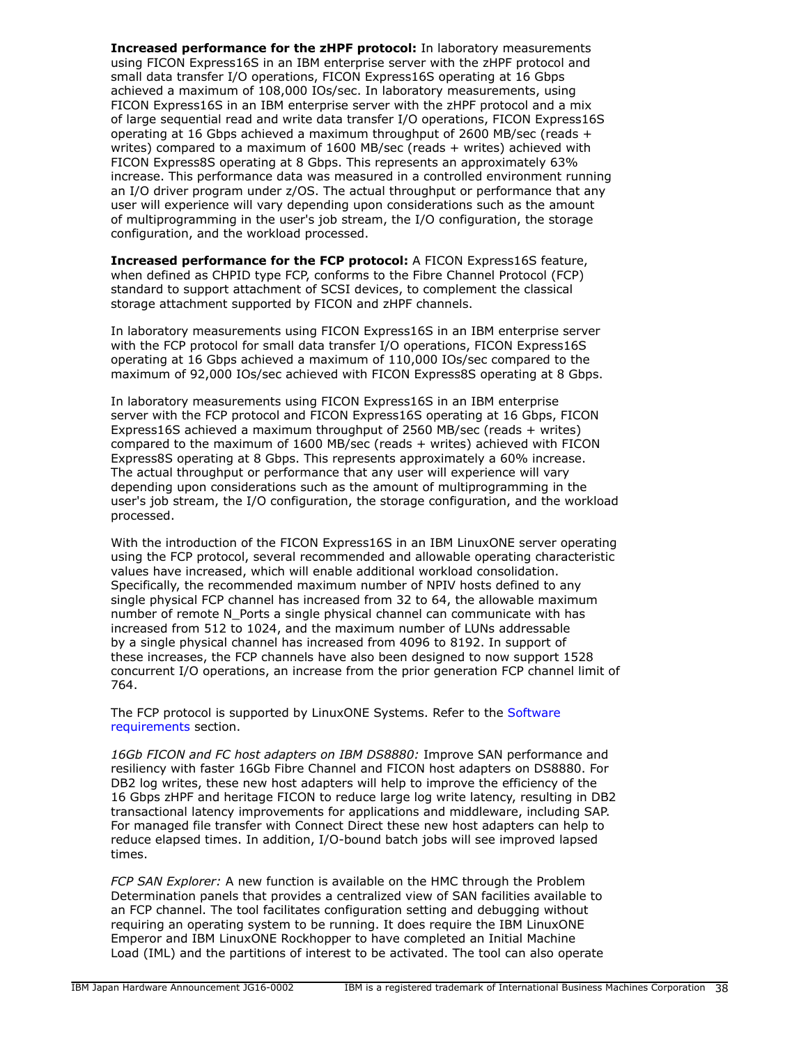**Increased performance for the zHPF protocol:** In laboratory measurements using FICON Express16S in an IBM enterprise server with the zHPF protocol and small data transfer I/O operations, FICON Express16S operating at 16 Gbps achieved a maximum of 108,000 IOs/sec. In laboratory measurements, using FICON Express16S in an IBM enterprise server with the zHPF protocol and a mix of large sequential read and write data transfer I/O operations, FICON Express16S operating at 16 Gbps achieved a maximum throughput of 2600 MB/sec (reads + writes) compared to a maximum of 1600 MB/sec (reads + writes) achieved with FICON Express8S operating at 8 Gbps. This represents an approximately 63% increase. This performance data was measured in a controlled environment running an I/O driver program under z/OS. The actual throughput or performance that any user will experience will vary depending upon considerations such as the amount of multiprogramming in the user's job stream, the I/O configuration, the storage configuration, and the workload processed.

**Increased performance for the FCP protocol:** A FICON Express16S feature, when defined as CHPID type FCP, conforms to the Fibre Channel Protocol (FCP) standard to support attachment of SCSI devices, to complement the classical storage attachment supported by FICON and zHPF channels.

In laboratory measurements using FICON Express16S in an IBM enterprise server with the FCP protocol for small data transfer I/O operations, FICON Express16S operating at 16 Gbps achieved a maximum of 110,000 IOs/sec compared to the maximum of 92,000 IOs/sec achieved with FICON Express8S operating at 8 Gbps.

In laboratory measurements using FICON Express16S in an IBM enterprise server with the FCP protocol and FICON Express16S operating at 16 Gbps, FICON Express16S achieved a maximum throughput of 2560 MB/sec (reads + writes) compared to the maximum of 1600 MB/sec (reads + writes) achieved with FICON Express8S operating at 8 Gbps. This represents approximately a 60% increase. The actual throughput or performance that any user will experience will vary depending upon considerations such as the amount of multiprogramming in the user's job stream, the I/O configuration, the storage configuration, and the workload processed.

With the introduction of the FICON Express16S in an IBM LinuxONE server operating using the FCP protocol, several recommended and allowable operating characteristic values have increased, which will enable additional workload consolidation. Specifically, the recommended maximum number of NPIV hosts defined to any single physical FCP channel has increased from 32 to 64, the allowable maximum number of remote N_Ports a single physical channel can communicate with has increased from 512 to 1024, and the maximum number of LUNs addressable by a single physical channel has increased from 4096 to 8192. In support of these increases, the FCP channels have also been designed to now support 1528 concurrent I/O operations, an increase from the prior generation FCP channel limit of 764.

The FCP protocol is supported by LinuxONE Systems. Refer to the Software requirements section.

*16Gb FICON and FC host adapters on IBM DS8880:* Improve SAN performance and resiliency with faster 16Gb Fibre Channel and FICON host adapters on DS8880. For DB2 log writes, these new host adapters will help to improve the efficiency of the 16 Gbps zHPF and heritage FICON to reduce large log write latency, resulting in DB2 transactional latency improvements for applications and middleware, including SAP. For managed file transfer with Connect Direct these new host adapters can help to reduce elapsed times. In addition, I/O-bound batch jobs will see improved lapsed times.

*FCP SAN Explorer:* A new function is available on the HMC through the Problem Determination panels that provides a centralized view of SAN facilities available to an FCP channel. The tool facilitates configuration setting and debugging without requiring an operating system to be running. It does require the IBM LinuxONE Emperor and IBM LinuxONE Rockhopper to have completed an Initial Machine Load (IML) and the partitions of interest to be activated. The tool can also operate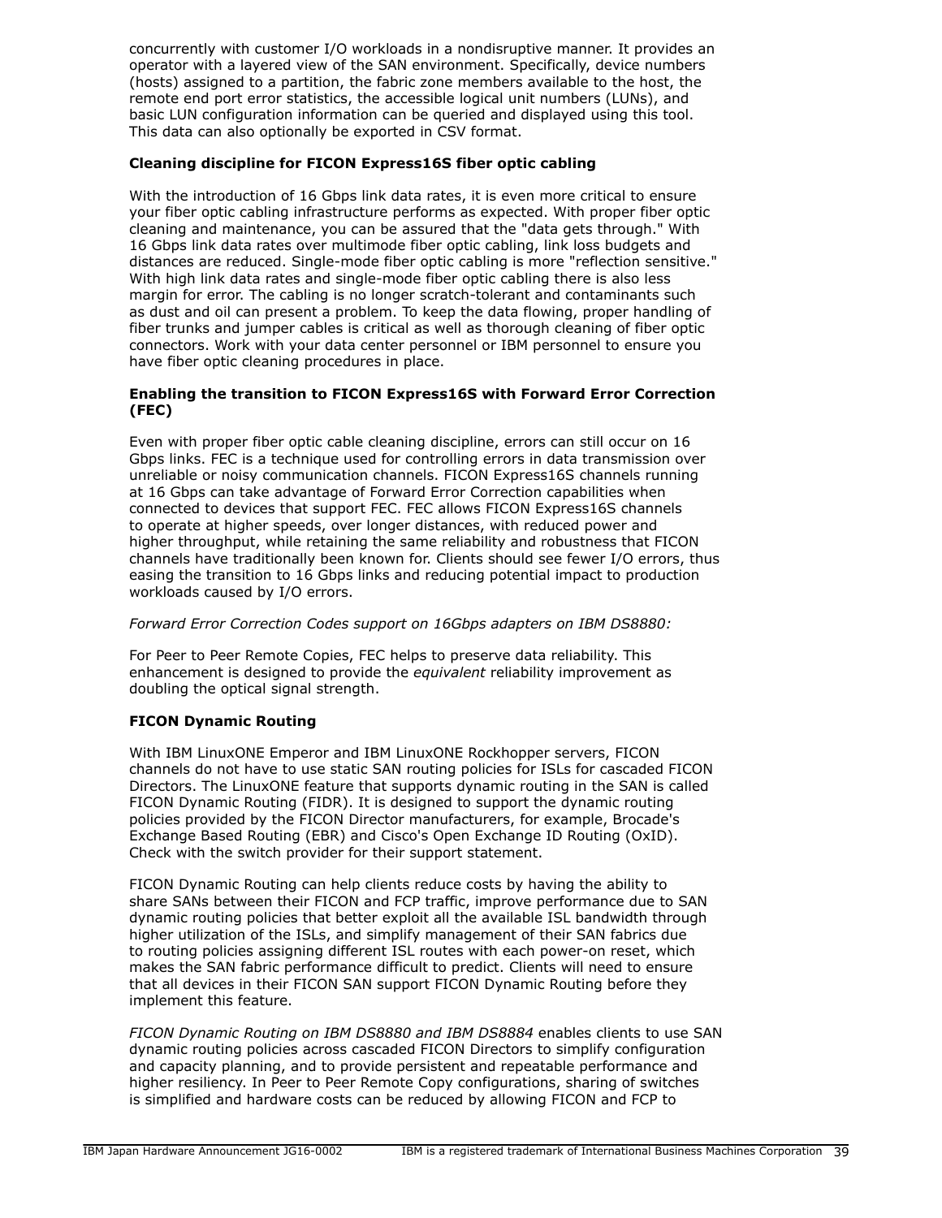concurrently with customer I/O workloads in a nondisruptive manner. It provides an operator with a layered view of the SAN environment. Specifically, device numbers (hosts) assigned to a partition, the fabric zone members available to the host, the remote end port error statistics, the accessible logical unit numbers (LUNs), and basic LUN configuration information can be queried and displayed using this tool. This data can also optionally be exported in CSV format.

**Cleaning discipline for FICON Express16S fiber optic cabling**

With the introduction of 16 Gbps link data rates, it is even more critical to ensure your fiber optic cabling infrastructure performs as expected. With proper fiber optic cleaning and maintenance, you can be assured that the "data gets through." With 16 Gbps link data rates over multimode fiber optic cabling, link loss budgets and distances are reduced. Single-mode fiber optic cabling is more "reflection sensitive." With high link data rates and single-mode fiber optic cabling there is also less margin for error. The cabling is no longer scratch-tolerant and contaminants such as dust and oil can present a problem. To keep the data flowing, proper handling of fiber trunks and jumper cables is critical as well as thorough cleaning of fiber optic connectors. Work with your data center personnel or IBM personnel to ensure you have fiber optic cleaning procedures in place.

**Enabling the transition to FICON Express16S with Forward Error Correction (FEC)**

Even with proper fiber optic cable cleaning discipline, errors can still occur on 16 Gbps links. FEC is a technique used for controlling errors in data transmission over unreliable or noisy communication channels. FICON Express16S channels running at 16 Gbps can take advantage of Forward Error Correction capabilities when connected to devices that support FEC. FEC allows FICON Express16S channels to operate at higher speeds, over longer distances, with reduced power and higher throughput, while retaining the same reliability and robustness that FICON channels have traditionally been known for. Clients should see fewer I/O errors, thus easing the transition to 16 Gbps links and reducing potential impact to production workloads caused by I/O errors.

*Forward Error Correction Codes support on 16Gbps adapters on IBM DS8880:*

For Peer to Peer Remote Copies, FEC helps to preserve data reliability. This enhancement is designed to provide the *equivalent* reliability improvement as doubling the optical signal strength.

**FICON Dynamic Routing**

With IBM LinuxONE Emperor and IBM LinuxONE Rockhopper servers, FICON channels do not have to use static SAN routing policies for ISLs for cascaded FICON Directors. The LinuxONE feature that supports dynamic routing in the SAN is called FICON Dynamic Routing (FIDR). It is designed to support the dynamic routing policies provided by the FICON Director manufacturers, for example, Brocade's Exchange Based Routing (EBR) and Cisco's Open Exchange ID Routing (OxID). Check with the switch provider for their support statement.

FICON Dynamic Routing can help clients reduce costs by having the ability to share SANs between their FICON and FCP traffic, improve performance due to SAN dynamic routing policies that better exploit all the available ISL bandwidth through higher utilization of the ISLs, and simplify management of their SAN fabrics due to routing policies assigning different ISL routes with each power-on reset, which makes the SAN fabric performance difficult to predict. Clients will need to ensure that all devices in their FICON SAN support FICON Dynamic Routing before they implement this feature.

*FICON Dynamic Routing on IBM DS8880 and IBM DS8884* enables clients to use SAN dynamic routing policies across cascaded FICON Directors to simplify configuration and capacity planning, and to provide persistent and repeatable performance and higher resiliency. In Peer to Peer Remote Copy configurations, sharing of switches is simplified and hardware costs can be reduced by allowing FICON and FCP to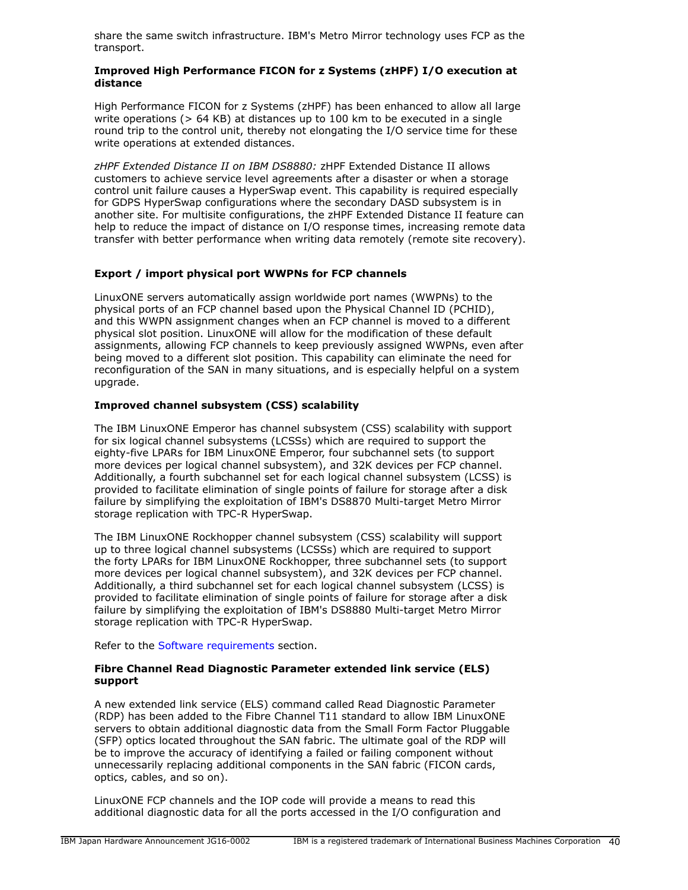share the same switch infrastructure. IBM's Metro Mirror technology uses FCP as the transport.

**Improved High Performance FICON for z Systems (zHPF) I/O execution at distance**

High Performance FICON for z Systems (zHPF) has been enhanced to allow all large write operations (> 64 KB) at distances up to 100 km to be executed in a single round trip to the control unit, thereby not elongating the I/O service time for these write operations at extended distances.

*zHPF Extended Distance II on IBM DS8880:* zHPF Extended Distance II allows customers to achieve service level agreements after a disaster or when a storage control unit failure causes a HyperSwap event. This capability is required especially for GDPS HyperSwap configurations where the secondary DASD subsystem is in another site. For multisite configurations, the zHPF Extended Distance II feature can help to reduce the impact of distance on I/O response times, increasing remote data transfer with better performance when writing data remotely (remote site recovery).

**Export / import physical port WWPNs for FCP channels**

LinuxONE servers automatically assign worldwide port names (WWPNs) to the physical ports of an FCP channel based upon the Physical Channel ID (PCHID), and this WWPN assignment changes when an FCP channel is moved to a different physical slot position. LinuxONE will allow for the modification of these default assignments, allowing FCP channels to keep previously assigned WWPNs, even after being moved to a different slot position. This capability can eliminate the need for reconfiguration of the SAN in many situations, and is especially helpful on a system upgrade.

**Improved channel subsystem (CSS) scalability**

The IBM LinuxONE Emperor has channel subsystem (CSS) scalability with support for six logical channel subsystems (LCSSs) which are required to support the eighty-five LPARs for IBM LinuxONE Emperor, four subchannel sets (to support more devices per logical channel subsystem), and 32K devices per FCP channel. Additionally, a fourth subchannel set for each logical channel subsystem (LCSS) is provided to facilitate elimination of single points of failure for storage after a disk failure by simplifying the exploitation of IBM's DS8870 Multi-target Metro Mirror storage replication with TPC-R HyperSwap.

The IBM LinuxONE Rockhopper channel subsystem (CSS) scalability will support up to three logical channel subsystems (LCSSs) which are required to support the forty LPARs for IBM LinuxONE Rockhopper, three subchannel sets (to support more devices per logical channel subsystem), and 32K devices per FCP channel. Additionally, a third subchannel set for each logical channel subsystem (LCSS) is provided to facilitate elimination of single points of failure for storage after a disk failure by simplifying the exploitation of IBM's DS8880 Multi-target Metro Mirror storage replication with TPC-R HyperSwap.

Refer to the Software requirements section.

**Fibre Channel Read Diagnostic Parameter extended link service (ELS) support**

A new extended link service (ELS) command called Read Diagnostic Parameter (RDP) has been added to the Fibre Channel T11 standard to allow IBM LinuxONE servers to obtain additional diagnostic data from the Small Form Factor Pluggable (SFP) optics located throughout the SAN fabric. The ultimate goal of the RDP will be to improve the accuracy of identifying a failed or failing component without unnecessarily replacing additional components in the SAN fabric (FICON cards, optics, cables, and so on).

LinuxONE FCP channels and the IOP code will provide a means to read this additional diagnostic data for all the ports accessed in the I/O configuration and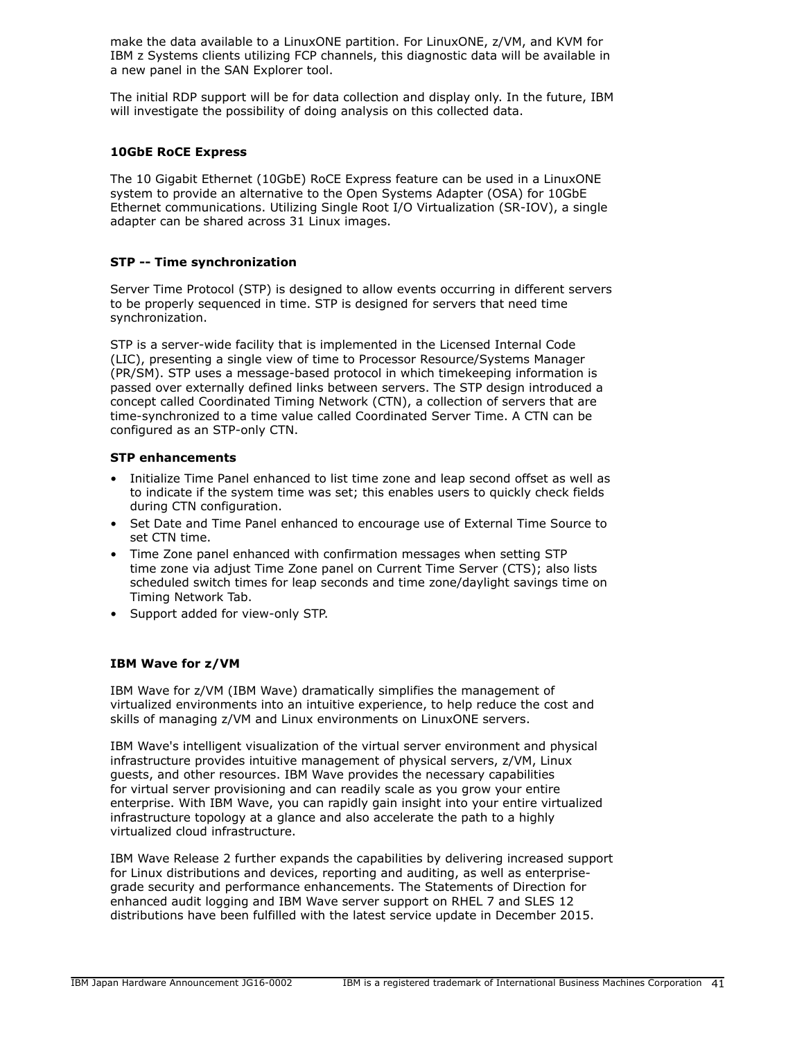make the data available to a LinuxONE partition. For LinuxONE, z/VM, and KVM for IBM z Systems clients utilizing FCP channels, this diagnostic data will be available in a new panel in the SAN Explorer tool.

The initial RDP support will be for data collection and display only. In the future, IBM will investigate the possibility of doing analysis on this collected data.

### 10GbE RoCE Express

The 10 Gigabit Ethernet (10GbE) RoCE Express feature can be used in a LinuxONE system to provide an alternative to the Open Systems Adapter (OSA) for 10GbE Ethernet communications. Utilizing Single Root I/O Virtualization (SR-IOV), a single adapter can be shared across 31 Linux images.

### STP -- Time synchronization

Server Time Protocol (STP) is designed to allow events occurring in different servers to be properly sequenced in time. STP is designed for servers that need time synchronization.

STP is a server-wide facility that is implemented in the Licensed Internal Code (LIC), presenting a single view of time to Processor Resource/Systems Manager (PR/SM). STP uses a message-based protocol in which timekeeping information is passed over externally defined links between servers. The STP design introduced a concept called Coordinated Timing Network (CTN), a collection of servers that are time-synchronized to a time value called Coordinated Server Time. A CTN can be configured as an STP-only CTN.

#### STP enhancements

- Initialize Time Panel enhanced to list time zone and leap second offset as well as to indicate if the system time was set; this enables users to quickly check fields during CTN configuration.
- Set Date and Time Panel enhanced to encourage use of External Time Source to set CTN time.
- Time Zone panel enhanced with confirmation messages when setting STP time zone via adjust Time Zone panel on Current Time Server (CTS); also lists scheduled switch times for leap seconds and time zone/daylight savings time on Timing Network Tab.
- Support added for view-only STP.

### IBM Wave for z/VM

IBM Wave for z/VM (IBM Wave) dramatically simplifies the management of virtualized environments into an intuitive experience, to help reduce the cost and skills of managing z/VM and Linux environments on LinuxONE servers.

IBM Wave's intelligent visualization of the virtual server environment and physical infrastructure provides intuitive management of physical servers, z/VM, Linux guests, and other resources. IBM Wave provides the necessary capabilities for virtual server provisioning and can readily scale as you grow your entire enterprise. With IBM Wave, you can rapidly gain insight into your entire virtualized infrastructure topology at a glance and also accelerate the path to a highly virtualized cloud infrastructure.

IBM Wave Release 2 further expands the capabilities by delivering increased support for Linux distributions and devices, reporting and auditing, as well as enterprise-grade security and performance enhancements. The Statements of Direction for enhanced audit logging and IBM Wave server support on RHEL 7 and SLES 12 distributions have been fulfilled with the latest service update in December 2015.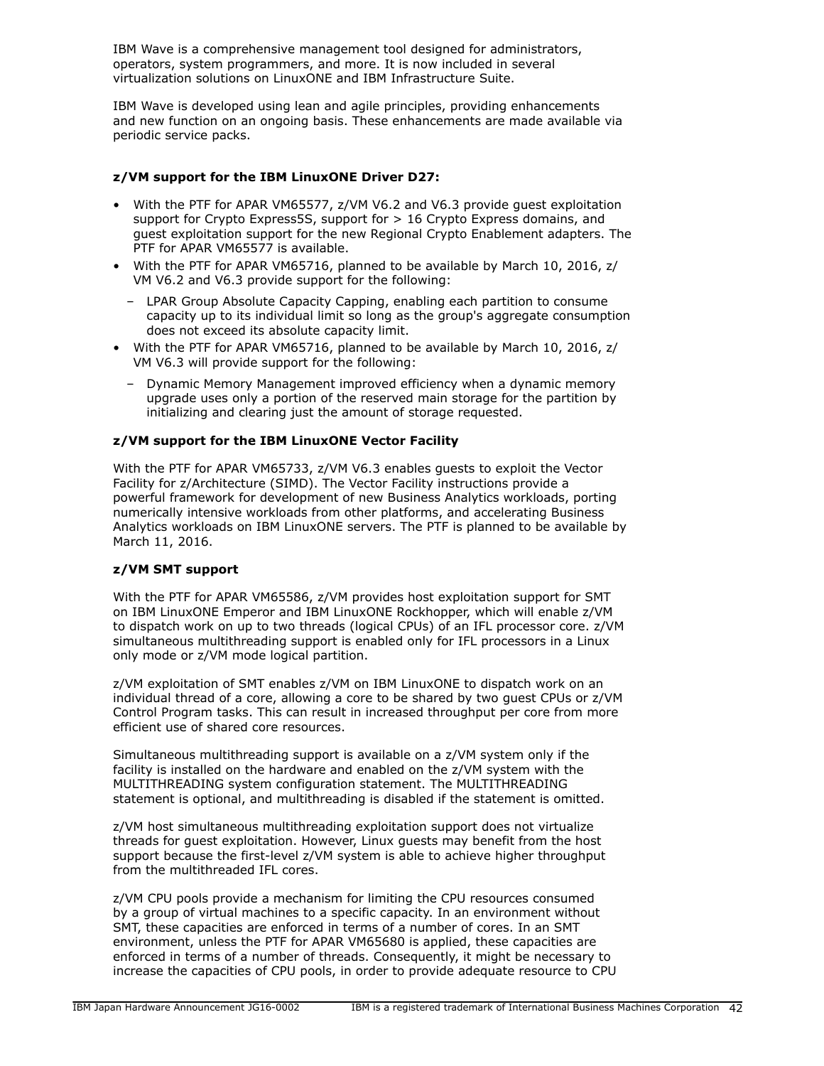IBM Wave is a comprehensive management tool designed for administrators, operators, system programmers, and more. It is now included in several virtualization solutions on LinuxONE and IBM Infrastructure Suite.

IBM Wave is developed using lean and agile principles, providing enhancements and new function on an ongoing basis. These enhancements are made available via periodic service packs.

**z/VM support for the IBM LinuxONE Driver D27:**

- With the PTF for APAR VM65577, z/VM V6.2 and V6.3 provide guest exploitation support for Crypto Express5S, support for > 16 Crypto Express domains, and guest exploitation support for the new Regional Crypto Enablement adapters. The PTF for APAR VM65577 is available.
- With the PTF for APAR VM65716, planned to be available by March 10, 2016, z/VM V6.2 and V6.3 provide support for the following:
  - LPAR Group Absolute Capacity Capping, enabling each partition to consume capacity up to its individual limit so long as the group's aggregate consumption does not exceed its absolute capacity limit.
- With the PTF for APAR VM65716, planned to be available by March 10, 2016, z/VM V6.3 will provide support for the following:
  - Dynamic Memory Management improved efficiency when a dynamic memory upgrade uses only a portion of the reserved main storage for the partition by initializing and clearing just the amount of storage requested.

**z/VM support for the IBM LinuxONE Vector Facility**

With the PTF for APAR VM65733, z/VM V6.3 enables guests to exploit the Vector Facility for z/Architecture (SIMD). The Vector Facility instructions provide a powerful framework for development of new Business Analytics workloads, porting numerically intensive workloads from other platforms, and accelerating Business Analytics workloads on IBM LinuxONE servers. The PTF is planned to be available by March 11, 2016.

**z/VM SMT support**

With the PTF for APAR VM65586, z/VM provides host exploitation support for SMT on IBM LinuxONE Emperor and IBM LinuxONE Rockhopper, which will enable z/VM to dispatch work on up to two threads (logical CPUs) of an IFL processor core. z/VM simultaneous multithreading support is enabled only for IFL processors in a Linux only mode or z/VM mode logical partition.

z/VM exploitation of SMT enables z/VM on IBM LinuxONE to dispatch work on an individual thread of a core, allowing a core to be shared by two guest CPUs or z/VM Control Program tasks. This can result in increased throughput per core from more efficient use of shared core resources.

Simultaneous multithreading support is available on a z/VM system only if the facility is installed on the hardware and enabled on the z/VM system with the MULTITHREADING system configuration statement. The MULTITHREADING statement is optional, and multithreading is disabled if the statement is omitted.

z/VM host simultaneous multithreading exploitation support does not virtualize threads for guest exploitation. However, Linux guests may benefit from the host support because the first-level z/VM system is able to achieve higher throughput from the multithreaded IFL cores.

z/VM CPU pools provide a mechanism for limiting the CPU resources consumed by a group of virtual machines to a specific capacity. In an environment without SMT, these capacities are enforced in terms of a number of cores. In an SMT environment, unless the PTF for APAR VM65680 is applied, these capacities are enforced in terms of a number of threads. Consequently, it might be necessary to increase the capacities of CPU pools, in order to provide adequate resource to CPU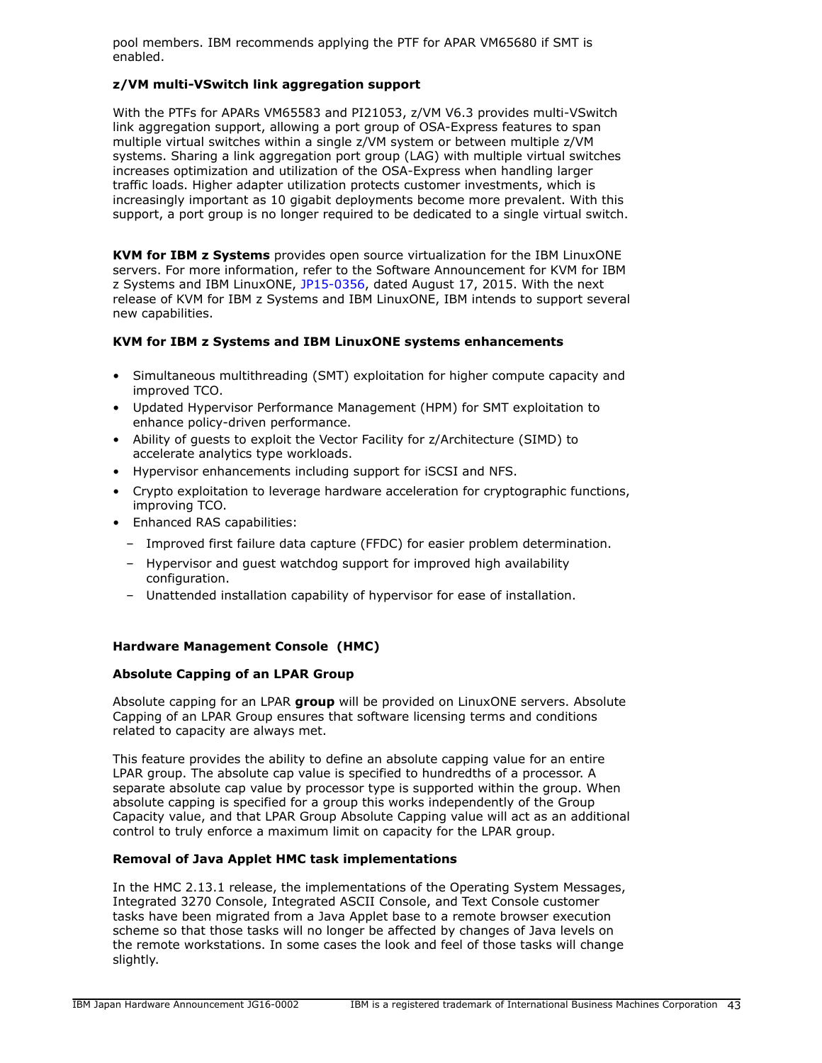pool members. IBM recommends applying the PTF for APAR VM65680 if SMT is enabled.

### z/VM multi-VSwitch link aggregation support

With the PTFs for APARs VM65583 and PI21053, z/VM V6.3 provides multi-VSwitch link aggregation support, allowing a port group of OSA-Express features to span multiple virtual switches within a single z/VM system or between multiple z/VM systems. Sharing a link aggregation port group (LAG) with multiple virtual switches increases optimization and utilization of the OSA-Express when handling larger traffic loads. Higher adapter utilization protects customer investments, which is increasingly important as 10 gigabit deployments become more prevalent. With this support, a port group is no longer required to be dedicated to a single virtual switch.

**KVM for IBM z Systems** provides open source virtualization for the IBM LinuxONE servers. For more information, refer to the Software Announcement for KVM for IBM z Systems and IBM LinuxONE, JP15-0356, dated August 17, 2015. With the next release of KVM for IBM z Systems and IBM LinuxONE, IBM intends to support several new capabilities.

### KVM for IBM z Systems and IBM LinuxONE systems enhancements

- Simultaneous multithreading (SMT) exploitation for higher compute capacity and improved TCO.
- Updated Hypervisor Performance Management (HPM) for SMT exploitation to enhance policy-driven performance.
- Ability of guests to exploit the Vector Facility for z/Architecture (SIMD) to accelerate analytics type workloads.
- Hypervisor enhancements including support for iSCSI and NFS.
- Crypto exploitation to leverage hardware acceleration for cryptographic functions, improving TCO.
- Enhanced RAS capabilities:
  - Improved first failure data capture (FFDC) for easier problem determination.
  - Hypervisor and guest watchdog support for improved high availability configuration.
  - Unattended installation capability of hypervisor for ease of installation.

### Hardware Management Console (HMC)

### Absolute Capping of an LPAR Group

Absolute capping for an LPAR **group** will be provided on LinuxONE servers. Absolute Capping of an LPAR Group ensures that software licensing terms and conditions related to capacity are always met.

This feature provides the ability to define an absolute capping value for an entire LPAR group. The absolute cap value is specified to hundredths of a processor. A separate absolute cap value by processor type is supported within the group. When absolute capping is specified for a group this works independently of the Group Capacity value, and that LPAR Group Absolute Capping value will act as an additional control to truly enforce a maximum limit on capacity for the LPAR group.

### Removal of Java Applet HMC task implementations

In the HMC 2.13.1 release, the implementations of the Operating System Messages, Integrated 3270 Console, Integrated ASCII Console, and Text Console customer tasks have been migrated from a Java Applet base to a remote browser execution scheme so that those tasks will no longer be affected by changes of Java levels on the remote workstations. In some cases the look and feel of those tasks will change slightly.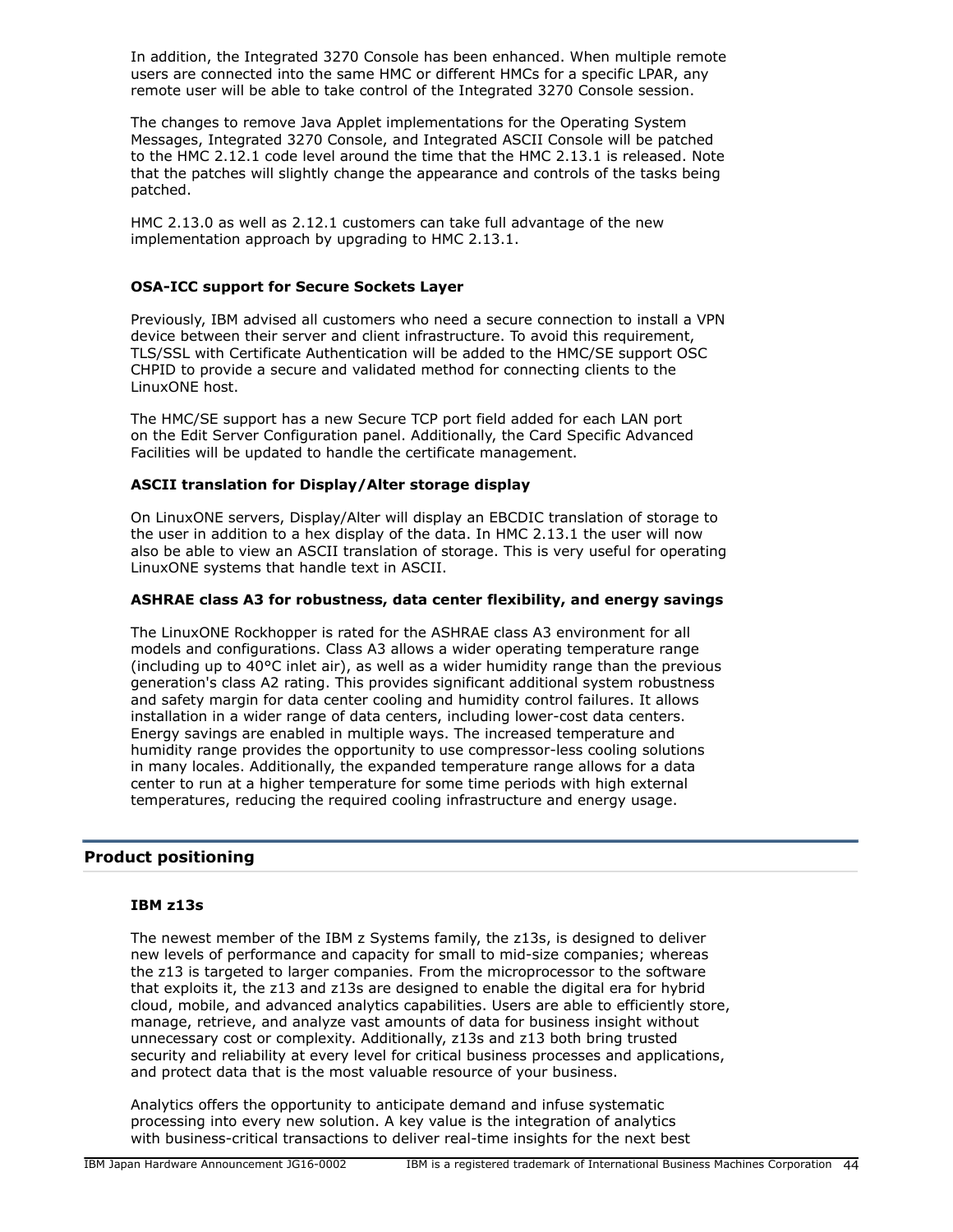In addition, the Integrated 3270 Console has been enhanced. When multiple remote users are connected into the same HMC or different HMCs for a specific LPAR, any remote user will be able to take control of the Integrated 3270 Console session.

The changes to remove Java Applet implementations for the Operating System Messages, Integrated 3270 Console, and Integrated ASCII Console will be patched to the HMC 2.12.1 code level around the time that the HMC 2.13.1 is released. Note that the patches will slightly change the appearance and controls of the tasks being patched.

HMC 2.13.0 as well as 2.12.1 customers can take full advantage of the new implementation approach by upgrading to HMC 2.13.1.

### OSA-ICC support for Secure Sockets Layer

Previously, IBM advised all customers who need a secure connection to install a VPN device between their server and client infrastructure. To avoid this requirement, TLS/SSL with Certificate Authentication will be added to the HMC/SE support OSC CHPID to provide a secure and validated method for connecting clients to the LinuxONE host.

The HMC/SE support has a new Secure TCP port field added for each LAN port on the Edit Server Configuration panel. Additionally, the Card Specific Advanced Facilities will be updated to handle the certificate management.

### ASCII translation for Display/Alter storage display

On LinuxONE servers, Display/Alter will display an EBCDIC translation of storage to the user in addition to a hex display of the data. In HMC 2.13.1 the user will now also be able to view an ASCII translation of storage. This is very useful for operating LinuxONE systems that handle text in ASCII.

### ASHRAE class A3 for robustness, data center flexibility, and energy savings

The LinuxONE Rockhopper is rated for the ASHRAE class A3 environment for all models and configurations. Class A3 allows a wider operating temperature range (including up to 40°C inlet air), as well as a wider humidity range than the previous generation's class A2 rating. This provides significant additional system robustness and safety margin for data center cooling and humidity control failures. It allows installation in a wider range of data centers, including lower-cost data centers. Energy savings are enabled in multiple ways. The increased temperature and humidity range provides the opportunity to use compressor-less cooling solutions in many locales. Additionally, the expanded temperature range allows for a data center to run at a higher temperature for some time periods with high external temperatures, reducing the required cooling infrastructure and energy usage.

## Product positioning

### IBM z13s

The newest member of the IBM z Systems family, the z13s, is designed to deliver new levels of performance and capacity for small to mid-size companies; whereas the z13 is targeted to larger companies. From the microprocessor to the software that exploits it, the z13 and z13s are designed to enable the digital era for hybrid cloud, mobile, and advanced analytics capabilities. Users are able to efficiently store, manage, retrieve, and analyze vast amounts of data for business insight without unnecessary cost or complexity. Additionally, z13s and z13 both bring trusted security and reliability at every level for critical business processes and applications, and protect data that is the most valuable resource of your business.

Analytics offers the opportunity to anticipate demand and infuse systematic processing into every new solution. A key value is the integration of analytics with business-critical transactions to deliver real-time insights for the next best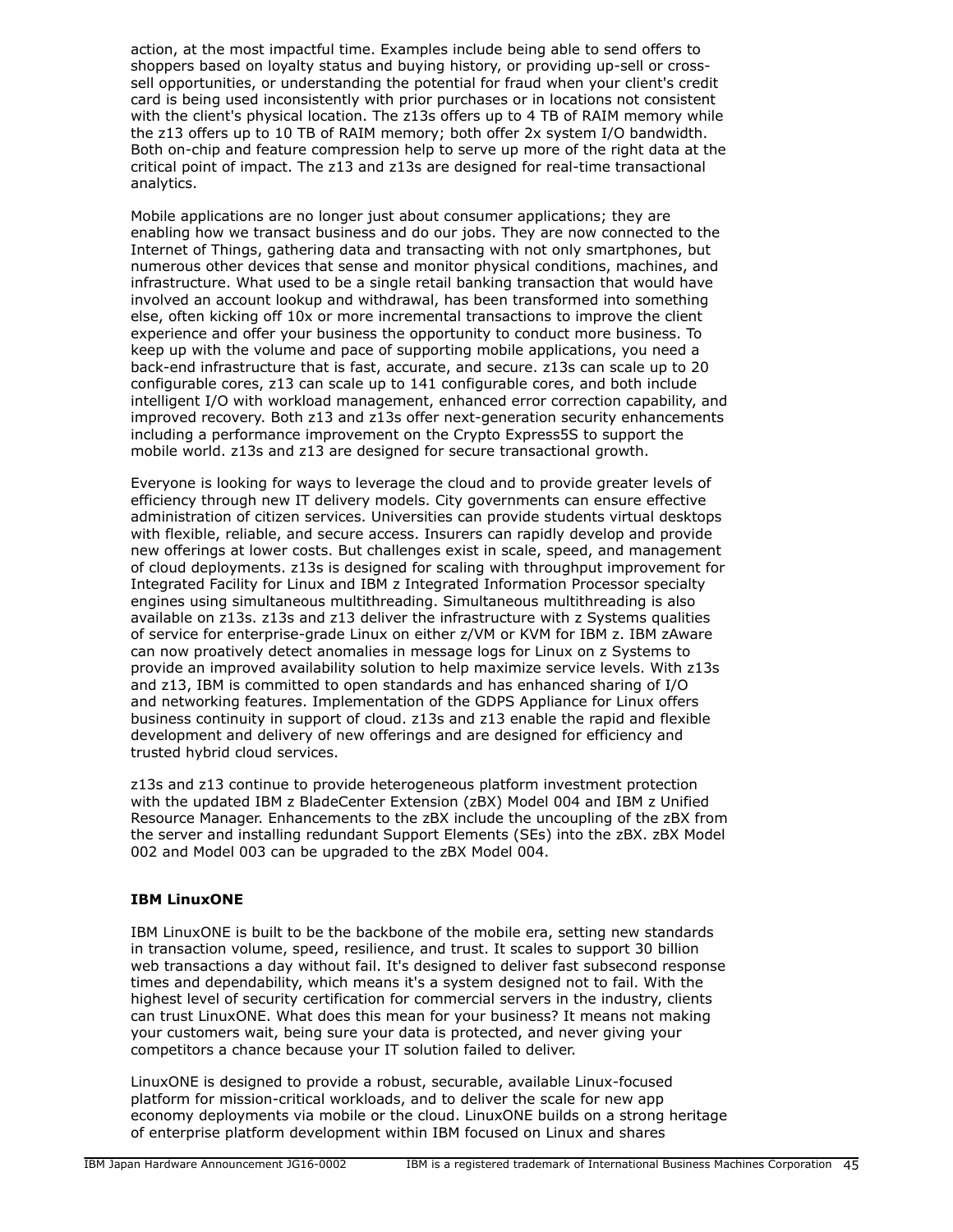action, at the most impactful time. Examples include being able to send offers to shoppers based on loyalty status and buying history, or providing up-sell or cross-sell opportunities, or understanding the potential for fraud when your client's credit card is being used inconsistently with prior purchases or in locations not consistent with the client's physical location. The z13s offers up to 4 TB of RAIM memory while the z13 offers up to 10 TB of RAIM memory; both offer 2x system I/O bandwidth. Both on-chip and feature compression help to serve up more of the right data at the critical point of impact. The z13 and z13s are designed for real-time transactional analytics.

Mobile applications are no longer just about consumer applications; they are enabling how we transact business and do our jobs. They are now connected to the Internet of Things, gathering data and transacting with not only smartphones, but numerous other devices that sense and monitor physical conditions, machines, and infrastructure. What used to be a single retail banking transaction that would have involved an account lookup and withdrawal, has been transformed into something else, often kicking off 10x or more incremental transactions to improve the client experience and offer your business the opportunity to conduct more business. To keep up with the volume and pace of supporting mobile applications, you need a back-end infrastructure that is fast, accurate, and secure. z13s can scale up to 20 configurable cores, z13 can scale up to 141 configurable cores, and both include intelligent I/O with workload management, enhanced error correction capability, and improved recovery. Both z13 and z13s offer next-generation security enhancements including a performance improvement on the Crypto Express5S to support the mobile world. z13s and z13 are designed for secure transactional growth.

Everyone is looking for ways to leverage the cloud and to provide greater levels of efficiency through new IT delivery models. City governments can ensure effective administration of citizen services. Universities can provide students virtual desktops with flexible, reliable, and secure access. Insurers can rapidly develop and provide new offerings at lower costs. But challenges exist in scale, speed, and management of cloud deployments. z13s is designed for scaling with throughput improvement for Integrated Facility for Linux and IBM z Integrated Information Processor specialty engines using simultaneous multithreading. Simultaneous multithreading is also available on z13s. z13s and z13 deliver the infrastructure with z Systems qualities of service for enterprise-grade Linux on either z/VM or KVM for IBM z. IBM zAware can now proatively detect anomalies in message logs for Linux on z Systems to provide an improved availability solution to help maximize service levels. With z13s and z13, IBM is committed to open standards and has enhanced sharing of I/O and networking features. Implementation of the GDPS Appliance for Linux offers business continuity in support of cloud. z13s and z13 enable the rapid and flexible development and delivery of new offerings and are designed for efficiency and trusted hybrid cloud services.

z13s and z13 continue to provide heterogeneous platform investment protection with the updated IBM z BladeCenter Extension (zBX) Model 004 and IBM z Unified Resource Manager. Enhancements to the zBX include the uncoupling of the zBX from the server and installing redundant Support Elements (SEs) into the zBX. zBX Model 002 and Model 003 can be upgraded to the zBX Model 004.

**IBM LinuxONE**

IBM LinuxONE is built to be the backbone of the mobile era, setting new standards in transaction volume, speed, resilience, and trust. It scales to support 30 billion web transactions a day without fail. It's designed to deliver fast subsecond response times and dependability, which means it's a system designed not to fail. With the highest level of security certification for commercial servers in the industry, clients can trust LinuxONE. What does this mean for your business? It means not making your customers wait, being sure your data is protected, and never giving your competitors a chance because your IT solution failed to deliver.

LinuxONE is designed to provide a robust, securable, available Linux-focused platform for mission-critical workloads, and to deliver the scale for new app economy deployments via mobile or the cloud. LinuxONE builds on a strong heritage of enterprise platform development within IBM focused on Linux and shares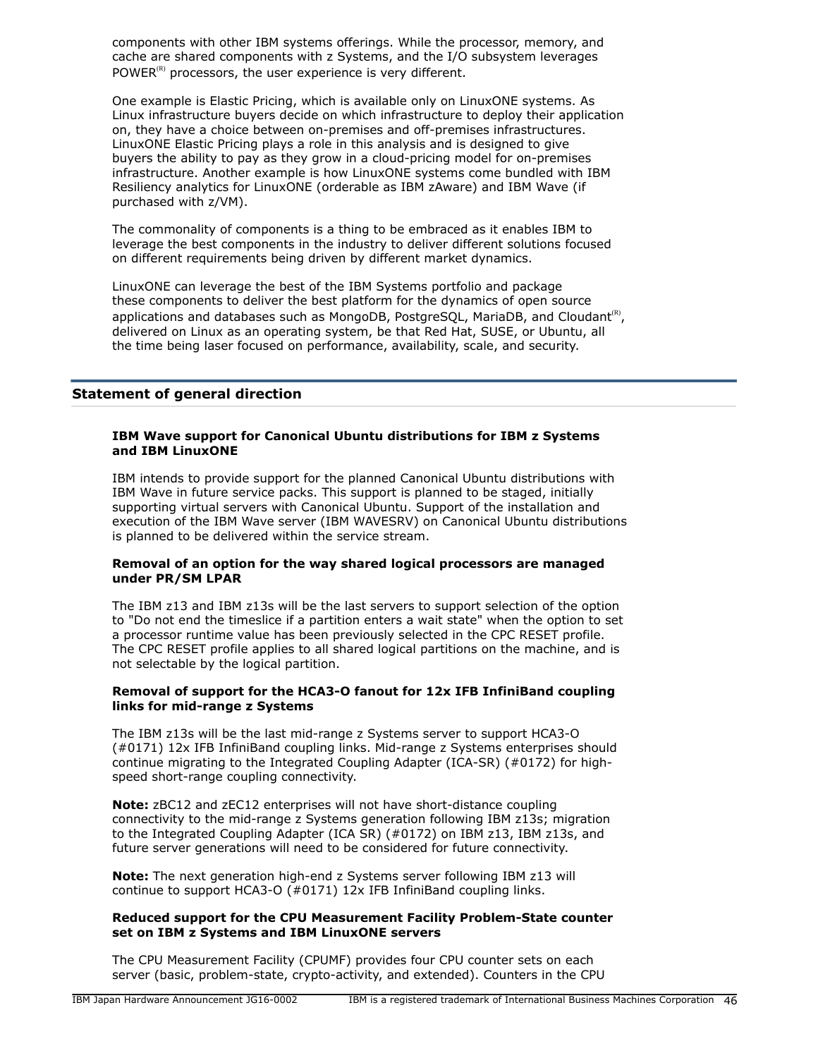components with other IBM systems offerings. While the processor, memory, and cache are shared components with z Systems, and the I/O subsystem leverages POWER(R) processors, the user experience is very different.

One example is Elastic Pricing, which is available only on LinuxONE systems. As Linux infrastructure buyers decide on which infrastructure to deploy their application on, they have a choice between on-premises and off-premises infrastructures. LinuxONE Elastic Pricing plays a role in this analysis and is designed to give buyers the ability to pay as they grow in a cloud-pricing model for on-premises infrastructure. Another example is how LinuxONE systems come bundled with IBM Resiliency analytics for LinuxONE (orderable as IBM zAware) and IBM Wave (if purchased with z/VM).

The commonality of components is a thing to be embraced as it enables IBM to leverage the best components in the industry to deliver different solutions focused on different requirements being driven by different market dynamics.

LinuxONE can leverage the best of the IBM Systems portfolio and package these components to deliver the best platform for the dynamics of open source applications and databases such as MongoDB, PostgreSQL, MariaDB, and Cloudant(R), delivered on Linux as an operating system, be that Red Hat, SUSE, or Ubuntu, all the time being laser focused on performance, availability, scale, and security.

## Statement of general direction

**IBM Wave support for Canonical Ubuntu distributions for IBM z Systems and IBM LinuxONE**

IBM intends to provide support for the planned Canonical Ubuntu distributions with IBM Wave in future service packs. This support is planned to be staged, initially supporting virtual servers with Canonical Ubuntu. Support of the installation and execution of the IBM Wave server (IBM WAVESRV) on Canonical Ubuntu distributions is planned to be delivered within the service stream.

**Removal of an option for the way shared logical processors are managed under PR/SM LPAR**

The IBM z13 and IBM z13s will be the last servers to support selection of the option to "Do not end the timeslice if a partition enters a wait state" when the option to set a processor runtime value has been previously selected in the CPC RESET profile. The CPC RESET profile applies to all shared logical partitions on the machine, and is not selectable by the logical partition.

**Removal of support for the HCA3-O fanout for 12x IFB InfiniBand coupling links for mid-range z Systems**

The IBM z13s will be the last mid-range z Systems server to support HCA3-O (#0171) 12x IFB InfiniBand coupling links. Mid-range z Systems enterprises should continue migrating to the Integrated Coupling Adapter (ICA-SR) (#0172) for high-speed short-range coupling connectivity.

**Note:** zBC12 and zEC12 enterprises will not have short-distance coupling connectivity to the mid-range z Systems generation following IBM z13s; migration to the Integrated Coupling Adapter (ICA SR) (#0172) on IBM z13, IBM z13s, and future server generations will need to be considered for future connectivity.

**Note:** The next generation high-end z Systems server following IBM z13 will continue to support HCA3-O (#0171) 12x IFB InfiniBand coupling links.

**Reduced support for the CPU Measurement Facility Problem-State counter set on IBM z Systems and IBM LinuxONE servers**

The CPU Measurement Facility (CPUMF) provides four CPU counter sets on each server (basic, problem-state, crypto-activity, and extended). Counters in the CPU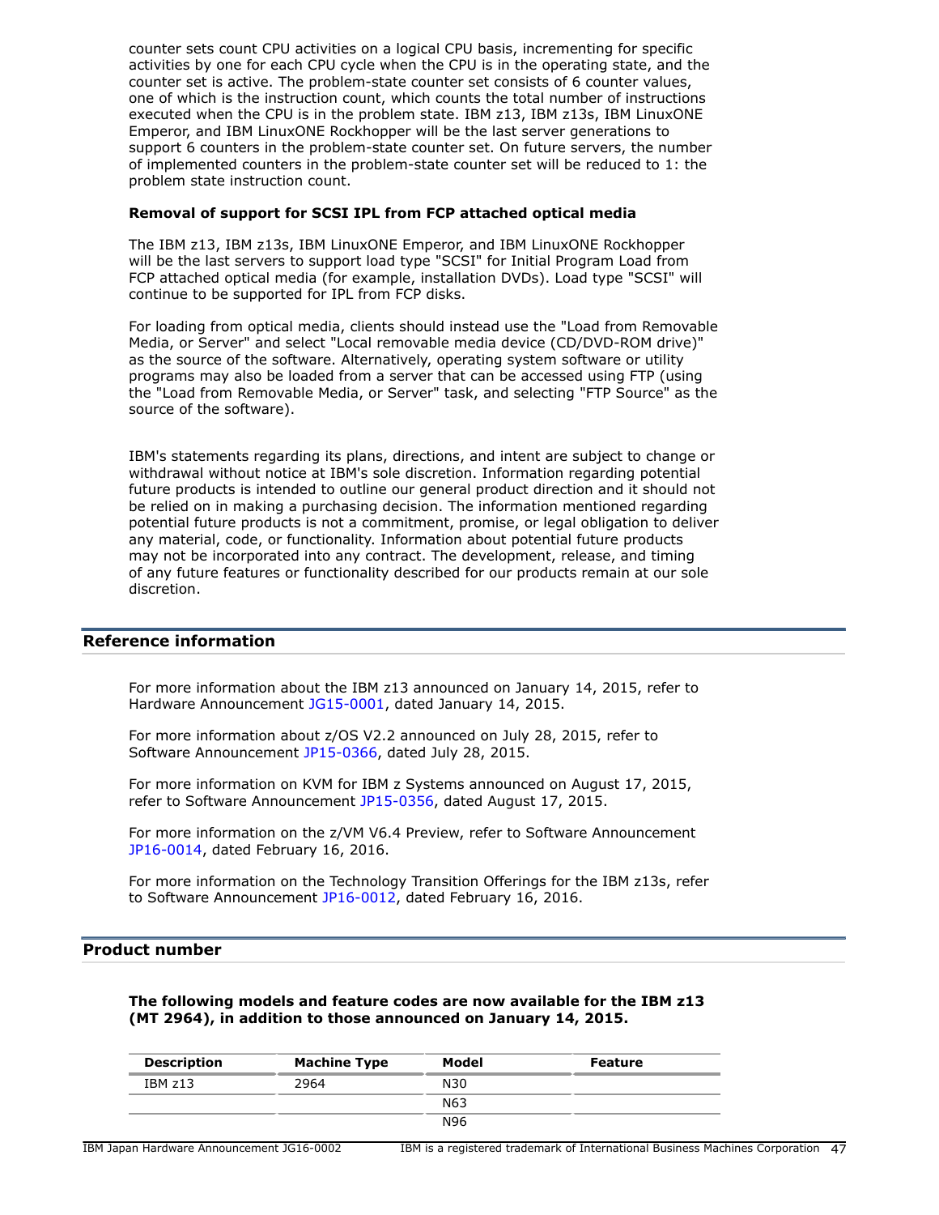counter sets count CPU activities on a logical CPU basis, incrementing for specific activities by one for each CPU cycle when the CPU is in the operating state, and the counter set is active. The problem-state counter set consists of 6 counter values, one of which is the instruction count, which counts the total number of instructions executed when the CPU is in the problem state. IBM z13, IBM z13s, IBM LinuxONE Emperor, and IBM LinuxONE Rockhopper will be the last server generations to support 6 counters in the problem-state counter set. On future servers, the number of implemented counters in the problem-state counter set will be reduced to 1: the problem state instruction count.

**Removal of support for SCSI IPL from FCP attached optical media**

The IBM z13, IBM z13s, IBM LinuxONE Emperor, and IBM LinuxONE Rockhopper will be the last servers to support load type "SCSI" for Initial Program Load from FCP attached optical media (for example, installation DVDs). Load type "SCSI" will continue to be supported for IPL from FCP disks.

For loading from optical media, clients should instead use the "Load from Removable Media, or Server" and select "Local removable media device (CD/DVD-ROM drive)" as the source of the software. Alternatively, operating system software or utility programs may also be loaded from a server that can be accessed using FTP (using the "Load from Removable Media, or Server" task, and selecting "FTP Source" as the source of the software).

IBM's statements regarding its plans, directions, and intent are subject to change or withdrawal without notice at IBM's sole discretion. Information regarding potential future products is intended to outline our general product direction and it should not be relied on in making a purchasing decision. The information mentioned regarding potential future products is not a commitment, promise, or legal obligation to deliver any material, code, or functionality. Information about potential future products may not be incorporated into any contract. The development, release, and timing of any future features or functionality described for our products remain at our sole discretion.

## Reference information

For more information about the IBM z13 announced on January 14, 2015, refer to Hardware Announcement JG15-0001, dated January 14, 2015.

For more information about z/OS V2.2 announced on July 28, 2015, refer to Software Announcement JP15-0366, dated July 28, 2015.

For more information on KVM for IBM z Systems announced on August 17, 2015, refer to Software Announcement JP15-0356, dated August 17, 2015.

For more information on the z/VM V6.4 Preview, refer to Software Announcement JP16-0014, dated February 16, 2016.

For more information on the Technology Transition Offerings for the IBM z13s, refer to Software Announcement JP16-0012, dated February 16, 2016.

## Product number

**The following models and feature codes are now available for the IBM z13 (MT 2964), in addition to those announced on January 14, 2015.**

| Description | Machine Type | Model | Feature |
|---|---|---|---|
| IBM z13 | 2964 | N30 | |
| | | N63 | |
| | | N96 | |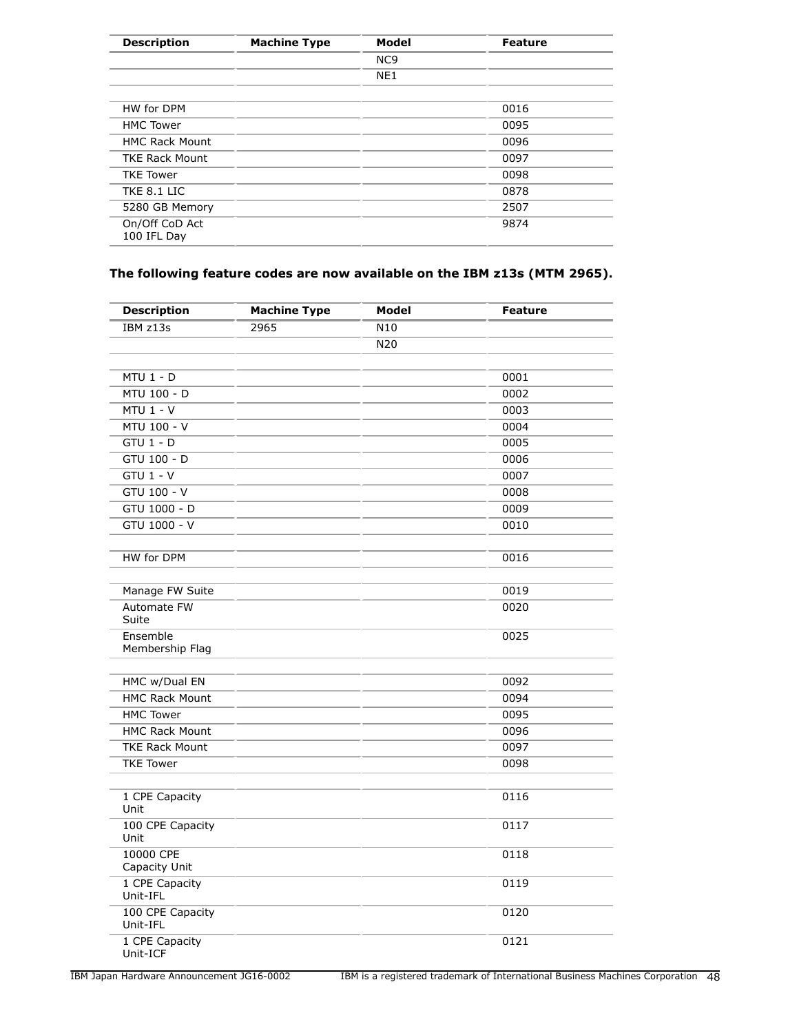| Description | Machine Type | Model | Feature |
|---|---|---|---|
| | | NC9 | |
| | | NE1 | |
| | | | |
| HW for DPM | | | 0016 |
| HMC Tower | | | 0095 |
| HMC Rack Mount | | | 0096 |
| TKE Rack Mount | | | 0097 |
| TKE Tower | | | 0098 |
| TKE 8.1 LIC | | | 0878 |
| 5280 GB Memory | | | 2507 |
| On/Off CoD Act 100 IFL Day | | | 9874 |

**The following feature codes are now available on the IBM z13s (MTM 2965).**

| Description | Machine Type | Model | Feature |
|---|---|---|---|
| IBM z13s | 2965 | N10 | |
| | | N20 | |
| | | | |
| MTU 1 - D | | | 0001 |
| MTU 100 - D | | | 0002 |
| MTU 1 - V | | | 0003 |
| MTU 100 - V | | | 0004 |
| GTU 1 - D | | | 0005 |
| GTU 100 - D | | | 0006 |
| GTU 1 - V | | | 0007 |
| GTU 100 - V | | | 0008 |
| GTU 1000 - D | | | 0009 |
| GTU 1000 - V | | | 0010 |
| | | | |
| HW for DPM | | | 0016 |
| | | | |
| Manage FW Suite | | | 0019 |
| Automate FW Suite | | | 0020 |
| Ensemble Membership Flag | | | 0025 |
| | | | |
| HMC w/Dual EN | | | 0092 |
| HMC Rack Mount | | | 0094 |
| HMC Tower | | | 0095 |
| HMC Rack Mount | | | 0096 |
| TKE Rack Mount | | | 0097 |
| TKE Tower | | | 0098 |
| | | | |
| 1 CPE Capacity Unit | | | 0116 |
| 100 CPE Capacity Unit | | | 0117 |
| 10000 CPE Capacity Unit | | | 0118 |
| 1 CPE Capacity Unit-IFL | | | 0119 |
| 100 CPE Capacity Unit-IFL | | | 0120 |
| 1 CPE Capacity Unit-ICF | | | 0121 |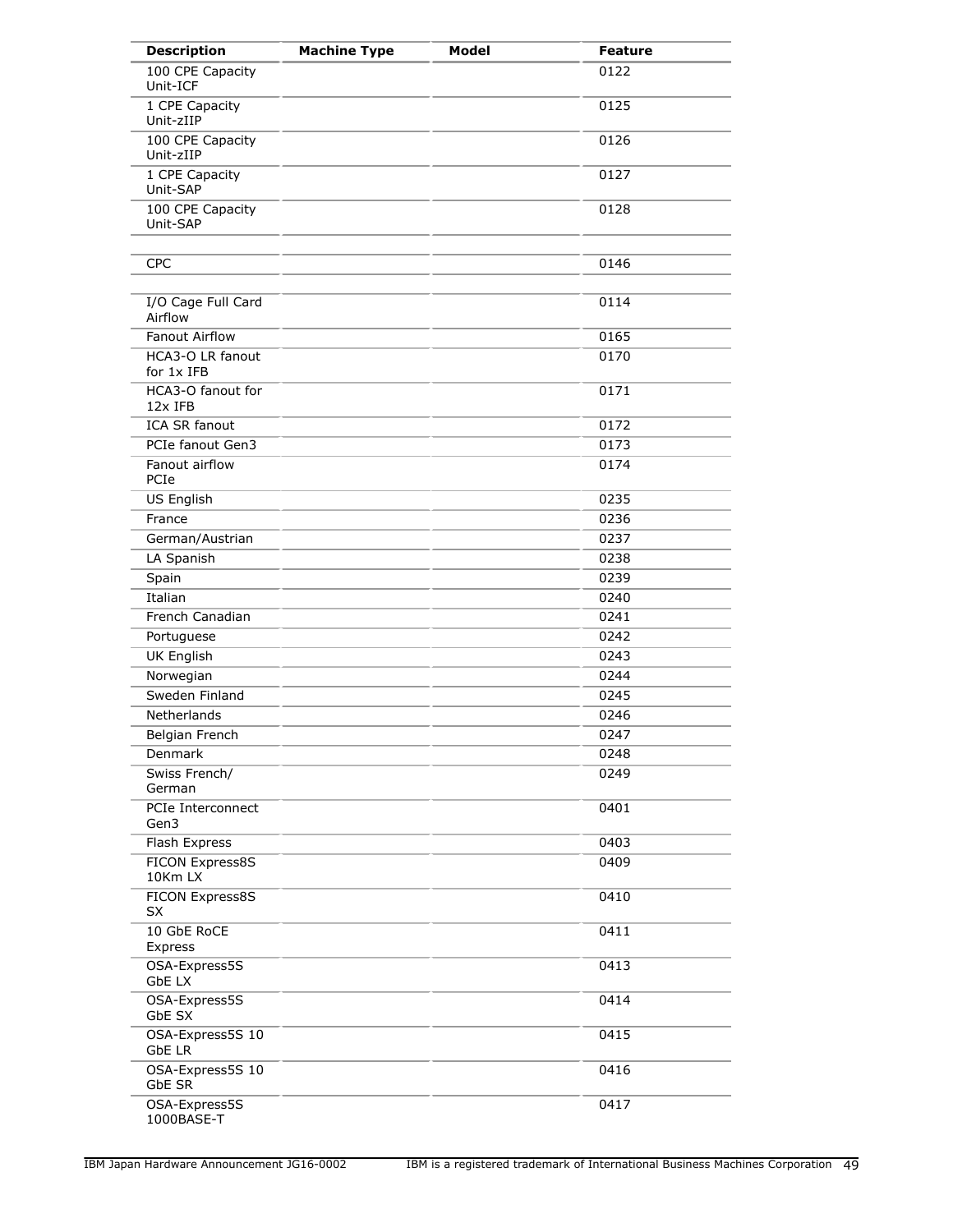| Description | Machine Type | Model | Feature |
|---|---|---|---|
| 100 CPE Capacity Unit-ICF | | | 0122 |
| 1 CPE Capacity Unit-zIIP | | | 0125 |
| 100 CPE Capacity Unit-zIIP | | | 0126 |
| 1 CPE Capacity Unit-SAP | | | 0127 |
| 100 CPE Capacity Unit-SAP | | | 0128 |
| | | | |
| CPC | | | 0146 |
| | | | |
| I/O Cage Full Card Airflow | | | 0114 |
| Fanout Airflow | | | 0165 |
| HCA3-O LR fanout for 1x IFB | | | 0170 |
| HCA3-O fanout for 12x IFB | | | 0171 |
| ICA SR fanout | | | 0172 |
| PCIe fanout Gen3 | | | 0173 |
| Fanout airflow PCIe | | | 0174 |
| US English | | | 0235 |
| France | | | 0236 |
| German/Austrian | | | 0237 |
| LA Spanish | | | 0238 |
| Spain | | | 0239 |
| Italian | | | 0240 |
| French Canadian | | | 0241 |
| Portuguese | | | 0242 |
| UK English | | | 0243 |
| Norwegian | | | 0244 |
| Sweden Finland | | | 0245 |
| Netherlands | | | 0246 |
| Belgian French | | | 0247 |
| Denmark | | | 0248 |
| Swiss French/ German | | | 0249 |
| PCIe Interconnect Gen3 | | | 0401 |
| Flash Express | | | 0403 |
| FICON Express8S 10Km LX | | | 0409 |
| FICON Express8S SX | | | 0410 |
| 10 GbE RoCE Express | | | 0411 |
| OSA-Express5S GbE LX | | | 0413 |
| OSA-Express5S GbE SX | | | 0414 |
| OSA-Express5S 10 GbE LR | | | 0415 |
| OSA-Express5S 10 GbE SR | | | 0416 |
| OSA-Express5S 1000BASE-T | | | 0417 |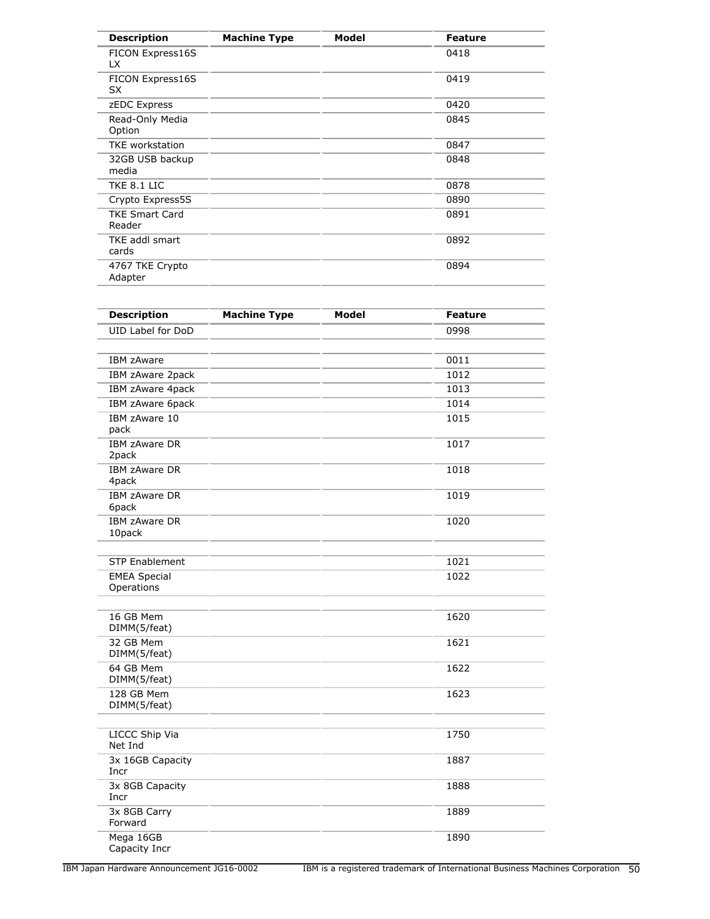| Description | Machine Type | Model | Feature |
|---|---|---|---|
| FICON Express16S LX | | | 0418 |
| FICON Express16S SX | | | 0419 |
| zEDC Express | | | 0420 |
| Read-Only Media Option | | | 0845 |
| TKE workstation | | | 0847 |
| 32GB USB backup media | | | 0848 |
| TKE 8.1 LIC | | | 0878 |
| Crypto Express5S | | | 0890 |
| TKE Smart Card Reader | | | 0891 |
| TKE addl smart cards | | | 0892 |
| 4767 TKE Crypto Adapter | | | 0894 |

| Description | Machine Type | Model | Feature |
|---|---|---|---|
| UID Label for DoD | | | 0998 |
| | | | |
| IBM zAware | | | 0011 |
| IBM zAware 2pack | | | 1012 |
| IBM zAware 4pack | | | 1013 |
| IBM zAware 6pack | | | 1014 |
| IBM zAware 10 pack | | | 1015 |
| IBM zAware DR 2pack | | | 1017 |
| IBM zAware DR 4pack | | | 1018 |
| IBM zAware DR 6pack | | | 1019 |
| IBM zAware DR 10pack | | | 1020 |
| | | | |
| STP Enablement | | | 1021 |
| EMEA Special Operations | | | 1022 |
| | | | |
| 16 GB Mem DIMM(5/feat) | | | 1620 |
| 32 GB Mem DIMM(5/feat) | | | 1621 |
| 64 GB Mem DIMM(5/feat) | | | 1622 |
| 128 GB Mem DIMM(5/feat) | | | 1623 |
| | | | |
| LICCC Ship Via Net Ind | | | 1750 |
| 3x 16GB Capacity Incr | | | 1887 |
| 3x 8GB Capacity Incr | | | 1888 |
| 3x 8GB Carry Forward | | | 1889 |
| Mega 16GB Capacity Incr | | | 1890 |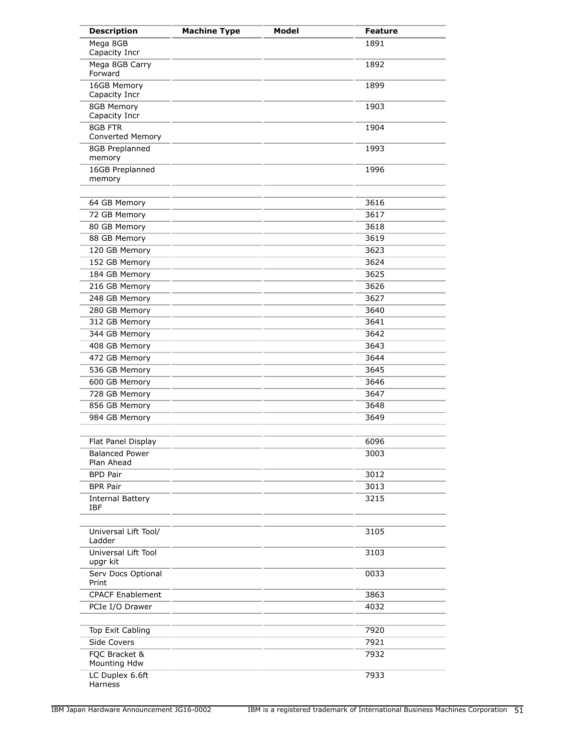| Description | Machine Type | Model | Feature |
|---|---|---|---|
| Mega 8GB Capacity Incr | | | 1891 |
| Mega 8GB Carry Forward | | | 1892 |
| 16GB Memory Capacity Incr | | | 1899 |
| 8GB Memory Capacity Incr | | | 1903 |
| 8GB FTR Converted Memory | | | 1904 |
| 8GB Preplanned memory | | | 1993 |
| 16GB Preplanned memory | | | 1996 |
| | | | |
| 64 GB Memory | | | 3616 |
| 72 GB Memory | | | 3617 |
| 80 GB Memory | | | 3618 |
| 88 GB Memory | | | 3619 |
| 120 GB Memory | | | 3623 |
| 152 GB Memory | | | 3624 |
| 184 GB Memory | | | 3625 |
| 216 GB Memory | | | 3626 |
| 248 GB Memory | | | 3627 |
| 280 GB Memory | | | 3640 |
| 312 GB Memory | | | 3641 |
| 344 GB Memory | | | 3642 |
| 408 GB Memory | | | 3643 |
| 472 GB Memory | | | 3644 |
| 536 GB Memory | | | 3645 |
| 600 GB Memory | | | 3646 |
| 728 GB Memory | | | 3647 |
| 856 GB Memory | | | 3648 |
| 984 GB Memory | | | 3649 |
| | | | |
| Flat Panel Display | | | 6096 |
| Balanced Power Plan Ahead | | | 3003 |
| BPD Pair | | | 3012 |
| BPR Pair | | | 3013 |
| Internal Battery IBF | | | 3215 |
| | | | |
| Universal Lift Tool/ Ladder | | | 3105 |
| Universal Lift Tool upgr kit | | | 3103 |
| Serv Docs Optional Print | | | 0033 |
| CPACF Enablement | | | 3863 |
| PCIe I/O Drawer | | | 4032 |
| | | | |
| Top Exit Cabling | | | 7920 |
| Side Covers | | | 7921 |
| FQC Bracket & Mounting Hdw | | | 7932 |
| LC Duplex 6.6ft Harness | | | 7933 |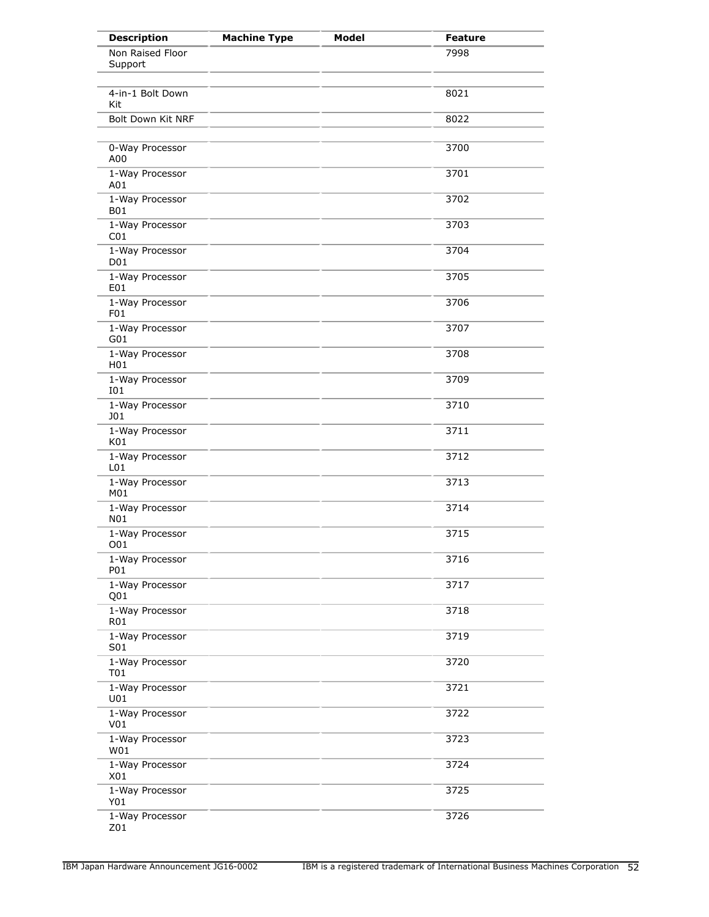| Description | Machine Type | Model | Feature |
|---|---|---|---|
| Non Raised Floor Support | | | 7998 |
| | | | |
| 4-in-1 Bolt Down Kit | | | 8021 |
| Bolt Down Kit NRF | | | 8022 |
| | | | |
| 0-Way Processor A00 | | | 3700 |
| 1-Way Processor A01 | | | 3701 |
| 1-Way Processor B01 | | | 3702 |
| 1-Way Processor C01 | | | 3703 |
| 1-Way Processor D01 | | | 3704 |
| 1-Way Processor E01 | | | 3705 |
| 1-Way Processor F01 | | | 3706 |
| 1-Way Processor G01 | | | 3707 |
| 1-Way Processor H01 | | | 3708 |
| 1-Way Processor I01 | | | 3709 |
| 1-Way Processor J01 | | | 3710 |
| 1-Way Processor K01 | | | 3711 |
| 1-Way Processor L01 | | | 3712 |
| 1-Way Processor M01 | | | 3713 |
| 1-Way Processor N01 | | | 3714 |
| 1-Way Processor O01 | | | 3715 |
| 1-Way Processor P01 | | | 3716 |
| 1-Way Processor Q01 | | | 3717 |
| 1-Way Processor R01 | | | 3718 |
| 1-Way Processor S01 | | | 3719 |
| 1-Way Processor T01 | | | 3720 |
| 1-Way Processor U01 | | | 3721 |
| 1-Way Processor V01 | | | 3722 |
| 1-Way Processor W01 | | | 3723 |
| 1-Way Processor X01 | | | 3724 |
| 1-Way Processor Y01 | | | 3725 |
| 1-Way Processor Z01 | | | 3726 |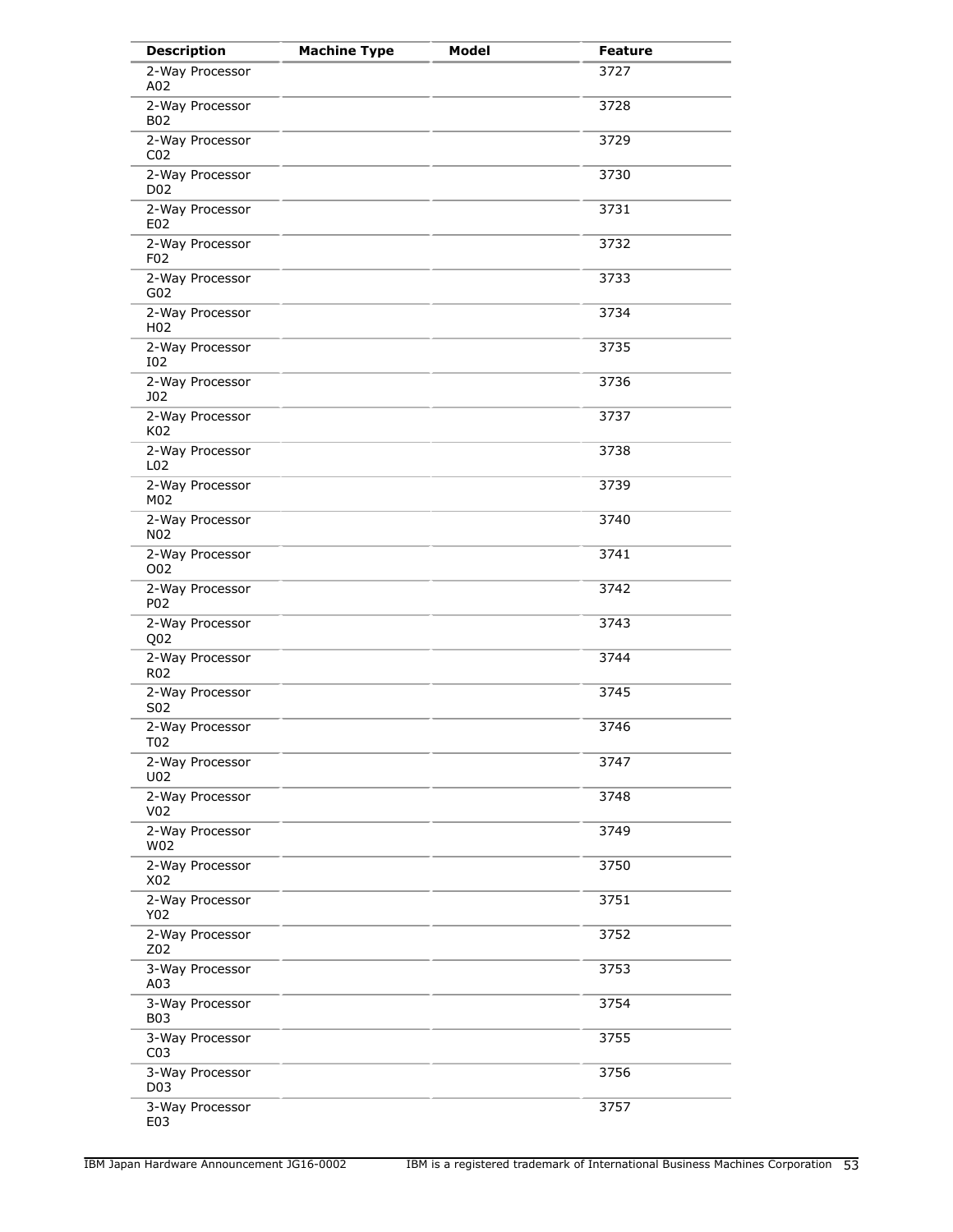| Description | Machine Type | Model | Feature |
| --- | --- | --- | --- |
| 2-Way Processor A02 | | | 3727 |
| 2-Way Processor B02 | | | 3728 |
| 2-Way Processor C02 | | | 3729 |
| 2-Way Processor D02 | | | 3730 |
| 2-Way Processor E02 | | | 3731 |
| 2-Way Processor F02 | | | 3732 |
| 2-Way Processor G02 | | | 3733 |
| 2-Way Processor H02 | | | 3734 |
| 2-Way Processor I02 | | | 3735 |
| 2-Way Processor J02 | | | 3736 |
| 2-Way Processor K02 | | | 3737 |
| 2-Way Processor L02 | | | 3738 |
| 2-Way Processor M02 | | | 3739 |
| 2-Way Processor N02 | | | 3740 |
| 2-Way Processor O02 | | | 3741 |
| 2-Way Processor P02 | | | 3742 |
| 2-Way Processor Q02 | | | 3743 |
| 2-Way Processor R02 | | | 3744 |
| 2-Way Processor S02 | | | 3745 |
| 2-Way Processor T02 | | | 3746 |
| 2-Way Processor U02 | | | 3747 |
| 2-Way Processor V02 | | | 3748 |
| 2-Way Processor W02 | | | 3749 |
| 2-Way Processor X02 | | | 3750 |
| 2-Way Processor Y02 | | | 3751 |
| 2-Way Processor Z02 | | | 3752 |
| 3-Way Processor A03 | | | 3753 |
| 3-Way Processor B03 | | | 3754 |
| 3-Way Processor C03 | | | 3755 |
| 3-Way Processor D03 | | | 3756 |
| 3-Way Processor E03 | | | 3757 |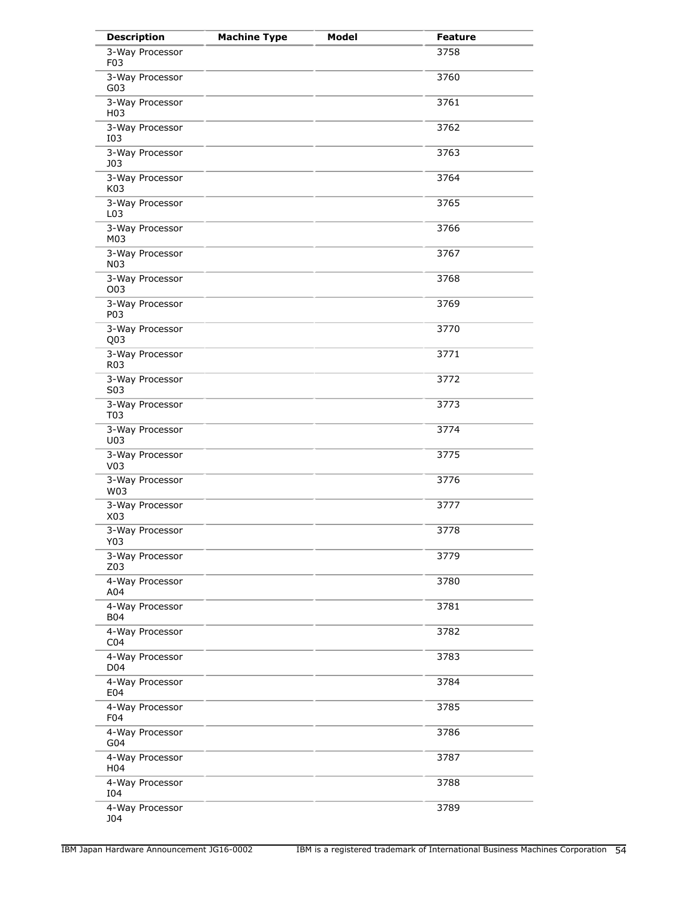| Description | Machine Type | Model | Feature |
| --- | --- | --- | --- |
| 3-Way Processor F03 | | | 3758 |
| 3-Way Processor G03 | | | 3760 |
| 3-Way Processor H03 | | | 3761 |
| 3-Way Processor I03 | | | 3762 |
| 3-Way Processor J03 | | | 3763 |
| 3-Way Processor K03 | | | 3764 |
| 3-Way Processor L03 | | | 3765 |
| 3-Way Processor M03 | | | 3766 |
| 3-Way Processor N03 | | | 3767 |
| 3-Way Processor O03 | | | 3768 |
| 3-Way Processor P03 | | | 3769 |
| 3-Way Processor Q03 | | | 3770 |
| 3-Way Processor R03 | | | 3771 |
| 3-Way Processor S03 | | | 3772 |
| 3-Way Processor T03 | | | 3773 |
| 3-Way Processor U03 | | | 3774 |
| 3-Way Processor V03 | | | 3775 |
| 3-Way Processor W03 | | | 3776 |
| 3-Way Processor X03 | | | 3777 |
| 3-Way Processor Y03 | | | 3778 |
| 3-Way Processor Z03 | | | 3779 |
| 4-Way Processor A04 | | | 3780 |
| 4-Way Processor B04 | | | 3781 |
| 4-Way Processor C04 | | | 3782 |
| 4-Way Processor D04 | | | 3783 |
| 4-Way Processor E04 | | | 3784 |
| 4-Way Processor F04 | | | 3785 |
| 4-Way Processor G04 | | | 3786 |
| 4-Way Processor H04 | | | 3787 |
| 4-Way Processor I04 | | | 3788 |
| 4-Way Processor J04 | | | 3789 |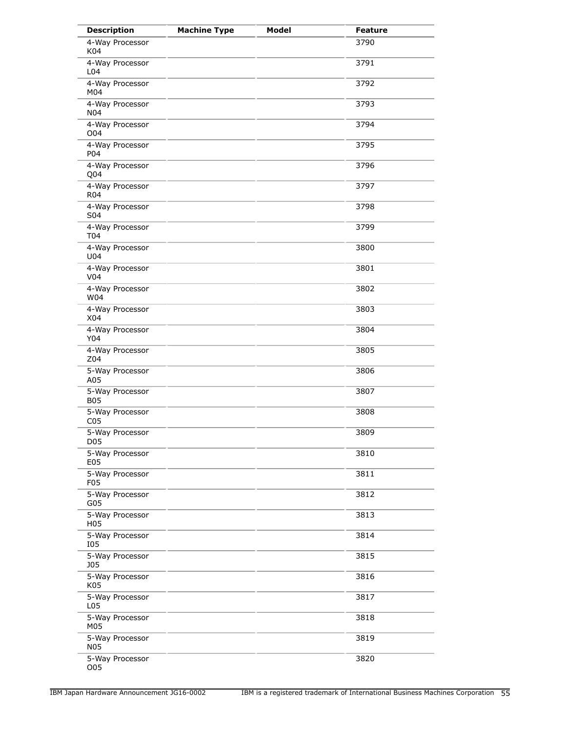| Description | Machine Type | Model | Feature |
|---|---|---|---|
| 4-Way Processor K04 | | | 3790 |
| 4-Way Processor L04 | | | 3791 |
| 4-Way Processor M04 | | | 3792 |
| 4-Way Processor N04 | | | 3793 |
| 4-Way Processor O04 | | | 3794 |
| 4-Way Processor P04 | | | 3795 |
| 4-Way Processor Q04 | | | 3796 |
| 4-Way Processor R04 | | | 3797 |
| 4-Way Processor S04 | | | 3798 |
| 4-Way Processor T04 | | | 3799 |
| 4-Way Processor U04 | | | 3800 |
| 4-Way Processor V04 | | | 3801 |
| 4-Way Processor W04 | | | 3802 |
| 4-Way Processor X04 | | | 3803 |
| 4-Way Processor Y04 | | | 3804 |
| 4-Way Processor Z04 | | | 3805 |
| 5-Way Processor A05 | | | 3806 |
| 5-Way Processor B05 | | | 3807 |
| 5-Way Processor C05 | | | 3808 |
| 5-Way Processor D05 | | | 3809 |
| 5-Way Processor E05 | | | 3810 |
| 5-Way Processor F05 | | | 3811 |
| 5-Way Processor G05 | | | 3812 |
| 5-Way Processor H05 | | | 3813 |
| 5-Way Processor I05 | | | 3814 |
| 5-Way Processor J05 | | | 3815 |
| 5-Way Processor K05 | | | 3816 |
| 5-Way Processor L05 | | | 3817 |
| 5-Way Processor M05 | | | 3818 |
| 5-Way Processor N05 | | | 3819 |
| 5-Way Processor O05 | | | 3820 |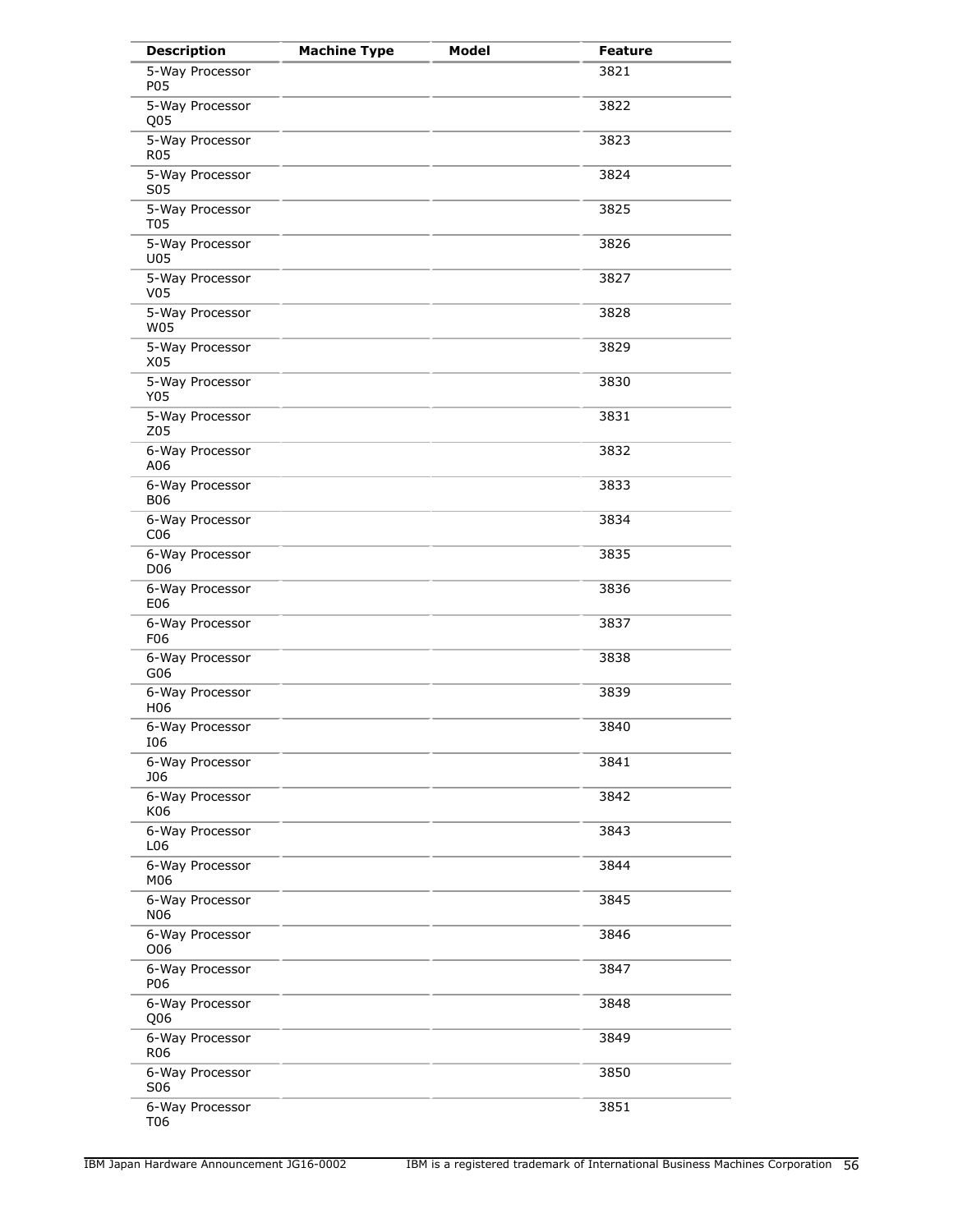| Description | Machine Type | Model | Feature |
| --- | --- | --- | --- |
| 5-Way Processor P05 | | | 3821 |
| 5-Way Processor Q05 | | | 3822 |
| 5-Way Processor R05 | | | 3823 |
| 5-Way Processor S05 | | | 3824 |
| 5-Way Processor T05 | | | 3825 |
| 5-Way Processor U05 | | | 3826 |
| 5-Way Processor V05 | | | 3827 |
| 5-Way Processor W05 | | | 3828 |
| 5-Way Processor X05 | | | 3829 |
| 5-Way Processor Y05 | | | 3830 |
| 5-Way Processor Z05 | | | 3831 |
| 6-Way Processor A06 | | | 3832 |
| 6-Way Processor B06 | | | 3833 |
| 6-Way Processor C06 | | | 3834 |
| 6-Way Processor D06 | | | 3835 |
| 6-Way Processor E06 | | | 3836 |
| 6-Way Processor F06 | | | 3837 |
| 6-Way Processor G06 | | | 3838 |
| 6-Way Processor H06 | | | 3839 |
| 6-Way Processor I06 | | | 3840 |
| 6-Way Processor J06 | | | 3841 |
| 6-Way Processor K06 | | | 3842 |
| 6-Way Processor L06 | | | 3843 |
| 6-Way Processor M06 | | | 3844 |
| 6-Way Processor N06 | | | 3845 |
| 6-Way Processor O06 | | | 3846 |
| 6-Way Processor P06 | | | 3847 |
| 6-Way Processor Q06 | | | 3848 |
| 6-Way Processor R06 | | | 3849 |
| 6-Way Processor S06 | | | 3850 |
| 6-Way Processor T06 | | | 3851 |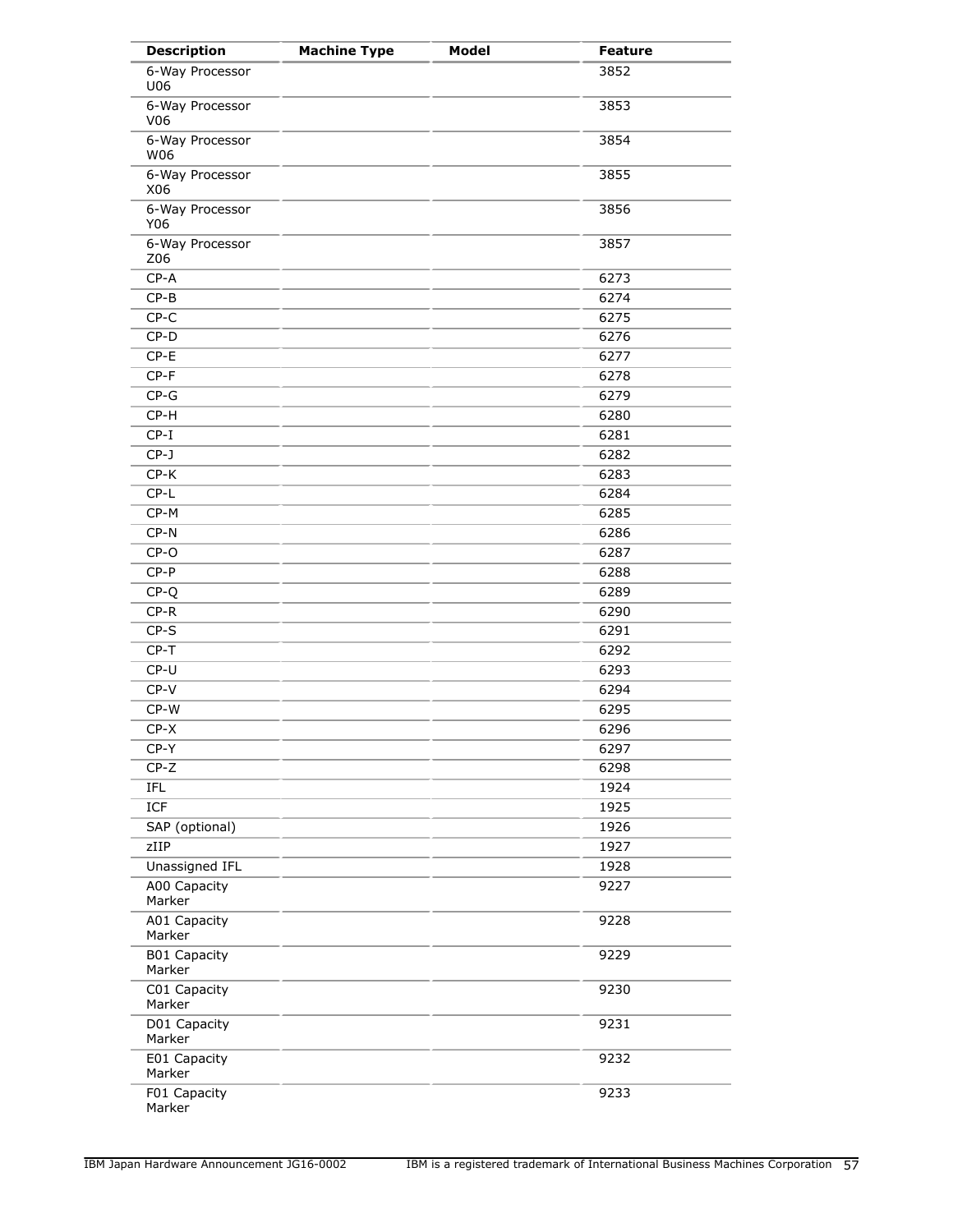| Description | Machine Type | Model | Feature |
|---|---|---|---|
| 6-Way Processor U06 | | | 3852 |
| 6-Way Processor V06 | | | 3853 |
| 6-Way Processor W06 | | | 3854 |
| 6-Way Processor X06 | | | 3855 |
| 6-Way Processor Y06 | | | 3856 |
| 6-Way Processor Z06 | | | 3857 |
| CP-A | | | 6273 |
| CP-B | | | 6274 |
| CP-C | | | 6275 |
| CP-D | | | 6276 |
| CP-E | | | 6277 |
| CP-F | | | 6278 |
| CP-G | | | 6279 |
| CP-H | | | 6280 |
| CP-I | | | 6281 |
| CP-J | | | 6282 |
| CP-K | | | 6283 |
| CP-L | | | 6284 |
| CP-M | | | 6285 |
| CP-N | | | 6286 |
| CP-O | | | 6287 |
| CP-P | | | 6288 |
| CP-Q | | | 6289 |
| CP-R | | | 6290 |
| CP-S | | | 6291 |
| CP-T | | | 6292 |
| CP-U | | | 6293 |
| CP-V | | | 6294 |
| CP-W | | | 6295 |
| CP-X | | | 6296 |
| CP-Y | | | 6297 |
| CP-Z | | | 6298 |
| IFL | | | 1924 |
| ICF | | | 1925 |
| SAP (optional) | | | 1926 |
| zIIP | | | 1927 |
| Unassigned IFL | | | 1928 |
| A00 Capacity Marker | | | 9227 |
| A01 Capacity Marker | | | 9228 |
| B01 Capacity Marker | | | 9229 |
| C01 Capacity Marker | | | 9230 |
| D01 Capacity Marker | | | 9231 |
| E01 Capacity Marker | | | 9232 |
| F01 Capacity Marker | | | 9233 |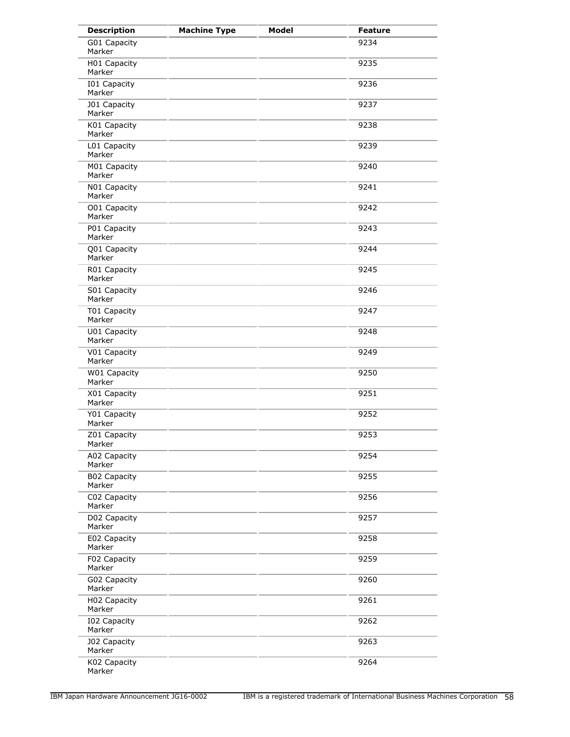| Description | Machine Type | Model | Feature |
|---|---|---|---|
| G01 Capacity Marker | | | 9234 |
| H01 Capacity Marker | | | 9235 |
| I01 Capacity Marker | | | 9236 |
| J01 Capacity Marker | | | 9237 |
| K01 Capacity Marker | | | 9238 |
| L01 Capacity Marker | | | 9239 |
| M01 Capacity Marker | | | 9240 |
| N01 Capacity Marker | | | 9241 |
| O01 Capacity Marker | | | 9242 |
| P01 Capacity Marker | | | 9243 |
| Q01 Capacity Marker | | | 9244 |
| R01 Capacity Marker | | | 9245 |
| S01 Capacity Marker | | | 9246 |
| T01 Capacity Marker | | | 9247 |
| U01 Capacity Marker | | | 9248 |
| V01 Capacity Marker | | | 9249 |
| W01 Capacity Marker | | | 9250 |
| X01 Capacity Marker | | | 9251 |
| Y01 Capacity Marker | | | 9252 |
| Z01 Capacity Marker | | | 9253 |
| A02 Capacity Marker | | | 9254 |
| B02 Capacity Marker | | | 9255 |
| C02 Capacity Marker | | | 9256 |
| D02 Capacity Marker | | | 9257 |
| E02 Capacity Marker | | | 9258 |
| F02 Capacity Marker | | | 9259 |
| G02 Capacity Marker | | | 9260 |
| H02 Capacity Marker | | | 9261 |
| I02 Capacity Marker | | | 9262 |
| J02 Capacity Marker | | | 9263 |
| K02 Capacity Marker | | | 9264 |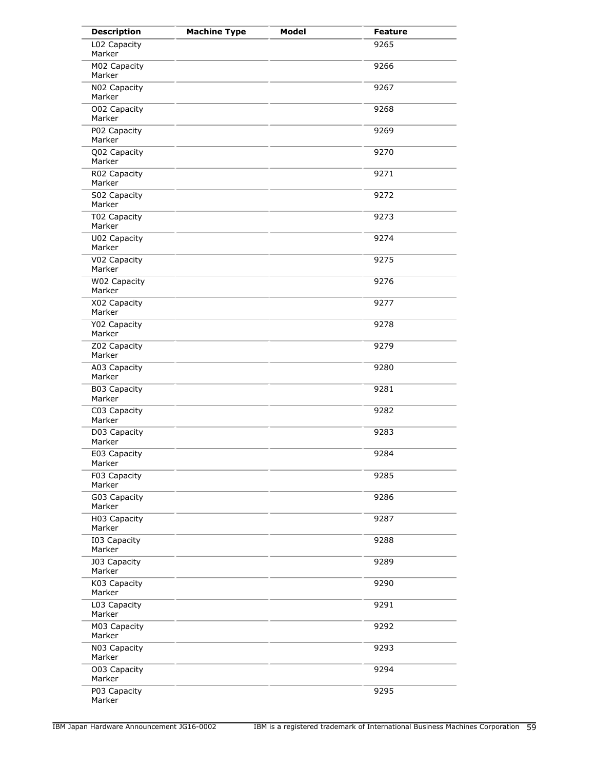| Description | Machine Type | Model | Feature |
|---|---|---|---|
| L02 Capacity Marker | | | 9265 |
| M02 Capacity Marker | | | 9266 |
| N02 Capacity Marker | | | 9267 |
| O02 Capacity Marker | | | 9268 |
| P02 Capacity Marker | | | 9269 |
| Q02 Capacity Marker | | | 9270 |
| R02 Capacity Marker | | | 9271 |
| S02 Capacity Marker | | | 9272 |
| T02 Capacity Marker | | | 9273 |
| U02 Capacity Marker | | | 9274 |
| V02 Capacity Marker | | | 9275 |
| W02 Capacity Marker | | | 9276 |
| X02 Capacity Marker | | | 9277 |
| Y02 Capacity Marker | | | 9278 |
| Z02 Capacity Marker | | | 9279 |
| A03 Capacity Marker | | | 9280 |
| B03 Capacity Marker | | | 9281 |
| C03 Capacity Marker | | | 9282 |
| D03 Capacity Marker | | | 9283 |
| E03 Capacity Marker | | | 9284 |
| F03 Capacity Marker | | | 9285 |
| G03 Capacity Marker | | | 9286 |
| H03 Capacity Marker | | | 9287 |
| I03 Capacity Marker | | | 9288 |
| J03 Capacity Marker | | | 9289 |
| K03 Capacity Marker | | | 9290 |
| L03 Capacity Marker | | | 9291 |
| M03 Capacity Marker | | | 9292 |
| N03 Capacity Marker | | | 9293 |
| O03 Capacity Marker | | | 9294 |
| P03 Capacity Marker | | | 9295 |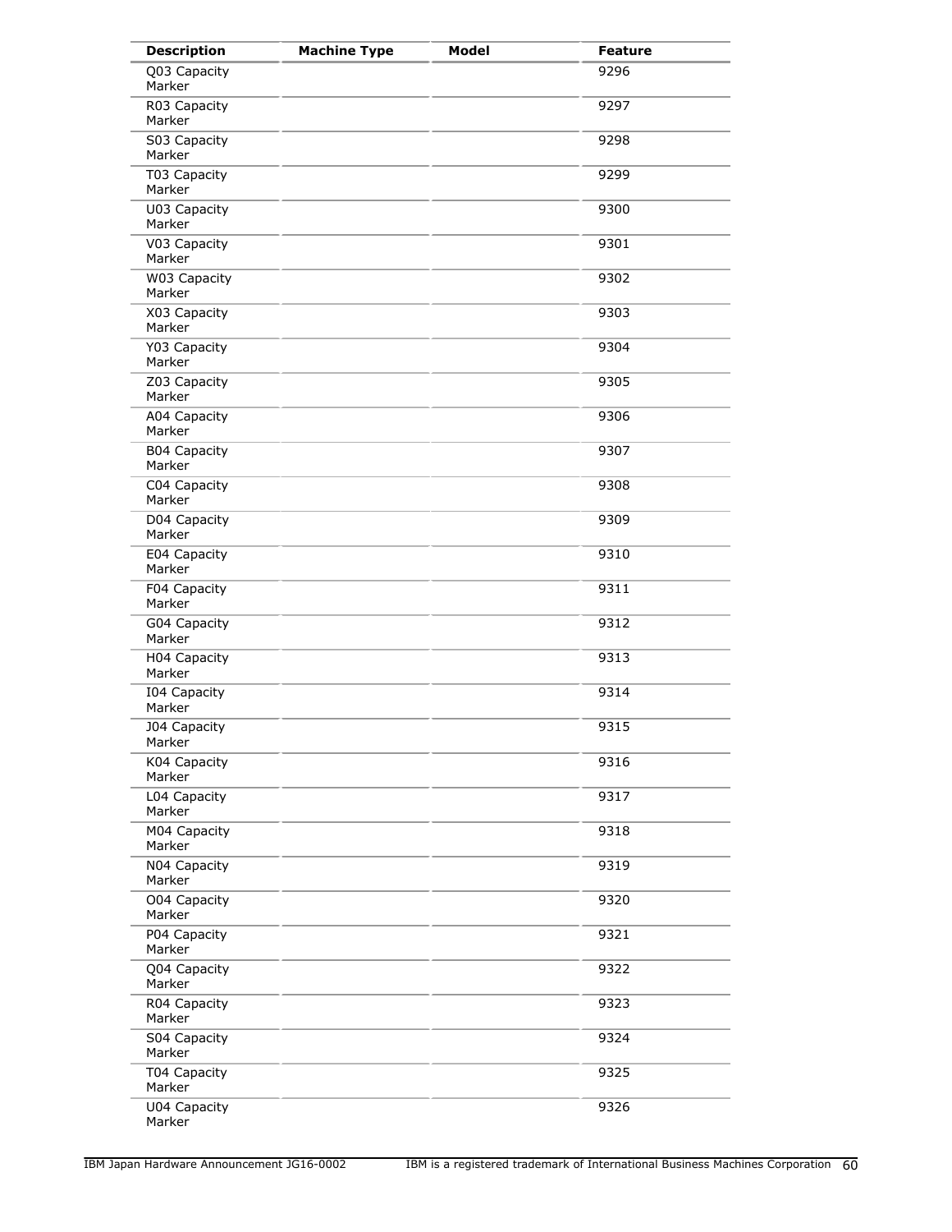| Description | Machine Type | Model | Feature |
| --- | --- | --- | --- |
| Q03 Capacity Marker | | | 9296 |
| R03 Capacity Marker | | | 9297 |
| S03 Capacity Marker | | | 9298 |
| T03 Capacity Marker | | | 9299 |
| U03 Capacity Marker | | | 9300 |
| V03 Capacity Marker | | | 9301 |
| W03 Capacity Marker | | | 9302 |
| X03 Capacity Marker | | | 9303 |
| Y03 Capacity Marker | | | 9304 |
| Z03 Capacity Marker | | | 9305 |
| A04 Capacity Marker | | | 9306 |
| B04 Capacity Marker | | | 9307 |
| C04 Capacity Marker | | | 9308 |
| D04 Capacity Marker | | | 9309 |
| E04 Capacity Marker | | | 9310 |
| F04 Capacity Marker | | | 9311 |
| G04 Capacity Marker | | | 9312 |
| H04 Capacity Marker | | | 9313 |
| I04 Capacity Marker | | | 9314 |
| J04 Capacity Marker | | | 9315 |
| K04 Capacity Marker | | | 9316 |
| L04 Capacity Marker | | | 9317 |
| M04 Capacity Marker | | | 9318 |
| N04 Capacity Marker | | | 9319 |
| O04 Capacity Marker | | | 9320 |
| P04 Capacity Marker | | | 9321 |
| Q04 Capacity Marker | | | 9322 |
| R04 Capacity Marker | | | 9323 |
| S04 Capacity Marker | | | 9324 |
| T04 Capacity Marker | | | 9325 |
| U04 Capacity Marker | | | 9326 |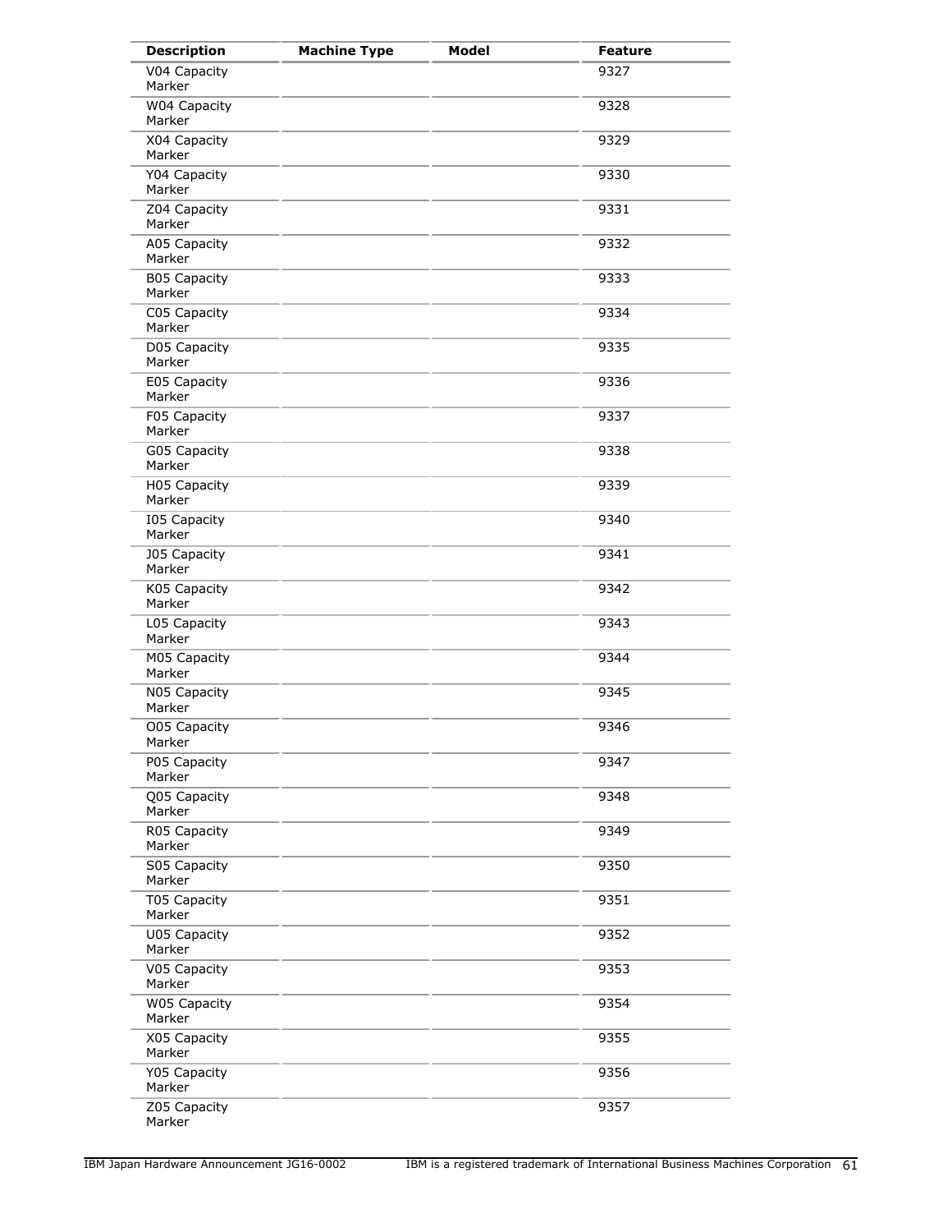| Description | Machine Type | Model | Feature |
|---|---|---|---|
| V04 Capacity Marker | | | 9327 |
| W04 Capacity Marker | | | 9328 |
| X04 Capacity Marker | | | 9329 |
| Y04 Capacity Marker | | | 9330 |
| Z04 Capacity Marker | | | 9331 |
| A05 Capacity Marker | | | 9332 |
| B05 Capacity Marker | | | 9333 |
| C05 Capacity Marker | | | 9334 |
| D05 Capacity Marker | | | 9335 |
| E05 Capacity Marker | | | 9336 |
| F05 Capacity Marker | | | 9337 |
| G05 Capacity Marker | | | 9338 |
| H05 Capacity Marker | | | 9339 |
| I05 Capacity Marker | | | 9340 |
| J05 Capacity Marker | | | 9341 |
| K05 Capacity Marker | | | 9342 |
| L05 Capacity Marker | | | 9343 |
| M05 Capacity Marker | | | 9344 |
| N05 Capacity Marker | | | 9345 |
| O05 Capacity Marker | | | 9346 |
| P05 Capacity Marker | | | 9347 |
| Q05 Capacity Marker | | | 9348 |
| R05 Capacity Marker | | | 9349 |
| S05 Capacity Marker | | | 9350 |
| T05 Capacity Marker | | | 9351 |
| U05 Capacity Marker | | | 9352 |
| V05 Capacity Marker | | | 9353 |
| W05 Capacity Marker | | | 9354 |
| X05 Capacity Marker | | | 9355 |
| Y05 Capacity Marker | | | 9356 |
| Z05 Capacity Marker | | | 9357 |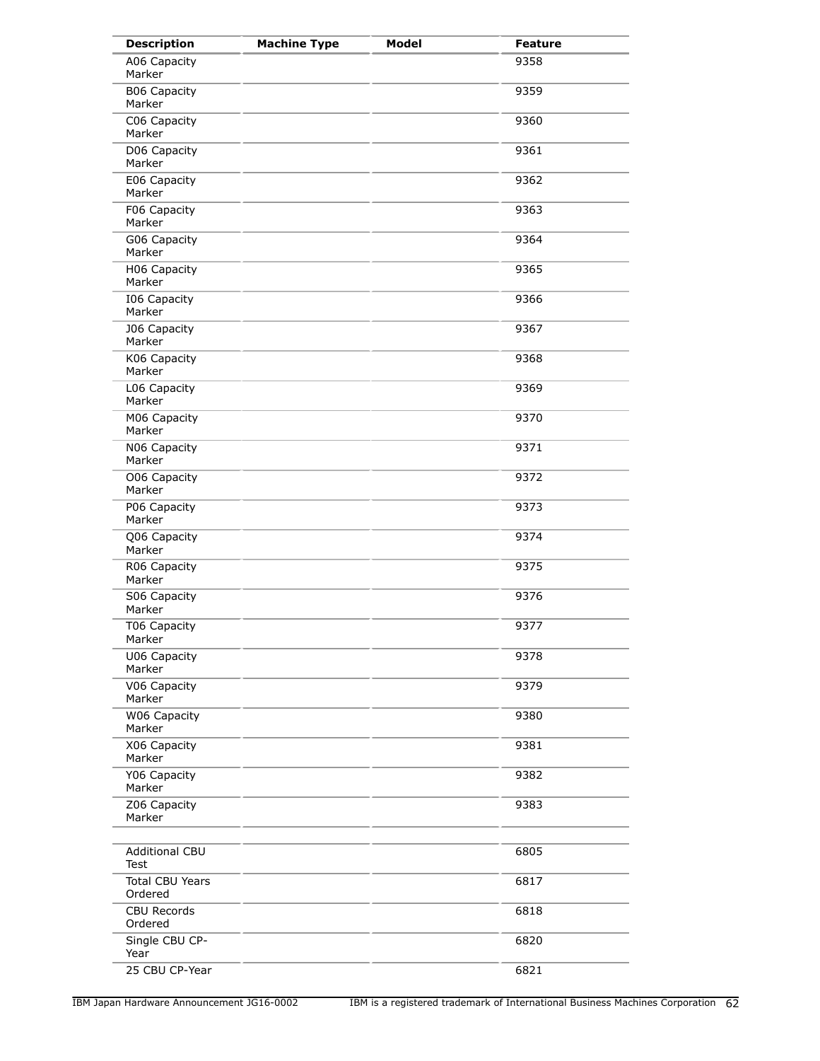| Description | Machine Type | Model | Feature |
| --- | --- | --- | --- |
| A06 Capacity Marker | | | 9358 |
| B06 Capacity Marker | | | 9359 |
| C06 Capacity Marker | | | 9360 |
| D06 Capacity Marker | | | 9361 |
| E06 Capacity Marker | | | 9362 |
| F06 Capacity Marker | | | 9363 |
| G06 Capacity Marker | | | 9364 |
| H06 Capacity Marker | | | 9365 |
| I06 Capacity Marker | | | 9366 |
| J06 Capacity Marker | | | 9367 |
| K06 Capacity Marker | | | 9368 |
| L06 Capacity Marker | | | 9369 |
| M06 Capacity Marker | | | 9370 |
| N06 Capacity Marker | | | 9371 |
| O06 Capacity Marker | | | 9372 |
| P06 Capacity Marker | | | 9373 |
| Q06 Capacity Marker | | | 9374 |
| R06 Capacity Marker | | | 9375 |
| S06 Capacity Marker | | | 9376 |
| T06 Capacity Marker | | | 9377 |
| U06 Capacity Marker | | | 9378 |
| V06 Capacity Marker | | | 9379 |
| W06 Capacity Marker | | | 9380 |
| X06 Capacity Marker | | | 9381 |
| Y06 Capacity Marker | | | 9382 |
| Z06 Capacity Marker | | | 9383 |
| | | | |
| Additional CBU Test | | | 6805 |
| Total CBU Years Ordered | | | 6817 |
| CBU Records Ordered | | | 6818 |
| Single CBU CP-Year | | | 6820 |
| 25 CBU CP-Year | | | 6821 |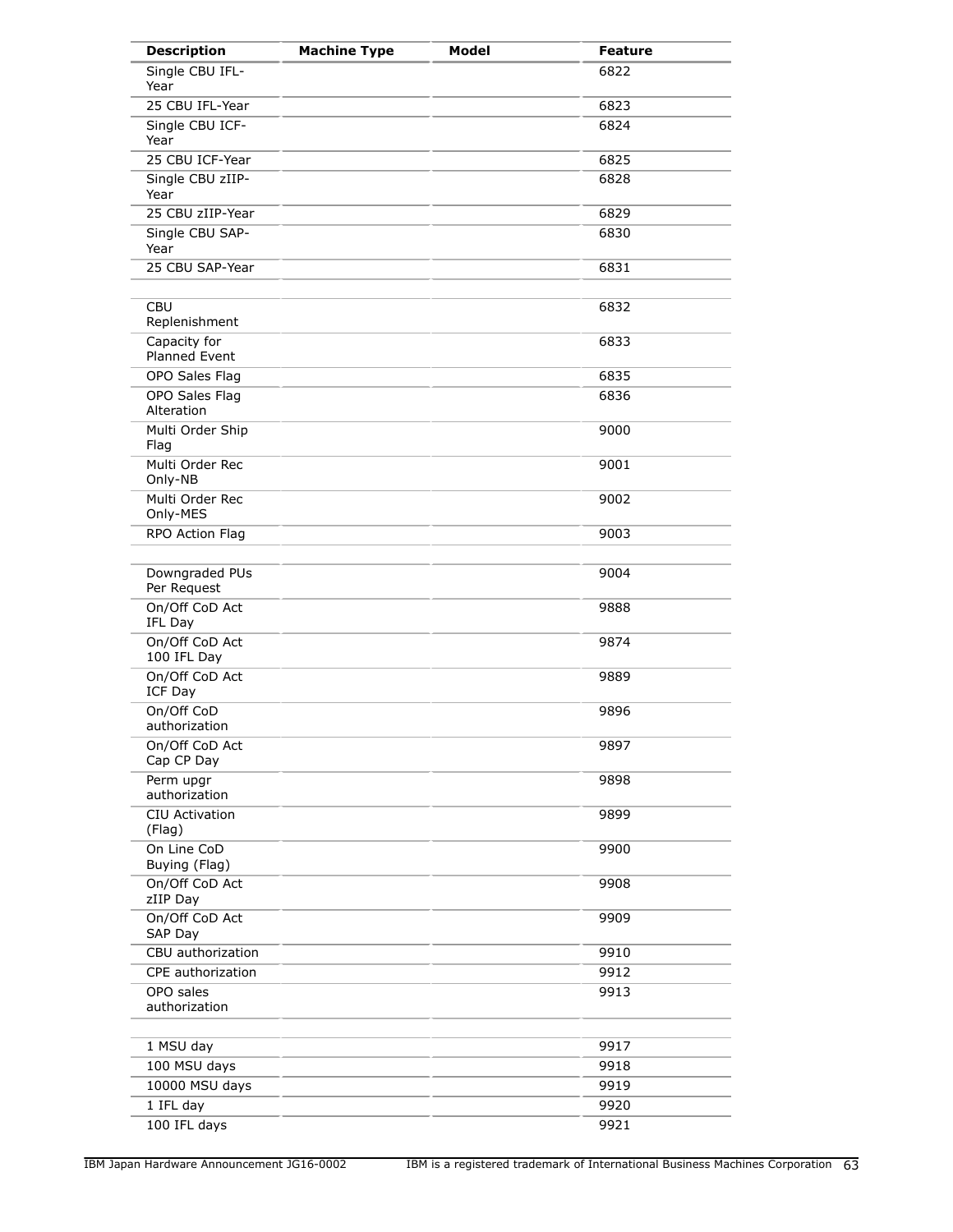| Description | Machine Type | Model | Feature |
| --- | --- | --- | --- |
| Single CBU IFL-Year | | | 6822 |
| 25 CBU IFL-Year | | | 6823 |
| Single CBU ICF-Year | | | 6824 |
| 25 CBU ICF-Year | | | 6825 |
| Single CBU zIIP-Year | | | 6828 |
| 25 CBU zIIP-Year | | | 6829 |
| Single CBU SAP-Year | | | 6830 |
| 25 CBU SAP-Year | | | 6831 |
| | | | |
| CBU Replenishment | | | 6832 |
| Capacity for Planned Event | | | 6833 |
| OPO Sales Flag | | | 6835 |
| OPO Sales Flag Alteration | | | 6836 |
| Multi Order Ship Flag | | | 9000 |
| Multi Order Rec Only-NB | | | 9001 |
| Multi Order Rec Only-MES | | | 9002 |
| RPO Action Flag | | | 9003 |
| | | | |
| Downgraded PUs Per Request | | | 9004 |
| On/Off CoD Act IFL Day | | | 9888 |
| On/Off CoD Act 100 IFL Day | | | 9874 |
| On/Off CoD Act ICF Day | | | 9889 |
| On/Off CoD authorization | | | 9896 |
| On/Off CoD Act Cap CP Day | | | 9897 |
| Perm upgr authorization | | | 9898 |
| CIU Activation (Flag) | | | 9899 |
| On Line CoD Buying (Flag) | | | 9900 |
| On/Off CoD Act zIIP Day | | | 9908 |
| On/Off CoD Act SAP Day | | | 9909 |
| CBU authorization | | | 9910 |
| CPE authorization | | | 9912 |
| OPO sales authorization | | | 9913 |
| | | | |
| 1 MSU day | | | 9917 |
| 100 MSU days | | | 9918 |
| 10000 MSU days | | | 9919 |
| 1 IFL day | | | 9920 |
| 100 IFL days | | | 9921 |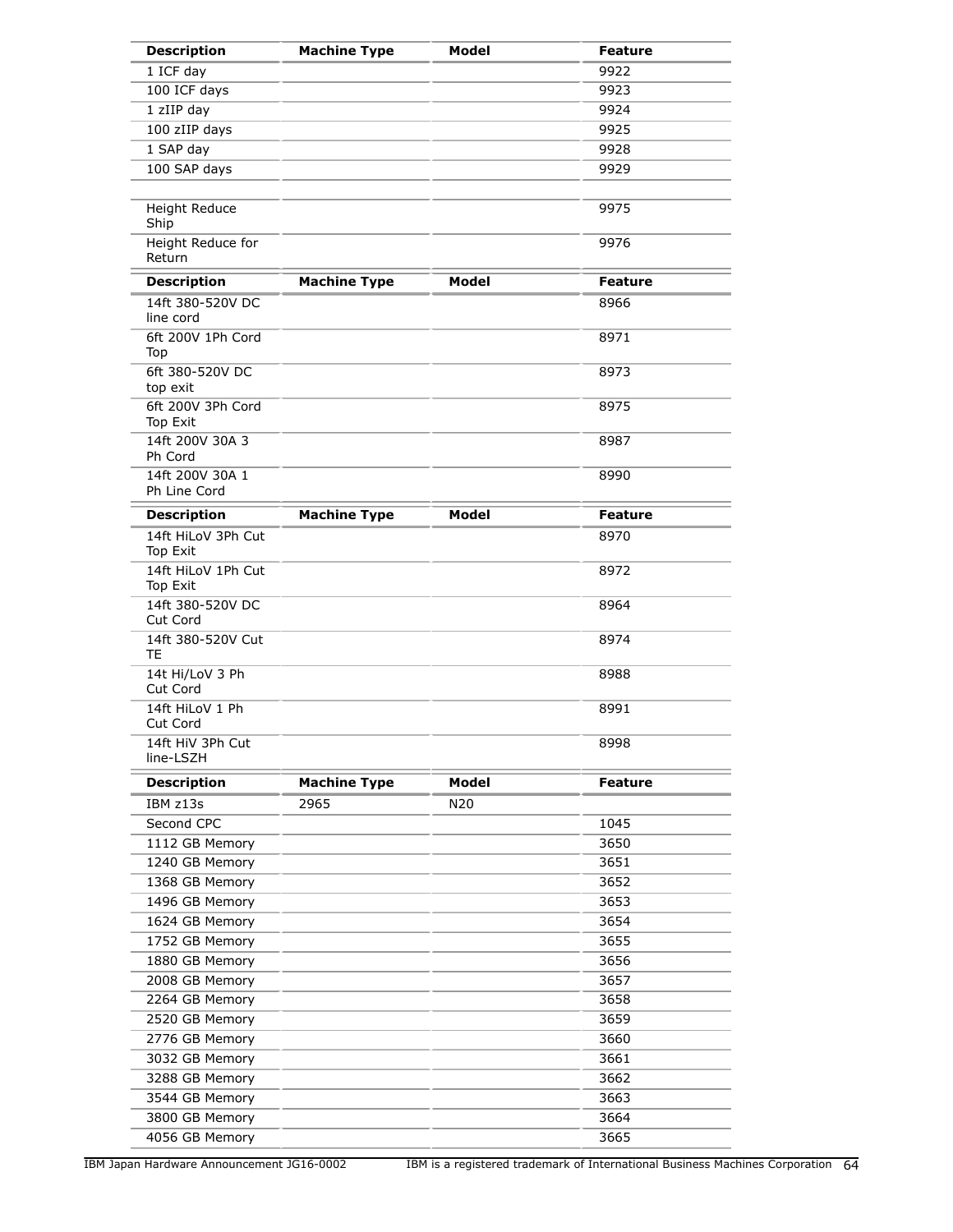| Description | Machine Type | Model | Feature |
|---|---|---|---|
| 1 ICF day | | | 9922 |
| 100 ICF days | | | 9923 |
| 1 zIIP day | | | 9924 |
| 100 zIIP days | | | 9925 |
| 1 SAP day | | | 9928 |
| 100 SAP days | | | 9929 |
| | | | |
| Height Reduce Ship | | | 9975 |
| Height Reduce for Return | | | 9976 |

| Description | Machine Type | Model | Feature |
|---|---|---|---|
| 14ft 380-520V DC line cord | | | 8966 |
| 6ft 200V 1Ph Cord Top | | | 8971 |
| 6ft 380-520V DC top exit | | | 8973 |
| 6ft 200V 3Ph Cord Top Exit | | | 8975 |
| 14ft 200V 30A 3 Ph Cord | | | 8987 |
| 14ft 200V 30A 1 Ph Line Cord | | | 8990 |

| Description | Machine Type | Model | Feature |
|---|---|---|---|
| 14ft HiLoV 3Ph Cut Top Exit | | | 8970 |
| 14ft HiLoV 1Ph Cut Top Exit | | | 8972 |
| 14ft 380-520V DC Cut Cord | | | 8964 |
| 14ft 380-520V Cut TE | | | 8974 |
| 14t Hi/LoV 3 Ph Cut Cord | | | 8988 |
| 14ft HiLoV 1 Ph Cut Cord | | | 8991 |
| 14ft HiV 3Ph Cut line-LSZH | | | 8998 |

| Description | Machine Type | Model | Feature |
|---|---|---|---|
| IBM z13s | 2965 | N20 | |
| Second CPC | | | 1045 |
| 1112 GB Memory | | | 3650 |
| 1240 GB Memory | | | 3651 |
| 1368 GB Memory | | | 3652 |
| 1496 GB Memory | | | 3653 |
| 1624 GB Memory | | | 3654 |
| 1752 GB Memory | | | 3655 |
| 1880 GB Memory | | | 3656 |
| 2008 GB Memory | | | 3657 |
| 2264 GB Memory | | | 3658 |
| 2520 GB Memory | | | 3659 |
| 2776 GB Memory | | | 3660 |
| 3032 GB Memory | | | 3661 |
| 3288 GB Memory | | | 3662 |
| 3544 GB Memory | | | 3663 |
| 3800 GB Memory | | | 3664 |
| 4056 GB Memory | | | 3665 |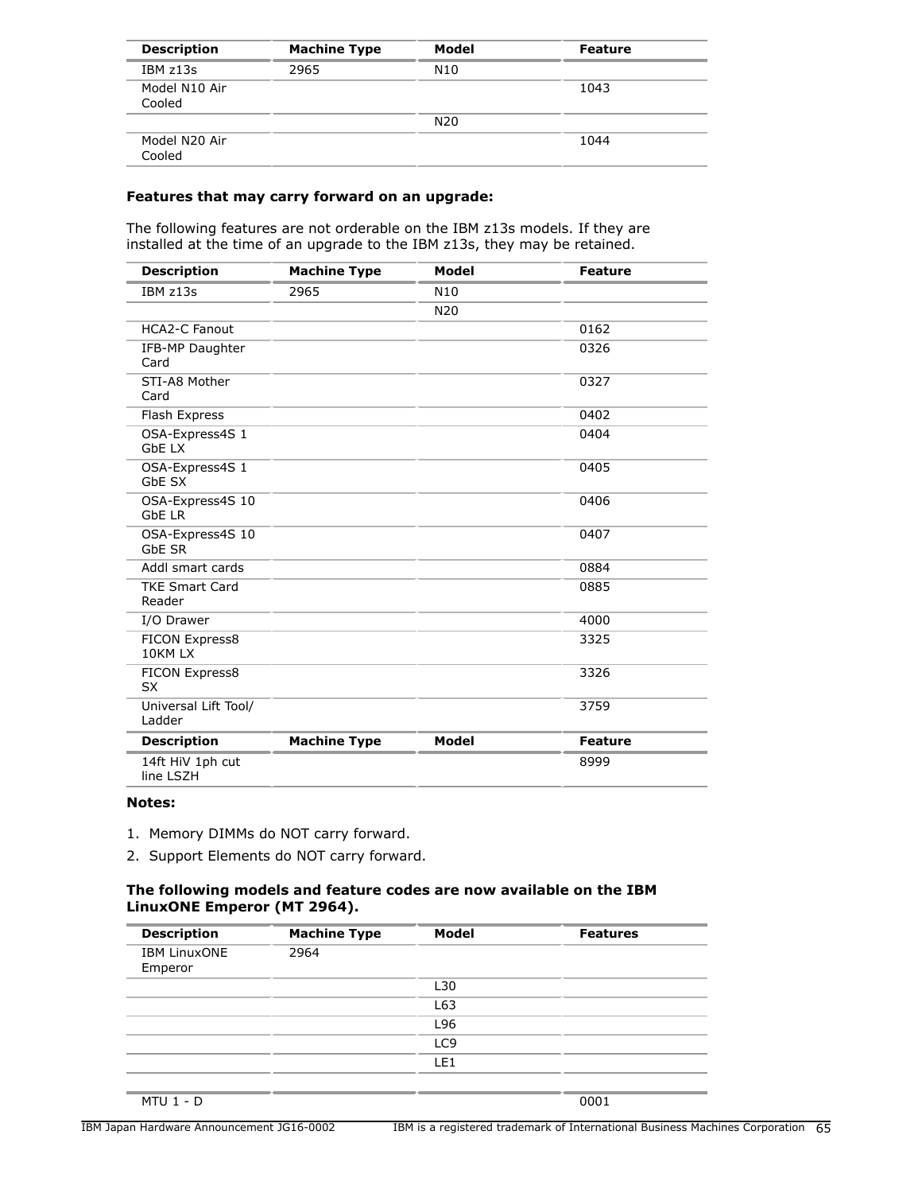| Description | Machine Type | Model | Feature |
|---|---|---|---|
| IBM z13s | 2965 | N10 | |
| Model N10 Air Cooled | | | 1043 |
| | | N20 | |
| Model N20 Air Cooled | | | 1044 |

**Features that may carry forward on an upgrade:**

The following features are not orderable on the IBM z13s models. If they are installed at the time of an upgrade to the IBM z13s, they may be retained.

| Description | Machine Type | Model | Feature |
|---|---|---|---|
| IBM z13s | 2965 | N10 | |
| | | N20 | |
| HCA2-C Fanout | | | 0162 |
| IFB-MP Daughter Card | | | 0326 |
| STI-A8 Mother Card | | | 0327 |
| Flash Express | | | 0402 |
| OSA-Express4S 1 GbE LX | | | 0404 |
| OSA-Express4S 1 GbE SX | | | 0405 |
| OSA-Express4S 10 GbE LR | | | 0406 |
| OSA-Express4S 10 GbE SR | | | 0407 |
| Addl smart cards | | | 0884 |
| TKE Smart Card Reader | | | 0885 |
| I/O Drawer | | | 4000 |
| FICON Express8 10KM LX | | | 3325 |
| FICON Express8 SX | | | 3326 |
| Universal Lift Tool/ Ladder | | | 3759 |
| **Description** | **Machine Type** | **Model** | **Feature** |
| 14ft HiV 1ph cut line LSZH | | | 8999 |

**Notes:**

1. Memory DIMMs do NOT carry forward.
2. Support Elements do NOT carry forward.

**The following models and feature codes are now available on the IBM LinuxONE Emperor (MT 2964).**

| Description | Machine Type | Model | Features |
|---|---|---|---|
| IBM LinuxONE Emperor | 2964 | | |
| | | L30 | |
| | | L63 | |
| | | L96 | |
| | | LC9 | |
| | | LE1 | |
| | | | |
| MTU 1 - D | | | 0001 |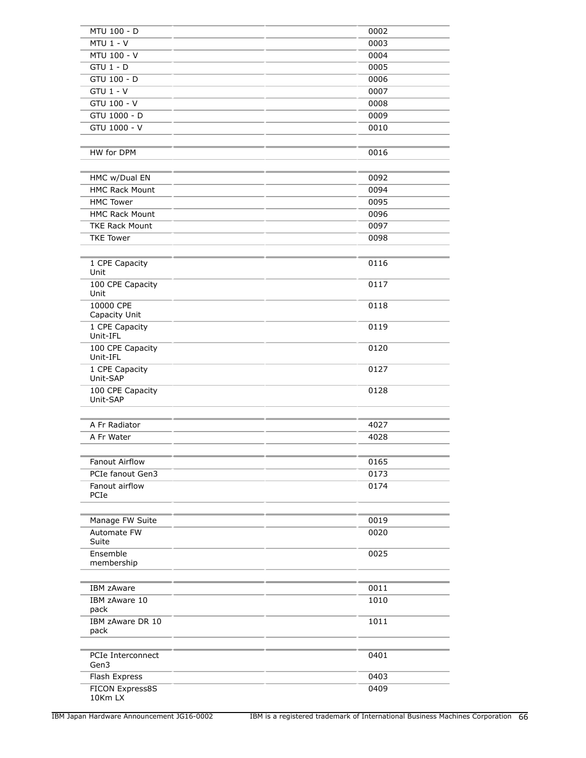| | | | |
|---|---|---|---|
| MTU 100 - D | | | 0002 |
| MTU 1 - V | | | 0003 |
| MTU 100 - V | | | 0004 |
| GTU 1 - D | | | 0005 |
| GTU 100 - D | | | 0006 |
| GTU 1 - V | | | 0007 |
| GTU 100 - V | | | 0008 |
| GTU 1000 - D | | | 0009 |
| GTU 1000 - V | | | 0010 |

| | | | |
|---|---|---|---|
| HW for DPM | | | 0016 |

| | | | |
|---|---|---|---|
| HMC w/Dual EN | | | 0092 |
| HMC Rack Mount | | | 0094 |
| HMC Tower | | | 0095 |
| HMC Rack Mount | | | 0096 |
| TKE Rack Mount | | | 0097 |
| TKE Tower | | | 0098 |

| | | | |
|---|---|---|---|
| 1 CPE Capacity Unit | | | 0116 |
| 100 CPE Capacity Unit | | | 0117 |
| 10000 CPE Capacity Unit | | | 0118 |
| 1 CPE Capacity Unit-IFL | | | 0119 |
| 100 CPE Capacity Unit-IFL | | | 0120 |
| 1 CPE Capacity Unit-SAP | | | 0127 |
| 100 CPE Capacity Unit-SAP | | | 0128 |

| | | | |
|---|---|---|---|
| A Fr Radiator | | | 4027 |
| A Fr Water | | | 4028 |

| | | | |
|---|---|---|---|
| Fanout Airflow | | | 0165 |
| PCIe fanout Gen3 | | | 0173 |
| Fanout airflow PCIe | | | 0174 |

| | | | |
|---|---|---|---|
| Manage FW Suite | | | 0019 |
| Automate FW Suite | | | 0020 |
| Ensemble membership | | | 0025 |

| | | | |
|---|---|---|---|
| IBM zAware | | | 0011 |
| IBM zAware 10 pack | | | 1010 |
| IBM zAware DR 10 pack | | | 1011 |

| | | | |
|---|---|---|---|
| PCIe Interconnect Gen3 | | | 0401 |
| Flash Express | | | 0403 |
| FICON Express8S 10Km LX | | | 0409 |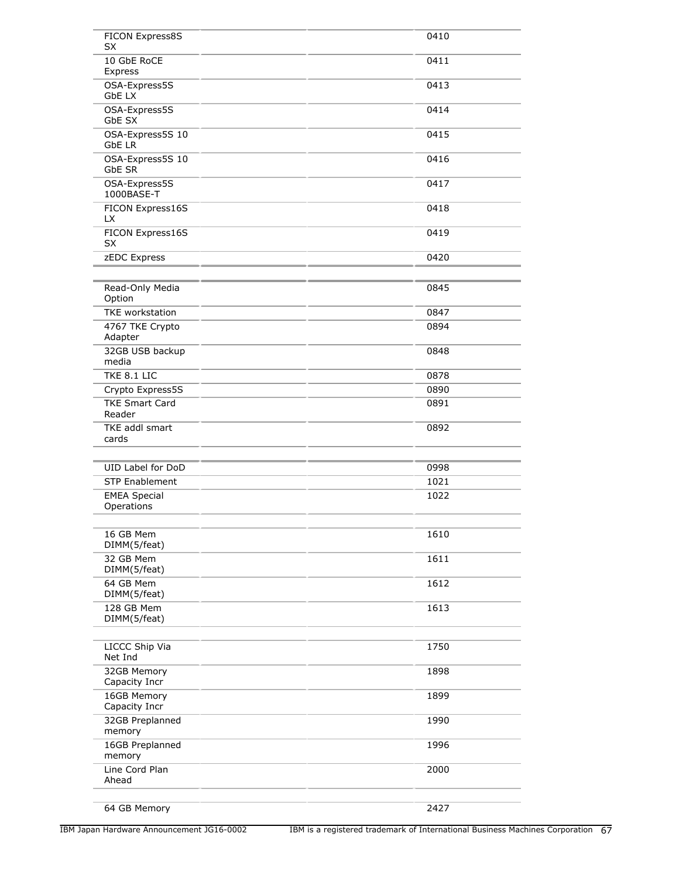| | | | |
|---|---|---|---|
| FICON Express8S SX | | | 0410 |
| 10 GbE RoCE Express | | | 0411 |
| OSA-Express5S GbE LX | | | 0413 |
| OSA-Express5S GbE SX | | | 0414 |
| OSA-Express5S 10 GbE LR | | | 0415 |
| OSA-Express5S 10 GbE SR | | | 0416 |
| OSA-Express5S 1000BASE-T | | | 0417 |
| FICON Express16S LX | | | 0418 |
| FICON Express16S SX | | | 0419 |
| zEDC Express | | | 0420 |
| | | | |
| Read-Only Media Option | | | 0845 |
| TKE workstation | | | 0847 |
| 4767 TKE Crypto Adapter | | | 0894 |
| 32GB USB backup media | | | 0848 |
| TKE 8.1 LIC | | | 0878 |
| Crypto Express5S | | | 0890 |
| TKE Smart Card Reader | | | 0891 |
| TKE addl smart cards | | | 0892 |
| | | | |
| UID Label for DoD | | | 0998 |
| STP Enablement | | | 1021 |
| EMEA Special Operations | | | 1022 |
| | | | |
| 16 GB Mem DIMM(5/feat) | | | 1610 |
| 32 GB Mem DIMM(5/feat) | | | 1611 |
| 64 GB Mem DIMM(5/feat) | | | 1612 |
| 128 GB Mem DIMM(5/feat) | | | 1613 |
| | | | |
| LICCC Ship Via Net Ind | | | 1750 |
| 32GB Memory Capacity Incr | | | 1898 |
| 16GB Memory Capacity Incr | | | 1899 |
| 32GB Preplanned memory | | | 1990 |
| 16GB Preplanned memory | | | 1996 |
| Line Cord Plan Ahead | | | 2000 |
| | | | |
| 64 GB Memory | | | 2427 |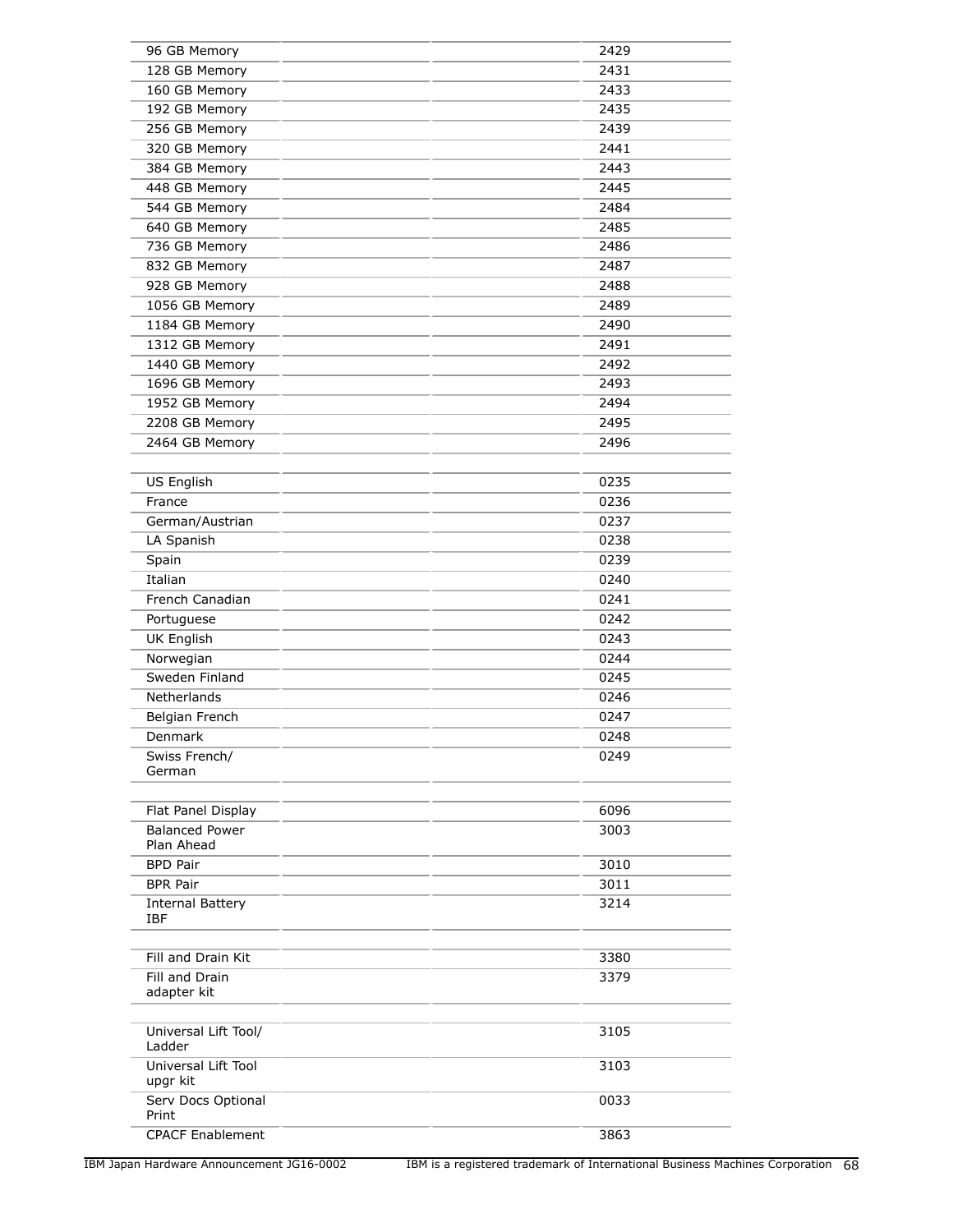| | | | |
|---|---|---|---|
| 96 GB Memory | | | 2429 |
| 128 GB Memory | | | 2431 |
| 160 GB Memory | | | 2433 |
| 192 GB Memory | | | 2435 |
| 256 GB Memory | | | 2439 |
| 320 GB Memory | | | 2441 |
| 384 GB Memory | | | 2443 |
| 448 GB Memory | | | 2445 |
| 544 GB Memory | | | 2484 |
| 640 GB Memory | | | 2485 |
| 736 GB Memory | | | 2486 |
| 832 GB Memory | | | 2487 |
| 928 GB Memory | | | 2488 |
| 1056 GB Memory | | | 2489 |
| 1184 GB Memory | | | 2490 |
| 1312 GB Memory | | | 2491 |
| 1440 GB Memory | | | 2492 |
| 1696 GB Memory | | | 2493 |
| 1952 GB Memory | | | 2494 |
| 2208 GB Memory | | | 2495 |
| 2464 GB Memory | | | 2496 |
| | | | |
| US English | | | 0235 |
| France | | | 0236 |
| German/Austrian | | | 0237 |
| LA Spanish | | | 0238 |
| Spain | | | 0239 |
| Italian | | | 0240 |
| French Canadian | | | 0241 |
| Portuguese | | | 0242 |
| UK English | | | 0243 |
| Norwegian | | | 0244 |
| Sweden Finland | | | 0245 |
| Netherlands | | | 0246 |
| Belgian French | | | 0247 |
| Denmark | | | 0248 |
| Swiss French/ German | | | 0249 |
| | | | |
| Flat Panel Display | | | 6096 |
| Balanced Power Plan Ahead | | | 3003 |
| BPD Pair | | | 3010 |
| BPR Pair | | | 3011 |
| Internal Battery IBF | | | 3214 |
| | | | |
| Fill and Drain Kit | | | 3380 |
| Fill and Drain adapter kit | | | 3379 |
| | | | |
| Universal Lift Tool/ Ladder | | | 3105 |
| Universal Lift Tool upgr kit | | | 3103 |
| Serv Docs Optional Print | | | 0033 |
| CPACF Enablement | | | 3863 |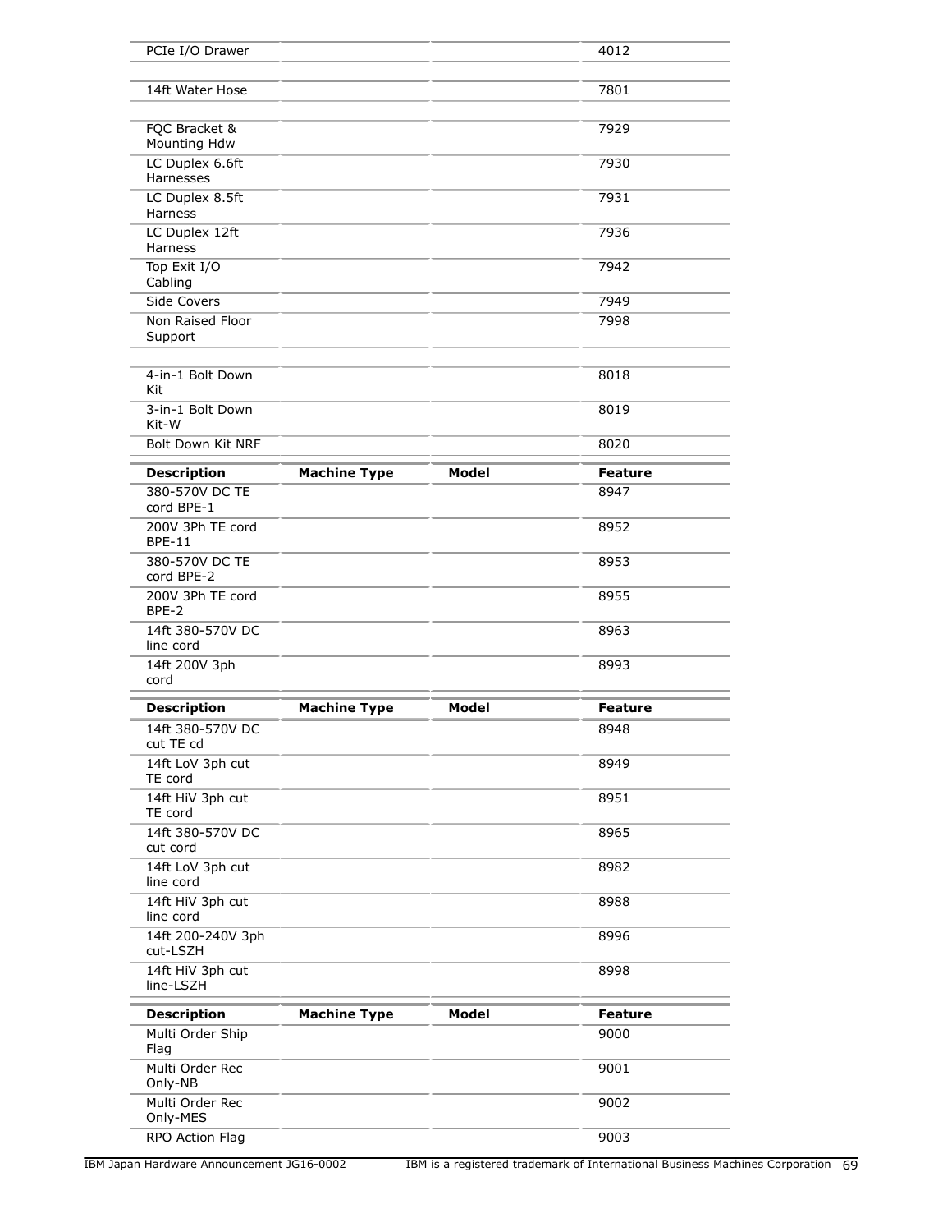| | | | |
|---|---|---|---|
| PCIe I/O Drawer | | | 4012 |
| | | | |
| 14ft Water Hose | | | 7801 |
| | | | |
| FQC Bracket & Mounting Hdw | | | 7929 |
| LC Duplex 6.6ft Harnesses | | | 7930 |
| LC Duplex 8.5ft Harness | | | 7931 |
| LC Duplex 12ft Harness | | | 7936 |
| Top Exit I/O Cabling | | | 7942 |
| Side Covers | | | 7949 |
| Non Raised Floor Support | | | 7998 |
| | | | |
| 4-in-1 Bolt Down Kit | | | 8018 |
| 3-in-1 Bolt Down Kit-W | | | 8019 |
| Bolt Down Kit NRF | | | 8020 |

| **Description** | **Machine Type** | **Model** | **Feature** |
|---|---|---|---|
| 380-570V DC TE cord BPE-1 | | | 8947 |
| 200V 3Ph TE cord BPE-11 | | | 8952 |
| 380-570V DC TE cord BPE-2 | | | 8953 |
| 200V 3Ph TE cord BPE-2 | | | 8955 |
| 14ft 380-570V DC line cord | | | 8963 |
| 14ft 200V 3ph cord | | | 8993 |

| **Description** | **Machine Type** | **Model** | **Feature** |
|---|---|---|---|
| 14ft 380-570V DC cut TE cd | | | 8948 |
| 14ft LoV 3ph cut TE cord | | | 8949 |
| 14ft HiV 3ph cut TE cord | | | 8951 |
| 14ft 380-570V DC cut cord | | | 8965 |
| 14ft LoV 3ph cut line cord | | | 8982 |
| 14ft HiV 3ph cut line cord | | | 8988 |
| 14ft 200-240V 3ph cut-LSZH | | | 8996 |
| 14ft HiV 3ph cut line-LSZH | | | 8998 |

| **Description** | **Machine Type** | **Model** | **Feature** |
|---|---|---|---|
| Multi Order Ship Flag | | | 9000 |
| Multi Order Rec Only-NB | | | 9001 |
| Multi Order Rec Only-MES | | | 9002 |
| RPO Action Flag | | | 9003 |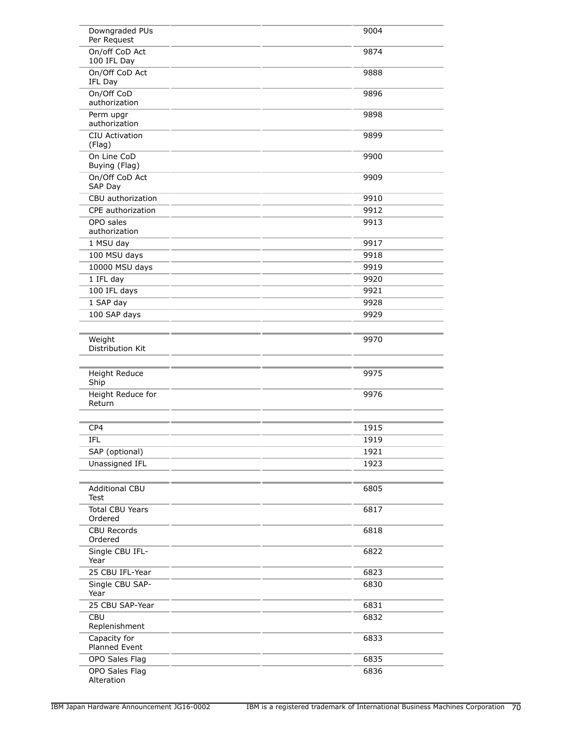| | | | |
|---|---|---|---|
| Downgraded PUs Per Request | | | 9004 |
| On/off CoD Act 100 IFL Day | | | 9874 |
| On/Off CoD Act IFL Day | | | 9888 |
| On/Off CoD authorization | | | 9896 |
| Perm upgr authorization | | | 9898 |
| CIU Activation (Flag) | | | 9899 |
| On Line CoD Buying (Flag) | | | 9900 |
| On/Off CoD Act SAP Day | | | 9909 |
| CBU authorization | | | 9910 |
| CPE authorization | | | 9912 |
| OPO sales authorization | | | 9913 |
| 1 MSU day | | | 9917 |
| 100 MSU days | | | 9918 |
| 10000 MSU days | | | 9919 |
| 1 IFL day | | | 9920 |
| 100 IFL days | | | 9921 |
| 1 SAP day | | | 9928 |
| 100 SAP days | | | 9929 |

| | | | |
|---|---|---|---|
| Weight Distribution Kit | | | 9970 |

| | | | |
|---|---|---|---|
| Height Reduce Ship | | | 9975 |
| Height Reduce for Return | | | 9976 |

| | | | |
|---|---|---|---|
| CP4 | | | 1915 |
| IFL | | | 1919 |
| SAP (optional) | | | 1921 |
| Unassigned IFL | | | 1923 |

| | | | |
|---|---|---|---|
| Additional CBU Test | | | 6805 |
| Total CBU Years Ordered | | | 6817 |
| CBU Records Ordered | | | 6818 |
| Single CBU IFL-Year | | | 6822 |
| 25 CBU IFL-Year | | | 6823 |
| Single CBU SAP-Year | | | 6830 |
| 25 CBU SAP-Year | | | 6831 |
| CBU Replenishment | | | 6832 |
| Capacity for Planned Event | | | 6833 |
| OPO Sales Flag | | | 6835 |
| OPO Sales Flag Alteration | | | 6836 |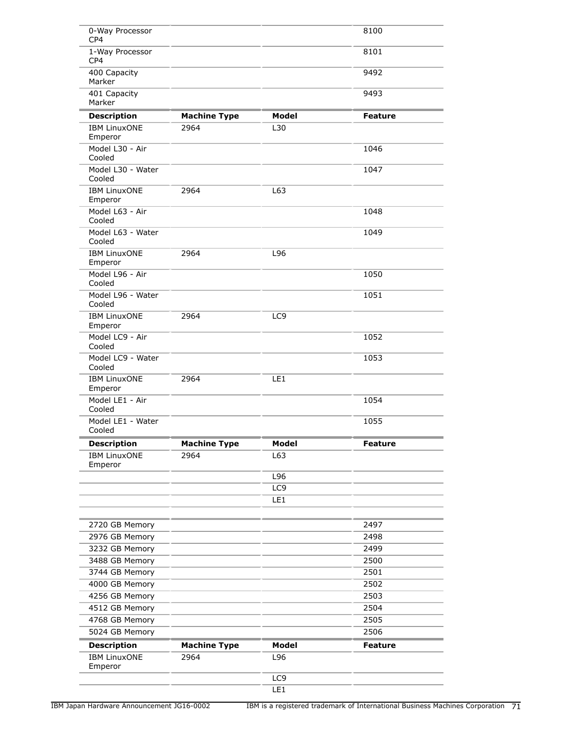| | | | |
|---|---|---|---|
| 0-Way Processor CP4 | | | 8100 |
| 1-Way Processor CP4 | | | 8101 |
| 400 Capacity Marker | | | 9492 |
| 401 Capacity Marker | | | 9493 |

| Description | Machine Type | Model | Feature |
|---|---|---|---|
| IBM LinuxONE Emperor | 2964 | L30 | |
| Model L30 - Air Cooled | | | 1046 |
| Model L30 - Water Cooled | | | 1047 |
| IBM LinuxONE Emperor | 2964 | L63 | |
| Model L63 - Air Cooled | | | 1048 |
| Model L63 - Water Cooled | | | 1049 |
| IBM LinuxONE Emperor | 2964 | L96 | |
| Model L96 - Air Cooled | | | 1050 |
| Model L96 - Water Cooled | | | 1051 |
| IBM LinuxONE Emperor | 2964 | LC9 | |
| Model LC9 - Air Cooled | | | 1052 |
| Model LC9 - Water Cooled | | | 1053 |
| IBM LinuxONE Emperor | 2964 | LE1 | |
| Model LE1 - Air Cooled | | | 1054 |
| Model LE1 - Water Cooled | | | 1055 |

| Description | Machine Type | Model | Feature |
|---|---|---|---|
| IBM LinuxONE Emperor | 2964 | L63 | |
| | | L96 | |
| | | LC9 | |
| | | LE1 | |
| | | | |
| 2720 GB Memory | | | 2497 |
| 2976 GB Memory | | | 2498 |
| 3232 GB Memory | | | 2499 |
| 3488 GB Memory | | | 2500 |
| 3744 GB Memory | | | 2501 |
| 4000 GB Memory | | | 2502 |
| 4256 GB Memory | | | 2503 |
| 4512 GB Memory | | | 2504 |
| 4768 GB Memory | | | 2505 |
| 5024 GB Memory | | | 2506 |

| Description | Machine Type | Model | Feature |
|---|---|---|---|
| IBM LinuxONE Emperor | 2964 | L96 | |
| | | LC9 | |
| | | LE1 | |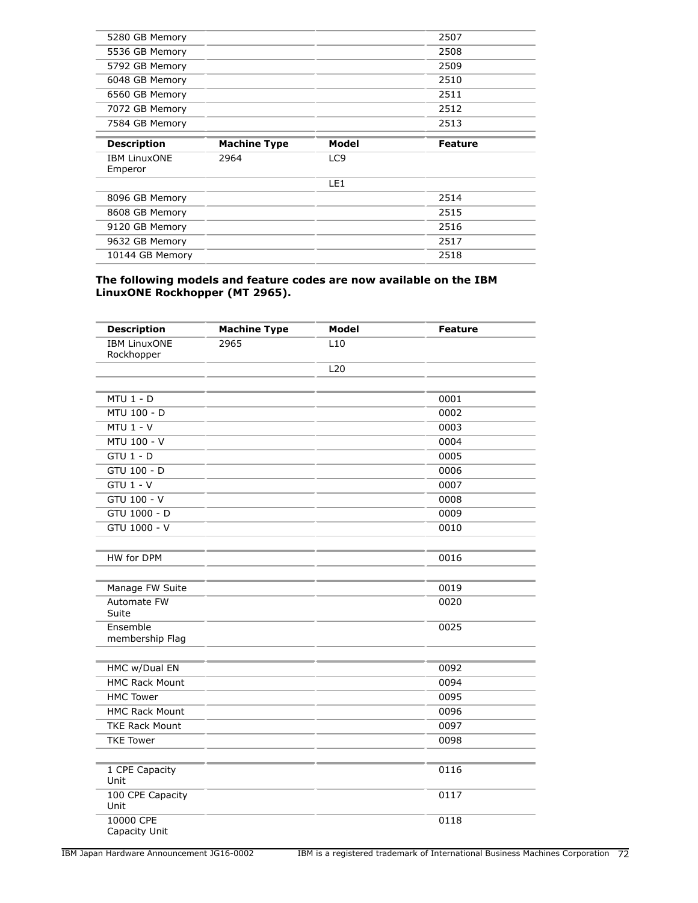| | | | |
|---|---|---|---|
| 5280 GB Memory | | | 2507 |
| 5536 GB Memory | | | 2508 |
| 5792 GB Memory | | | 2509 |
| 6048 GB Memory | | | 2510 |
| 6560 GB Memory | | | 2511 |
| 7072 GB Memory | | | 2512 |
| 7584 GB Memory | | | 2513 |

| Description | Machine Type | Model | Feature |
|---|---|---|---|
| IBM LinuxONE Emperor | 2964 | LC9 | |
| | | LE1 | |
| 8096 GB Memory | | | 2514 |
| 8608 GB Memory | | | 2515 |
| 9120 GB Memory | | | 2516 |
| 9632 GB Memory | | | 2517 |
| 10144 GB Memory | | | 2518 |

**The following models and feature codes are now available on the IBM LinuxONE Rockhopper (MT 2965).**

| Description | Machine Type | Model | Feature |
|---|---|---|---|
| IBM LinuxONE Rockhopper | 2965 | L10 | |
| | | L20 | |
| | | | |
| MTU 1 - D | | | 0001 |
| MTU 100 - D | | | 0002 |
| MTU 1 - V | | | 0003 |
| MTU 100 - V | | | 0004 |
| GTU 1 - D | | | 0005 |
| GTU 100 - D | | | 0006 |
| GTU 1 - V | | | 0007 |
| GTU 100 - V | | | 0008 |
| GTU 1000 - D | | | 0009 |
| GTU 1000 - V | | | 0010 |
| | | | |
| HW for DPM | | | 0016 |
| | | | |
| Manage FW Suite | | | 0019 |
| Automate FW Suite | | | 0020 |
| Ensemble membership Flag | | | 0025 |
| | | | |
| HMC w/Dual EN | | | 0092 |
| HMC Rack Mount | | | 0094 |
| HMC Tower | | | 0095 |
| HMC Rack Mount | | | 0096 |
| TKE Rack Mount | | | 0097 |
| TKE Tower | | | 0098 |
| | | | |
| 1 CPE Capacity Unit | | | 0116 |
| 100 CPE Capacity Unit | | | 0117 |
| 10000 CPE Capacity Unit | | | 0118 |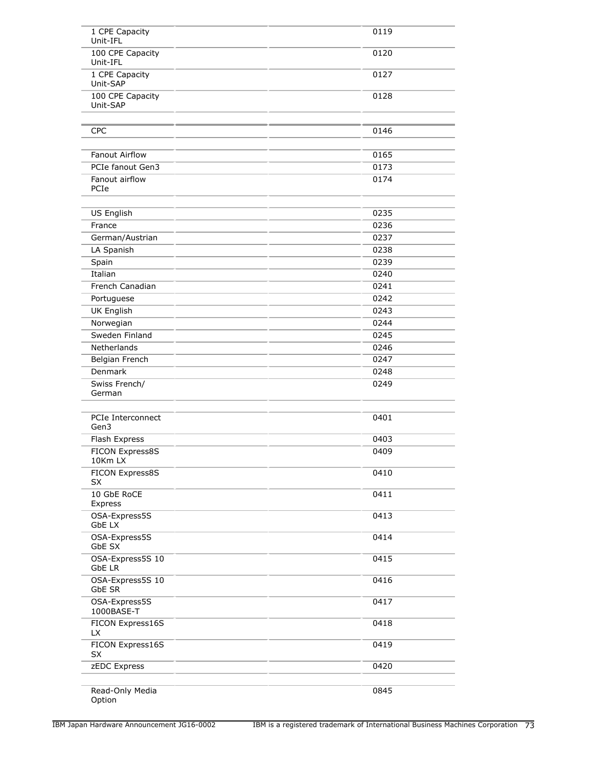| | | | |
|---|---|---|---|
| 1 CPE Capacity Unit-IFL | | | 0119 |
| 100 CPE Capacity Unit-IFL | | | 0120 |
| 1 CPE Capacity Unit-SAP | | | 0127 |
| 100 CPE Capacity Unit-SAP | | | 0128 |
| | | | |
| CPC | | | 0146 |
| | | | |
| Fanout Airflow | | | 0165 |
| PCIe fanout Gen3 | | | 0173 |
| Fanout airflow PCIe | | | 0174 |
| | | | |
| US English | | | 0235 |
| France | | | 0236 |
| German/Austrian | | | 0237 |
| LA Spanish | | | 0238 |
| Spain | | | 0239 |
| Italian | | | 0240 |
| French Canadian | | | 0241 |
| Portuguese | | | 0242 |
| UK English | | | 0243 |
| Norwegian | | | 0244 |
| Sweden Finland | | | 0245 |
| Netherlands | | | 0246 |
| Belgian French | | | 0247 |
| Denmark | | | 0248 |
| Swiss French/ German | | | 0249 |
| | | | |
| PCIe Interconnect Gen3 | | | 0401 |
| Flash Express | | | 0403 |
| FICON Express8S 10Km LX | | | 0409 |
| FICON Express8S SX | | | 0410 |
| 10 GbE RoCE Express | | | 0411 |
| OSA-Express5S GbE LX | | | 0413 |
| OSA-Express5S GbE SX | | | 0414 |
| OSA-Express5S 10 GbE LR | | | 0415 |
| OSA-Express5S 10 GbE SR | | | 0416 |
| OSA-Express5S 1000BASE-T | | | 0417 |
| FICON Express16S LX | | | 0418 |
| FICON Express16S SX | | | 0419 |
| zEDC Express | | | 0420 |
| | | | |
| Read-Only Media Option | | | 0845 |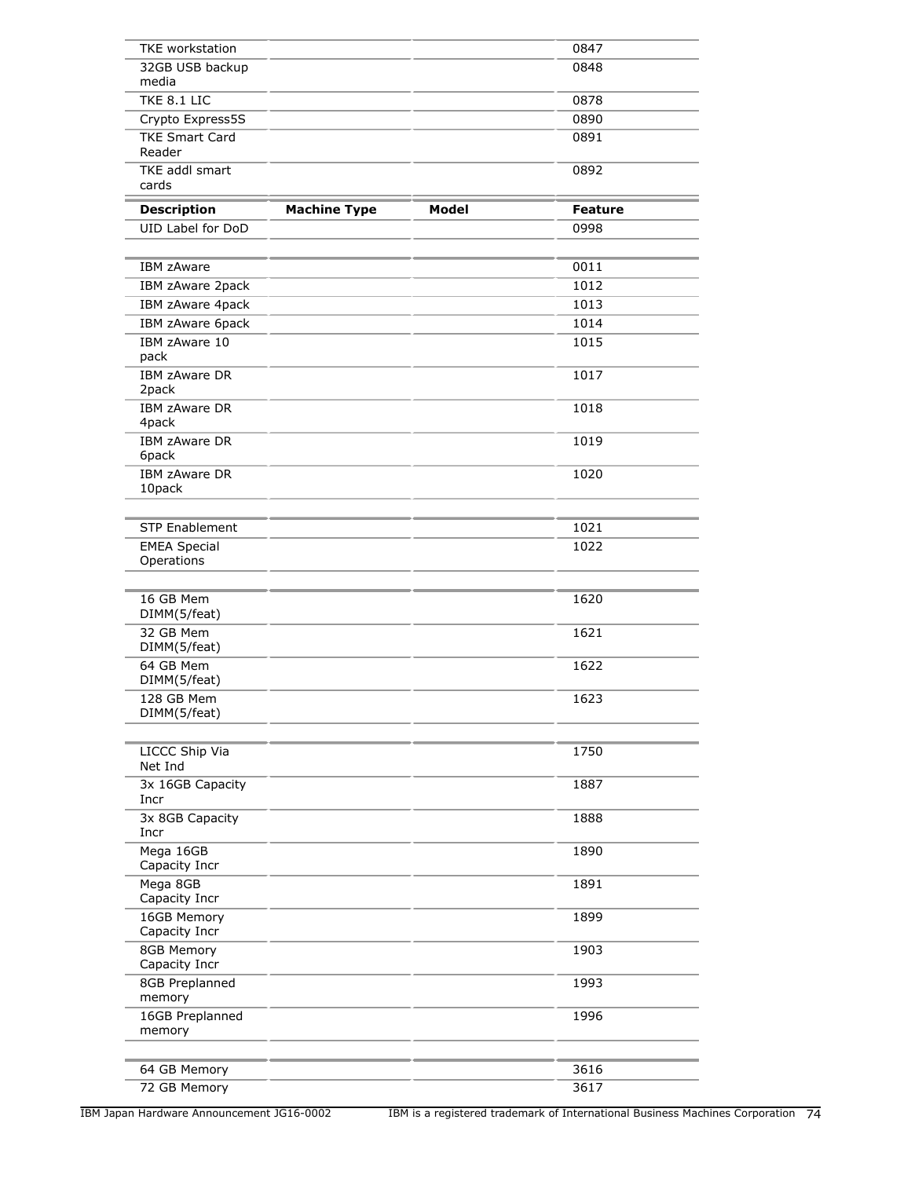| Description | Machine Type | Model | Feature |
|---|---|---|---|
| TKE workstation | | | 0847 |
| 32GB USB backup media | | | 0848 |
| TKE 8.1 LIC | | | 0878 |
| Crypto Express5S | | | 0890 |
| TKE Smart Card Reader | | | 0891 |
| TKE addl smart cards | | | 0892 |

| Description | Machine Type | Model | Feature |
|---|---|---|---|
| UID Label for DoD | | | 0998 |
| | | | |
| IBM zAware | | | 0011 |
| IBM zAware 2pack | | | 1012 |
| IBM zAware 4pack | | | 1013 |
| IBM zAware 6pack | | | 1014 |
| IBM zAware 10 pack | | | 1015 |
| IBM zAware DR 2pack | | | 1017 |
| IBM zAware DR 4pack | | | 1018 |
| IBM zAware DR 6pack | | | 1019 |
| IBM zAware DR 10pack | | | 1020 |
| | | | |
| STP Enablement | | | 1021 |
| EMEA Special Operations | | | 1022 |
| | | | |
| 16 GB Mem DIMM(5/feat) | | | 1620 |
| 32 GB Mem DIMM(5/feat) | | | 1621 |
| 64 GB Mem DIMM(5/feat) | | | 1622 |
| 128 GB Mem DIMM(5/feat) | | | 1623 |
| | | | |
| LICCC Ship Via Net Ind | | | 1750 |
| 3x 16GB Capacity Incr | | | 1887 |
| 3x 8GB Capacity Incr | | | 1888 |
| Mega 16GB Capacity Incr | | | 1890 |
| Mega 8GB Capacity Incr | | | 1891 |
| 16GB Memory Capacity Incr | | | 1899 |
| 8GB Memory Capacity Incr | | | 1903 |
| 8GB Preplanned memory | | | 1993 |
| 16GB Preplanned memory | | | 1996 |
| | | | |
| 64 GB Memory | | | 3616 |
| 72 GB Memory | | | 3617 |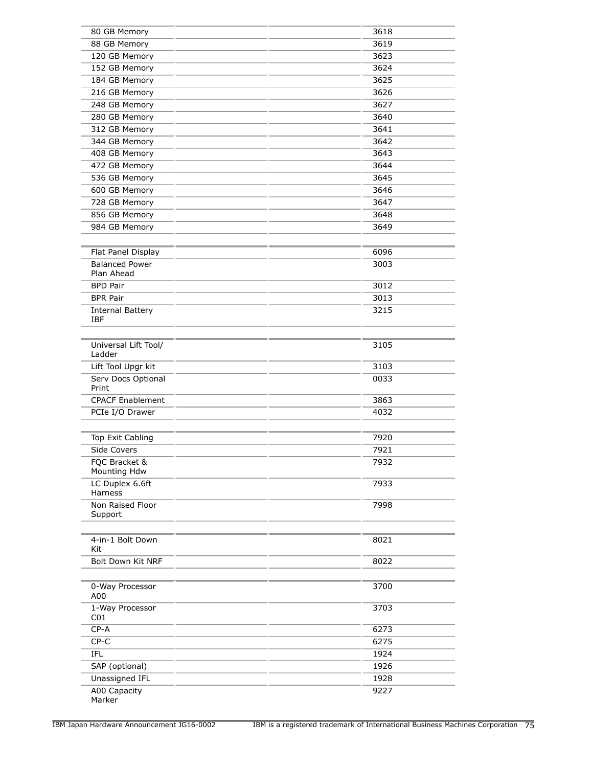| | | | |
|---|---|---|---|
| 80 GB Memory | | | 3618 |
| 88 GB Memory | | | 3619 |
| 120 GB Memory | | | 3623 |
| 152 GB Memory | | | 3624 |
| 184 GB Memory | | | 3625 |
| 216 GB Memory | | | 3626 |
| 248 GB Memory | | | 3627 |
| 280 GB Memory | | | 3640 |
| 312 GB Memory | | | 3641 |
| 344 GB Memory | | | 3642 |
| 408 GB Memory | | | 3643 |
| 472 GB Memory | | | 3644 |
| 536 GB Memory | | | 3645 |
| 600 GB Memory | | | 3646 |
| 728 GB Memory | | | 3647 |
| 856 GB Memory | | | 3648 |
| 984 GB Memory | | | 3649 |

| | | | |
|---|---|---|---|
| Flat Panel Display | | | 6096 |
| Balanced Power Plan Ahead | | | 3003 |
| BPD Pair | | | 3012 |
| BPR Pair | | | 3013 |
| Internal Battery IBF | | | 3215 |

| | | | |
|---|---|---|---|
| Universal Lift Tool/ Ladder | | | 3105 |
| Lift Tool Upgr kit | | | 3103 |
| Serv Docs Optional Print | | | 0033 |
| CPACF Enablement | | | 3863 |
| PCIe I/O Drawer | | | 4032 |

| | | | |
|---|---|---|---|
| Top Exit Cabling | | | 7920 |
| Side Covers | | | 7921 |
| FQC Bracket & Mounting Hdw | | | 7932 |
| LC Duplex 6.6ft Harness | | | 7933 |
| Non Raised Floor Support | | | 7998 |

| | | | |
|---|---|---|---|
| 4-in-1 Bolt Down Kit | | | 8021 |
| Bolt Down Kit NRF | | | 8022 |

| | | | |
|---|---|---|---|
| 0-Way Processor A00 | | | 3700 |
| 1-Way Processor C01 | | | 3703 |
| CP-A | | | 6273 |
| CP-C | | | 6275 |
| IFL | | | 1924 |
| SAP (optional) | | | 1926 |
| Unassigned IFL | | | 1928 |
| A00 Capacity Marker | | | 9227 |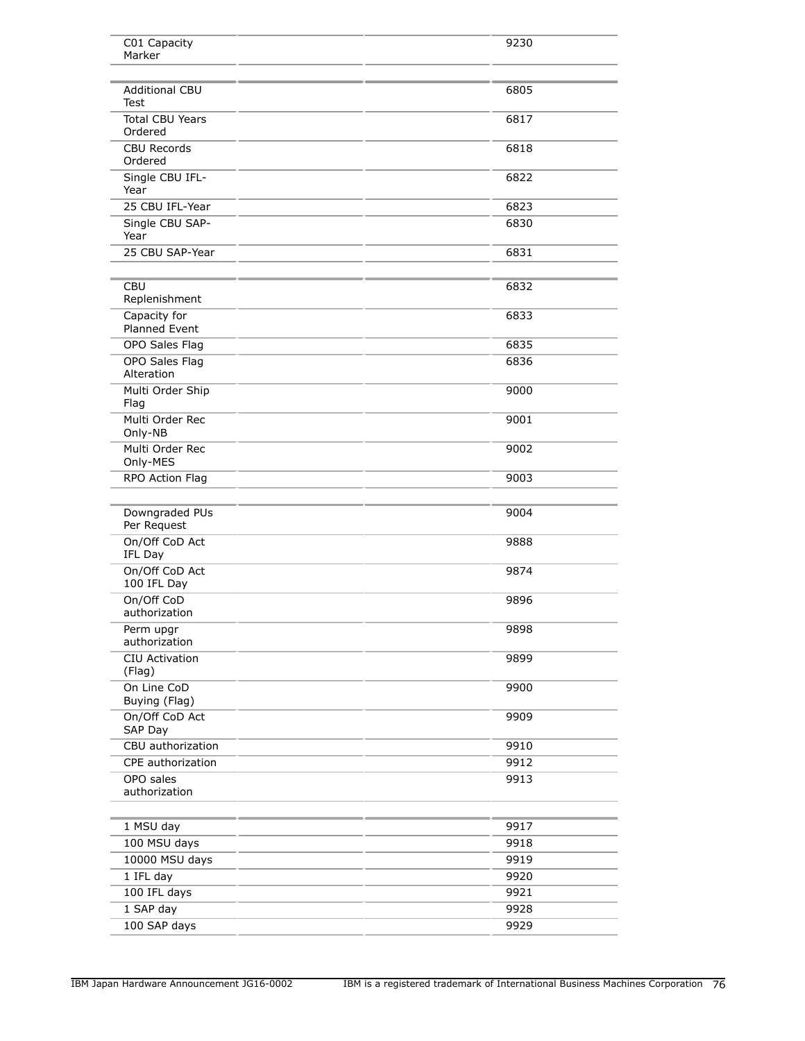| | | | |
|---|---|---|---|
| C01 Capacity Marker | | | 9230 |
| | | | |
| Additional CBU Test | | | 6805 |
| Total CBU Years Ordered | | | 6817 |
| CBU Records Ordered | | | 6818 |
| Single CBU IFL-Year | | | 6822 |
| 25 CBU IFL-Year | | | 6823 |
| Single CBU SAP-Year | | | 6830 |
| 25 CBU SAP-Year | | | 6831 |
| | | | |
| CBU Replenishment | | | 6832 |
| Capacity for Planned Event | | | 6833 |
| OPO Sales Flag | | | 6835 |
| OPO Sales Flag Alteration | | | 6836 |
| Multi Order Ship Flag | | | 9000 |
| Multi Order Rec Only-NB | | | 9001 |
| Multi Order Rec Only-MES | | | 9002 |
| RPO Action Flag | | | 9003 |
| | | | |
| Downgraded PUs Per Request | | | 9004 |
| On/Off CoD Act IFL Day | | | 9888 |
| On/Off CoD Act 100 IFL Day | | | 9874 |
| On/Off CoD authorization | | | 9896 |
| Perm upgr authorization | | | 9898 |
| CIU Activation (Flag) | | | 9899 |
| On Line CoD Buying (Flag) | | | 9900 |
| On/Off CoD Act SAP Day | | | 9909 |
| CBU authorization | | | 9910 |
| CPE authorization | | | 9912 |
| OPO sales authorization | | | 9913 |
| | | | |
| 1 MSU day | | | 9917 |
| 100 MSU days | | | 9918 |
| 10000 MSU days | | | 9919 |
| 1 IFL day | | | 9920 |
| 100 IFL days | | | 9921 |
| 1 SAP day | | | 9928 |
| 100 SAP days | | | 9929 |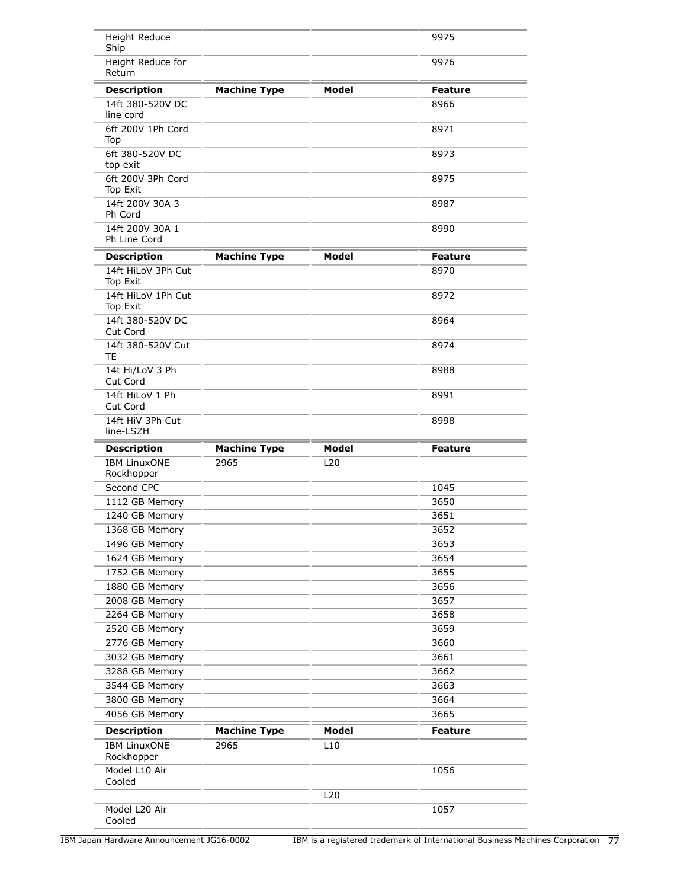| Description | Machine Type | Model | Feature |
|---|---|---|---|
| Height Reduce Ship | | | 9975 |
| Height Reduce for Return | | | 9976 |

| Description | Machine Type | Model | Feature |
|---|---|---|---|
| 14ft 380-520V DC line cord | | | 8966 |
| 6ft 200V 1Ph Cord Top | | | 8971 |
| 6ft 380-520V DC top exit | | | 8973 |
| 6ft 200V 3Ph Cord Top Exit | | | 8975 |
| 14ft 200V 30A 3 Ph Cord | | | 8987 |
| 14ft 200V 30A 1 Ph Line Cord | | | 8990 |

| Description | Machine Type | Model | Feature |
|---|---|---|---|
| 14ft HiLoV 3Ph Cut Top Exit | | | 8970 |
| 14ft HiLoV 1Ph Cut Top Exit | | | 8972 |
| 14ft 380-520V DC Cut Cord | | | 8964 |
| 14ft 380-520V Cut TE | | | 8974 |
| 14t Hi/LoV 3 Ph Cut Cord | | | 8988 |
| 14ft HiLoV 1 Ph Cut Cord | | | 8991 |
| 14ft HiV 3Ph Cut line-LSZH | | | 8998 |

| Description | Machine Type | Model | Feature |
|---|---|---|---|
| IBM LinuxONE Rockhopper | 2965 | L20 | |
| Second CPC | | | 1045 |
| 1112 GB Memory | | | 3650 |
| 1240 GB Memory | | | 3651 |
| 1368 GB Memory | | | 3652 |
| 1496 GB Memory | | | 3653 |
| 1624 GB Memory | | | 3654 |
| 1752 GB Memory | | | 3655 |
| 1880 GB Memory | | | 3656 |
| 2008 GB Memory | | | 3657 |
| 2264 GB Memory | | | 3658 |
| 2520 GB Memory | | | 3659 |
| 2776 GB Memory | | | 3660 |
| 3032 GB Memory | | | 3661 |
| 3288 GB Memory | | | 3662 |
| 3544 GB Memory | | | 3663 |
| 3800 GB Memory | | | 3664 |
| 4056 GB Memory | | | 3665 |

| Description | Machine Type | Model | Feature |
|---|---|---|---|
| IBM LinuxONE Rockhopper | 2965 | L10 | |
| Model L10 Air Cooled | | | 1056 |
| | | L20 | |
| Model L20 Air Cooled | | | 1057 |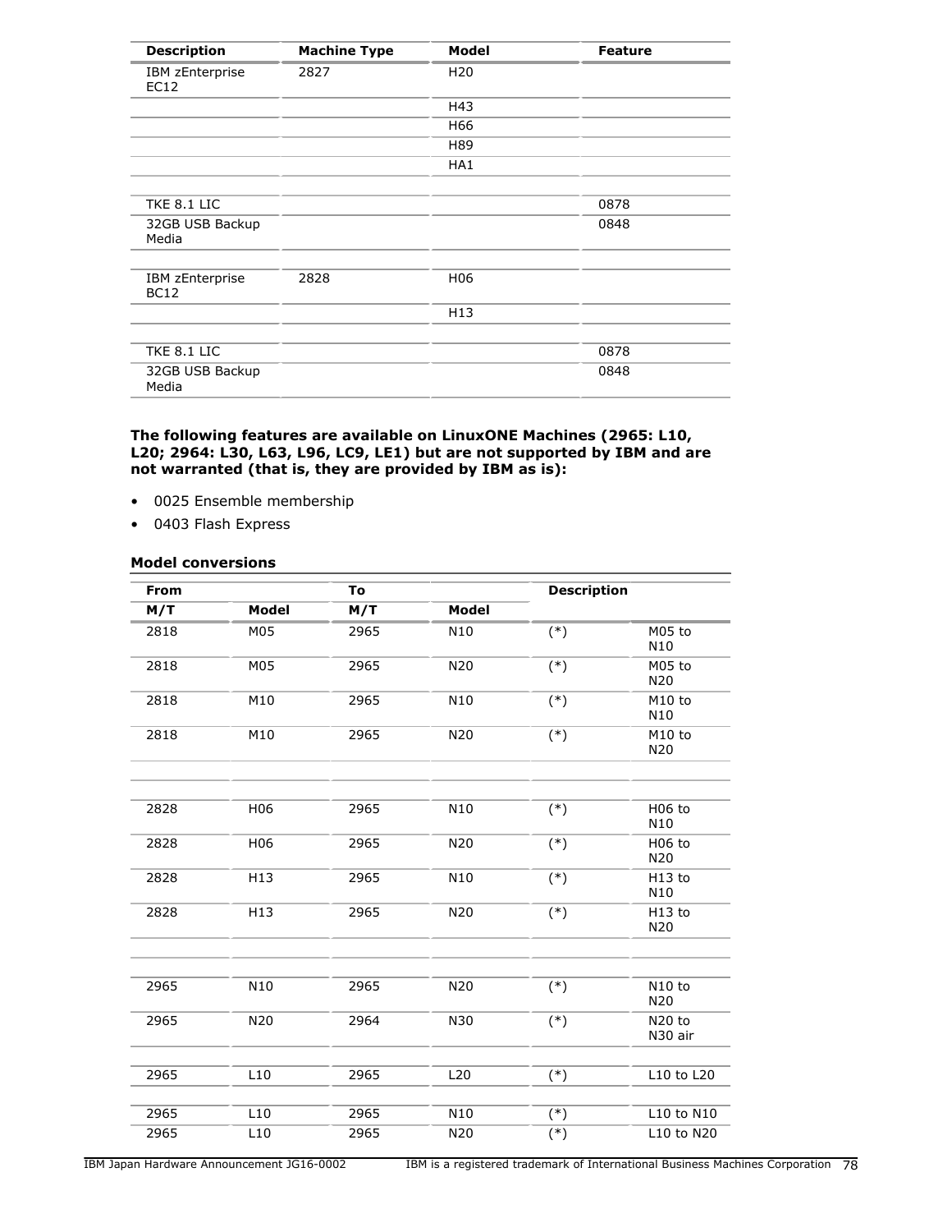| Description | Machine Type | Model | Feature |
|---|---|---|---|
| IBM zEnterprise EC12 | 2827 | H20 | |
| | | H43 | |
| | | H66 | |
| | | H89 | |
| | | HA1 | |
| | | | |
| TKE 8.1 LIC | | | 0878 |
| 32GB USB Backup Media | | | 0848 |
| | | | |
| IBM zEnterprise BC12 | 2828 | H06 | |
| | | H13 | |
| | | | |
| TKE 8.1 LIC | | | 0878 |
| 32GB USB Backup Media | | | 0848 |

**The following features are available on LinuxONE Machines (2965: L10, L20; 2964: L30, L63, L96, LC9, LE1) but are not supported by IBM and are not warranted (that is, they are provided by IBM as is):**

- 0025 Ensemble membership
- 0403 Flash Express

### Model conversions

| From | | To | | Description | |
|---|---|---|---|---|---|
| M/T | Model | M/T | Model | | |
| 2818 | M05 | 2965 | N10 | (*) | M05 to N10 |
| 2818 | M05 | 2965 | N20 | (*) | M05 to N20 |
| 2818 | M10 | 2965 | N10 | (*) | M10 to N10 |
| 2818 | M10 | 2965 | N20 | (*) | M10 to N20 |
| | | | | | |
| 2828 | H06 | 2965 | N10 | (*) | H06 to N10 |
| 2828 | H06 | 2965 | N20 | (*) | H06 to N20 |
| 2828 | H13 | 2965 | N10 | (*) | H13 to N10 |
| 2828 | H13 | 2965 | N20 | (*) | H13 to N20 |
| | | | | | |
| 2965 | N10 | 2965 | N20 | (*) | N10 to N20 |
| 2965 | N20 | 2964 | N30 | (*) | N20 to N30 air |
| | | | | | |
| 2965 | L10 | 2965 | L20 | (*) | L10 to L20 |
| | | | | | |
| 2965 | L10 | 2965 | N10 | (*) | L10 to N10 |
| 2965 | L10 | 2965 | N20 | (*) | L10 to N20 |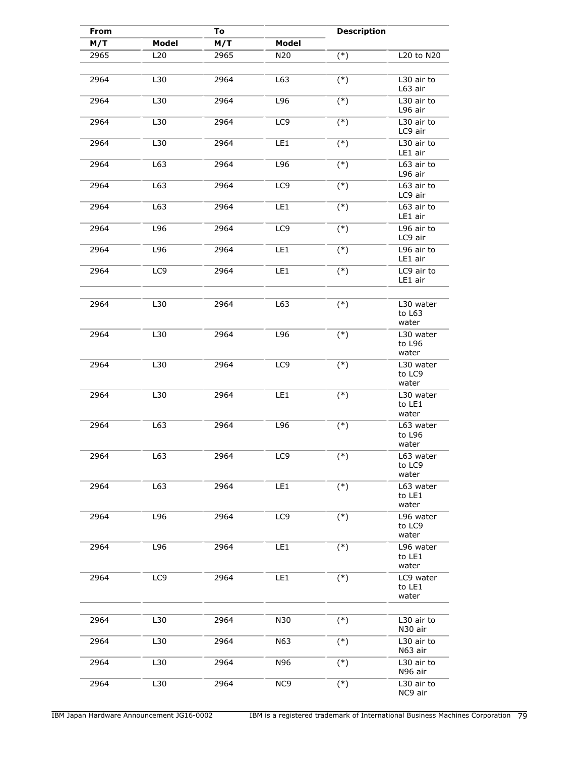| From | | To | | Description | |
|---|---|---|---|---|---|
| M/T | Model | M/T | Model | | |
| 2965 | L20 | 2965 | N20 | (*) | L20 to N20 |
| | | | | | |
| 2964 | L30 | 2964 | L63 | (*) | L30 air to L63 air |
| 2964 | L30 | 2964 | L96 | (*) | L30 air to L96 air |
| 2964 | L30 | 2964 | LC9 | (*) | L30 air to LC9 air |
| 2964 | L30 | 2964 | LE1 | (*) | L30 air to LE1 air |
| 2964 | L63 | 2964 | L96 | (*) | L63 air to L96 air |
| 2964 | L63 | 2964 | LC9 | (*) | L63 air to LC9 air |
| 2964 | L63 | 2964 | LE1 | (*) | L63 air to LE1 air |
| 2964 | L96 | 2964 | LC9 | (*) | L96 air to LC9 air |
| 2964 | L96 | 2964 | LE1 | (*) | L96 air to LE1 air |
| 2964 | LC9 | 2964 | LE1 | (*) | LC9 air to LE1 air |
| | | | | | |
| 2964 | L30 | 2964 | L63 | (*) | L30 water to L63 water |
| 2964 | L30 | 2964 | L96 | (*) | L30 water to L96 water |
| 2964 | L30 | 2964 | LC9 | (*) | L30 water to LC9 water |
| 2964 | L30 | 2964 | LE1 | (*) | L30 water to LE1 water |
| 2964 | L63 | 2964 | L96 | (*) | L63 water to L96 water |
| 2964 | L63 | 2964 | LC9 | (*) | L63 water to LC9 water |
| 2964 | L63 | 2964 | LE1 | (*) | L63 water to LE1 water |
| 2964 | L96 | 2964 | LC9 | (*) | L96 water to LC9 water |
| 2964 | L96 | 2964 | LE1 | (*) | L96 water to LE1 water |
| 2964 | LC9 | 2964 | LE1 | (*) | LC9 water to LE1 water |
| | | | | | |
| 2964 | L30 | 2964 | N30 | (*) | L30 air to N30 air |
| 2964 | L30 | 2964 | N63 | (*) | L30 air to N63 air |
| 2964 | L30 | 2964 | N96 | (*) | L30 air to N96 air |
| 2964 | L30 | 2964 | NC9 | (*) | L30 air to NC9 air |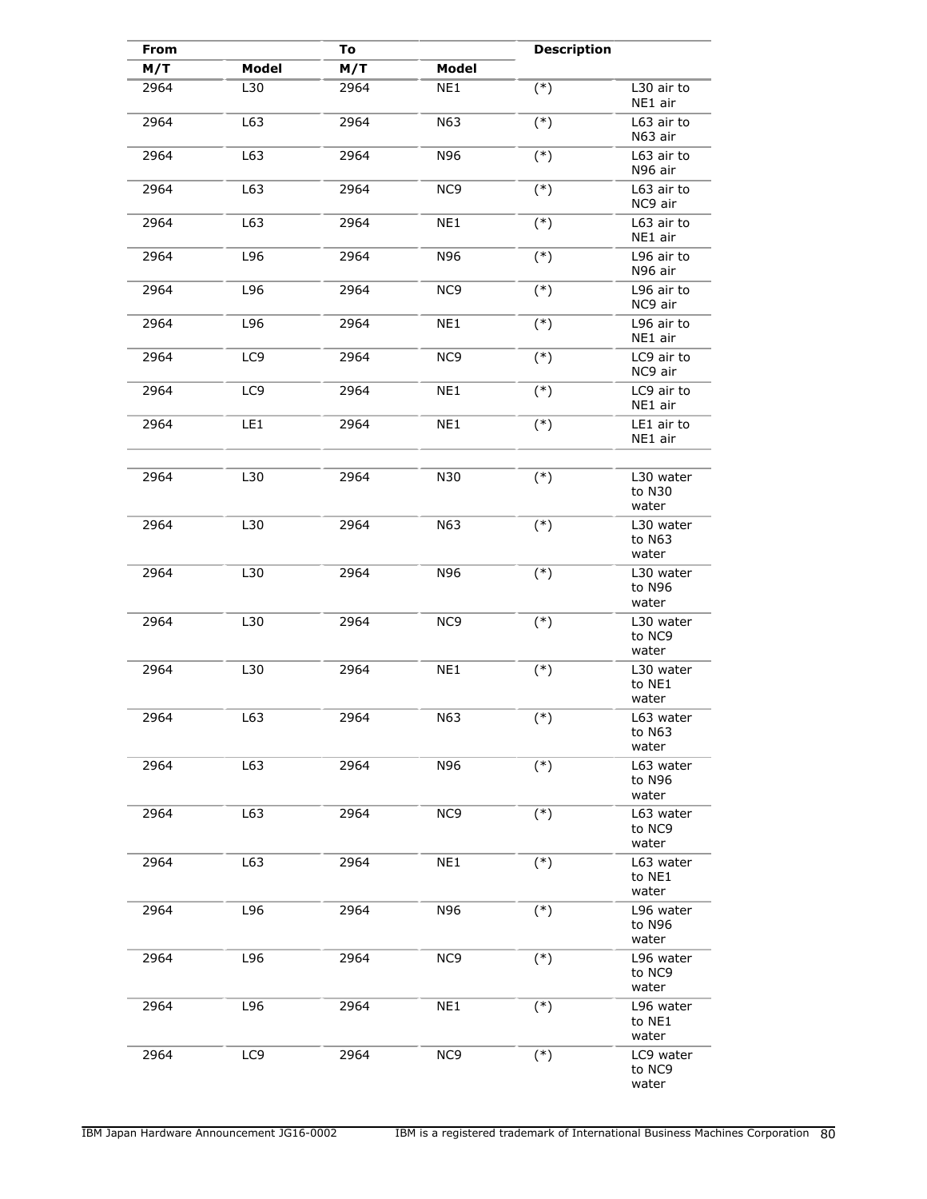| From | | To | | Description | |
|---|---|---|---|---|---|
| M/T | Model | M/T | Model | | |
| 2964 | L30 | 2964 | NE1 | (*) | L30 air to NE1 air |
| 2964 | L63 | 2964 | N63 | (*) | L63 air to N63 air |
| 2964 | L63 | 2964 | N96 | (*) | L63 air to N96 air |
| 2964 | L63 | 2964 | NC9 | (*) | L63 air to NC9 air |
| 2964 | L63 | 2964 | NE1 | (*) | L63 air to NE1 air |
| 2964 | L96 | 2964 | N96 | (*) | L96 air to N96 air |
| 2964 | L96 | 2964 | NC9 | (*) | L96 air to NC9 air |
| 2964 | L96 | 2964 | NE1 | (*) | L96 air to NE1 air |
| 2964 | LC9 | 2964 | NC9 | (*) | LC9 air to NC9 air |
| 2964 | LC9 | 2964 | NE1 | (*) | LC9 air to NE1 air |
| 2964 | LE1 | 2964 | NE1 | (*) | LE1 air to NE1 air |
| | | | | | |
| 2964 | L30 | 2964 | N30 | (*) | L30 water to N30 water |
| 2964 | L30 | 2964 | N63 | (*) | L30 water to N63 water |
| 2964 | L30 | 2964 | N96 | (*) | L30 water to N96 water |
| 2964 | L30 | 2964 | NC9 | (*) | L30 water to NC9 water |
| 2964 | L30 | 2964 | NE1 | (*) | L30 water to NE1 water |
| 2964 | L63 | 2964 | N63 | (*) | L63 water to N63 water |
| 2964 | L63 | 2964 | N96 | (*) | L63 water to N96 water |
| 2964 | L63 | 2964 | NC9 | (*) | L63 water to NC9 water |
| 2964 | L63 | 2964 | NE1 | (*) | L63 water to NE1 water |
| 2964 | L96 | 2964 | N96 | (*) | L96 water to N96 water |
| 2964 | L96 | 2964 | NC9 | (*) | L96 water to NC9 water |
| 2964 | L96 | 2964 | NE1 | (*) | L96 water to NE1 water |
| 2964 | LC9 | 2964 | NC9 | (*) | LC9 water to NC9 water |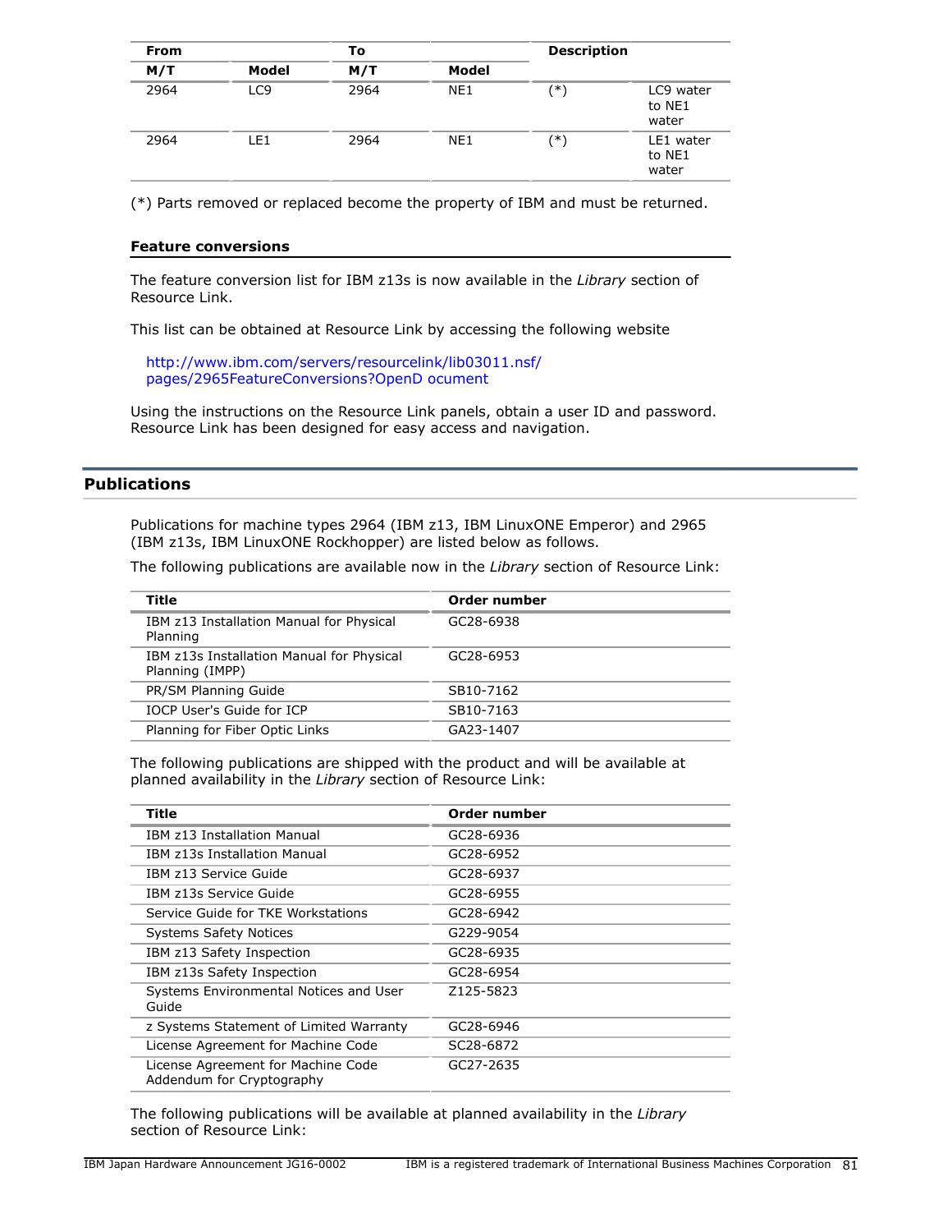| From | | To | | Description | |
|---|---|---|---|---|---|
| M/T | Model | M/T | Model | | |
| 2964 | LC9 | 2964 | NE1 | (*) | LC9 water to NE1 water |
| 2964 | LE1 | 2964 | NE1 | (*) | LE1 water to NE1 water |

(*) Parts removed or replaced become the property of IBM and must be returned.

### Feature conversions

The feature conversion list for IBM z13s is now available in the *Library* section of Resource Link.

This list can be obtained at Resource Link by accessing the following website

http://www.ibm.com/servers/resourcelink/lib03011.nsf/pages/2965FeatureConversions?OpenD ocument

Using the instructions on the Resource Link panels, obtain a user ID and password. Resource Link has been designed for easy access and navigation.

## Publications

Publications for machine types 2964 (IBM z13, IBM LinuxONE Emperor) and 2965 (IBM z13s, IBM LinuxONE Rockhopper) are listed below as follows.

The following publications are available now in the *Library* section of Resource Link:

| Title | Order number |
|---|---|
| IBM z13 Installation Manual for Physical Planning | GC28-6938 |
| IBM z13s Installation Manual for Physical Planning (IMPP) | GC28-6953 |
| PR/SM Planning Guide | SB10-7162 |
| IOCP User's Guide for ICP | SB10-7163 |
| Planning for Fiber Optic Links | GA23-1407 |

The following publications are shipped with the product and will be available at planned availability in the *Library* section of Resource Link:

| Title | Order number |
|---|---|
| IBM z13 Installation Manual | GC28-6936 |
| IBM z13s Installation Manual | GC28-6952 |
| IBM z13 Service Guide | GC28-6937 |
| IBM z13s Service Guide | GC28-6955 |
| Service Guide for TKE Workstations | GC28-6942 |
| Systems Safety Notices | G229-9054 |
| IBM z13 Safety Inspection | GC28-6935 |
| IBM z13s Safety Inspection | GC28-6954 |
| Systems Environmental Notices and User Guide | Z125-5823 |
| z Systems Statement of Limited Warranty | GC28-6946 |
| License Agreement for Machine Code | SC28-6872 |
| License Agreement for Machine Code Addendum for Cryptography | GC27-2635 |

The following publications will be available at planned availability in the *Library* section of Resource Link: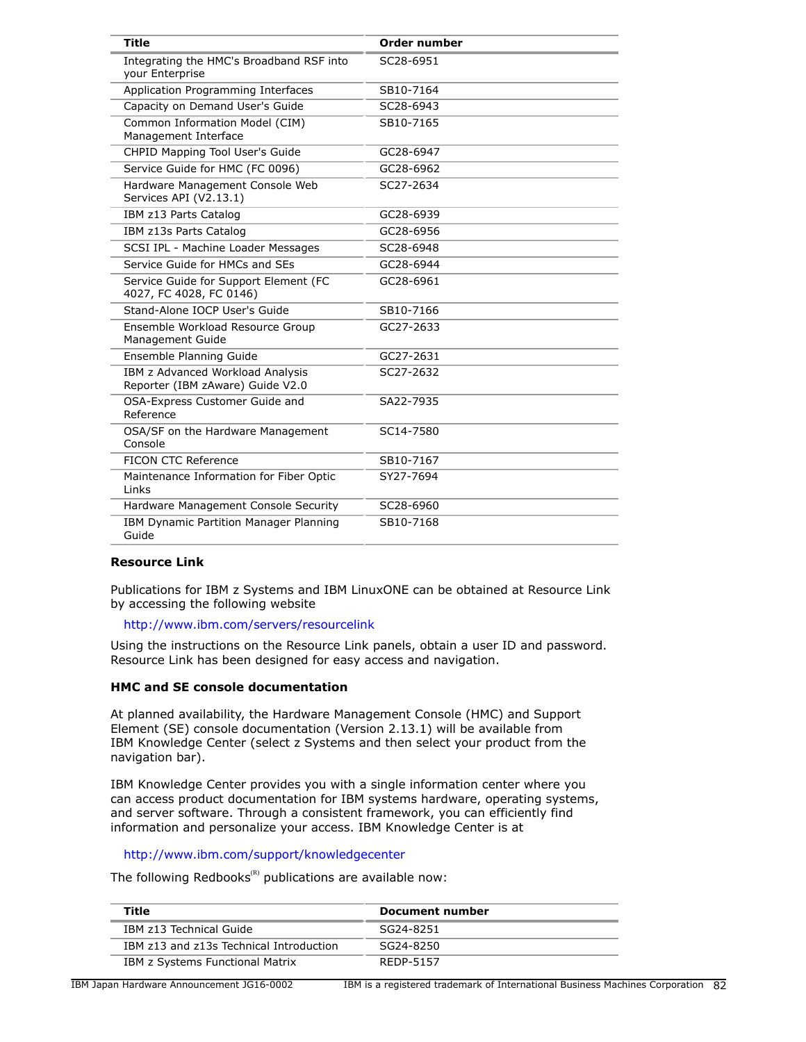| Title | Order number |
|---|---|
| Integrating the HMC's Broadband RSF into your Enterprise | SC28-6951 |
| Application Programming Interfaces | SB10-7164 |
| Capacity on Demand User's Guide | SC28-6943 |
| Common Information Model (CIM) Management Interface | SB10-7165 |
| CHPID Mapping Tool User's Guide | GC28-6947 |
| Service Guide for HMC (FC 0096) | GC28-6962 |
| Hardware Management Console Web Services API (V2.13.1) | SC27-2634 |
| IBM z13 Parts Catalog | GC28-6939 |
| IBM z13s Parts Catalog | GC28-6956 |
| SCSI IPL - Machine Loader Messages | SC28-6948 |
| Service Guide for HMCs and SEs | GC28-6944 |
| Service Guide for Support Element (FC 4027, FC 4028, FC 0146) | GC28-6961 |
| Stand-Alone IOCP User's Guide | SB10-7166 |
| Ensemble Workload Resource Group Management Guide | GC27-2633 |
| Ensemble Planning Guide | GC27-2631 |
| IBM z Advanced Workload Analysis Reporter (IBM zAware) Guide V2.0 | SC27-2632 |
| OSA-Express Customer Guide and Reference | SA22-7935 |
| OSA/SF on the Hardware Management Console | SC14-7580 |
| FICON CTC Reference | SB10-7167 |
| Maintenance Information for Fiber Optic Links | SY27-7694 |
| Hardware Management Console Security | SC28-6960 |
| IBM Dynamic Partition Manager Planning Guide | SB10-7168 |

**Resource Link**

Publications for IBM z Systems and IBM LinuxONE can be obtained at Resource Link by accessing the following website

http://www.ibm.com/servers/resourcelink

Using the instructions on the Resource Link panels, obtain a user ID and password. Resource Link has been designed for easy access and navigation.

**HMC and SE console documentation**

At planned availability, the Hardware Management Console (HMC) and Support Element (SE) console documentation (Version 2.13.1) will be available from IBM Knowledge Center (select z Systems and then select your product from the navigation bar).

IBM Knowledge Center provides you with a single information center where you can access product documentation for IBM systems hardware, operating systems, and server software. Through a consistent framework, you can efficiently find information and personalize your access. IBM Knowledge Center is at

http://www.ibm.com/support/knowledgecenter

The following Redbooks(R) publications are available now:

| Title | Document number |
|---|---|
| IBM z13 Technical Guide | SG24-8251 |
| IBM z13 and z13s Technical Introduction | SG24-8250 |
| IBM z Systems Functional Matrix | REDP-5157 |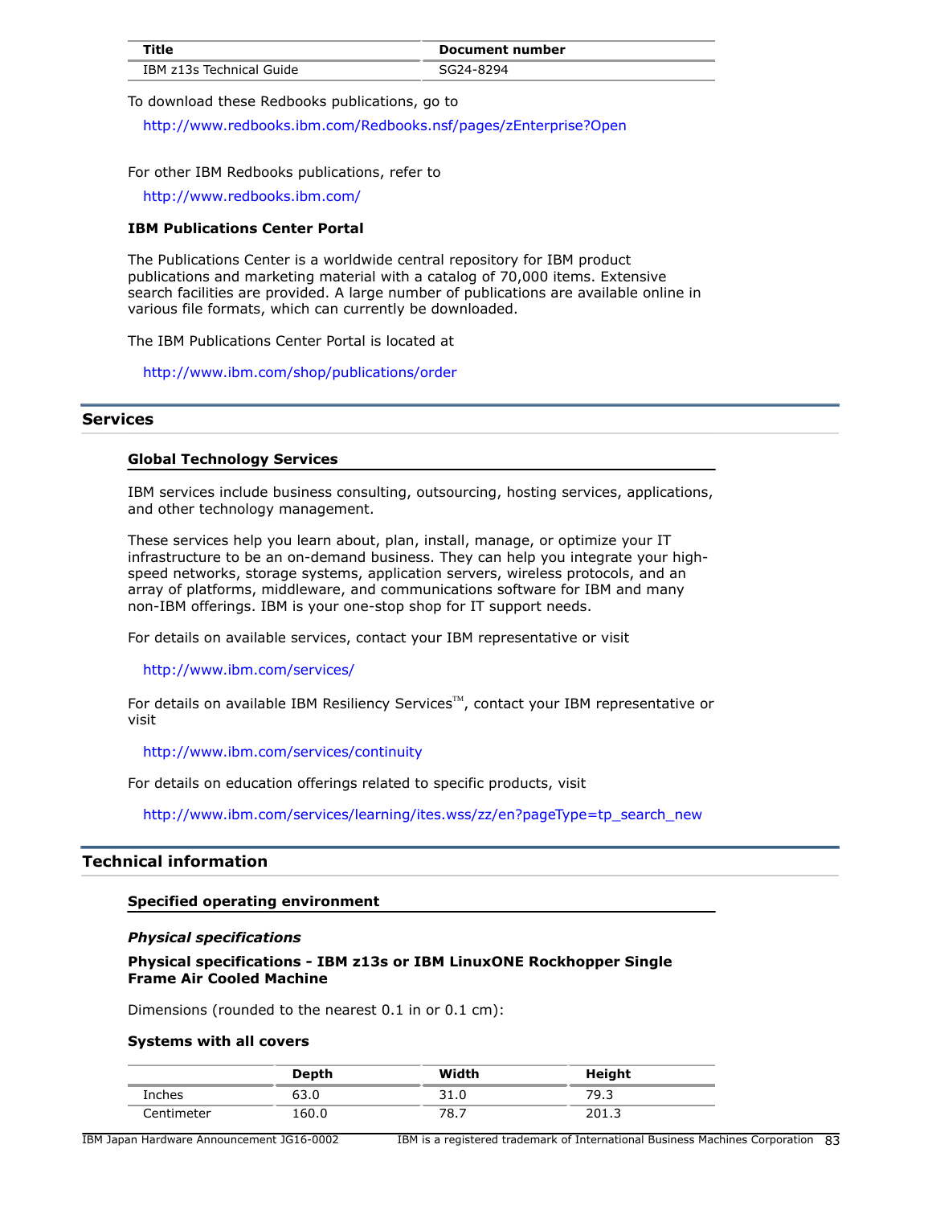| Title | Document number |
| --- | --- |
| IBM z13s Technical Guide | SG24-8294 |

To download these Redbooks publications, go to

http://www.redbooks.ibm.com/Redbooks.nsf/pages/zEnterprise?Open

For other IBM Redbooks publications, refer to

http://www.redbooks.ibm.com/

**IBM Publications Center Portal**

The Publications Center is a worldwide central repository for IBM product publications and marketing material with a catalog of 70,000 items. Extensive search facilities are provided. A large number of publications are available online in various file formats, which can currently be downloaded.

The IBM Publications Center Portal is located at

http://www.ibm.com/shop/publications/order

## Services

### Global Technology Services

IBM services include business consulting, outsourcing, hosting services, applications, and other technology management.

These services help you learn about, plan, install, manage, or optimize your IT infrastructure to be an on-demand business. They can help you integrate your high-speed networks, storage systems, application servers, wireless protocols, and an array of platforms, middleware, and communications software for IBM and many non-IBM offerings. IBM is your one-stop shop for IT support needs.

For details on available services, contact your IBM representative or visit

http://www.ibm.com/services/

For details on available IBM Resiliency Services™, contact your IBM representative or visit

http://www.ibm.com/services/continuity

For details on education offerings related to specific products, visit

http://www.ibm.com/services/learning/ites.wss/zz/en?pageType=tp_search_new

## Technical information

### Specified operating environment

***Physical specifications***

**Physical specifications - IBM z13s or IBM LinuxONE Rockhopper Single Frame Air Cooled Machine**

Dimensions (rounded to the nearest 0.1 in or 0.1 cm):

**Systems with all covers**

| | Depth | Width | Height |
| --- | --- | --- | --- |
| Inches | 63.0 | 31.0 | 79.3 |
| Centimeter | 160.0 | 78.7 | 201.3 |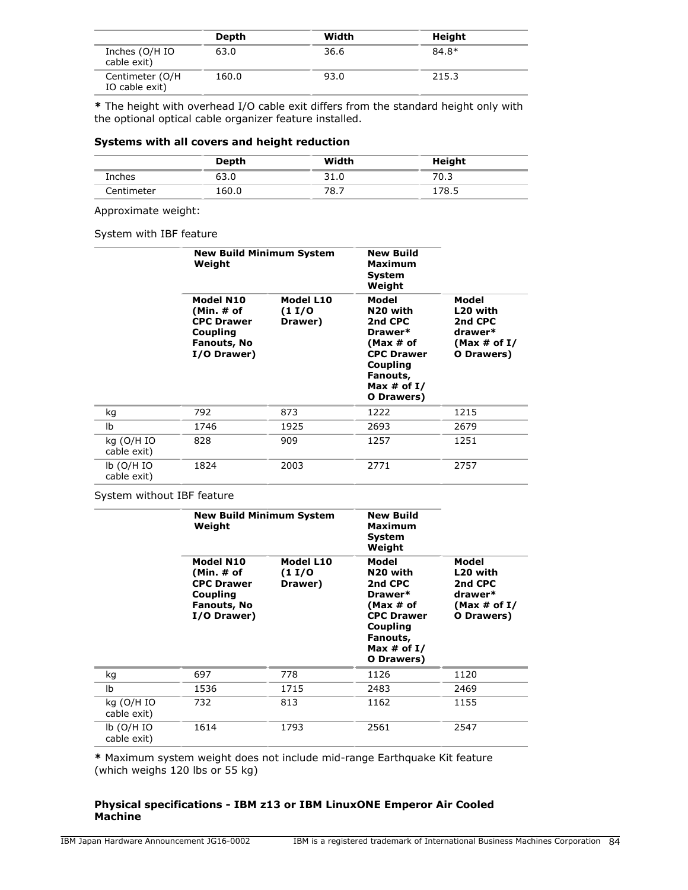| | Depth | Width | Height |
|---|---|---|---|
| Inches (O/H IO cable exit) | 63.0 | 36.6 | 84.8* |
| Centimeter (O/H IO cable exit) | 160.0 | 93.0 | 215.3 |

**\*** The height with overhead I/O cable exit differs from the standard height only with the optional optical cable organizer feature installed.

**Systems with all covers and height reduction**

| | Depth | Width | Height |
|---|---|---|---|
| Inches | 63.0 | 31.0 | 70.3 |
| Centimeter | 160.0 | 78.7 | 178.5 |

Approximate weight:

System with IBF feature

| | New Build Minimum System Weight | | New Build Maximum System Weight | |
|---|---|---|---|---|
| | Model N10 (Min. # of CPC Drawer Coupling Fanouts, No I/O Drawer) | Model L10 (1 I/O Drawer) | Model N20 with 2nd CPC Drawer* (Max # of CPC Drawer Coupling Fanouts, Max # of I/O Drawers) | Model L20 with 2nd CPC drawer* (Max # of I/O Drawers) |
| kg | 792 | 873 | 1222 | 1215 |
| lb | 1746 | 1925 | 2693 | 2679 |
| kg (O/H IO cable exit) | 828 | 909 | 1257 | 1251 |
| lb (O/H IO cable exit) | 1824 | 2003 | 2771 | 2757 |

System without IBF feature

| | New Build Minimum System Weight | | New Build Maximum System Weight | |
|---|---|---|---|---|
| | Model N10 (Min. # of CPC Drawer Coupling Fanouts, No I/O Drawer) | Model L10 (1 I/O Drawer) | Model N20 with 2nd CPC Drawer* (Max # of CPC Drawer Coupling Fanouts, Max # of I/O Drawers) | Model L20 with 2nd CPC drawer* (Max # of I/O Drawers) |
| kg | 697 | 778 | 1126 | 1120 |
| lb | 1536 | 1715 | 2483 | 2469 |
| kg (O/H IO cable exit) | 732 | 813 | 1162 | 1155 |
| lb (O/H IO cable exit) | 1614 | 1793 | 2561 | 2547 |

**\*** Maximum system weight does not include mid-range Earthquake Kit feature (which weighs 120 lbs or 55 kg)

**Physical specifications - IBM z13 or IBM LinuxONE Emperor Air Cooled Machine**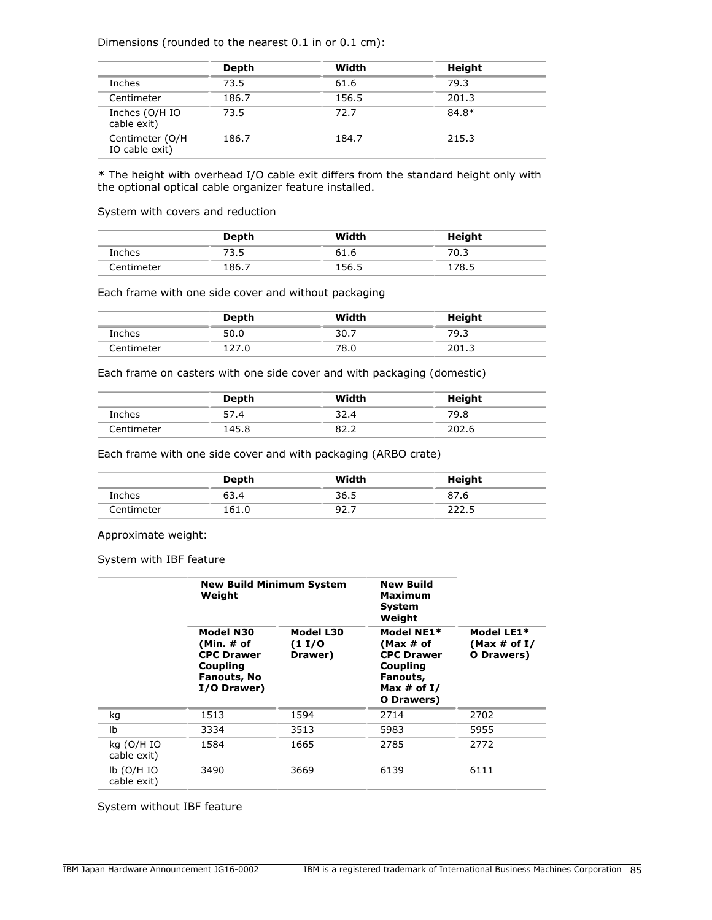Dimensions (rounded to the nearest 0.1 in or 0.1 cm):

| | Depth | Width | Height |
|---|---|---|---|
| Inches | 73.5 | 61.6 | 79.3 |
| Centimeter | 186.7 | 156.5 | 201.3 |
| Inches (O/H IO cable exit) | 73.5 | 72.7 | 84.8* |
| Centimeter (O/H IO cable exit) | 186.7 | 184.7 | 215.3 |

**\*** The height with overhead I/O cable exit differs from the standard height only with the optional optical cable organizer feature installed.

System with covers and reduction

| | Depth | Width | Height |
|---|---|---|---|
| Inches | 73.5 | 61.6 | 70.3 |
| Centimeter | 186.7 | 156.5 | 178.5 |

Each frame with one side cover and without packaging

| | Depth | Width | Height |
|---|---|---|---|
| Inches | 50.0 | 30.7 | 79.3 |
| Centimeter | 127.0 | 78.0 | 201.3 |

Each frame on casters with one side cover and with packaging (domestic)

| | Depth | Width | Height |
|---|---|---|---|
| Inches | 57.4 | 32.4 | 79.8 |
| Centimeter | 145.8 | 82.2 | 202.6 |

Each frame with one side cover and with packaging (ARBO crate)

| | Depth | Width | Height |
|---|---|---|---|
| Inches | 63.4 | 36.5 | 87.6 |
| Centimeter | 161.0 | 92.7 | 222.5 |

Approximate weight:

System with IBF feature

| | New Build Minimum System Weight | | New Build Maximum System Weight | |
|---|---|---|---|---|
| | Model N30 (Min. # of CPC Drawer Coupling Fanouts, No I/O Drawer) | Model L30 (1 I/O Drawer) | Model NE1* (Max # of CPC Drawer Coupling Fanouts, Max # of I/O Drawers) | Model LE1* (Max # of I/O Drawers) |
| kg | 1513 | 1594 | 2714 | 2702 |
| lb | 3334 | 3513 | 5983 | 5955 |
| kg (O/H IO cable exit) | 1584 | 1665 | 2785 | 2772 |
| lb (O/H IO cable exit) | 3490 | 3669 | 6139 | 6111 |

System without IBF feature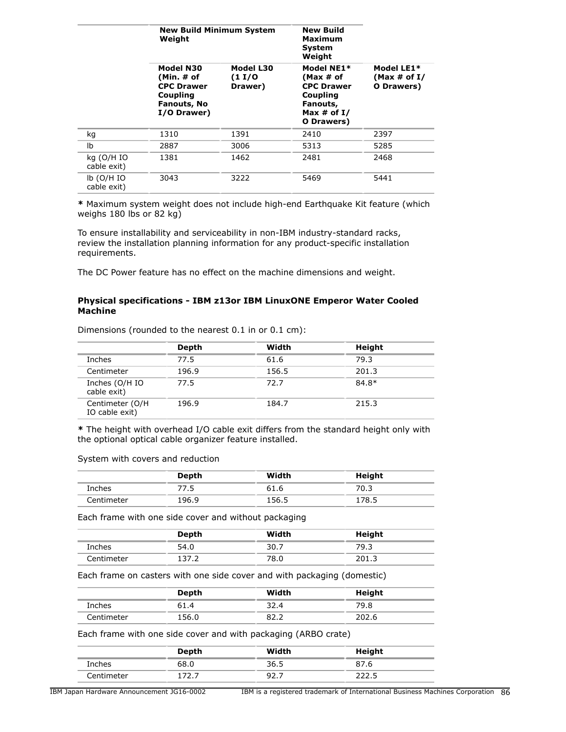| | New Build Minimum System Weight | | New Build Maximum System Weight | |
|---|---|---|---|---|
| | **Model N30 (Min. # of CPC Drawer Coupling Fanouts, No I/O Drawer)** | **Model L30 (1 I/O Drawer)** | **Model NE1* (Max # of CPC Drawer Coupling Fanouts, Max # of I/O Drawers)** | **Model LE1* (Max # of I/O Drawers)** |
| kg | 1310 | 1391 | 2410 | 2397 |
| lb | 2887 | 3006 | 5313 | 5285 |
| kg (O/H IO cable exit) | 1381 | 1462 | 2481 | 2468 |
| lb (O/H IO cable exit) | 3043 | 3222 | 5469 | 5441 |

**\*** Maximum system weight does not include high-end Earthquake Kit feature (which weighs 180 lbs or 82 kg)

To ensure installability and serviceability in non-IBM industry-standard racks, review the installation planning information for any product-specific installation requirements.

The DC Power feature has no effect on the machine dimensions and weight.

**Physical specifications - IBM z13or IBM LinuxONE Emperor Water Cooled Machine**

Dimensions (rounded to the nearest 0.1 in or 0.1 cm):

| | Depth | Width | Height |
|---|---|---|---|
| Inches | 77.5 | 61.6 | 79.3 |
| Centimeter | 196.9 | 156.5 | 201.3 |
| Inches (O/H IO cable exit) | 77.5 | 72.7 | 84.8* |
| Centimeter (O/H IO cable exit) | 196.9 | 184.7 | 215.3 |

**\*** The height with overhead I/O cable exit differs from the standard height only with the optional optical cable organizer feature installed.

System with covers and reduction

| | Depth | Width | Height |
|---|---|---|---|
| Inches | 77.5 | 61.6 | 70.3 |
| Centimeter | 196.9 | 156.5 | 178.5 |

Each frame with one side cover and without packaging

| | Depth | Width | Height |
|---|---|---|---|
| Inches | 54.0 | 30.7 | 79.3 |
| Centimeter | 137.2 | 78.0 | 201.3 |

Each frame on casters with one side cover and with packaging (domestic)

| | Depth | Width | Height |
|---|---|---|---|
| Inches | 61.4 | 32.4 | 79.8 |
| Centimeter | 156.0 | 82.2 | 202.6 |

Each frame with one side cover and with packaging (ARBO crate)

| | Depth | Width | Height |
|---|---|---|---|
| Inches | 68.0 | 36.5 | 87.6 |
| Centimeter | 172.7 | 92.7 | 222.5 |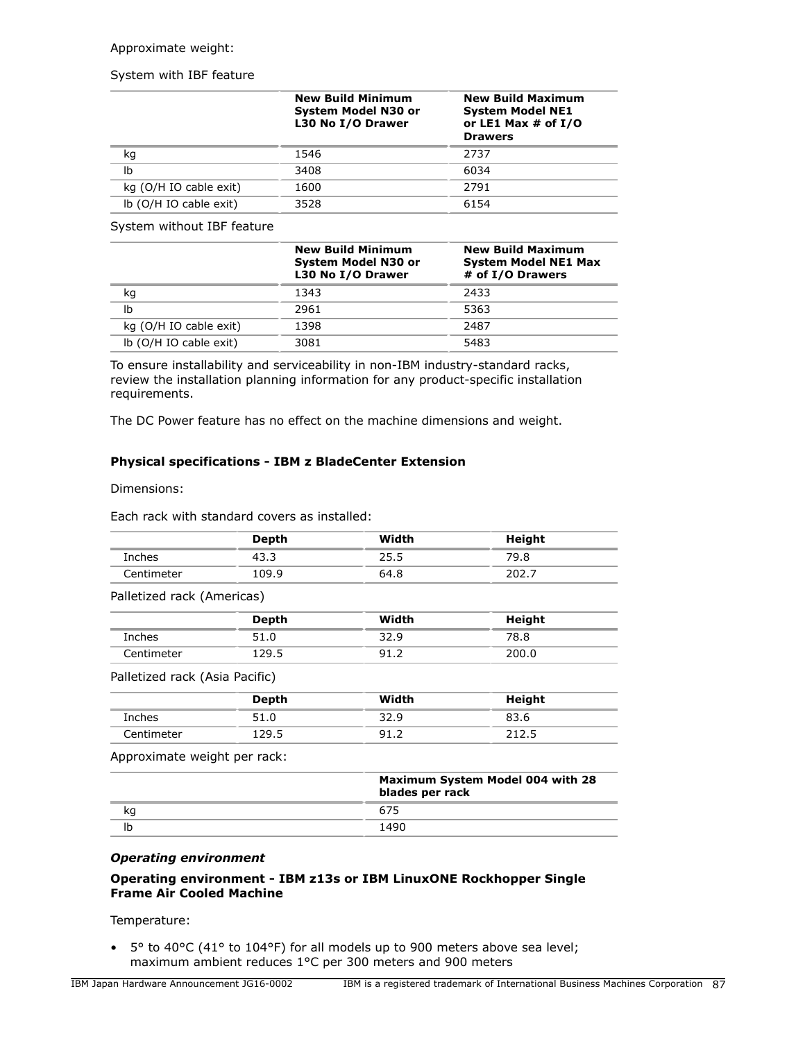Approximate weight:

System with IBF feature

| | New Build Minimum System Model N30 or L30 No I/O Drawer | New Build Maximum System Model NE1 or LE1 Max # of I/O Drawers |
|---|---|---|
| kg | 1546 | 2737 |
| lb | 3408 | 6034 |
| kg (O/H IO cable exit) | 1600 | 2791 |
| lb (O/H IO cable exit) | 3528 | 6154 |

System without IBF feature

| | New Build Minimum System Model N30 or L30 No I/O Drawer | New Build Maximum System Model NE1 Max # of I/O Drawers |
|---|---|---|
| kg | 1343 | 2433 |
| lb | 2961 | 5363 |
| kg (O/H IO cable exit) | 1398 | 2487 |
| lb (O/H IO cable exit) | 3081 | 5483 |

To ensure installability and serviceability in non-IBM industry-standard racks, review the installation planning information for any product-specific installation requirements.

The DC Power feature has no effect on the machine dimensions and weight.

**Physical specifications - IBM z BladeCenter Extension**

Dimensions:

Each rack with standard covers as installed:

| | Depth | Width | Height |
|---|---|---|---|
| Inches | 43.3 | 25.5 | 79.8 |
| Centimeter | 109.9 | 64.8 | 202.7 |

Palletized rack (Americas)

| | Depth | Width | Height |
|---|---|---|---|
| Inches | 51.0 | 32.9 | 78.8 |
| Centimeter | 129.5 | 91.2 | 200.0 |

Palletized rack (Asia Pacific)

| | Depth | Width | Height |
|---|---|---|---|
| Inches | 51.0 | 32.9 | 83.6 |
| Centimeter | 129.5 | 91.2 | 212.5 |

Approximate weight per rack:

| | Maximum System Model 004 with 28 blades per rack |
|---|---|
| kg | 675 |
| lb | 1490 |

***Operating environment***

**Operating environment - IBM z13s or IBM LinuxONE Rockhopper Single Frame Air Cooled Machine**

Temperature:

- 5° to 40°C (41° to 104°F) for all models up to 900 meters above sea level; maximum ambient reduces 1°C per 300 meters and 900 meters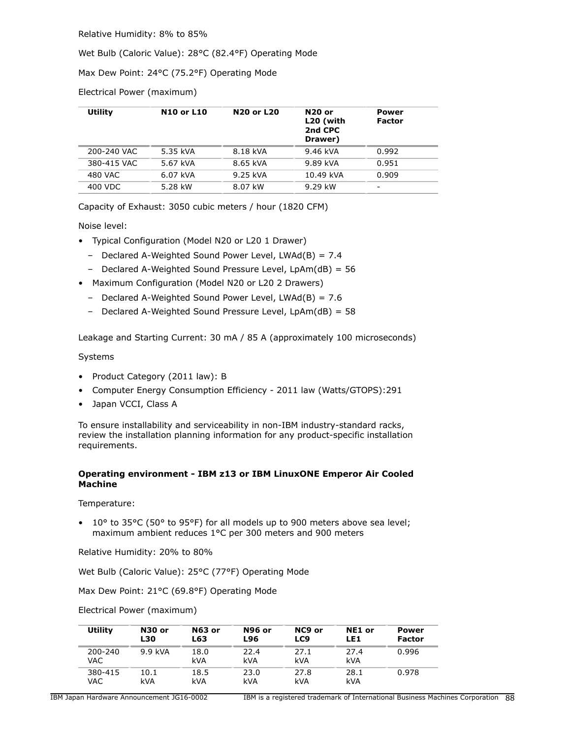Relative Humidity: 8% to 85%

Wet Bulb (Caloric Value): 28°C (82.4°F) Operating Mode

Max Dew Point: 24°C (75.2°F) Operating Mode

Electrical Power (maximum)

| Utility | N10 or L10 | N20 or L20 | N20 or L20 (with 2nd CPC Drawer) | Power Factor |
|---|---|---|---|---|
| 200-240 VAC | 5.35 kVA | 8.18 kVA | 9.46 kVA | 0.992 |
| 380-415 VAC | 5.67 kVA | 8.65 kVA | 9.89 kVA | 0.951 |
| 480 VAC | 6.07 kVA | 9.25 kVA | 10.49 kVA | 0.909 |
| 400 VDC | 5.28 kW | 8.07 kW | 9.29 kW | - |

Capacity of Exhaust: 3050 cubic meters / hour (1820 CFM)

Noise level:

- Typical Configuration (Model N20 or L20 1 Drawer)
  - Declared A-Weighted Sound Power Level, LWAd(B) = 7.4
  - Declared A-Weighted Sound Pressure Level, LpAm(dB) = 56
- Maximum Configuration (Model N20 or L20 2 Drawers)
  - Declared A-Weighted Sound Power Level, LWAd(B) = 7.6
  - Declared A-Weighted Sound Pressure Level, LpAm(dB) = 58

Leakage and Starting Current: 30 mA / 85 A (approximately 100 microseconds)

Systems

- Product Category (2011 law): B
- Computer Energy Consumption Efficiency - 2011 law (Watts/GTOPS):291
- Japan VCCI, Class A

To ensure installability and serviceability in non-IBM industry-standard racks, review the installation planning information for any product-specific installation requirements.

**Operating environment - IBM z13 or IBM LinuxONE Emperor Air Cooled Machine**

Temperature:

- 10° to 35°C (50° to 95°F) for all models up to 900 meters above sea level; maximum ambient reduces 1°C per 300 meters and 900 meters

Relative Humidity: 20% to 80%

Wet Bulb (Caloric Value): 25°C (77°F) Operating Mode

Max Dew Point: 21°C (69.8°F) Operating Mode

Electrical Power (maximum)

| Utility | N30 or L30 | N63 or L63 | N96 or L96 | NC9 or LC9 | NE1 or LE1 | Power Factor |
|---|---|---|---|---|---|---|
| 200-240 VAC | 9.9 kVA | 18.0 kVA | 22.4 kVA | 27.1 kVA | 27.4 kVA | 0.996 |
| 380-415 VAC | 10.1 kVA | 18.5 kVA | 23.0 kVA | 27.8 kVA | 28.1 kVA | 0.978 |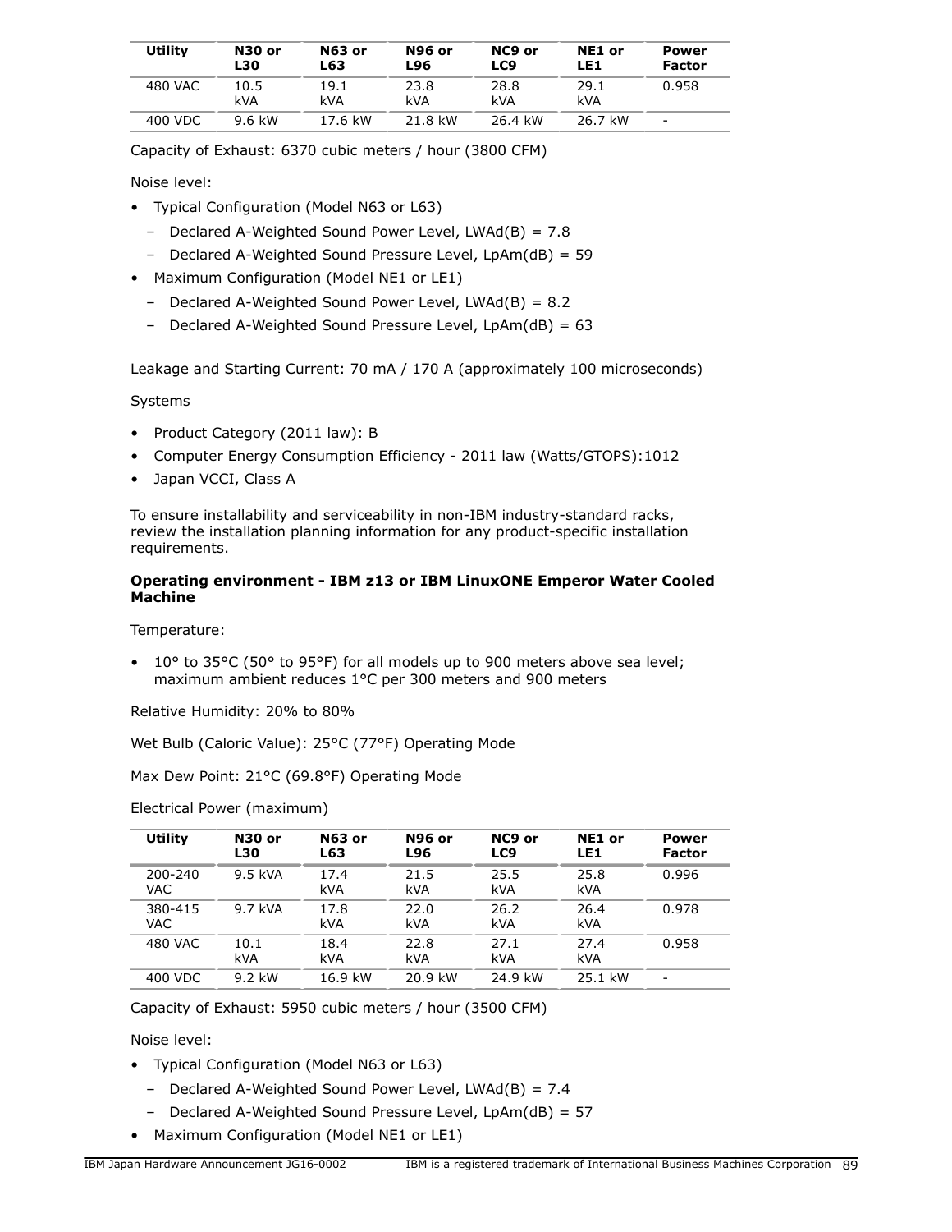| Utility | N30 or L30 | N63 or L63 | N96 or L96 | NC9 or LC9 | NE1 or LE1 | Power Factor |
|---|---|---|---|---|---|---|
| 480 VAC | 10.5 kVA | 19.1 kVA | 23.8 kVA | 28.8 kVA | 29.1 kVA | 0.958 |
| 400 VDC | 9.6 kW | 17.6 kW | 21.8 kW | 26.4 kW | 26.7 kW | - |

Capacity of Exhaust: 6370 cubic meters / hour (3800 CFM)

Noise level:

- Typical Configuration (Model N63 or L63)
  - Declared A-Weighted Sound Power Level, LWAd(B) = 7.8
  - Declared A-Weighted Sound Pressure Level, LpAm(dB) = 59
- Maximum Configuration (Model NE1 or LE1)
  - Declared A-Weighted Sound Power Level, LWAd(B) = 8.2
  - Declared A-Weighted Sound Pressure Level, LpAm(dB) = 63

Leakage and Starting Current: 70 mA / 170 A (approximately 100 microseconds)

Systems

- Product Category (2011 law): B
- Computer Energy Consumption Efficiency - 2011 law (Watts/GTOPS):1012
- Japan VCCI, Class A

To ensure installability and serviceability in non-IBM industry-standard racks, review the installation planning information for any product-specific installation requirements.

**Operating environment - IBM z13 or IBM LinuxONE Emperor Water Cooled Machine**

Temperature:

- 10° to 35°C (50° to 95°F) for all models up to 900 meters above sea level; maximum ambient reduces 1°C per 300 meters and 900 meters

Relative Humidity: 20% to 80%

Wet Bulb (Caloric Value): 25°C (77°F) Operating Mode

Max Dew Point: 21°C (69.8°F) Operating Mode

Electrical Power (maximum)

| Utility | N30 or L30 | N63 or L63 | N96 or L96 | NC9 or LC9 | NE1 or LE1 | Power Factor |
|---|---|---|---|---|---|---|
| 200-240 VAC | 9.5 kVA | 17.4 kVA | 21.5 kVA | 25.5 kVA | 25.8 kVA | 0.996 |
| 380-415 VAC | 9.7 kVA | 17.8 kVA | 22.0 kVA | 26.2 kVA | 26.4 kVA | 0.978 |
| 480 VAC | 10.1 kVA | 18.4 kVA | 22.8 kVA | 27.1 kVA | 27.4 kVA | 0.958 |
| 400 VDC | 9.2 kW | 16.9 kW | 20.9 kW | 24.9 kW | 25.1 kW | - |

Capacity of Exhaust: 5950 cubic meters / hour (3500 CFM)

Noise level:

- Typical Configuration (Model N63 or L63)
  - Declared A-Weighted Sound Power Level, LWAd(B) = 7.4
  - Declared A-Weighted Sound Pressure Level, LpAm(dB) = 57
- Maximum Configuration (Model NE1 or LE1)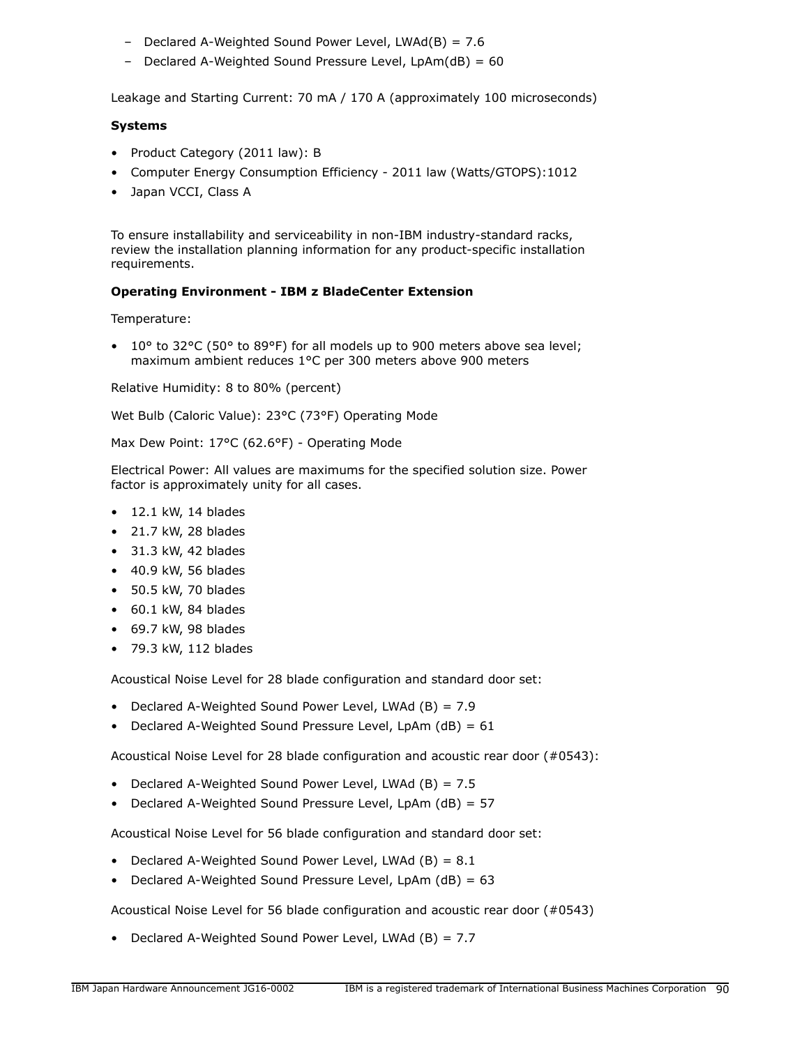- Declared A-Weighted Sound Power Level, LWAd(B) = 7.6
- Declared A-Weighted Sound Pressure Level, LpAm(dB) = 60

Leakage and Starting Current: 70 mA / 170 A (approximately 100 microseconds)

**Systems**

- Product Category (2011 law): B
- Computer Energy Consumption Efficiency - 2011 law (Watts/GTOPS):1012
- Japan VCCI, Class A

To ensure installability and serviceability in non-IBM industry-standard racks, review the installation planning information for any product-specific installation requirements.

**Operating Environment - IBM z BladeCenter Extension**

Temperature:

- 10° to 32°C (50° to 89°F) for all models up to 900 meters above sea level; maximum ambient reduces 1°C per 300 meters above 900 meters

Relative Humidity: 8 to 80% (percent)

Wet Bulb (Caloric Value): 23°C (73°F) Operating Mode

Max Dew Point: 17°C (62.6°F) - Operating Mode

Electrical Power: All values are maximums for the specified solution size. Power factor is approximately unity for all cases.

- 12.1 kW, 14 blades
- 21.7 kW, 28 blades
- 31.3 kW, 42 blades
- 40.9 kW, 56 blades
- 50.5 kW, 70 blades
- 60.1 kW, 84 blades
- 69.7 kW, 98 blades
- 79.3 kW, 112 blades

Acoustical Noise Level for 28 blade configuration and standard door set:

- Declared A-Weighted Sound Power Level, LWAd (B) = 7.9
- Declared A-Weighted Sound Pressure Level, LpAm (dB) = 61

Acoustical Noise Level for 28 blade configuration and acoustic rear door (#0543):

- Declared A-Weighted Sound Power Level, LWAd (B) = 7.5
- Declared A-Weighted Sound Pressure Level, LpAm (dB) = 57

Acoustical Noise Level for 56 blade configuration and standard door set:

- Declared A-Weighted Sound Power Level, LWAd (B) = 8.1
- Declared A-Weighted Sound Pressure Level, LpAm (dB) = 63

Acoustical Noise Level for 56 blade configuration and acoustic rear door (#0543)

- Declared A-Weighted Sound Power Level, LWAd (B) = 7.7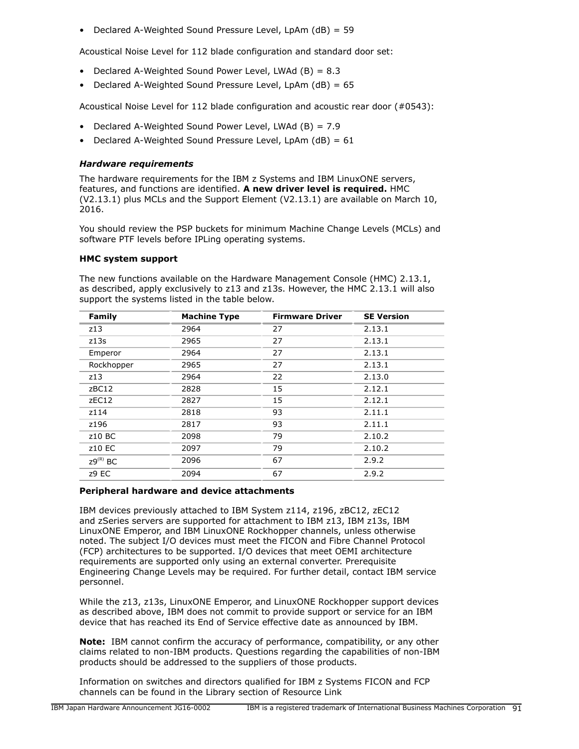- Declared A-Weighted Sound Pressure Level, LpAm (dB) = 59

Acoustical Noise Level for 112 blade configuration and standard door set:

- Declared A-Weighted Sound Power Level, LWAd (B) = 8.3
- Declared A-Weighted Sound Pressure Level, LpAm (dB) = 65

Acoustical Noise Level for 112 blade configuration and acoustic rear door (#0543):

- Declared A-Weighted Sound Power Level, LWAd (B) = 7.9
- Declared A-Weighted Sound Pressure Level, LpAm (dB) = 61

### *Hardware requirements*

The hardware requirements for the IBM z Systems and IBM LinuxONE servers, features, and functions are identified. **A new driver level is required.** HMC (V2.13.1) plus MCLs and the Support Element (V2.13.1) are available on March 10, 2016.

You should review the PSP buckets for minimum Machine Change Levels (MCLs) and software PTF levels before IPLing operating systems.

#### HMC system support

The new functions available on the Hardware Management Console (HMC) 2.13.1, as described, apply exclusively to z13 and z13s. However, the HMC 2.13.1 will also support the systems listed in the table below.

| Family | Machine Type | Firmware Driver | SE Version |
|---|---|---|---|
| z13 | 2964 | 27 | 2.13.1 |
| z13s | 2965 | 27 | 2.13.1 |
| Emperor | 2964 | 27 | 2.13.1 |
| Rockhopper | 2965 | 27 | 2.13.1 |
| z13 | 2964 | 22 | 2.13.0 |
| zBC12 | 2828 | 15 | 2.12.1 |
| zEC12 | 2827 | 15 | 2.12.1 |
| z114 | 2818 | 93 | 2.11.1 |
| z196 | 2817 | 93 | 2.11.1 |
| z10 BC | 2098 | 79 | 2.10.2 |
| z10 EC | 2097 | 79 | 2.10.2 |
| z9(R) BC | 2096 | 67 | 2.9.2 |
| z9 EC | 2094 | 67 | 2.9.2 |

#### Peripheral hardware and device attachments

IBM devices previously attached to IBM System z114, z196, zBC12, zEC12 and zSeries servers are supported for attachment to IBM z13, IBM z13s, IBM LinuxONE Emperor, and IBM LinuxONE Rockhopper channels, unless otherwise noted. The subject I/O devices must meet the FICON and Fibre Channel Protocol (FCP) architectures to be supported. I/O devices that meet OEMI architecture requirements are supported only using an external converter. Prerequisite Engineering Change Levels may be required. For further detail, contact IBM service personnel.

While the z13, z13s, LinuxONE Emperor, and LinuxONE Rockhopper support devices as described above, IBM does not commit to provide support or service for an IBM device that has reached its End of Service effective date as announced by IBM.

**Note:** IBM cannot confirm the accuracy of performance, compatibility, or any other claims related to non-IBM products. Questions regarding the capabilities of non-IBM products should be addressed to the suppliers of those products.

Information on switches and directors qualified for IBM z Systems FICON and FCP channels can be found in the Library section of Resource Link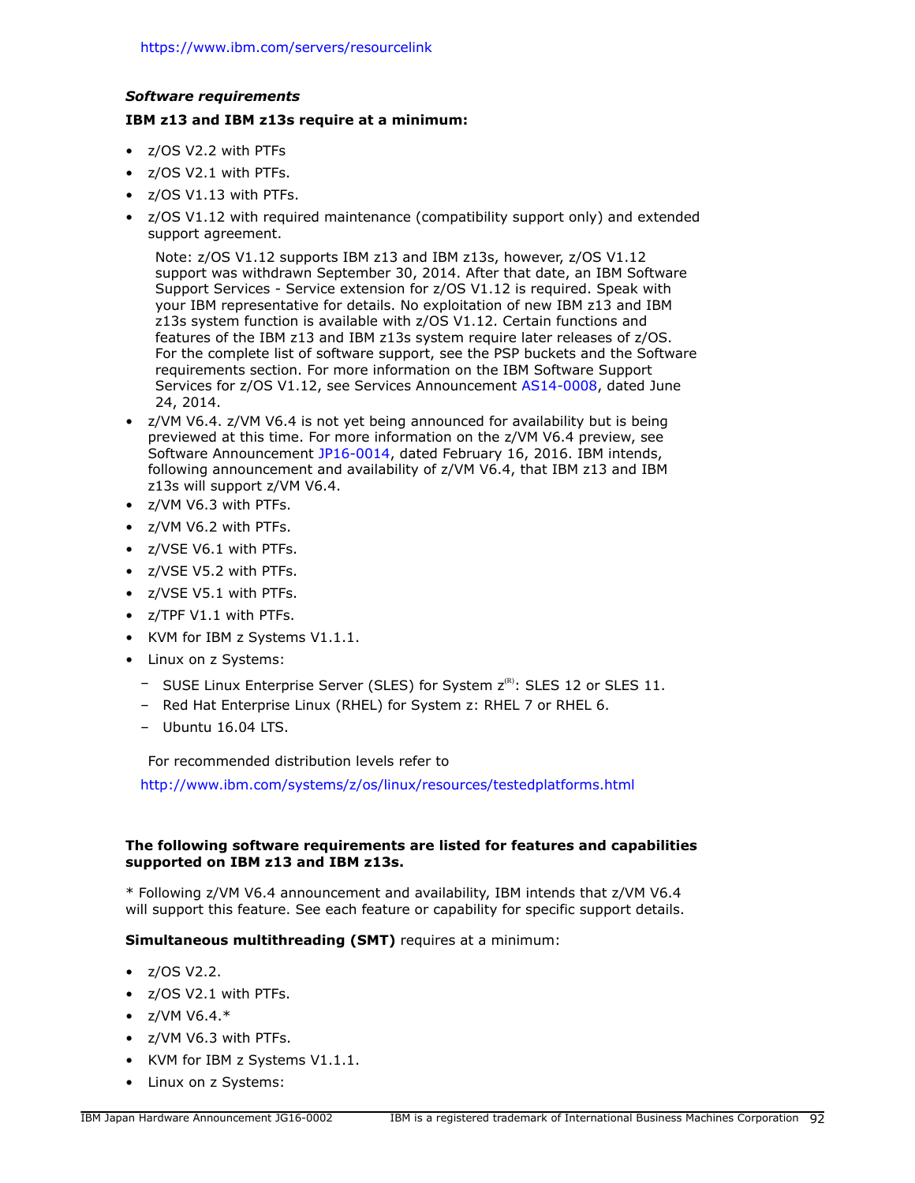https://www.ibm.com/servers/resourcelink

***Software requirements***

**IBM z13 and IBM z13s require at a minimum:**

- z/OS V2.2 with PTFs
- z/OS V2.1 with PTFs.
- z/OS V1.13 with PTFs.
- z/OS V1.12 with required maintenance (compatibility support only) and extended support agreement.

  Note: z/OS V1.12 supports IBM z13 and IBM z13s, however, z/OS V1.12 support was withdrawn September 30, 2014. After that date, an IBM Software Support Services - Service extension for z/OS V1.12 is required. Speak with your IBM representative for details. No exploitation of new IBM z13 and IBM z13s system function is available with z/OS V1.12. Certain functions and features of the IBM z13 and IBM z13s system require later releases of z/OS. For the complete list of software support, see the PSP buckets and the Software requirements section. For more information on the IBM Software Support Services for z/OS V1.12, see Services Announcement AS14-0008, dated June 24, 2014.
- z/VM V6.4. z/VM V6.4 is not yet being announced for availability but is being previewed at this time. For more information on the z/VM V6.4 preview, see Software Announcement JP16-0014, dated February 16, 2016. IBM intends, following announcement and availability of z/VM V6.4, that IBM z13 and IBM z13s will support z/VM V6.4.
- z/VM V6.3 with PTFs.
- z/VM V6.2 with PTFs.
- z/VSE V6.1 with PTFs.
- z/VSE V5.2 with PTFs.
- z/VSE V5.1 with PTFs.
- z/TPF V1.1 with PTFs.
- KVM for IBM z Systems V1.1.1.
- Linux on z Systems:
  - SUSE Linux Enterprise Server (SLES) for System z(R): SLES 12 or SLES 11.
  - Red Hat Enterprise Linux (RHEL) for System z: RHEL 7 or RHEL 6.
  - Ubuntu 16.04 LTS.

  For recommended distribution levels refer to

  http://www.ibm.com/systems/z/os/linux/resources/testedplatforms.html

**The following software requirements are listed for features and capabilities supported on IBM z13 and IBM z13s.**

* Following z/VM V6.4 announcement and availability, IBM intends that z/VM V6.4 will support this feature. See each feature or capability for specific support details.

**Simultaneous multithreading (SMT)** requires at a minimum:

- z/OS V2.2.
- z/OS V2.1 with PTFs.
- z/VM V6.4.*
- z/VM V6.3 with PTFs.
- KVM for IBM z Systems V1.1.1.
- Linux on z Systems: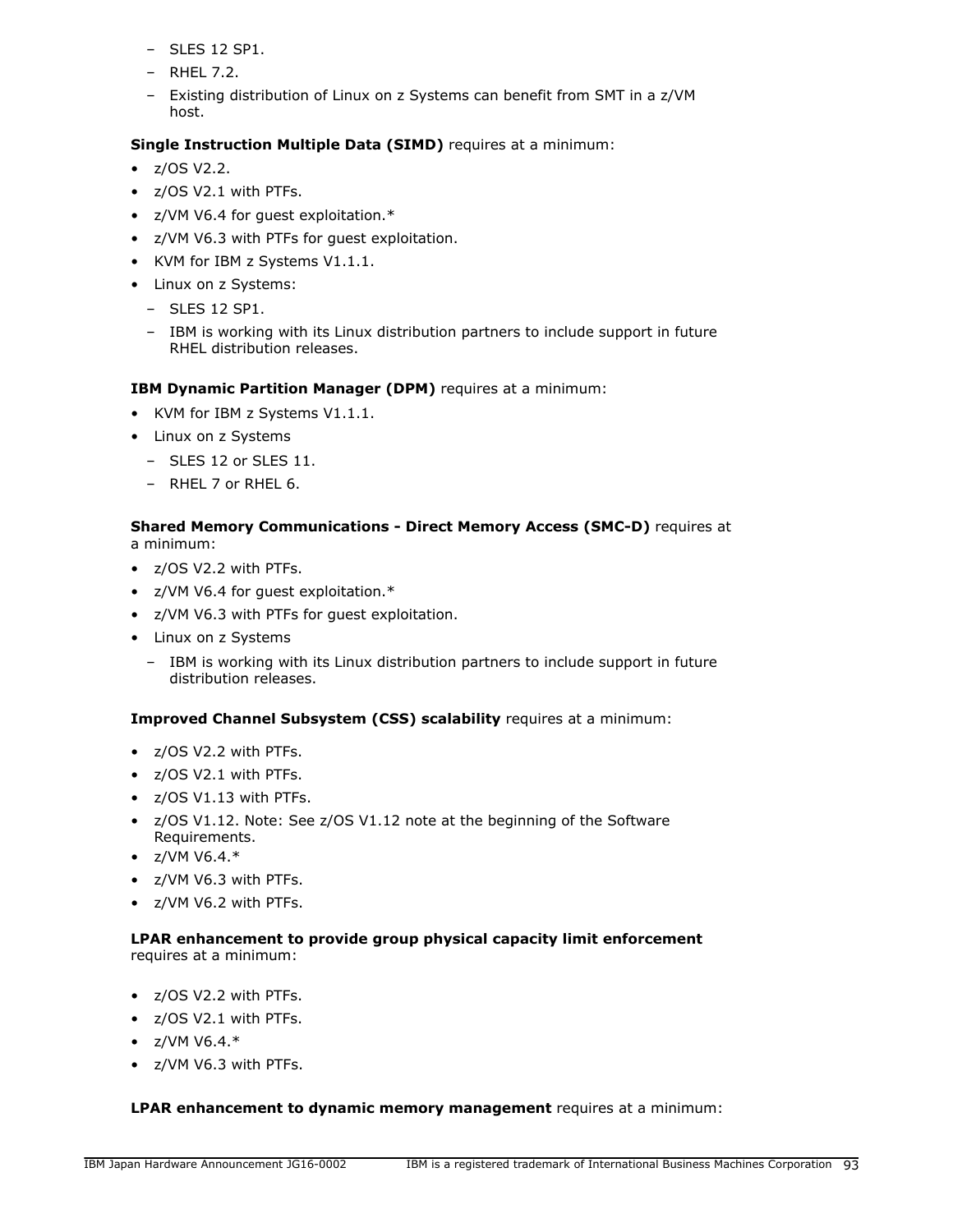- SLES 12 SP1.
  - RHEL 7.2.
  - Existing distribution of Linux on z Systems can benefit from SMT in a z/VM host.

**Single Instruction Multiple Data (SIMD)** requires at a minimum:

- z/OS V2.2.
- z/OS V2.1 with PTFs.
- z/VM V6.4 for guest exploitation.*
- z/VM V6.3 with PTFs for guest exploitation.
- KVM for IBM z Systems V1.1.1.
- Linux on z Systems:
  - SLES 12 SP1.
  - IBM is working with its Linux distribution partners to include support in future RHEL distribution releases.

**IBM Dynamic Partition Manager (DPM)** requires at a minimum:

- KVM for IBM z Systems V1.1.1.
- Linux on z Systems
  - SLES 12 or SLES 11.
  - RHEL 7 or RHEL 6.

**Shared Memory Communications - Direct Memory Access (SMC-D)** requires at a minimum:

- z/OS V2.2 with PTFs.
- z/VM V6.4 for guest exploitation.*
- z/VM V6.3 with PTFs for guest exploitation.
- Linux on z Systems
  - IBM is working with its Linux distribution partners to include support in future distribution releases.

**Improved Channel Subsystem (CSS) scalability** requires at a minimum:

- z/OS V2.2 with PTFs.
- z/OS V2.1 with PTFs.
- z/OS V1.13 with PTFs.
- z/OS V1.12. Note: See z/OS V1.12 note at the beginning of the Software Requirements.
- z/VM V6.4.*
- z/VM V6.3 with PTFs.
- z/VM V6.2 with PTFs.

**LPAR enhancement to provide group physical capacity limit enforcement** requires at a minimum:

- z/OS V2.2 with PTFs.
- z/OS V2.1 with PTFs.
- z/VM V6.4.*
- z/VM V6.3 with PTFs.

**LPAR enhancement to dynamic memory management** requires at a minimum: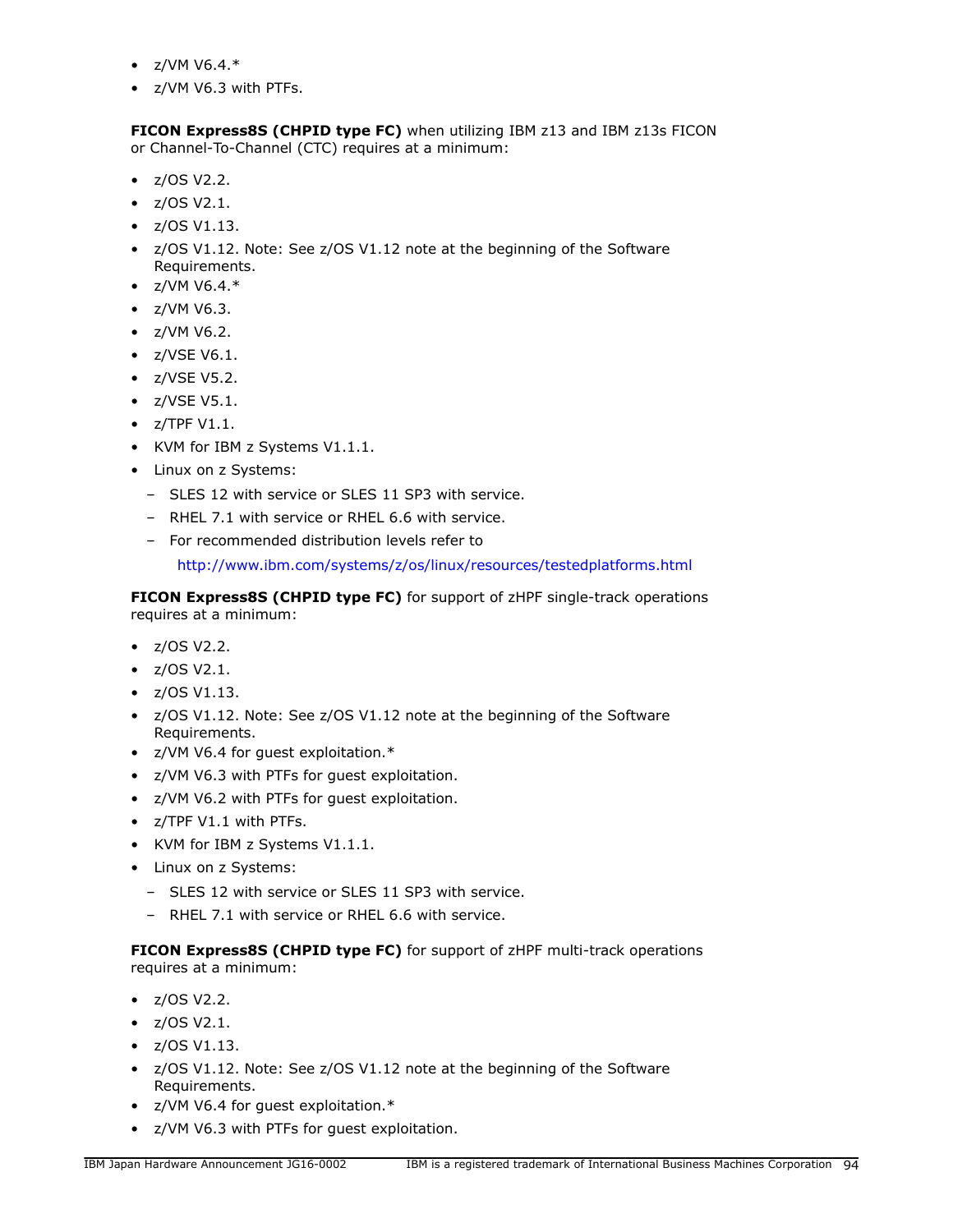- z/VM V6.4.*
- z/VM V6.3 with PTFs.

**FICON Express8S (CHPID type FC)** when utilizing IBM z13 and IBM z13s FICON or Channel-To-Channel (CTC) requires at a minimum:

- z/OS V2.2.
- z/OS V2.1.
- z/OS V1.13.
- z/OS V1.12. Note: See z/OS V1.12 note at the beginning of the Software Requirements.
- z/VM V6.4.*
- z/VM V6.3.
- z/VM V6.2.
- z/VSE V6.1.
- z/VSE V5.2.
- z/VSE V5.1.
- z/TPF V1.1.
- KVM for IBM z Systems V1.1.1.
- Linux on z Systems:
  - SLES 12 with service or SLES 11 SP3 with service.
  - RHEL 7.1 with service or RHEL 6.6 with service.
  - For recommended distribution levels refer to

    http://www.ibm.com/systems/z/os/linux/resources/testedplatforms.html

**FICON Express8S (CHPID type FC)** for support of zHPF single-track operations requires at a minimum:

- z/OS V2.2.
- z/OS V2.1.
- z/OS V1.13.
- z/OS V1.12. Note: See z/OS V1.12 note at the beginning of the Software Requirements.
- z/VM V6.4 for guest exploitation.*
- z/VM V6.3 with PTFs for guest exploitation.
- z/VM V6.2 with PTFs for guest exploitation.
- z/TPF V1.1 with PTFs.
- KVM for IBM z Systems V1.1.1.
- Linux on z Systems:
  - SLES 12 with service or SLES 11 SP3 with service.
  - RHEL 7.1 with service or RHEL 6.6 with service.

**FICON Express8S (CHPID type FC)** for support of zHPF multi-track operations requires at a minimum:

- z/OS V2.2.
- z/OS V2.1.
- z/OS V1.13.
- z/OS V1.12. Note: See z/OS V1.12 note at the beginning of the Software Requirements.
- z/VM V6.4 for guest exploitation.*
- z/VM V6.3 with PTFs for guest exploitation.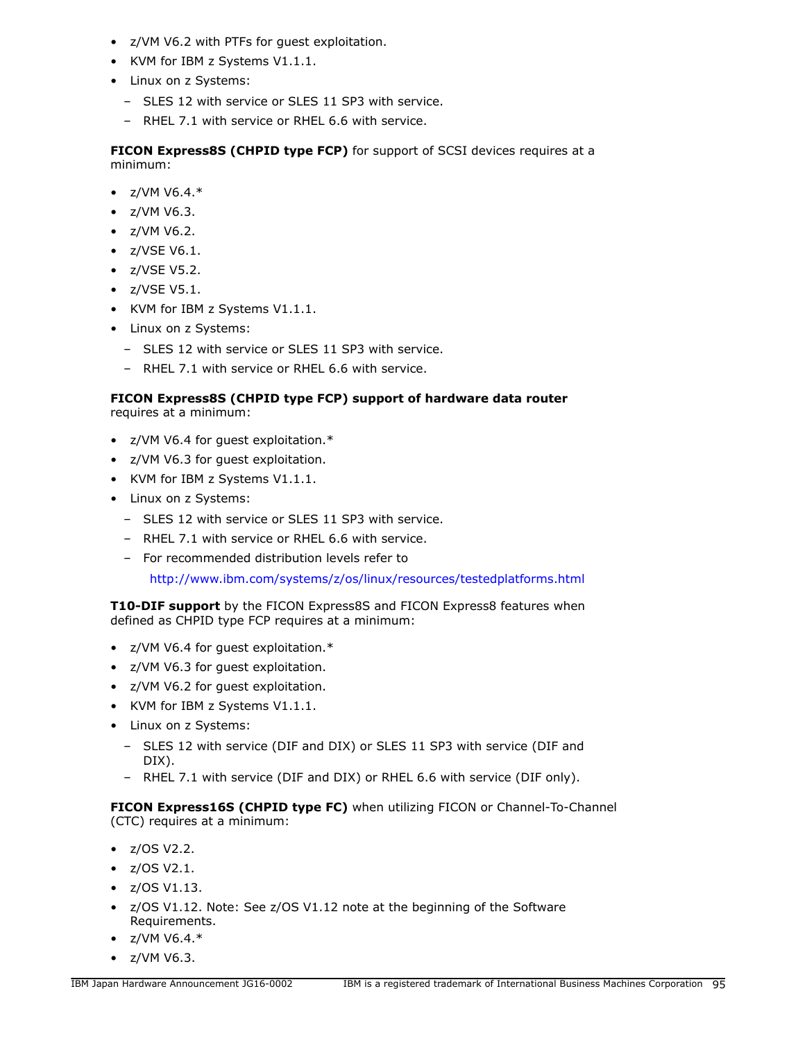- z/VM V6.2 with PTFs for guest exploitation.
- KVM for IBM z Systems V1.1.1.
- Linux on z Systems:
  - SLES 12 with service or SLES 11 SP3 with service.
  - RHEL 7.1 with service or RHEL 6.6 with service.

**FICON Express8S (CHPID type FCP)** for support of SCSI devices requires at a minimum:

- z/VM V6.4.*
- z/VM V6.3.
- z/VM V6.2.
- z/VSE V6.1.
- z/VSE V5.2.
- z/VSE V5.1.
- KVM for IBM z Systems V1.1.1.
- Linux on z Systems:
  - SLES 12 with service or SLES 11 SP3 with service.
  - RHEL 7.1 with service or RHEL 6.6 with service.

**FICON Express8S (CHPID type FCP) support of hardware data router** requires at a minimum:

- z/VM V6.4 for guest exploitation.*
- z/VM V6.3 for guest exploitation.
- KVM for IBM z Systems V1.1.1.
- Linux on z Systems:
  - SLES 12 with service or SLES 11 SP3 with service.
  - RHEL 7.1 with service or RHEL 6.6 with service.
  - For recommended distribution levels refer to

    http://www.ibm.com/systems/z/os/linux/resources/testedplatforms.html

**T10-DIF support** by the FICON Express8S and FICON Express8 features when defined as CHPID type FCP requires at a minimum:

- z/VM V6.4 for guest exploitation.*
- z/VM V6.3 for guest exploitation.
- z/VM V6.2 for guest exploitation.
- KVM for IBM z Systems V1.1.1.
- Linux on z Systems:
  - SLES 12 with service (DIF and DIX) or SLES 11 SP3 with service (DIF and DIX).
  - RHEL 7.1 with service (DIF and DIX) or RHEL 6.6 with service (DIF only).

**FICON Express16S (CHPID type FC)** when utilizing FICON or Channel-To-Channel (CTC) requires at a minimum:

- z/OS V2.2.
- z/OS V2.1.
- z/OS V1.13.
- z/OS V1.12. Note: See z/OS V1.12 note at the beginning of the Software Requirements.
- z/VM V6.4.*
- z/VM V6.3.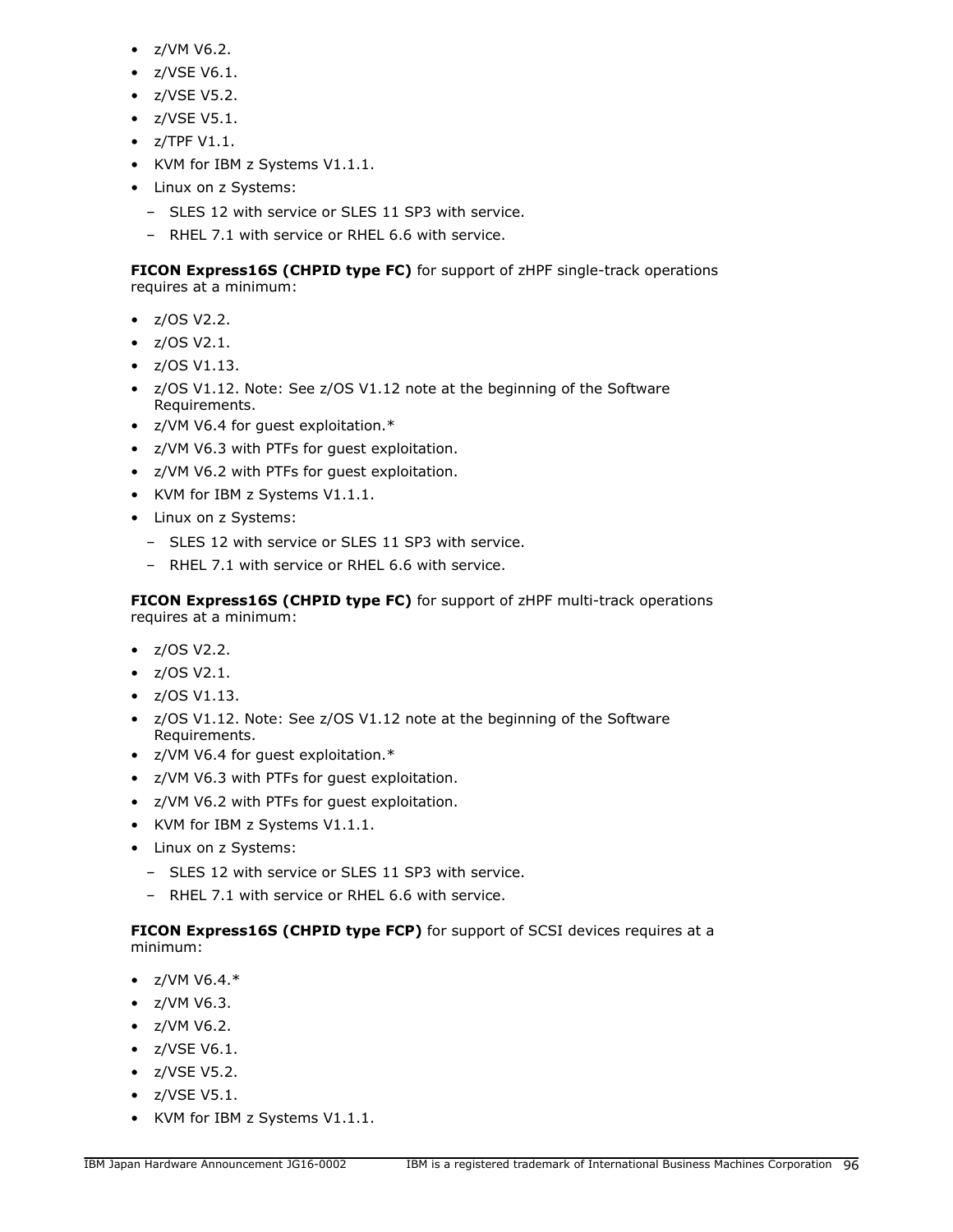- z/VM V6.2.
- z/VSE V6.1.
- z/VSE V5.2.
- z/VSE V5.1.
- z/TPF V1.1.
- KVM for IBM z Systems V1.1.1.
- Linux on z Systems:
  - SLES 12 with service or SLES 11 SP3 with service.
  - RHEL 7.1 with service or RHEL 6.6 with service.

**FICON Express16S (CHPID type FC)** for support of zHPF single-track operations requires at a minimum:

- z/OS V2.2.
- z/OS V2.1.
- z/OS V1.13.
- z/OS V1.12. Note: See z/OS V1.12 note at the beginning of the Software Requirements.
- z/VM V6.4 for guest exploitation.*
- z/VM V6.3 with PTFs for guest exploitation.
- z/VM V6.2 with PTFs for guest exploitation.
- KVM for IBM z Systems V1.1.1.
- Linux on z Systems:
  - SLES 12 with service or SLES 11 SP3 with service.
  - RHEL 7.1 with service or RHEL 6.6 with service.

**FICON Express16S (CHPID type FC)** for support of zHPF multi-track operations requires at a minimum:

- z/OS V2.2.
- z/OS V2.1.
- z/OS V1.13.
- z/OS V1.12. Note: See z/OS V1.12 note at the beginning of the Software Requirements.
- z/VM V6.4 for guest exploitation.*
- z/VM V6.3 with PTFs for guest exploitation.
- z/VM V6.2 with PTFs for guest exploitation.
- KVM for IBM z Systems V1.1.1.
- Linux on z Systems:
  - SLES 12 with service or SLES 11 SP3 with service.
  - RHEL 7.1 with service or RHEL 6.6 with service.

**FICON Express16S (CHPID type FCP)** for support of SCSI devices requires at a minimum:

- z/VM V6.4.*
- z/VM V6.3.
- z/VM V6.2.
- z/VSE V6.1.
- z/VSE V5.2.
- z/VSE V5.1.
- KVM for IBM z Systems V1.1.1.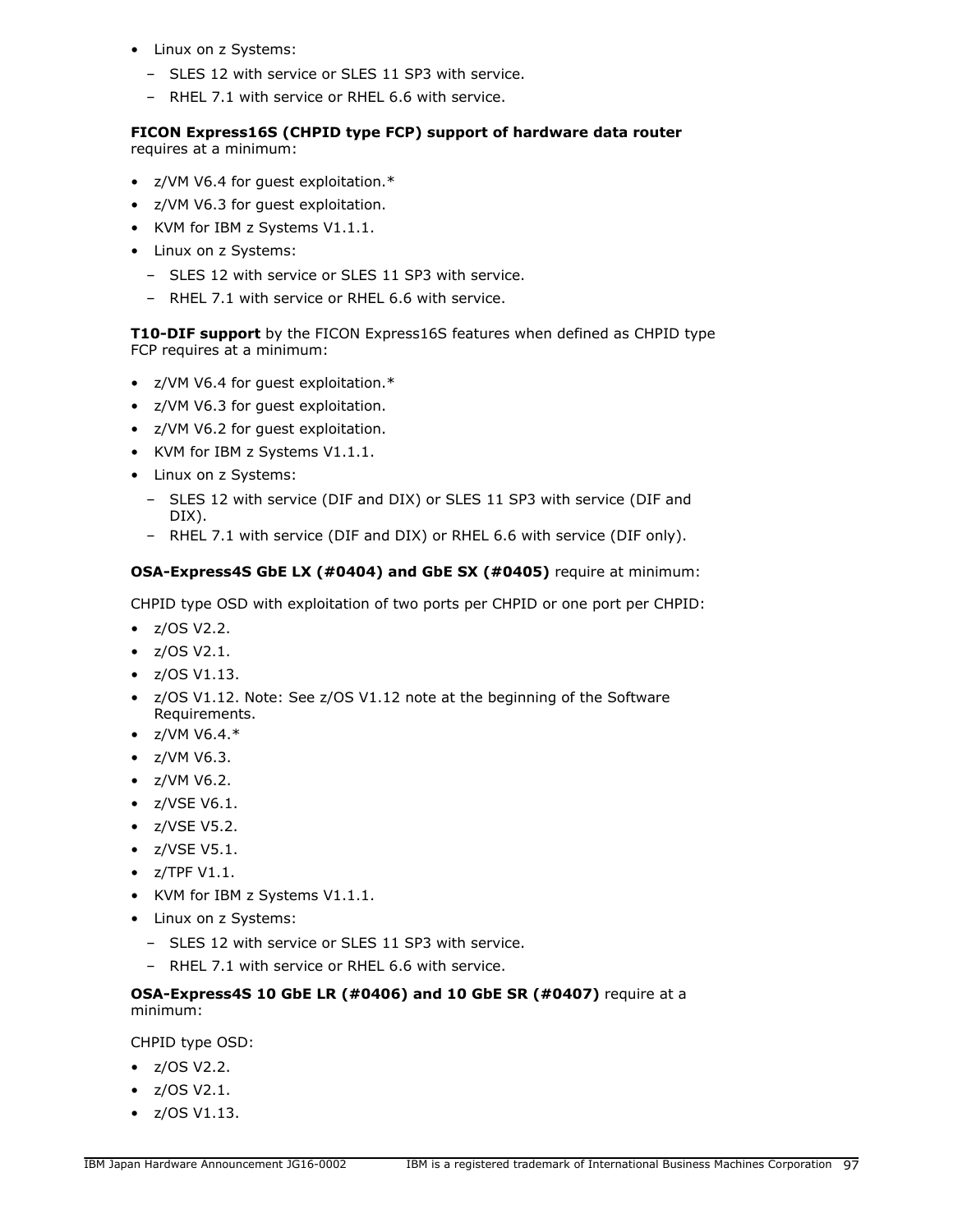- Linux on z Systems:
  - SLES 12 with service or SLES 11 SP3 with service.
  - RHEL 7.1 with service or RHEL 6.6 with service.

**FICON Express16S (CHPID type FCP) support of hardware data router** requires at a minimum:

- z/VM V6.4 for guest exploitation.*
- z/VM V6.3 for guest exploitation.
- KVM for IBM z Systems V1.1.1.
- Linux on z Systems:
  - SLES 12 with service or SLES 11 SP3 with service.
  - RHEL 7.1 with service or RHEL 6.6 with service.

**T10-DIF support** by the FICON Express16S features when defined as CHPID type FCP requires at a minimum:

- z/VM V6.4 for guest exploitation.*
- z/VM V6.3 for guest exploitation.
- z/VM V6.2 for guest exploitation.
- KVM for IBM z Systems V1.1.1.
- Linux on z Systems:
  - SLES 12 with service (DIF and DIX) or SLES 11 SP3 with service (DIF and DIX).
  - RHEL 7.1 with service (DIF and DIX) or RHEL 6.6 with service (DIF only).

**OSA-Express4S GbE LX (#0404) and GbE SX (#0405)** require at minimum:

CHPID type OSD with exploitation of two ports per CHPID or one port per CHPID:

- z/OS V2.2.
- z/OS V2.1.
- z/OS V1.13.
- z/OS V1.12. Note: See z/OS V1.12 note at the beginning of the Software Requirements.
- z/VM V6.4.*
- z/VM V6.3.
- z/VM V6.2.
- z/VSE V6.1.
- z/VSE V5.2.
- z/VSE V5.1.
- z/TPF V1.1.
- KVM for IBM z Systems V1.1.1.
- Linux on z Systems:
  - SLES 12 with service or SLES 11 SP3 with service.
  - RHEL 7.1 with service or RHEL 6.6 with service.

**OSA-Express4S 10 GbE LR (#0406) and 10 GbE SR (#0407)** require at a minimum:

CHPID type OSD:

- z/OS V2.2.
- z/OS V2.1.
- z/OS V1.13.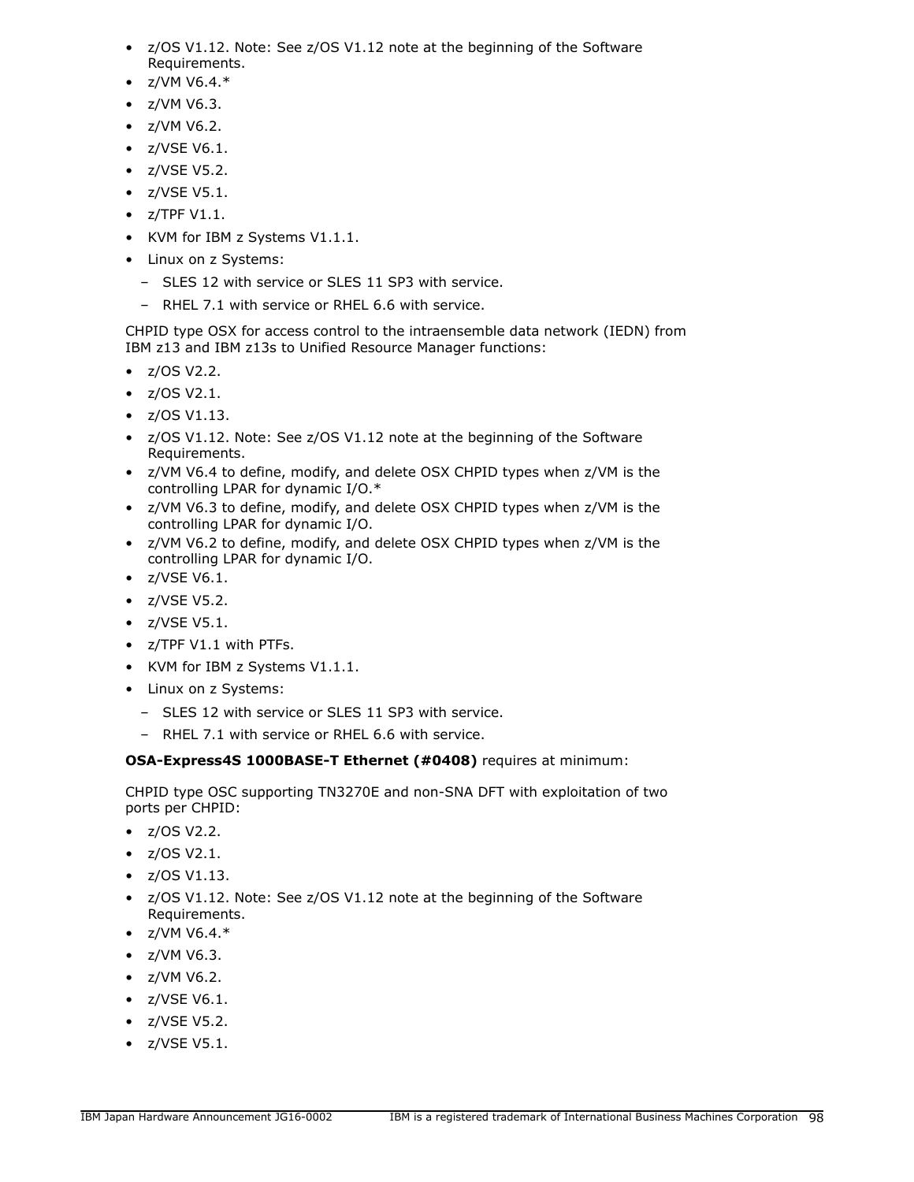- z/OS V1.12. Note: See z/OS V1.12 note at the beginning of the Software Requirements.
- z/VM V6.4.*
- z/VM V6.3.
- z/VM V6.2.
- z/VSE V6.1.
- z/VSE V5.2.
- z/VSE V5.1.
- z/TPF V1.1.
- KVM for IBM z Systems V1.1.1.
- Linux on z Systems:
  - SLES 12 with service or SLES 11 SP3 with service.
  - RHEL 7.1 with service or RHEL 6.6 with service.

CHPID type OSX for access control to the intraensemble data network (IEDN) from IBM z13 and IBM z13s to Unified Resource Manager functions:

- z/OS V2.2.
- z/OS V2.1.
- z/OS V1.13.
- z/OS V1.12. Note: See z/OS V1.12 note at the beginning of the Software Requirements.
- z/VM V6.4 to define, modify, and delete OSX CHPID types when z/VM is the controlling LPAR for dynamic I/O.*
- z/VM V6.3 to define, modify, and delete OSX CHPID types when z/VM is the controlling LPAR for dynamic I/O.
- z/VM V6.2 to define, modify, and delete OSX CHPID types when z/VM is the controlling LPAR for dynamic I/O.
- z/VSE V6.1.
- z/VSE V5.2.
- z/VSE V5.1.
- z/TPF V1.1 with PTFs.
- KVM for IBM z Systems V1.1.1.
- Linux on z Systems:
  - SLES 12 with service or SLES 11 SP3 with service.
  - RHEL 7.1 with service or RHEL 6.6 with service.

**OSA-Express4S 1000BASE-T Ethernet (#0408)** requires at minimum:

CHPID type OSC supporting TN3270E and non-SNA DFT with exploitation of two ports per CHPID:

- z/OS V2.2.
- z/OS V2.1.
- z/OS V1.13.
- z/OS V1.12. Note: See z/OS V1.12 note at the beginning of the Software Requirements.
- z/VM V6.4.*
- z/VM V6.3.
- z/VM V6.2.
- z/VSE V6.1.
- z/VSE V5.2.
- z/VSE V5.1.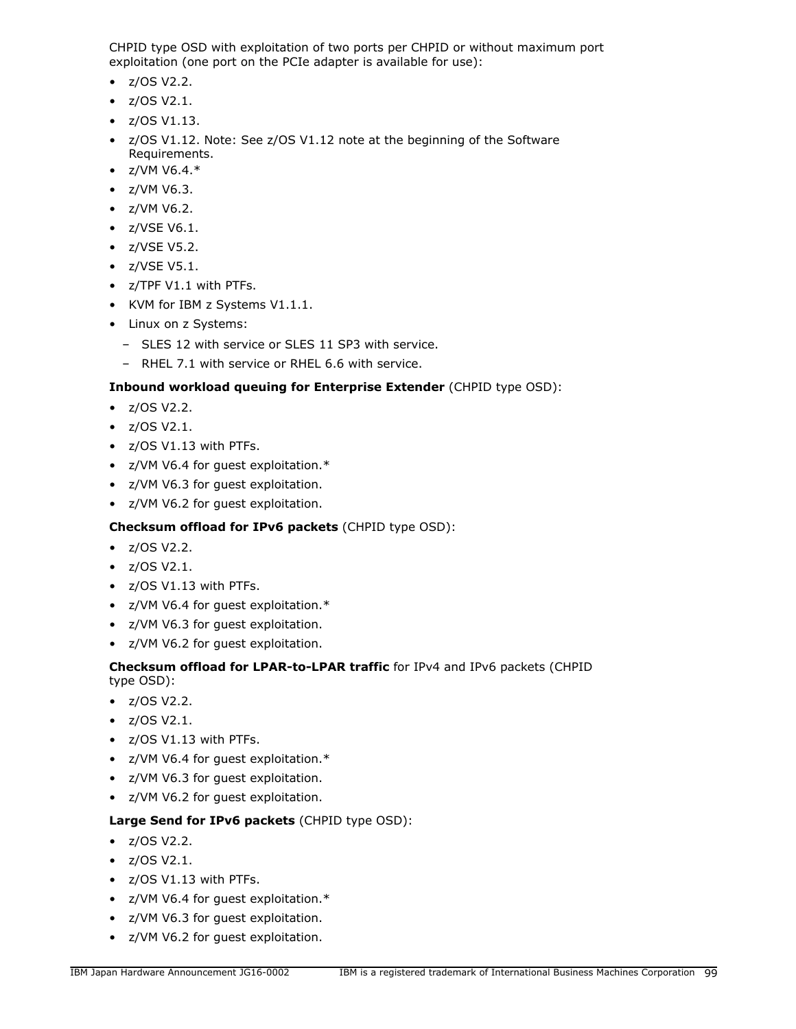CHPID type OSD with exploitation of two ports per CHPID or without maximum port exploitation (one port on the PCIe adapter is available for use):

- z/OS V2.2.
- z/OS V2.1.
- z/OS V1.13.
- z/OS V1.12. Note: See z/OS V1.12 note at the beginning of the Software Requirements.
- z/VM V6.4.*
- z/VM V6.3.
- z/VM V6.2.
- z/VSE V6.1.
- z/VSE V5.2.
- z/VSE V5.1.
- z/TPF V1.1 with PTFs.
- KVM for IBM z Systems V1.1.1.
- Linux on z Systems:
  - SLES 12 with service or SLES 11 SP3 with service.
  - RHEL 7.1 with service or RHEL 6.6 with service.

**Inbound workload queuing for Enterprise Extender** (CHPID type OSD):

- z/OS V2.2.
- z/OS V2.1.
- z/OS V1.13 with PTFs.
- z/VM V6.4 for guest exploitation.*
- z/VM V6.3 for guest exploitation.
- z/VM V6.2 for guest exploitation.

**Checksum offload for IPv6 packets** (CHPID type OSD):

- z/OS V2.2.
- z/OS V2.1.
- z/OS V1.13 with PTFs.
- z/VM V6.4 for guest exploitation.*
- z/VM V6.3 for guest exploitation.
- z/VM V6.2 for guest exploitation.

**Checksum offload for LPAR-to-LPAR traffic** for IPv4 and IPv6 packets (CHPID type OSD):

- z/OS V2.2.
- z/OS V2.1.
- z/OS V1.13 with PTFs.
- z/VM V6.4 for guest exploitation.*
- z/VM V6.3 for guest exploitation.
- z/VM V6.2 for guest exploitation.

**Large Send for IPv6 packets** (CHPID type OSD):

- z/OS V2.2.
- z/OS V2.1.
- z/OS V1.13 with PTFs.
- z/VM V6.4 for guest exploitation.*
- z/VM V6.3 for guest exploitation.
- z/VM V6.2 for guest exploitation.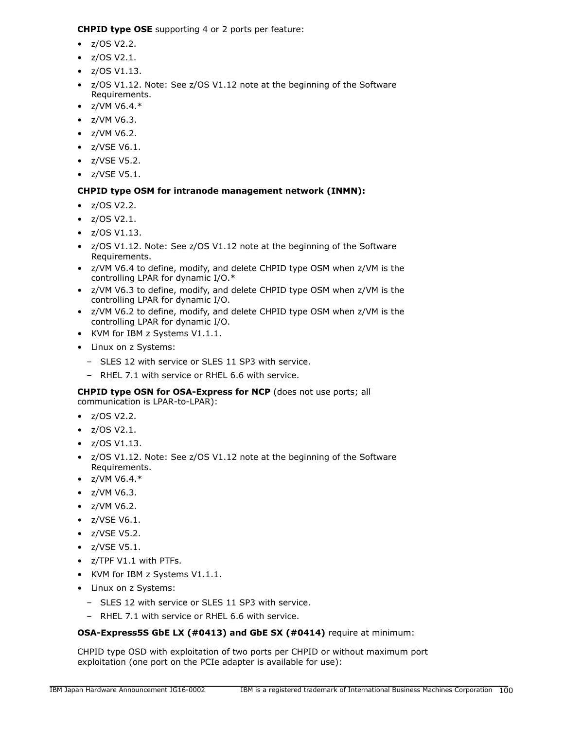**CHPID type OSE** supporting 4 or 2 ports per feature:

- z/OS V2.2.
- z/OS V2.1.
- z/OS V1.13.
- z/OS V1.12. Note: See z/OS V1.12 note at the beginning of the Software Requirements.
- z/VM V6.4.*
- z/VM V6.3.
- z/VM V6.2.
- z/VSE V6.1.
- z/VSE V5.2.
- z/VSE V5.1.

**CHPID type OSM for intranode management network (INMN):**

- z/OS V2.2.
- z/OS V2.1.
- z/OS V1.13.
- z/OS V1.12. Note: See z/OS V1.12 note at the beginning of the Software Requirements.
- z/VM V6.4 to define, modify, and delete CHPID type OSM when z/VM is the controlling LPAR for dynamic I/O.*
- z/VM V6.3 to define, modify, and delete CHPID type OSM when z/VM is the controlling LPAR for dynamic I/O.
- z/VM V6.2 to define, modify, and delete CHPID type OSM when z/VM is the controlling LPAR for dynamic I/O.
- KVM for IBM z Systems V1.1.1.
- Linux on z Systems:
  - SLES 12 with service or SLES 11 SP3 with service.
  - RHEL 7.1 with service or RHEL 6.6 with service.

**CHPID type OSN for OSA-Express for NCP** (does not use ports; all communication is LPAR-to-LPAR):

- z/OS V2.2.
- z/OS V2.1.
- z/OS V1.13.
- z/OS V1.12. Note: See z/OS V1.12 note at the beginning of the Software Requirements.
- z/VM V6.4.*
- z/VM V6.3.
- z/VM V6.2.
- z/VSE V6.1.
- z/VSE V5.2.
- z/VSE V5.1.
- z/TPF V1.1 with PTFs.
- KVM for IBM z Systems V1.1.1.
- Linux on z Systems:
  - SLES 12 with service or SLES 11 SP3 with service.
  - RHEL 7.1 with service or RHEL 6.6 with service.

**OSA-Express5S GbE LX (#0413) and GbE SX (#0414)** require at minimum:

CHPID type OSD with exploitation of two ports per CHPID or without maximum port exploitation (one port on the PCIe adapter is available for use):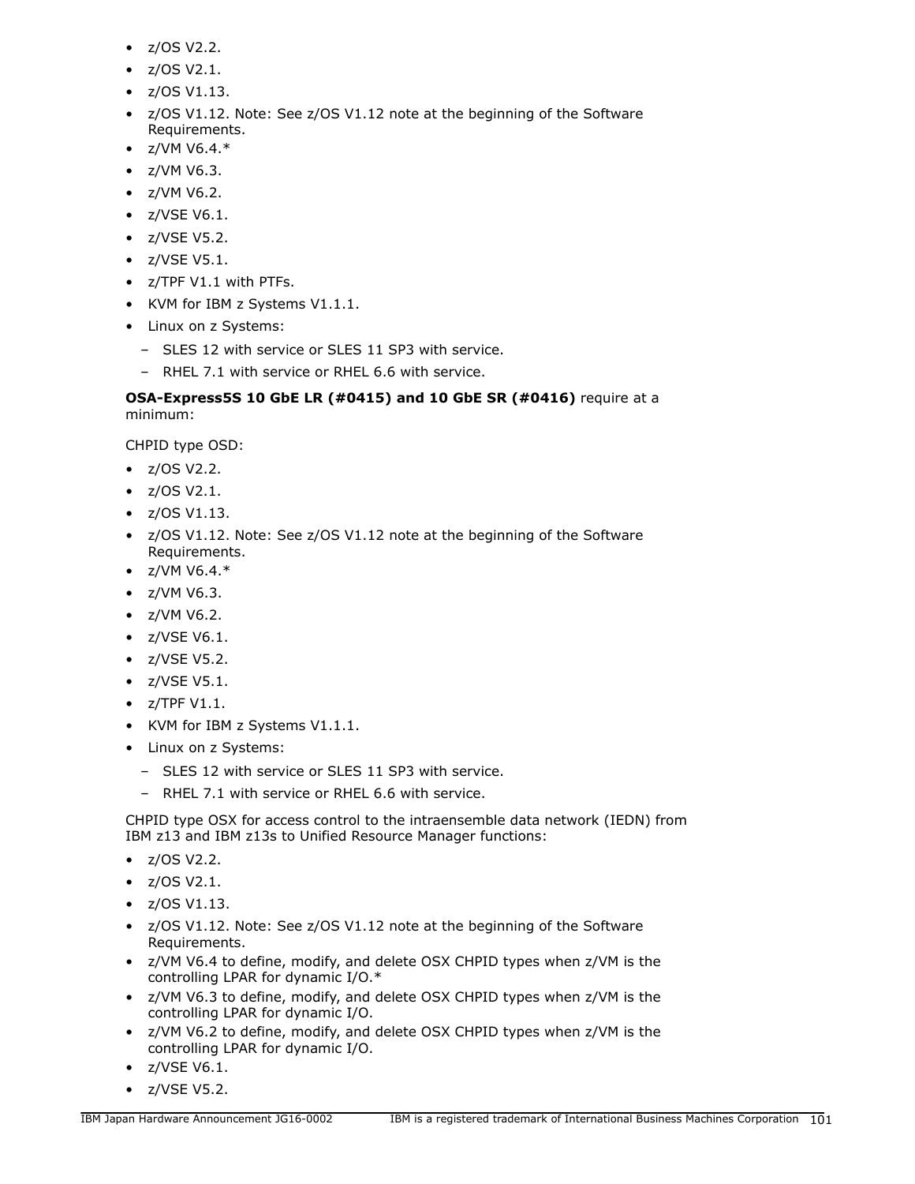- z/OS V2.2.
- z/OS V2.1.
- z/OS V1.13.
- z/OS V1.12. Note: See z/OS V1.12 note at the beginning of the Software Requirements.
- z/VM V6.4.*
- z/VM V6.3.
- z/VM V6.2.
- z/VSE V6.1.
- z/VSE V5.2.
- z/VSE V5.1.
- z/TPF V1.1 with PTFs.
- KVM for IBM z Systems V1.1.1.
- Linux on z Systems:
  - SLES 12 with service or SLES 11 SP3 with service.
  - RHEL 7.1 with service or RHEL 6.6 with service.

**OSA-Express5S 10 GbE LR (#0415) and 10 GbE SR (#0416)** require at a minimum:

CHPID type OSD:

- z/OS V2.2.
- z/OS V2.1.
- z/OS V1.13.
- z/OS V1.12. Note: See z/OS V1.12 note at the beginning of the Software Requirements.
- z/VM V6.4.*
- z/VM V6.3.
- z/VM V6.2.
- z/VSE V6.1.
- z/VSE V5.2.
- z/VSE V5.1.
- z/TPF V1.1.
- KVM for IBM z Systems V1.1.1.
- Linux on z Systems:
  - SLES 12 with service or SLES 11 SP3 with service.
  - RHEL 7.1 with service or RHEL 6.6 with service.

CHPID type OSX for access control to the intraensemble data network (IEDN) from IBM z13 and IBM z13s to Unified Resource Manager functions:

- z/OS V2.2.
- z/OS V2.1.
- z/OS V1.13.
- z/OS V1.12. Note: See z/OS V1.12 note at the beginning of the Software Requirements.
- z/VM V6.4 to define, modify, and delete OSX CHPID types when z/VM is the controlling LPAR for dynamic I/O.*
- z/VM V6.3 to define, modify, and delete OSX CHPID types when z/VM is the controlling LPAR for dynamic I/O.
- z/VM V6.2 to define, modify, and delete OSX CHPID types when z/VM is the controlling LPAR for dynamic I/O.
- z/VSE V6.1.
- z/VSE V5.2.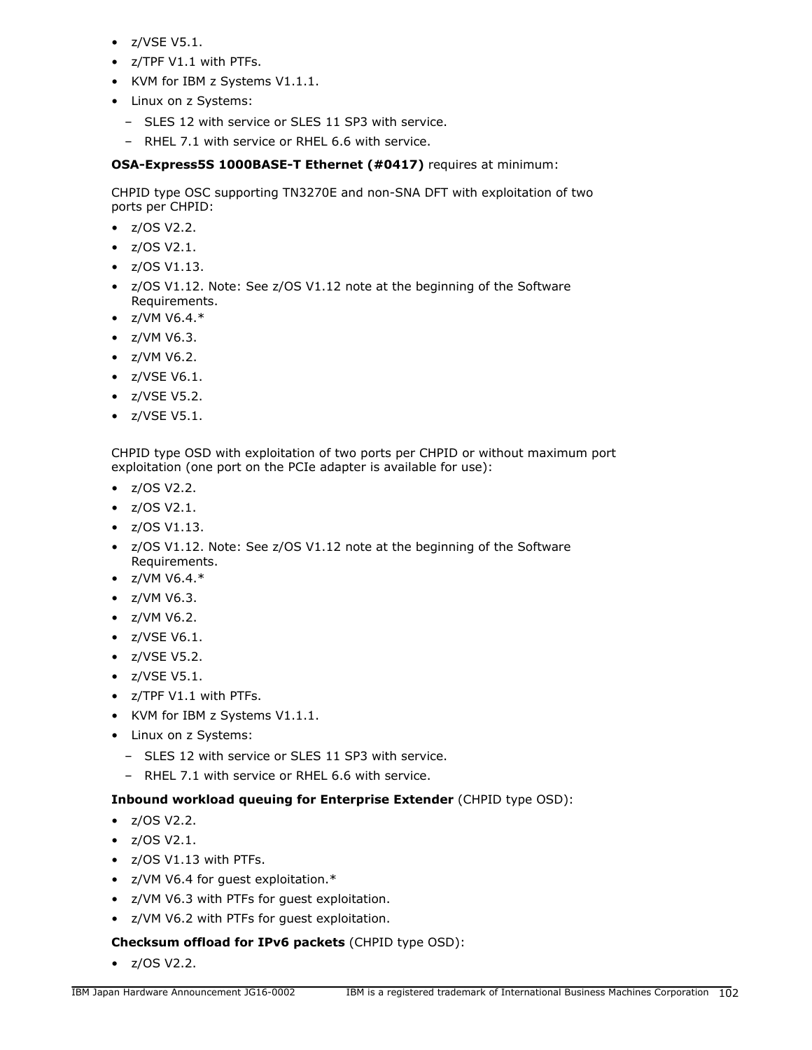- z/VSE V5.1.
- z/TPF V1.1 with PTFs.
- KVM for IBM z Systems V1.1.1.
- Linux on z Systems:
  - SLES 12 with service or SLES 11 SP3 with service.
  - RHEL 7.1 with service or RHEL 6.6 with service.

**OSA-Express5S 1000BASE-T Ethernet (#0417)** requires at minimum:

CHPID type OSC supporting TN3270E and non-SNA DFT with exploitation of two ports per CHPID:

- z/OS V2.2.
- z/OS V2.1.
- z/OS V1.13.
- z/OS V1.12. Note: See z/OS V1.12 note at the beginning of the Software Requirements.
- z/VM V6.4.*
- z/VM V6.3.
- z/VM V6.2.
- z/VSE V6.1.
- z/VSE V5.2.
- z/VSE V5.1.

CHPID type OSD with exploitation of two ports per CHPID or without maximum port exploitation (one port on the PCIe adapter is available for use):

- z/OS V2.2.
- z/OS V2.1.
- z/OS V1.13.
- z/OS V1.12. Note: See z/OS V1.12 note at the beginning of the Software Requirements.
- z/VM V6.4.*
- z/VM V6.3.
- z/VM V6.2.
- z/VSE V6.1.
- z/VSE V5.2.
- z/VSE V5.1.
- z/TPF V1.1 with PTFs.
- KVM for IBM z Systems V1.1.1.
- Linux on z Systems:
  - SLES 12 with service or SLES 11 SP3 with service.
  - RHEL 7.1 with service or RHEL 6.6 with service.

**Inbound workload queuing for Enterprise Extender** (CHPID type OSD):

- z/OS V2.2.
- z/OS V2.1.
- z/OS V1.13 with PTFs.
- z/VM V6.4 for guest exploitation.*
- z/VM V6.3 with PTFs for guest exploitation.
- z/VM V6.2 with PTFs for guest exploitation.

**Checksum offload for IPv6 packets** (CHPID type OSD):

- z/OS V2.2.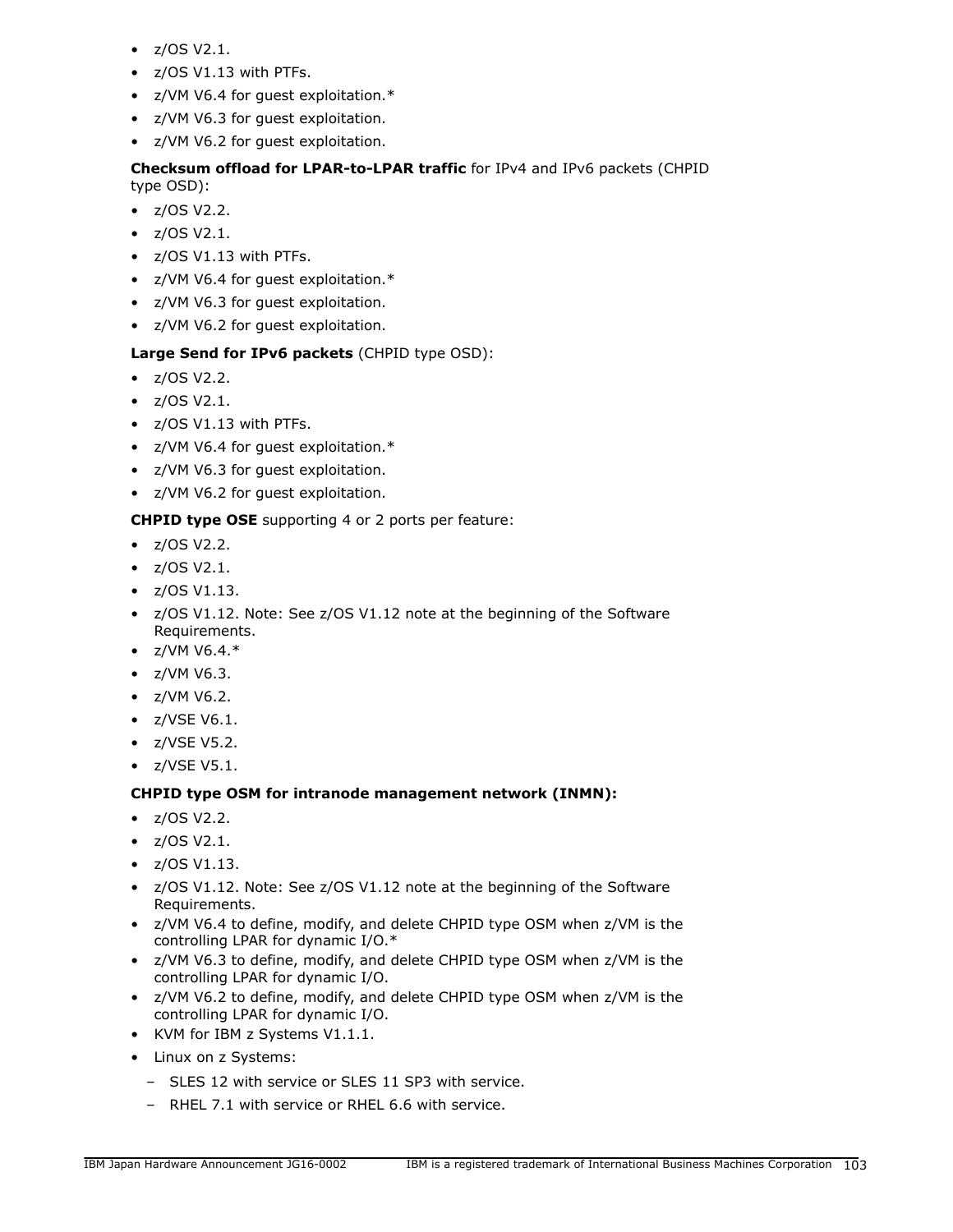- z/OS V2.1.
- z/OS V1.13 with PTFs.
- z/VM V6.4 for guest exploitation.*
- z/VM V6.3 for guest exploitation.
- z/VM V6.2 for guest exploitation.

**Checksum offload for LPAR-to-LPAR traffic** for IPv4 and IPv6 packets (CHPID type OSD):

- z/OS V2.2.
- z/OS V2.1.
- z/OS V1.13 with PTFs.
- z/VM V6.4 for guest exploitation.*
- z/VM V6.3 for guest exploitation.
- z/VM V6.2 for guest exploitation.

**Large Send for IPv6 packets** (CHPID type OSD):

- z/OS V2.2.
- z/OS V2.1.
- z/OS V1.13 with PTFs.
- z/VM V6.4 for guest exploitation.*
- z/VM V6.3 for guest exploitation.
- z/VM V6.2 for guest exploitation.

**CHPID type OSE** supporting 4 or 2 ports per feature:

- z/OS V2.2.
- z/OS V2.1.
- z/OS V1.13.
- z/OS V1.12. Note: See z/OS V1.12 note at the beginning of the Software Requirements.
- z/VM V6.4.*
- z/VM V6.3.
- z/VM V6.2.
- z/VSE V6.1.
- z/VSE V5.2.
- z/VSE V5.1.

**CHPID type OSM for intranode management network (INMN):**

- z/OS V2.2.
- z/OS V2.1.
- z/OS V1.13.
- z/OS V1.12. Note: See z/OS V1.12 note at the beginning of the Software Requirements.
- z/VM V6.4 to define, modify, and delete CHPID type OSM when z/VM is the controlling LPAR for dynamic I/O.*
- z/VM V6.3 to define, modify, and delete CHPID type OSM when z/VM is the controlling LPAR for dynamic I/O.
- z/VM V6.2 to define, modify, and delete CHPID type OSM when z/VM is the controlling LPAR for dynamic I/O.
- KVM for IBM z Systems V1.1.1.
- Linux on z Systems:
  - SLES 12 with service or SLES 11 SP3 with service.
  - RHEL 7.1 with service or RHEL 6.6 with service.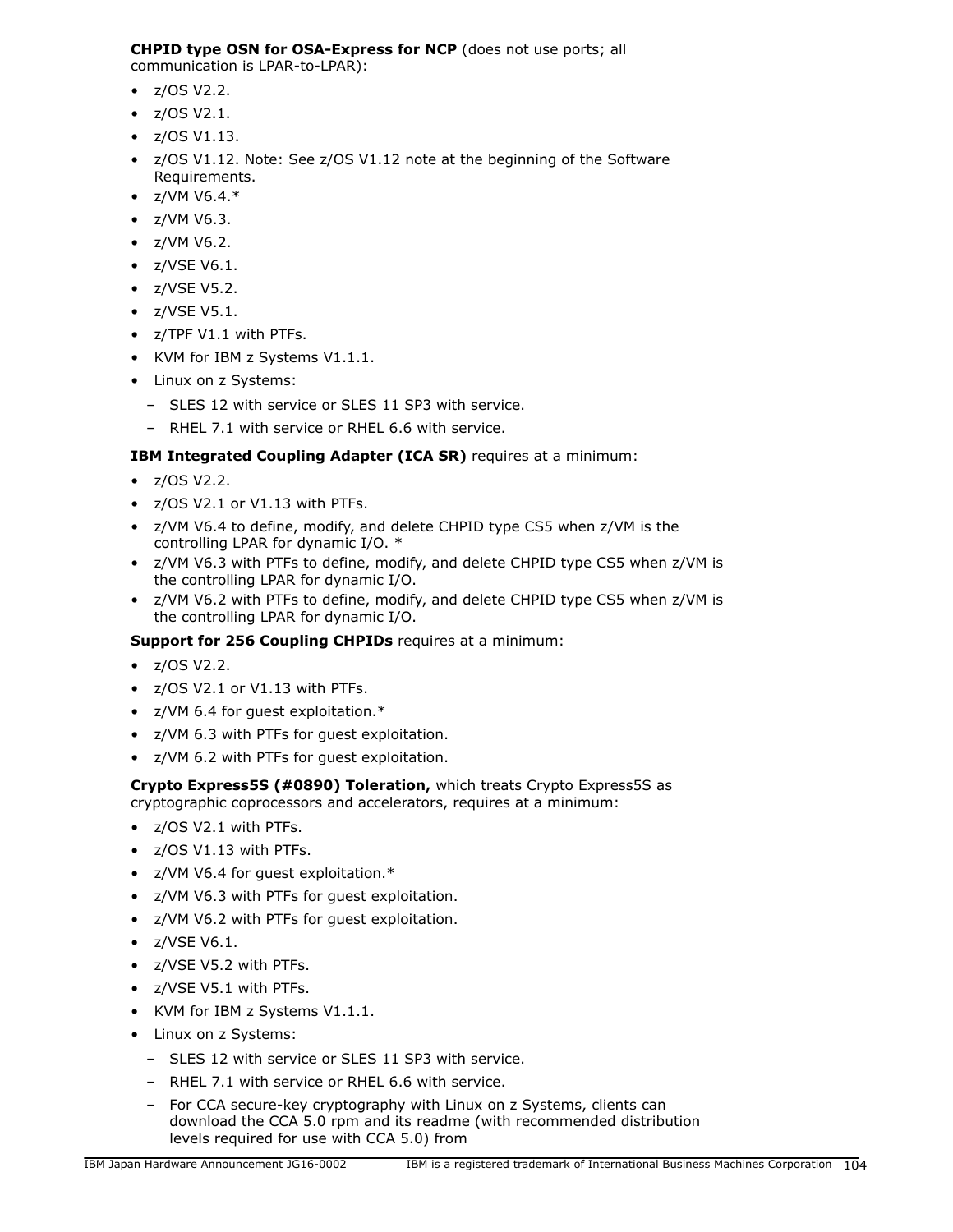**CHPID type OSN for OSA-Express for NCP** (does not use ports; all communication is LPAR-to-LPAR):

- z/OS V2.2.
- z/OS V2.1.
- z/OS V1.13.
- z/OS V1.12. Note: See z/OS V1.12 note at the beginning of the Software Requirements.
- z/VM V6.4.*
- z/VM V6.3.
- z/VM V6.2.
- z/VSE V6.1.
- z/VSE V5.2.
- z/VSE V5.1.
- z/TPF V1.1 with PTFs.
- KVM for IBM z Systems V1.1.1.
- Linux on z Systems:
  - SLES 12 with service or SLES 11 SP3 with service.
  - RHEL 7.1 with service or RHEL 6.6 with service.

**IBM Integrated Coupling Adapter (ICA SR)** requires at a minimum:

- z/OS V2.2.
- z/OS V2.1 or V1.13 with PTFs.
- z/VM V6.4 to define, modify, and delete CHPID type CS5 when z/VM is the controlling LPAR for dynamic I/O. *
- z/VM V6.3 with PTFs to define, modify, and delete CHPID type CS5 when z/VM is the controlling LPAR for dynamic I/O.
- z/VM V6.2 with PTFs to define, modify, and delete CHPID type CS5 when z/VM is the controlling LPAR for dynamic I/O.

**Support for 256 Coupling CHPIDs** requires at a minimum:

- z/OS V2.2.
- z/OS V2.1 or V1.13 with PTFs.
- z/VM 6.4 for guest exploitation.*
- z/VM 6.3 with PTFs for guest exploitation.
- z/VM 6.2 with PTFs for guest exploitation.

**Crypto Express5S (#0890) Toleration,** which treats Crypto Express5S as cryptographic coprocessors and accelerators, requires at a minimum:

- z/OS V2.1 with PTFs.
- z/OS V1.13 with PTFs.
- z/VM V6.4 for guest exploitation.*
- z/VM V6.3 with PTFs for guest exploitation.
- z/VM V6.2 with PTFs for guest exploitation.
- z/VSE V6.1.
- z/VSE V5.2 with PTFs.
- z/VSE V5.1 with PTFs.
- KVM for IBM z Systems V1.1.1.
- Linux on z Systems:
  - SLES 12 with service or SLES 11 SP3 with service.
  - RHEL 7.1 with service or RHEL 6.6 with service.
  - For CCA secure-key cryptography with Linux on z Systems, clients can download the CCA 5.0 rpm and its readme (with recommended distribution levels required for use with CCA 5.0) from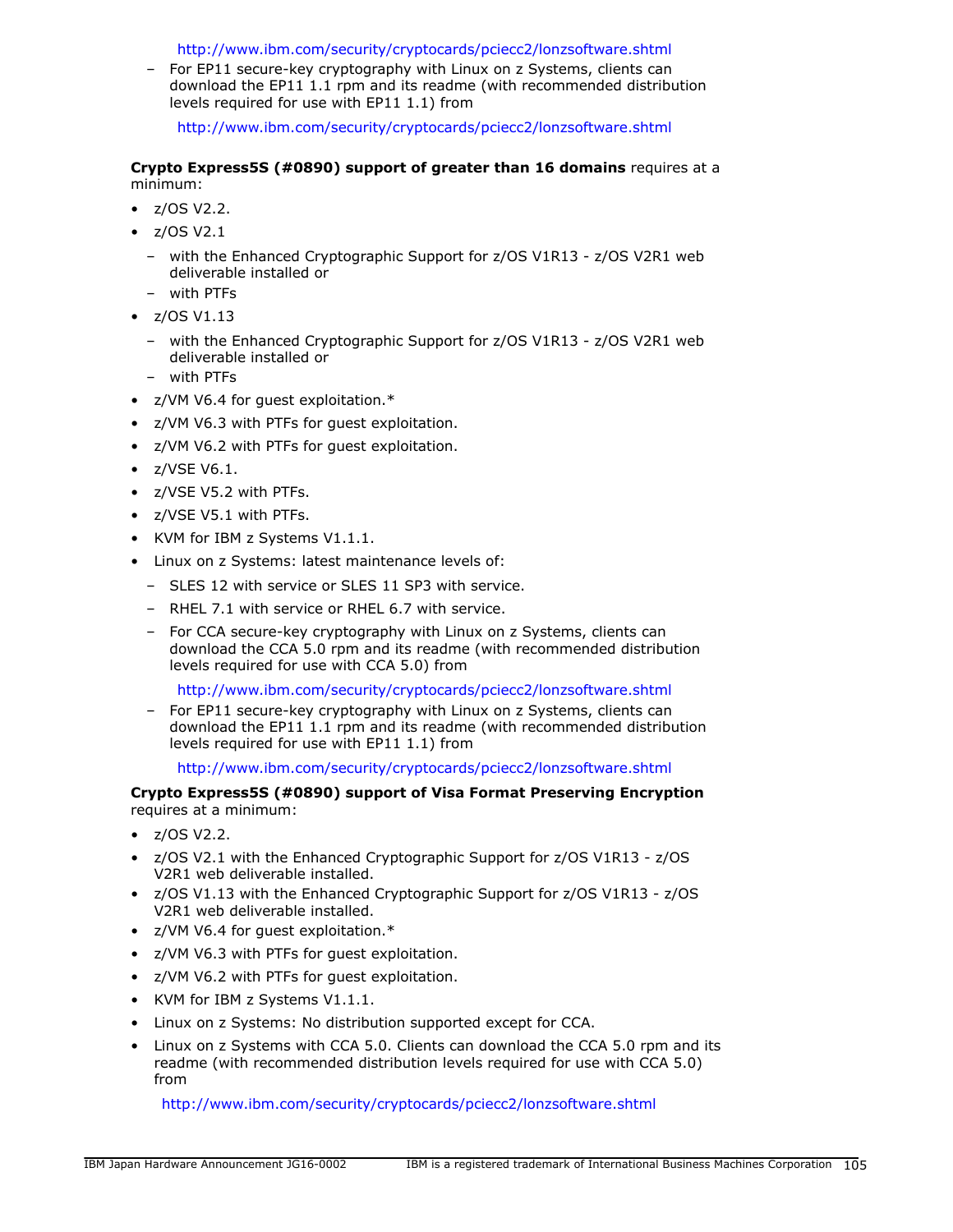http://www.ibm.com/security/cryptocards/pciecc2/lonzsoftware.shtml

  - For EP11 secure-key cryptography with Linux on z Systems, clients can download the EP11 1.1 rpm and its readme (with recommended distribution levels required for use with EP11 1.1) from

    http://www.ibm.com/security/cryptocards/pciecc2/lonzsoftware.shtml

**Crypto Express5S (#0890) support of greater than 16 domains** requires at a minimum:

- z/OS V2.2.
- z/OS V2.1
  - with the Enhanced Cryptographic Support for z/OS V1R13 - z/OS V2R1 web deliverable installed or
  - with PTFs
- z/OS V1.13
  - with the Enhanced Cryptographic Support for z/OS V1R13 - z/OS V2R1 web deliverable installed or
  - with PTFs
- z/VM V6.4 for guest exploitation.*
- z/VM V6.3 with PTFs for guest exploitation.
- z/VM V6.2 with PTFs for guest exploitation.
- z/VSE V6.1.
- z/VSE V5.2 with PTFs.
- z/VSE V5.1 with PTFs.
- KVM for IBM z Systems V1.1.1.
- Linux on z Systems: latest maintenance levels of:
  - SLES 12 with service or SLES 11 SP3 with service.
  - RHEL 7.1 with service or RHEL 6.7 with service.
  - For CCA secure-key cryptography with Linux on z Systems, clients can download the CCA 5.0 rpm and its readme (with recommended distribution levels required for use with CCA 5.0) from

    http://www.ibm.com/security/cryptocards/pciecc2/lonzsoftware.shtml
  - For EP11 secure-key cryptography with Linux on z Systems, clients can download the EP11 1.1 rpm and its readme (with recommended distribution levels required for use with EP11 1.1) from

    http://www.ibm.com/security/cryptocards/pciecc2/lonzsoftware.shtml

**Crypto Express5S (#0890) support of Visa Format Preserving Encryption** requires at a minimum:

- z/OS V2.2.
- z/OS V2.1 with the Enhanced Cryptographic Support for z/OS V1R13 - z/OS V2R1 web deliverable installed.
- z/OS V1.13 with the Enhanced Cryptographic Support for z/OS V1R13 - z/OS V2R1 web deliverable installed.
- z/VM V6.4 for guest exploitation.*
- z/VM V6.3 with PTFs for guest exploitation.
- z/VM V6.2 with PTFs for guest exploitation.
- KVM for IBM z Systems V1.1.1.
- Linux on z Systems: No distribution supported except for CCA.
- Linux on z Systems with CCA 5.0. Clients can download the CCA 5.0 rpm and its readme (with recommended distribution levels required for use with CCA 5.0) from

  http://www.ibm.com/security/cryptocards/pciecc2/lonzsoftware.shtml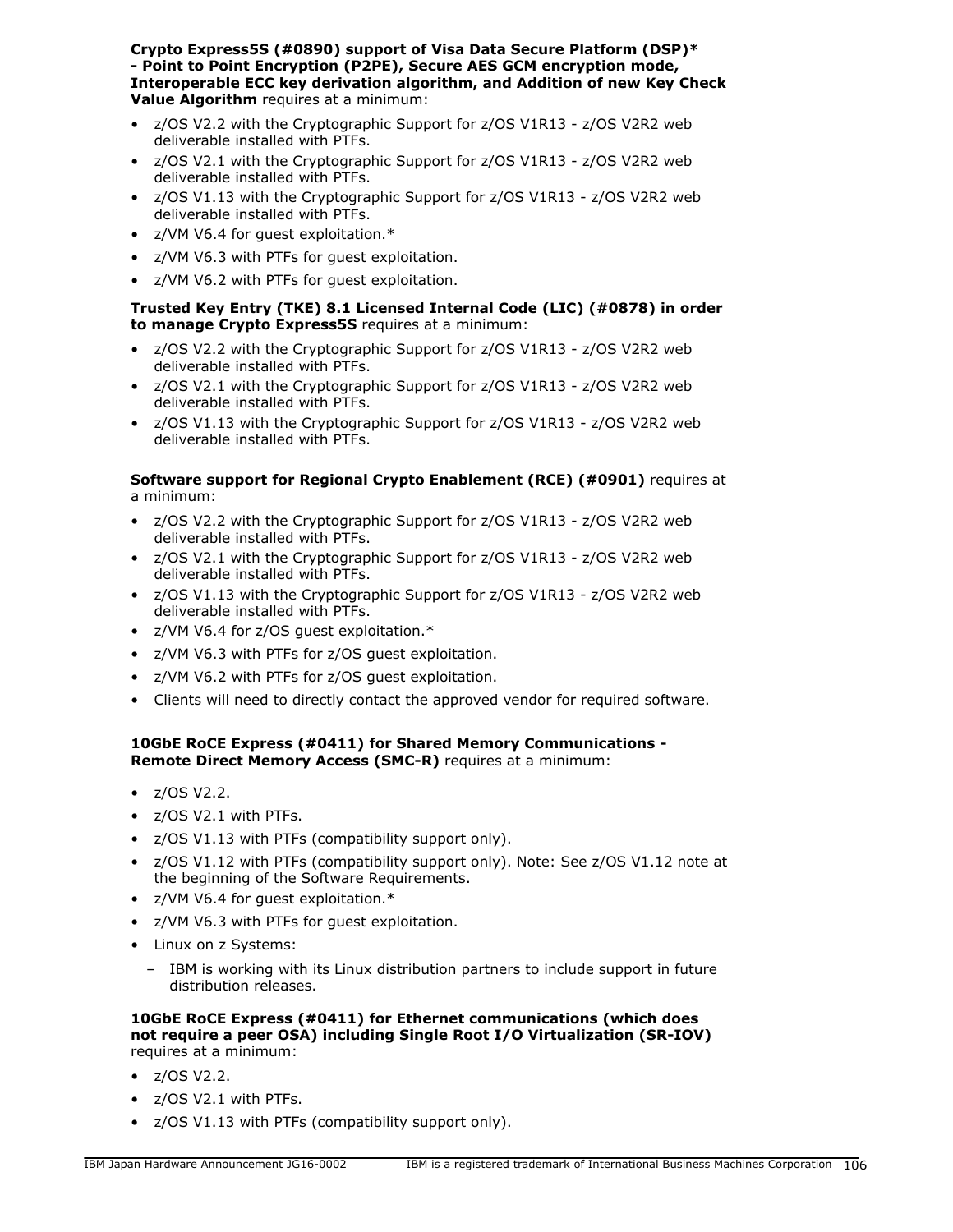**Crypto Express5S (#0890) support of Visa Data Secure Platform (DSP)* - Point to Point Encryption (P2PE), Secure AES GCM encryption mode, Interoperable ECC key derivation algorithm, and Addition of new Key Check Value Algorithm** requires at a minimum:

- z/OS V2.2 with the Cryptographic Support for z/OS V1R13 - z/OS V2R2 web deliverable installed with PTFs.
- z/OS V2.1 with the Cryptographic Support for z/OS V1R13 - z/OS V2R2 web deliverable installed with PTFs.
- z/OS V1.13 with the Cryptographic Support for z/OS V1R13 - z/OS V2R2 web deliverable installed with PTFs.
- z/VM V6.4 for guest exploitation.*
- z/VM V6.3 with PTFs for guest exploitation.
- z/VM V6.2 with PTFs for guest exploitation.

**Trusted Key Entry (TKE) 8.1 Licensed Internal Code (LIC) (#0878) in order to manage Crypto Express5S** requires at a minimum:

- z/OS V2.2 with the Cryptographic Support for z/OS V1R13 - z/OS V2R2 web deliverable installed with PTFs.
- z/OS V2.1 with the Cryptographic Support for z/OS V1R13 - z/OS V2R2 web deliverable installed with PTFs.
- z/OS V1.13 with the Cryptographic Support for z/OS V1R13 - z/OS V2R2 web deliverable installed with PTFs.

**Software support for Regional Crypto Enablement (RCE) (#0901)** requires at a minimum:

- z/OS V2.2 with the Cryptographic Support for z/OS V1R13 - z/OS V2R2 web deliverable installed with PTFs.
- z/OS V2.1 with the Cryptographic Support for z/OS V1R13 - z/OS V2R2 web deliverable installed with PTFs.
- z/OS V1.13 with the Cryptographic Support for z/OS V1R13 - z/OS V2R2 web deliverable installed with PTFs.
- z/VM V6.4 for z/OS guest exploitation.*
- z/VM V6.3 with PTFs for z/OS guest exploitation.
- z/VM V6.2 with PTFs for z/OS guest exploitation.
- Clients will need to directly contact the approved vendor for required software.

**10GbE RoCE Express (#0411) for Shared Memory Communications - Remote Direct Memory Access (SMC-R)** requires at a minimum:

- z/OS V2.2.
- z/OS V2.1 with PTFs.
- z/OS V1.13 with PTFs (compatibility support only).
- z/OS V1.12 with PTFs (compatibility support only). Note: See z/OS V1.12 note at the beginning of the Software Requirements.
- z/VM V6.4 for guest exploitation.*
- z/VM V6.3 with PTFs for guest exploitation.
- Linux on z Systems:
  - IBM is working with its Linux distribution partners to include support in future distribution releases.

**10GbE RoCE Express (#0411) for Ethernet communications (which does not require a peer OSA) including Single Root I/O Virtualization (SR-IOV)** requires at a minimum:

- z/OS V2.2.
- z/OS V2.1 with PTFs.
- z/OS V1.13 with PTFs (compatibility support only).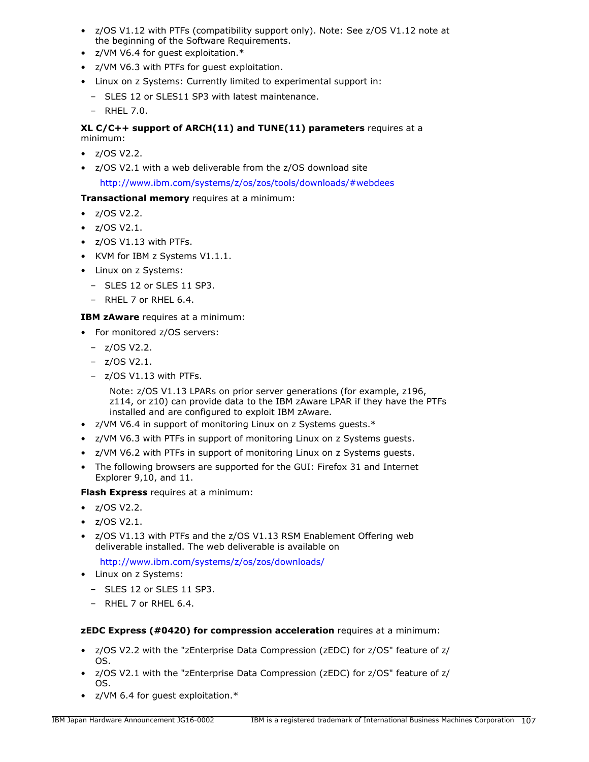- z/OS V1.12 with PTFs (compatibility support only). Note: See z/OS V1.12 note at the beginning of the Software Requirements.
- z/VM V6.4 for guest exploitation.*
- z/VM V6.3 with PTFs for guest exploitation.
- Linux on z Systems: Currently limited to experimental support in:
  - SLES 12 or SLES11 SP3 with latest maintenance.
  - RHEL 7.0.

**XL C/C++ support of ARCH(11) and TUNE(11) parameters** requires at a minimum:

- z/OS V2.2.
- z/OS V2.1 with a web deliverable from the z/OS download site

  http://www.ibm.com/systems/z/os/zos/tools/downloads/#webdees

**Transactional memory** requires at a minimum:

- z/OS V2.2.
- z/OS V2.1.
- z/OS V1.13 with PTFs.
- KVM for IBM z Systems V1.1.1.
- Linux on z Systems:
  - SLES 12 or SLES 11 SP3.
  - RHEL 7 or RHEL 6.4.

**IBM zAware** requires at a minimum:

- For monitored z/OS servers:
  - z/OS V2.2.
  - z/OS V2.1.
  - z/OS V1.13 with PTFs.

    Note: z/OS V1.13 LPARs on prior server generations (for example, z196, z114, or z10) can provide data to the IBM zAware LPAR if they have the PTFs installed and are configured to exploit IBM zAware.
- z/VM V6.4 in support of monitoring Linux on z Systems guests.*
- z/VM V6.3 with PTFs in support of monitoring Linux on z Systems guests.
- z/VM V6.2 with PTFs in support of monitoring Linux on z Systems guests.
- The following browsers are supported for the GUI: Firefox 31 and Internet Explorer 9,10, and 11.

**Flash Express** requires at a minimum:

- z/OS V2.2.
- z/OS V2.1.
- z/OS V1.13 with PTFs and the z/OS V1.13 RSM Enablement Offering web deliverable installed. The web deliverable is available on

  http://www.ibm.com/systems/z/os/zos/downloads/
- Linux on z Systems:
  - SLES 12 or SLES 11 SP3.
  - RHEL 7 or RHEL 6.4.

**zEDC Express (#0420) for compression acceleration** requires at a minimum:

- z/OS V2.2 with the "zEnterprise Data Compression (zEDC) for z/OS" feature of z/OS.
- z/OS V2.1 with the "zEnterprise Data Compression (zEDC) for z/OS" feature of z/OS.
- z/VM 6.4 for guest exploitation.*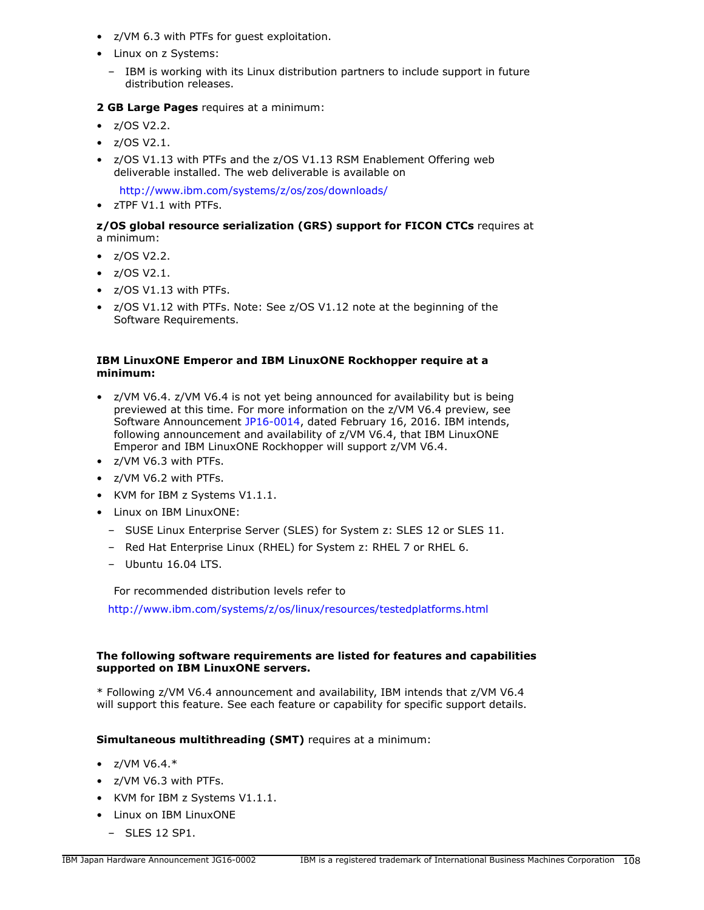- z/VM 6.3 with PTFs for guest exploitation.
- Linux on z Systems:
  - IBM is working with its Linux distribution partners to include support in future distribution releases.

**2 GB Large Pages** requires at a minimum:

- z/OS V2.2.
- z/OS V2.1.
- z/OS V1.13 with PTFs and the z/OS V1.13 RSM Enablement Offering web deliverable installed. The web deliverable is available on

  http://www.ibm.com/systems/z/os/zos/downloads/
- zTPF V1.1 with PTFs.

**z/OS global resource serialization (GRS) support for FICON CTCs** requires at a minimum:

- z/OS V2.2.
- z/OS V2.1.
- z/OS V1.13 with PTFs.
- z/OS V1.12 with PTFs. Note: See z/OS V1.12 note at the beginning of the Software Requirements.

**IBM LinuxONE Emperor and IBM LinuxONE Rockhopper require at a minimum:**

- z/VM V6.4. z/VM V6.4 is not yet being announced for availability but is being previewed at this time. For more information on the z/VM V6.4 preview, see Software Announcement JP16-0014, dated February 16, 2016. IBM intends, following announcement and availability of z/VM V6.4, that IBM LinuxONE Emperor and IBM LinuxONE Rockhopper will support z/VM V6.4.
- z/VM V6.3 with PTFs.
- z/VM V6.2 with PTFs.
- KVM for IBM z Systems V1.1.1.
- Linux on IBM LinuxONE:
  - SUSE Linux Enterprise Server (SLES) for System z: SLES 12 or SLES 11.
  - Red Hat Enterprise Linux (RHEL) for System z: RHEL 7 or RHEL 6.
  - Ubuntu 16.04 LTS.

  For recommended distribution levels refer to

  http://www.ibm.com/systems/z/os/linux/resources/testedplatforms.html

**The following software requirements are listed for features and capabilities supported on IBM LinuxONE servers.**

* Following z/VM V6.4 announcement and availability, IBM intends that z/VM V6.4 will support this feature. See each feature or capability for specific support details.

**Simultaneous multithreading (SMT)** requires at a minimum:

- z/VM V6.4.*
- z/VM V6.3 with PTFs.
- KVM for IBM z Systems V1.1.1.
- Linux on IBM LinuxONE
  - SLES 12 SP1.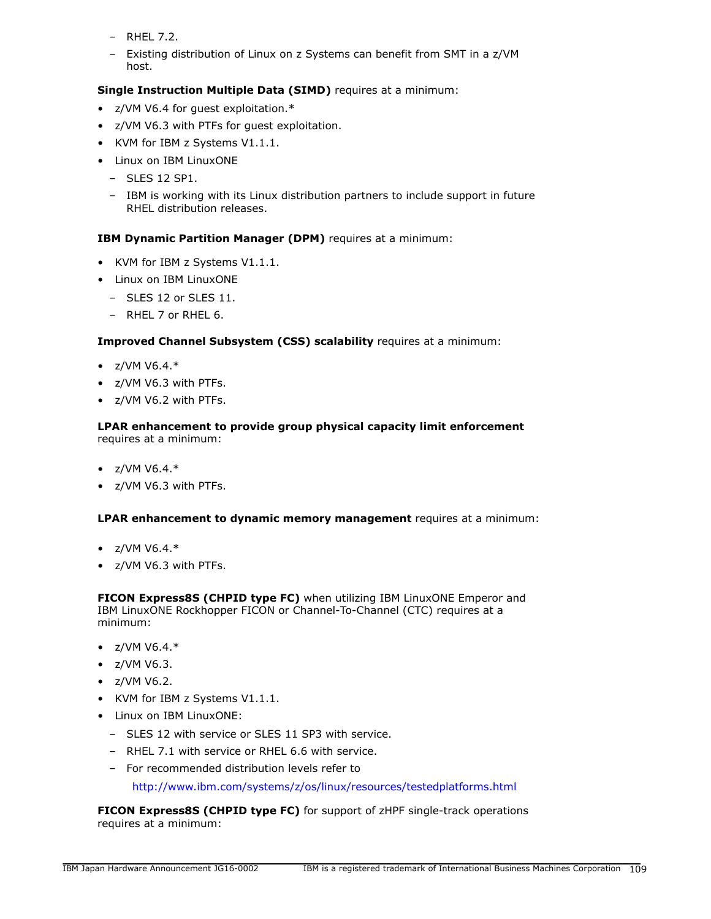- RHEL 7.2.
  - Existing distribution of Linux on z Systems can benefit from SMT in a z/VM host.

**Single Instruction Multiple Data (SIMD)** requires at a minimum:

- z/VM V6.4 for guest exploitation.*
- z/VM V6.3 with PTFs for guest exploitation.
- KVM for IBM z Systems V1.1.1.
- Linux on IBM LinuxONE
  - SLES 12 SP1.
  - IBM is working with its Linux distribution partners to include support in future RHEL distribution releases.

**IBM Dynamic Partition Manager (DPM)** requires at a minimum:

- KVM for IBM z Systems V1.1.1.
- Linux on IBM LinuxONE
  - SLES 12 or SLES 11.
  - RHEL 7 or RHEL 6.

**Improved Channel Subsystem (CSS) scalability** requires at a minimum:

- z/VM V6.4.*
- z/VM V6.3 with PTFs.
- z/VM V6.2 with PTFs.

**LPAR enhancement to provide group physical capacity limit enforcement** requires at a minimum:

- z/VM V6.4.*
- z/VM V6.3 with PTFs.

**LPAR enhancement to dynamic memory management** requires at a minimum:

- z/VM V6.4.*
- z/VM V6.3 with PTFs.

**FICON Express8S (CHPID type FC)** when utilizing IBM LinuxONE Emperor and IBM LinuxONE Rockhopper FICON or Channel-To-Channel (CTC) requires at a minimum:

- z/VM V6.4.*
- z/VM V6.3.
- z/VM V6.2.
- KVM for IBM z Systems V1.1.1.
- Linux on IBM LinuxONE:
  - SLES 12 with service or SLES 11 SP3 with service.
  - RHEL 7.1 with service or RHEL 6.6 with service.
  - For recommended distribution levels refer to

    http://www.ibm.com/systems/z/os/linux/resources/testedplatforms.html

**FICON Express8S (CHPID type FC)** for support of zHPF single-track operations requires at a minimum: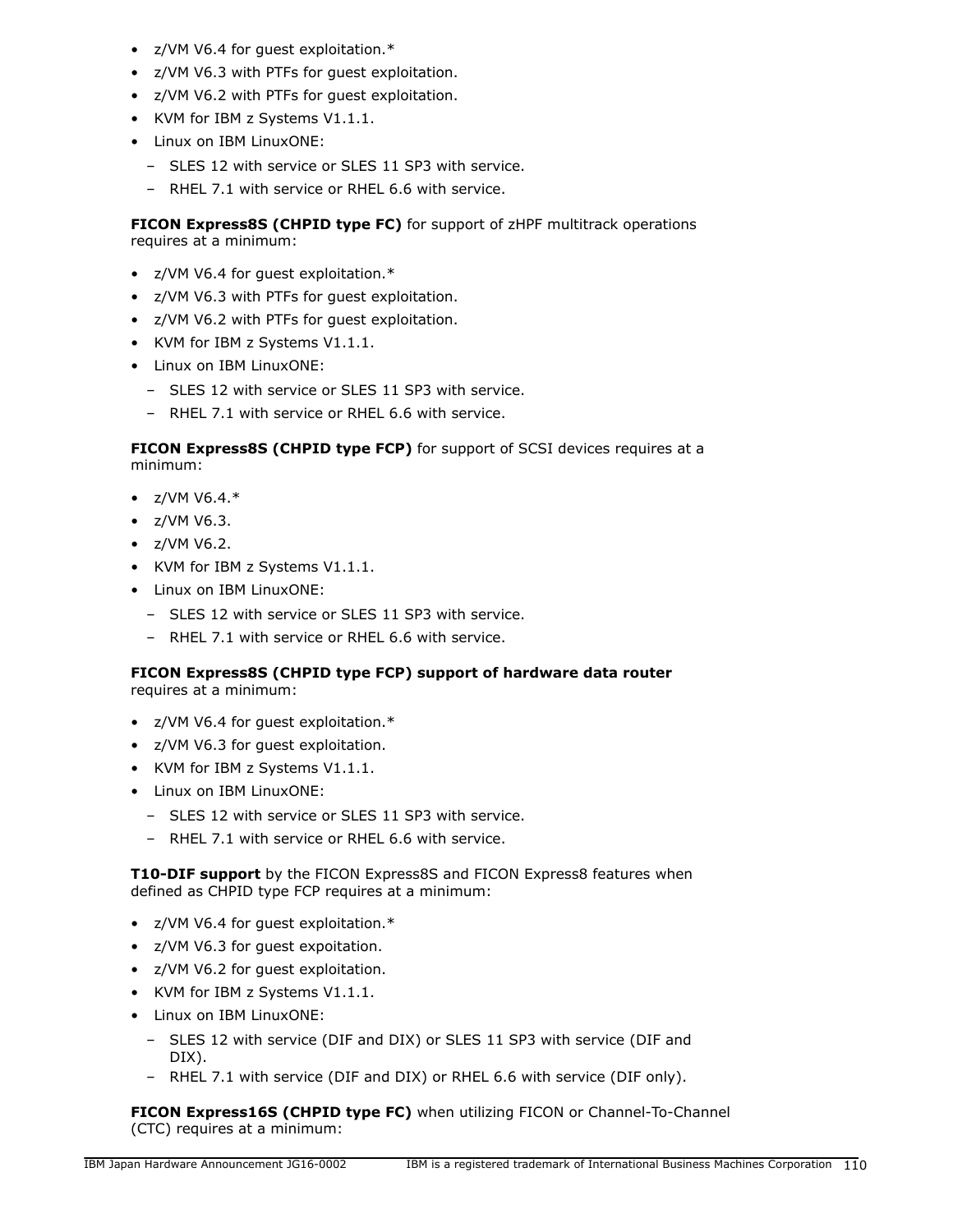- z/VM V6.4 for guest exploitation.*
- z/VM V6.3 with PTFs for guest exploitation.
- z/VM V6.2 with PTFs for guest exploitation.
- KVM for IBM z Systems V1.1.1.
- Linux on IBM LinuxONE:
  - SLES 12 with service or SLES 11 SP3 with service.
  - RHEL 7.1 with service or RHEL 6.6 with service.

**FICON Express8S (CHPID type FC)** for support of zHPF multitrack operations requires at a minimum:

- z/VM V6.4 for guest exploitation.*
- z/VM V6.3 with PTFs for guest exploitation.
- z/VM V6.2 with PTFs for guest exploitation.
- KVM for IBM z Systems V1.1.1.
- Linux on IBM LinuxONE:
  - SLES 12 with service or SLES 11 SP3 with service.
  - RHEL 7.1 with service or RHEL 6.6 with service.

**FICON Express8S (CHPID type FCP)** for support of SCSI devices requires at a minimum:

- z/VM V6.4.*
- z/VM V6.3.
- z/VM V6.2.
- KVM for IBM z Systems V1.1.1.
- Linux on IBM LinuxONE:
  - SLES 12 with service or SLES 11 SP3 with service.
  - RHEL 7.1 with service or RHEL 6.6 with service.

**FICON Express8S (CHPID type FCP) support of hardware data router** requires at a minimum:

- z/VM V6.4 for guest exploitation.*
- z/VM V6.3 for guest exploitation.
- KVM for IBM z Systems V1.1.1.
- Linux on IBM LinuxONE:
  - SLES 12 with service or SLES 11 SP3 with service.
  - RHEL 7.1 with service or RHEL 6.6 with service.

**T10-DIF support** by the FICON Express8S and FICON Express8 features when defined as CHPID type FCP requires at a minimum:

- z/VM V6.4 for guest exploitation.*
- z/VM V6.3 for guest expoitation.
- z/VM V6.2 for guest exploitation.
- KVM for IBM z Systems V1.1.1.
- Linux on IBM LinuxONE:
  - SLES 12 with service (DIF and DIX) or SLES 11 SP3 with service (DIF and DIX).
  - RHEL 7.1 with service (DIF and DIX) or RHEL 6.6 with service (DIF only).

**FICON Express16S (CHPID type FC)** when utilizing FICON or Channel-To-Channel (CTC) requires at a minimum: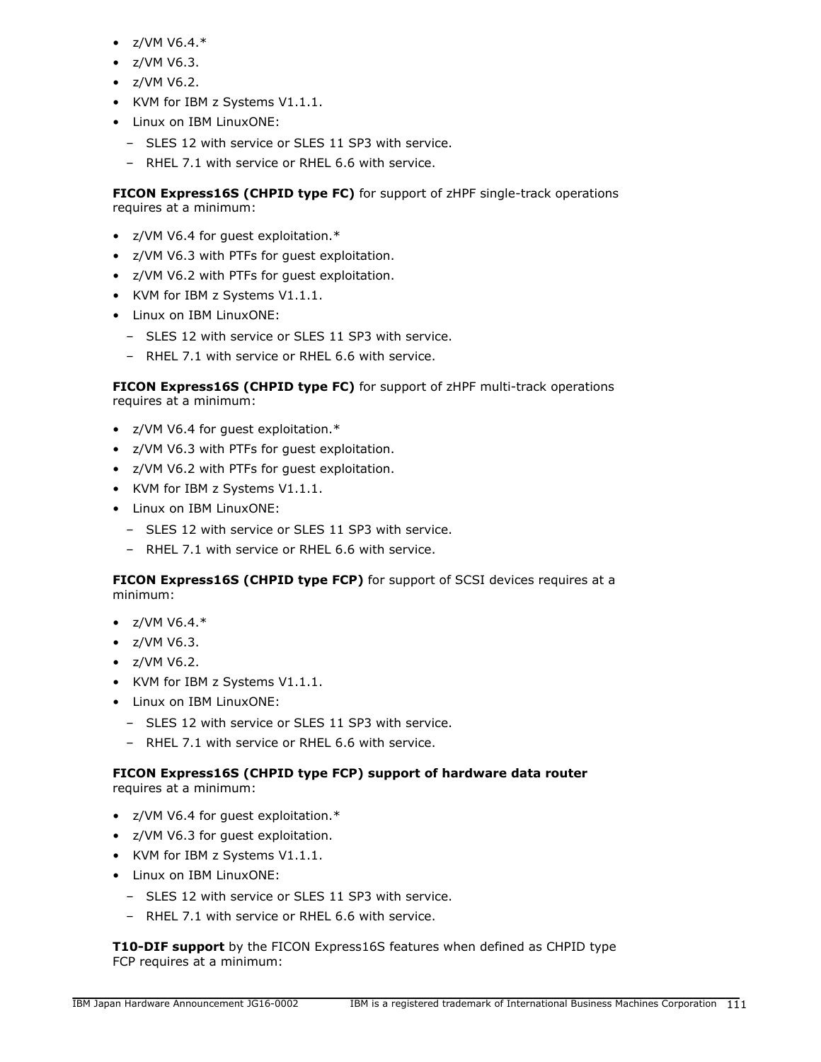- z/VM V6.4.*
- z/VM V6.3.
- z/VM V6.2.
- KVM for IBM z Systems V1.1.1.
- Linux on IBM LinuxONE:
  - SLES 12 with service or SLES 11 SP3 with service.
  - RHEL 7.1 with service or RHEL 6.6 with service.

**FICON Express16S (CHPID type FC)** for support of zHPF single-track operations requires at a minimum:

- z/VM V6.4 for guest exploitation.*
- z/VM V6.3 with PTFs for guest exploitation.
- z/VM V6.2 with PTFs for guest exploitation.
- KVM for IBM z Systems V1.1.1.
- Linux on IBM LinuxONE:
  - SLES 12 with service or SLES 11 SP3 with service.
  - RHEL 7.1 with service or RHEL 6.6 with service.

**FICON Express16S (CHPID type FC)** for support of zHPF multi-track operations requires at a minimum:

- z/VM V6.4 for guest exploitation.*
- z/VM V6.3 with PTFs for guest exploitation.
- z/VM V6.2 with PTFs for guest exploitation.
- KVM for IBM z Systems V1.1.1.
- Linux on IBM LinuxONE:
  - SLES 12 with service or SLES 11 SP3 with service.
  - RHEL 7.1 with service or RHEL 6.6 with service.

**FICON Express16S (CHPID type FCP)** for support of SCSI devices requires at a minimum:

- z/VM V6.4.*
- z/VM V6.3.
- z/VM V6.2.
- KVM for IBM z Systems V1.1.1.
- Linux on IBM LinuxONE:
  - SLES 12 with service or SLES 11 SP3 with service.
  - RHEL 7.1 with service or RHEL 6.6 with service.

**FICON Express16S (CHPID type FCP) support of hardware data router** requires at a minimum:

- z/VM V6.4 for guest exploitation.*
- z/VM V6.3 for guest exploitation.
- KVM for IBM z Systems V1.1.1.
- Linux on IBM LinuxONE:
  - SLES 12 with service or SLES 11 SP3 with service.
  - RHEL 7.1 with service or RHEL 6.6 with service.

**T10-DIF support** by the FICON Express16S features when defined as CHPID type FCP requires at a minimum: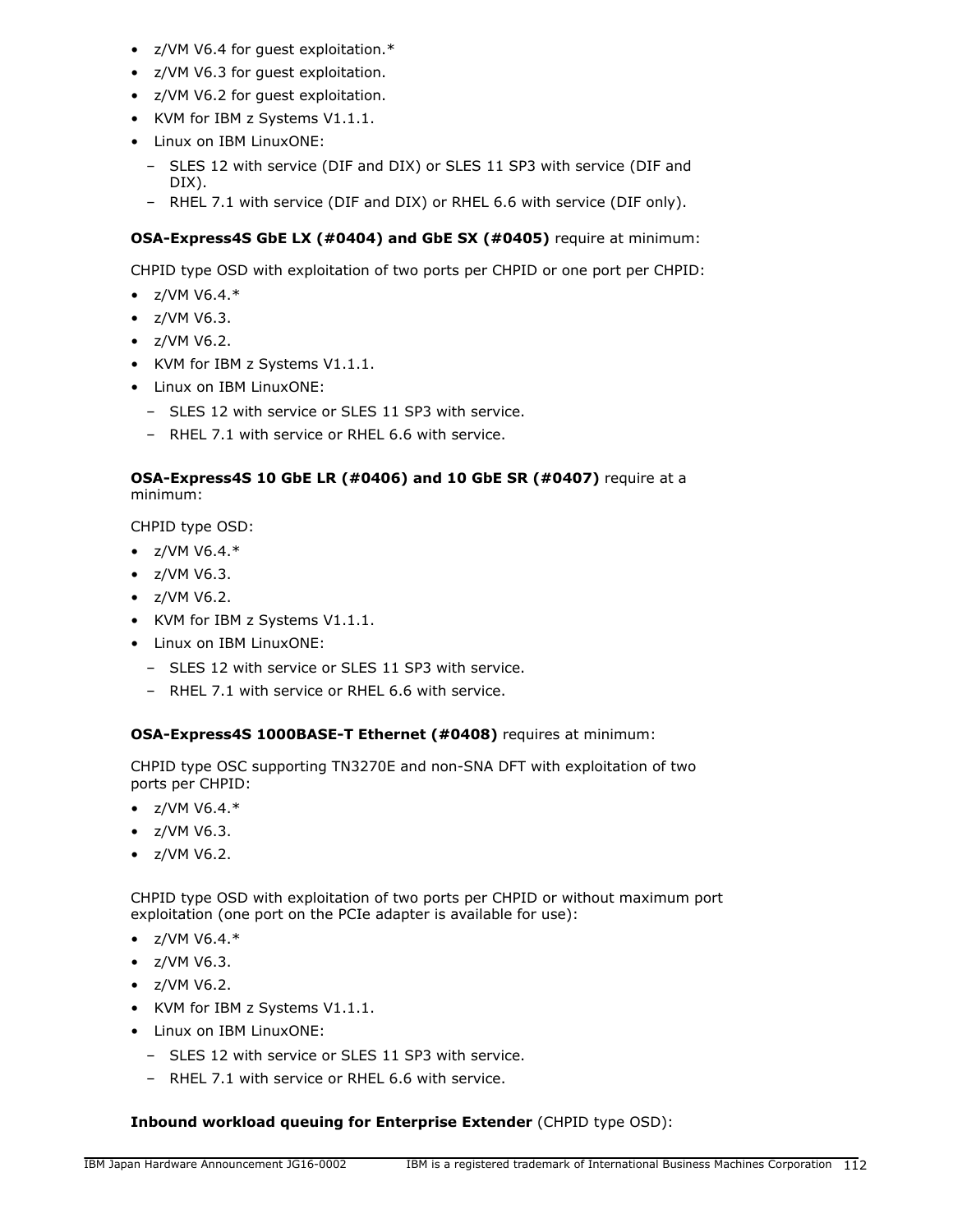- z/VM V6.4 for guest exploitation.*
- z/VM V6.3 for guest exploitation.
- z/VM V6.2 for guest exploitation.
- KVM for IBM z Systems V1.1.1.
- Linux on IBM LinuxONE:
  - SLES 12 with service (DIF and DIX) or SLES 11 SP3 with service (DIF and DIX).
  - RHEL 7.1 with service (DIF and DIX) or RHEL 6.6 with service (DIF only).

**OSA-Express4S GbE LX (#0404) and GbE SX (#0405)** require at minimum:

CHPID type OSD with exploitation of two ports per CHPID or one port per CHPID:

- z/VM V6.4.*
- z/VM V6.3.
- z/VM V6.2.
- KVM for IBM z Systems V1.1.1.
- Linux on IBM LinuxONE:
  - SLES 12 with service or SLES 11 SP3 with service.
  - RHEL 7.1 with service or RHEL 6.6 with service.

**OSA-Express4S 10 GbE LR (#0406) and 10 GbE SR (#0407)** require at a minimum:

CHPID type OSD:

- z/VM V6.4.*
- z/VM V6.3.
- z/VM V6.2.
- KVM for IBM z Systems V1.1.1.
- Linux on IBM LinuxONE:
  - SLES 12 with service or SLES 11 SP3 with service.
  - RHEL 7.1 with service or RHEL 6.6 with service.

**OSA-Express4S 1000BASE-T Ethernet (#0408)** requires at minimum:

CHPID type OSC supporting TN3270E and non-SNA DFT with exploitation of two ports per CHPID:

- z/VM V6.4.*
- z/VM V6.3.
- z/VM V6.2.

CHPID type OSD with exploitation of two ports per CHPID or without maximum port exploitation (one port on the PCIe adapter is available for use):

- z/VM V6.4.*
- z/VM V6.3.
- z/VM V6.2.
- KVM for IBM z Systems V1.1.1.
- Linux on IBM LinuxONE:
  - SLES 12 with service or SLES 11 SP3 with service.
  - RHEL 7.1 with service or RHEL 6.6 with service.

**Inbound workload queuing for Enterprise Extender** (CHPID type OSD):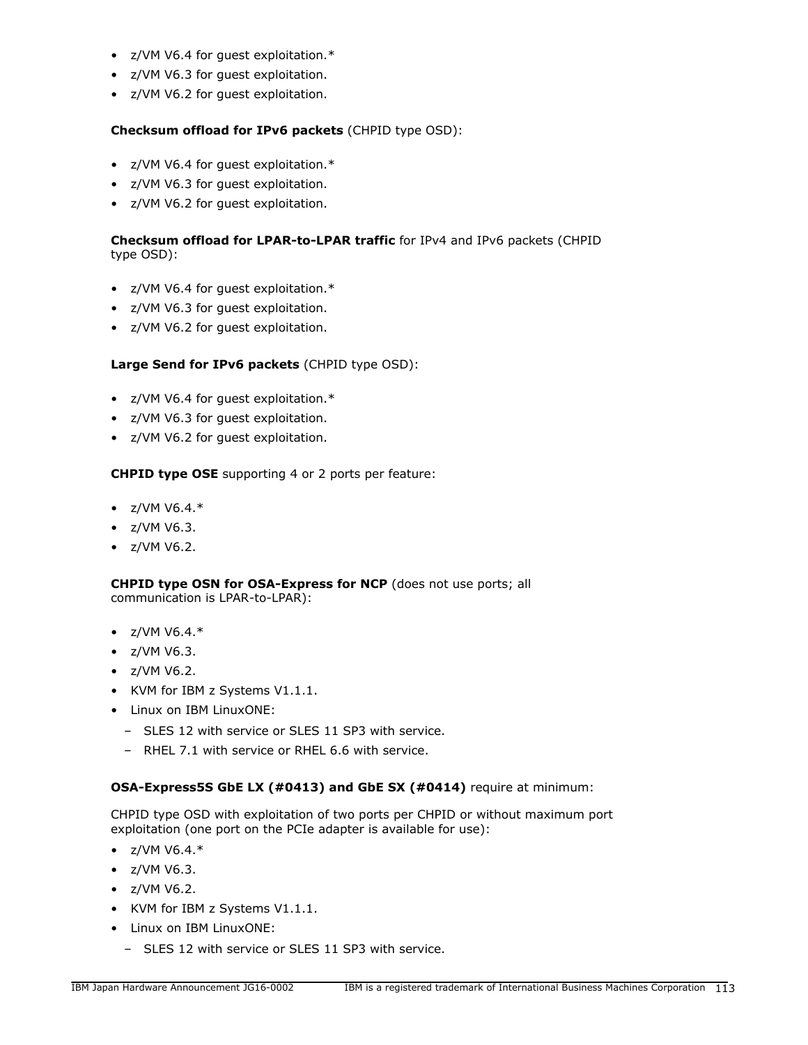- z/VM V6.4 for guest exploitation.*
- z/VM V6.3 for guest exploitation.
- z/VM V6.2 for guest exploitation.

**Checksum offload for IPv6 packets** (CHPID type OSD):

- z/VM V6.4 for guest exploitation.*
- z/VM V6.3 for guest exploitation.
- z/VM V6.2 for guest exploitation.

**Checksum offload for LPAR-to-LPAR traffic** for IPv4 and IPv6 packets (CHPID type OSD):

- z/VM V6.4 for guest exploitation.*
- z/VM V6.3 for guest exploitation.
- z/VM V6.2 for guest exploitation.

**Large Send for IPv6 packets** (CHPID type OSD):

- z/VM V6.4 for guest exploitation.*
- z/VM V6.3 for guest exploitation.
- z/VM V6.2 for guest exploitation.

**CHPID type OSE** supporting 4 or 2 ports per feature:

- z/VM V6.4.*
- z/VM V6.3.
- z/VM V6.2.

**CHPID type OSN for OSA-Express for NCP** (does not use ports; all communication is LPAR-to-LPAR):

- z/VM V6.4.*
- z/VM V6.3.
- z/VM V6.2.
- KVM for IBM z Systems V1.1.1.
- Linux on IBM LinuxONE:
  - SLES 12 with service or SLES 11 SP3 with service.
  - RHEL 7.1 with service or RHEL 6.6 with service.

**OSA-Express5S GbE LX (#0413) and GbE SX (#0414)** require at minimum:

CHPID type OSD with exploitation of two ports per CHPID or without maximum port exploitation (one port on the PCIe adapter is available for use):

- z/VM V6.4.*
- z/VM V6.3.
- z/VM V6.2.
- KVM for IBM z Systems V1.1.1.
- Linux on IBM LinuxONE:
  - SLES 12 with service or SLES 11 SP3 with service.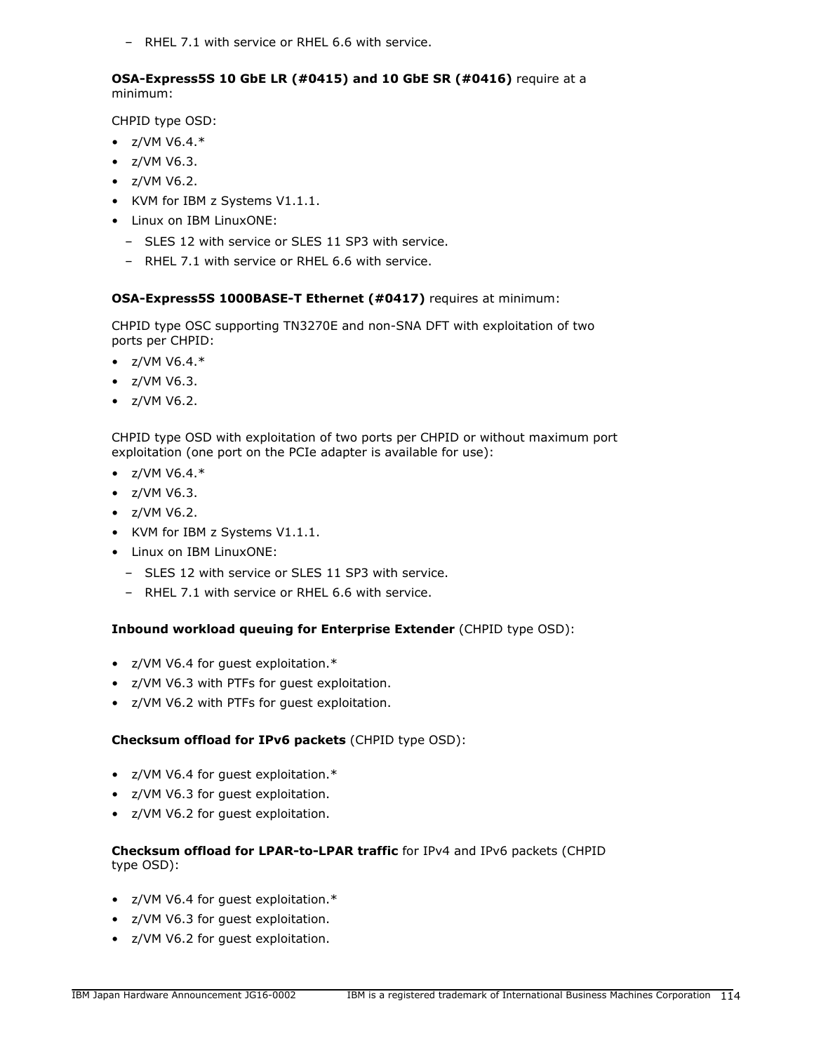- RHEL 7.1 with service or RHEL 6.6 with service.

**OSA-Express5S 10 GbE LR (#0415) and 10 GbE SR (#0416)** require at a minimum:

CHPID type OSD:

- z/VM V6.4.*
- z/VM V6.3.
- z/VM V6.2.
- KVM for IBM z Systems V1.1.1.
- Linux on IBM LinuxONE:
  - SLES 12 with service or SLES 11 SP3 with service.
  - RHEL 7.1 with service or RHEL 6.6 with service.

**OSA-Express5S 1000BASE-T Ethernet (#0417)** requires at minimum:

CHPID type OSC supporting TN3270E and non-SNA DFT with exploitation of two ports per CHPID:

- z/VM V6.4.*
- z/VM V6.3.
- z/VM V6.2.

CHPID type OSD with exploitation of two ports per CHPID or without maximum port exploitation (one port on the PCIe adapter is available for use):

- z/VM V6.4.*
- z/VM V6.3.
- z/VM V6.2.
- KVM for IBM z Systems V1.1.1.
- Linux on IBM LinuxONE:
  - SLES 12 with service or SLES 11 SP3 with service.
  - RHEL 7.1 with service or RHEL 6.6 with service.

**Inbound workload queuing for Enterprise Extender** (CHPID type OSD):

- z/VM V6.4 for guest exploitation.*
- z/VM V6.3 with PTFs for guest exploitation.
- z/VM V6.2 with PTFs for guest exploitation.

**Checksum offload for IPv6 packets** (CHPID type OSD):

- z/VM V6.4 for guest exploitation.*
- z/VM V6.3 for guest exploitation.
- z/VM V6.2 for guest exploitation.

**Checksum offload for LPAR-to-LPAR traffic** for IPv4 and IPv6 packets (CHPID type OSD):

- z/VM V6.4 for guest exploitation.*
- z/VM V6.3 for guest exploitation.
- z/VM V6.2 for guest exploitation.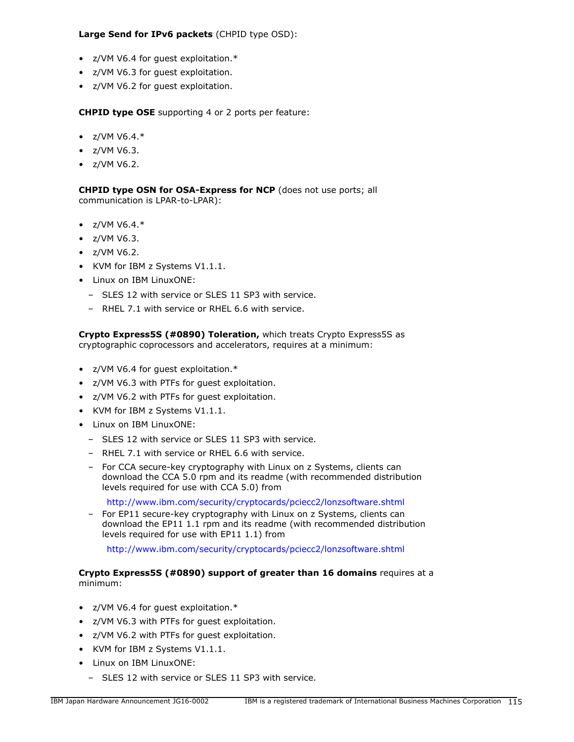**Large Send for IPv6 packets** (CHPID type OSD):

- z/VM V6.4 for guest exploitation.*
- z/VM V6.3 for guest exploitation.
- z/VM V6.2 for guest exploitation.

**CHPID type OSE** supporting 4 or 2 ports per feature:

- z/VM V6.4.*
- z/VM V6.3.
- z/VM V6.2.

**CHPID type OSN for OSA-Express for NCP** (does not use ports; all communication is LPAR-to-LPAR):

- z/VM V6.4.*
- z/VM V6.3.
- z/VM V6.2.
- KVM for IBM z Systems V1.1.1.
- Linux on IBM LinuxONE:
  - SLES 12 with service or SLES 11 SP3 with service.
  - RHEL 7.1 with service or RHEL 6.6 with service.

**Crypto Express5S (#0890) Toleration,** which treats Crypto Express5S as cryptographic coprocessors and accelerators, requires at a minimum:

- z/VM V6.4 for guest exploitation.*
- z/VM V6.3 with PTFs for guest exploitation.
- z/VM V6.2 with PTFs for guest exploitation.
- KVM for IBM z Systems V1.1.1.
- Linux on IBM LinuxONE:
  - SLES 12 with service or SLES 11 SP3 with service.
  - RHEL 7.1 with service or RHEL 6.6 with service.
  - For CCA secure-key cryptography with Linux on z Systems, clients can download the CCA 5.0 rpm and its readme (with recommended distribution levels required for use with CCA 5.0) from

    http://www.ibm.com/security/cryptocards/pciecc2/lonzsoftware.shtml
  - For EP11 secure-key cryptography with Linux on z Systems, clients can download the EP11 1.1 rpm and its readme (with recommended distribution levels required for use with EP11 1.1) from

    http://www.ibm.com/security/cryptocards/pciecc2/lonzsoftware.shtml

**Crypto Express5S (#0890) support of greater than 16 domains** requires at a minimum:

- z/VM V6.4 for guest exploitation.*
- z/VM V6.3 with PTFs for guest exploitation.
- z/VM V6.2 with PTFs for guest exploitation.
- KVM for IBM z Systems V1.1.1.
- Linux on IBM LinuxONE:
  - SLES 12 with service or SLES 11 SP3 with service.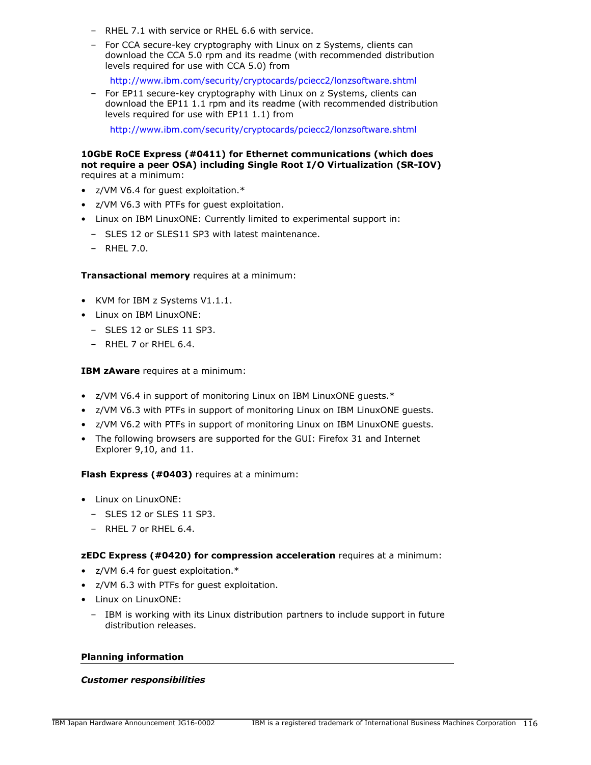- RHEL 7.1 with service or RHEL 6.6 with service.
  - For CCA secure-key cryptography with Linux on z Systems, clients can download the CCA 5.0 rpm and its readme (with recommended distribution levels required for use with CCA 5.0) from

    http://www.ibm.com/security/cryptocards/pciecc2/lonzsoftware.shtml

  - For EP11 secure-key cryptography with Linux on z Systems, clients can download the EP11 1.1 rpm and its readme (with recommended distribution levels required for use with EP11 1.1) from

    http://www.ibm.com/security/cryptocards/pciecc2/lonzsoftware.shtml

**10GbE RoCE Express (#0411) for Ethernet communications (which does not require a peer OSA) including Single Root I/O Virtualization (SR-IOV)** requires at a minimum:

- z/VM V6.4 for guest exploitation.*
- z/VM V6.3 with PTFs for guest exploitation.
- Linux on IBM LinuxONE: Currently limited to experimental support in:
  - SLES 12 or SLES11 SP3 with latest maintenance.
  - RHEL 7.0.

**Transactional memory** requires at a minimum:

- KVM for IBM z Systems V1.1.1.
- Linux on IBM LinuxONE:
  - SLES 12 or SLES 11 SP3.
  - RHEL 7 or RHEL 6.4.

**IBM zAware** requires at a minimum:

- z/VM V6.4 in support of monitoring Linux on IBM LinuxONE guests.*
- z/VM V6.3 with PTFs in support of monitoring Linux on IBM LinuxONE guests.
- z/VM V6.2 with PTFs in support of monitoring Linux on IBM LinuxONE guests.
- The following browsers are supported for the GUI: Firefox 31 and Internet Explorer 9,10, and 11.

**Flash Express (#0403)** requires at a minimum:

- Linux on LinuxONE:
  - SLES 12 or SLES 11 SP3.
  - RHEL 7 or RHEL 6.4.

**zEDC Express (#0420) for compression acceleration** requires at a minimum:

- z/VM 6.4 for guest exploitation.*
- z/VM 6.3 with PTFs for guest exploitation.
- Linux on LinuxONE:
  - IBM is working with its Linux distribution partners to include support in future distribution releases.

## Planning information

### *Customer responsibilities*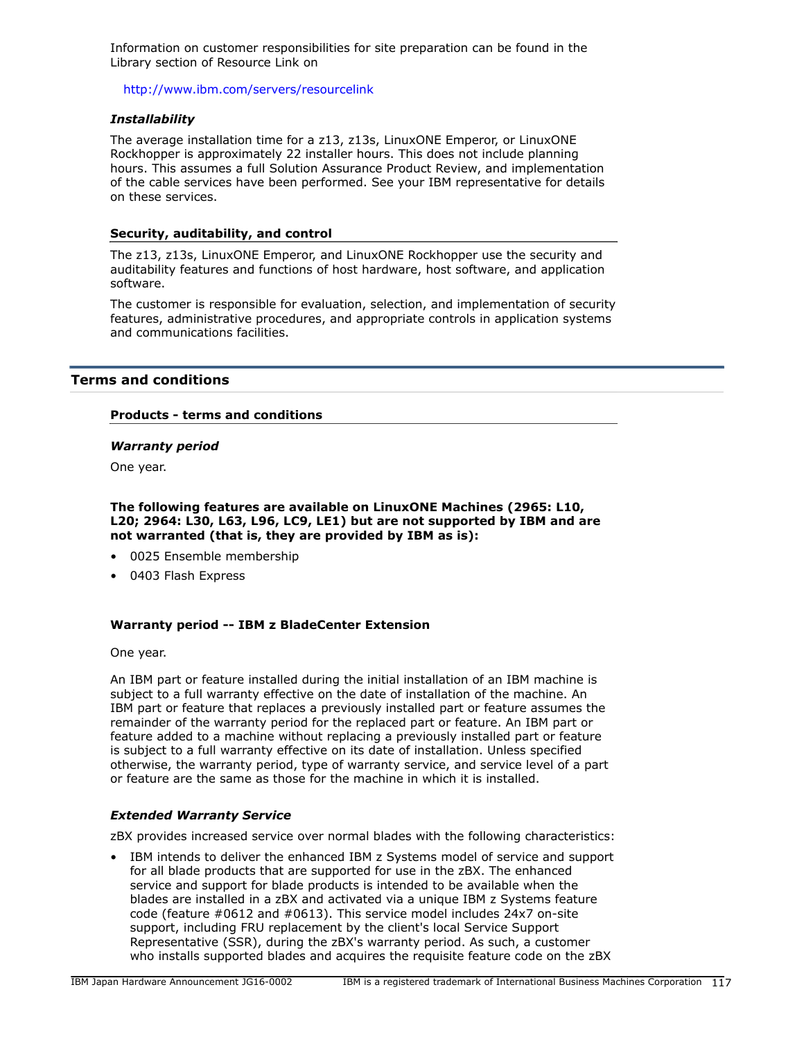Information on customer responsibilities for site preparation can be found in the Library section of Resource Link on

http://www.ibm.com/servers/resourcelink

*Installability*

The average installation time for a z13, z13s, LinuxONE Emperor, or LinuxONE Rockhopper is approximately 22 installer hours. This does not include planning hours. This assumes a full Solution Assurance Product Review, and implementation of the cable services have been performed. See your IBM representative for details on these services.

### Security, auditability, and control

The z13, z13s, LinuxONE Emperor, and LinuxONE Rockhopper use the security and auditability features and functions of host hardware, host software, and application software.

The customer is responsible for evaluation, selection, and implementation of security features, administrative procedures, and appropriate controls in application systems and communications facilities.

## Terms and conditions

### Products - terms and conditions

*Warranty period*

One year.

**The following features are available on LinuxONE Machines (2965: L10, L20; 2964: L30, L63, L96, LC9, LE1) but are not supported by IBM and are not warranted (that is, they are provided by IBM as is):**

- 0025 Ensemble membership
- 0403 Flash Express

**Warranty period -- IBM z BladeCenter Extension**

One year.

An IBM part or feature installed during the initial installation of an IBM machine is subject to a full warranty effective on the date of installation of the machine. An IBM part or feature that replaces a previously installed part or feature assumes the remainder of the warranty period for the replaced part or feature. An IBM part or feature added to a machine without replacing a previously installed part or feature is subject to a full warranty effective on its date of installation. Unless specified otherwise, the warranty period, type of warranty service, and service level of a part or feature are the same as those for the machine in which it is installed.

*Extended Warranty Service*

zBX provides increased service over normal blades with the following characteristics:

- IBM intends to deliver the enhanced IBM z Systems model of service and support for all blade products that are supported for use in the zBX. The enhanced service and support for blade products is intended to be available when the blades are installed in a zBX and activated via a unique IBM z Systems feature code (feature #0612 and #0613). This service model includes 24x7 on-site support, including FRU replacement by the client's local Service Support Representative (SSR), during the zBX's warranty period. As such, a customer who installs supported blades and acquires the requisite feature code on the zBX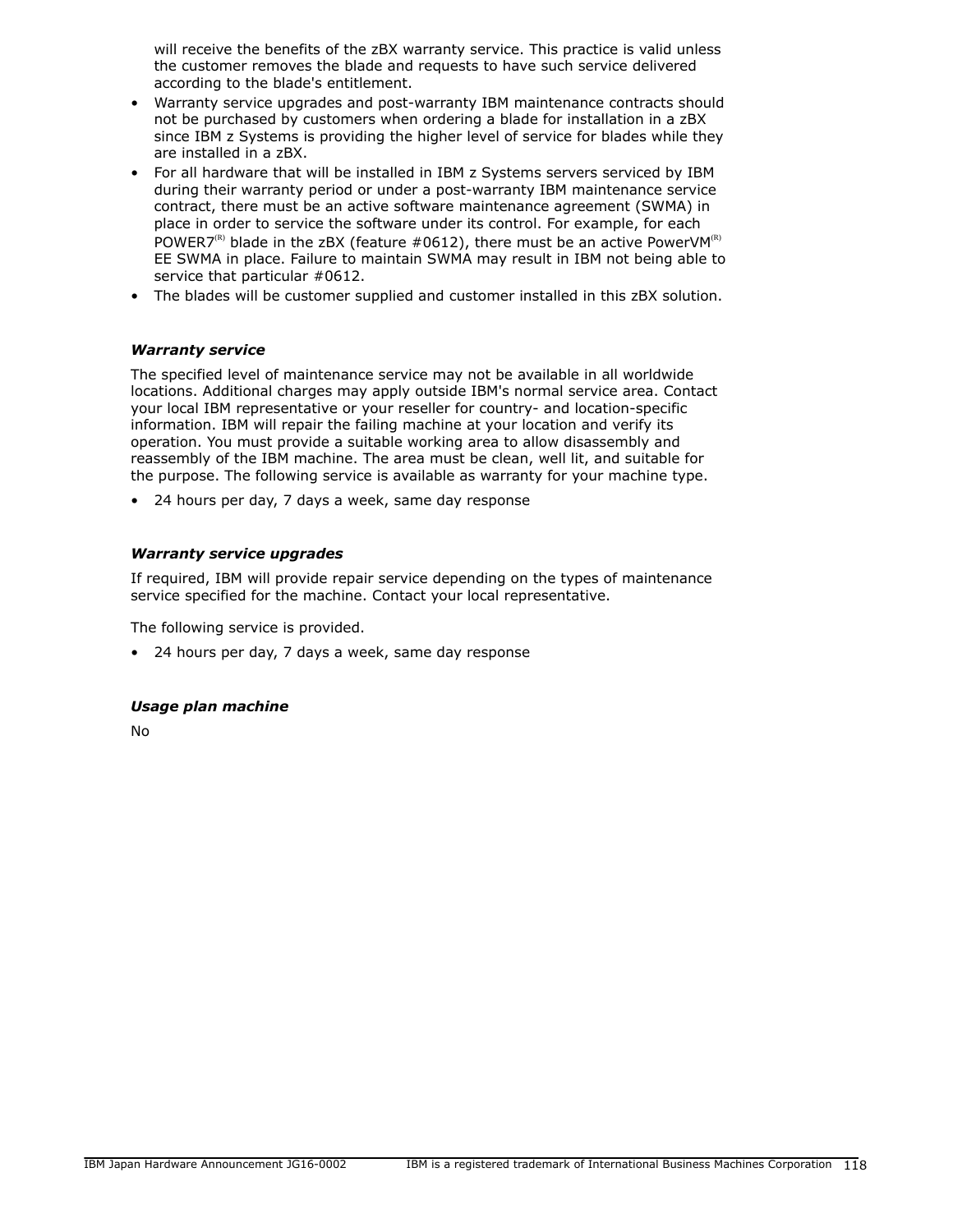will receive the benefits of the zBX warranty service. This practice is valid unless the customer removes the blade and requests to have such service delivered according to the blade's entitlement.

- Warranty service upgrades and post-warranty IBM maintenance contracts should not be purchased by customers when ordering a blade for installation in a zBX since IBM z Systems is providing the higher level of service for blades while they are installed in a zBX.
- For all hardware that will be installed in IBM z Systems servers serviced by IBM during their warranty period or under a post-warranty IBM maintenance service contract, there must be an active software maintenance agreement (SWMA) in place in order to service the software under its control. For example, for each POWER7(R) blade in the zBX (feature #0612), there must be an active PowerVM(R) EE SWMA in place. Failure to maintain SWMA may result in IBM not being able to service that particular #0612.
- The blades will be customer supplied and customer installed in this zBX solution.

***Warranty service***

The specified level of maintenance service may not be available in all worldwide locations. Additional charges may apply outside IBM's normal service area. Contact your local IBM representative or your reseller for country- and location-specific information. IBM will repair the failing machine at your location and verify its operation. You must provide a suitable working area to allow disassembly and reassembly of the IBM machine. The area must be clean, well lit, and suitable for the purpose. The following service is available as warranty for your machine type.

- 24 hours per day, 7 days a week, same day response

***Warranty service upgrades***

If required, IBM will provide repair service depending on the types of maintenance service specified for the machine. Contact your local representative.

The following service is provided.

- 24 hours per day, 7 days a week, same day response

***Usage plan machine***

No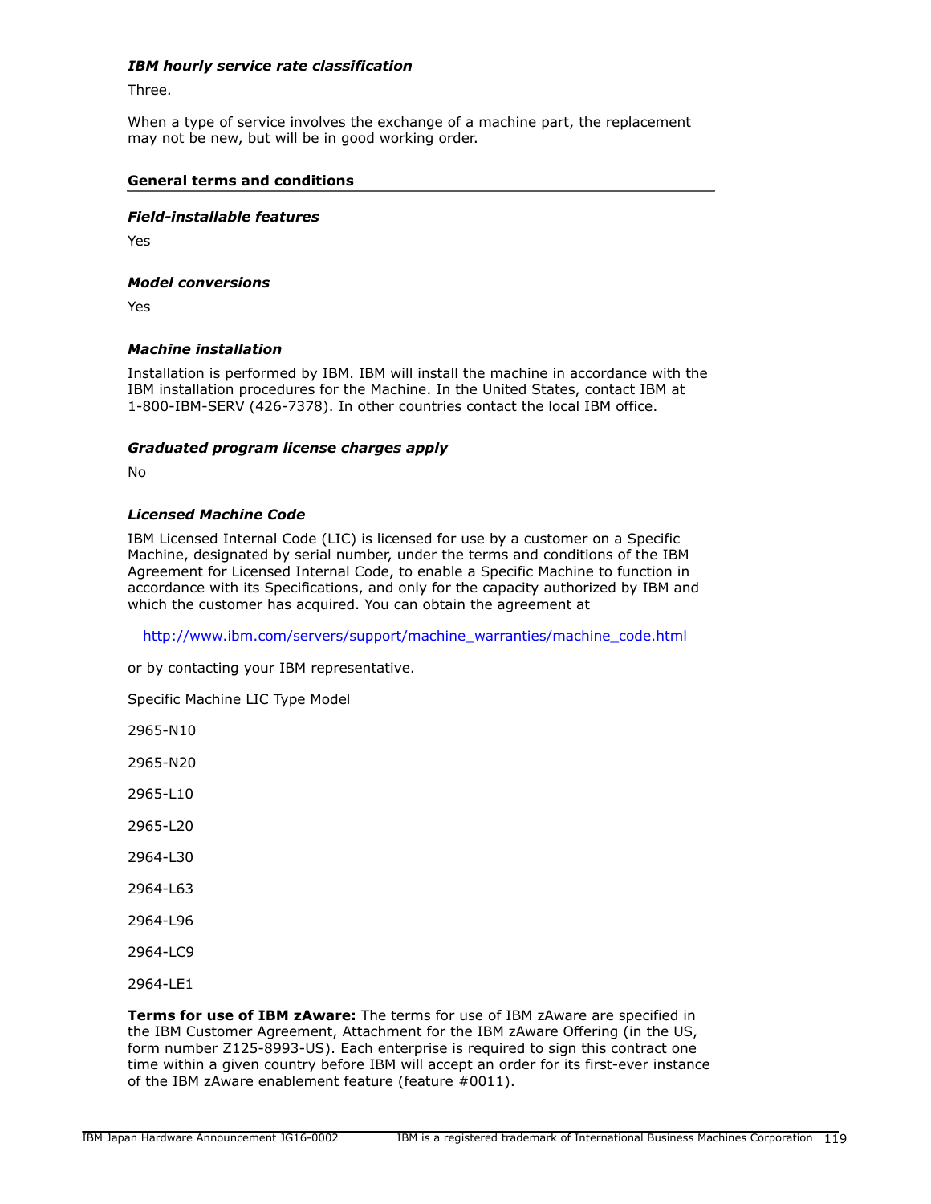### *IBM hourly service rate classification*

Three.

When a type of service involves the exchange of a machine part, the replacement may not be new, but will be in good working order.

## General terms and conditions

### *Field-installable features*

Yes

### *Model conversions*

Yes

### *Machine installation*

Installation is performed by IBM. IBM will install the machine in accordance with the IBM installation procedures for the Machine. In the United States, contact IBM at 1-800-IBM-SERV (426-7378). In other countries contact the local IBM office.

### *Graduated program license charges apply*

No

### *Licensed Machine Code*

IBM Licensed Internal Code (LIC) is licensed for use by a customer on a Specific Machine, designated by serial number, under the terms and conditions of the IBM Agreement for Licensed Internal Code, to enable a Specific Machine to function in accordance with its Specifications, and only for the capacity authorized by IBM and which the customer has acquired. You can obtain the agreement at

http://www.ibm.com/servers/support/machine_warranties/machine_code.html

or by contacting your IBM representative.

Specific Machine LIC Type Model

2965-N10

2965-N20

2965-L10

2965-L20

2964-L30

2964-L63

2964-L96

2964-LC9

2964-LE1

**Terms for use of IBM zAware:** The terms for use of IBM zAware are specified in the IBM Customer Agreement, Attachment for the IBM zAware Offering (in the US, form number Z125-8993-US). Each enterprise is required to sign this contract one time within a given country before IBM will accept an order for its first-ever instance of the IBM zAware enablement feature (feature #0011).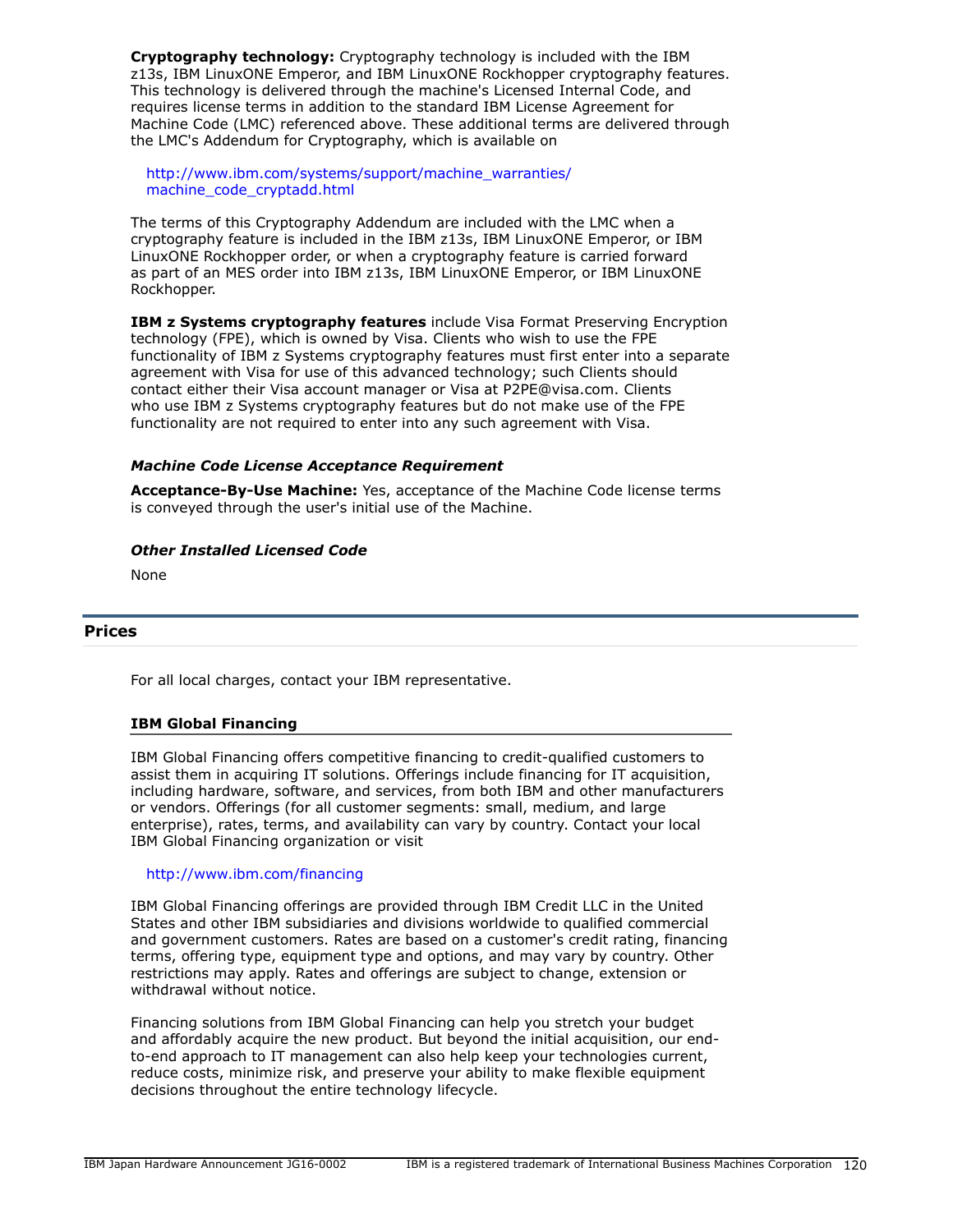**Cryptography technology:** Cryptography technology is included with the IBM z13s, IBM LinuxONE Emperor, and IBM LinuxONE Rockhopper cryptography features. This technology is delivered through the machine's Licensed Internal Code, and requires license terms in addition to the standard IBM License Agreement for Machine Code (LMC) referenced above. These additional terms are delivered through the LMC's Addendum for Cryptography, which is available on

http://www.ibm.com/systems/support/machine_warranties/machine_code_cryptadd.html

The terms of this Cryptography Addendum are included with the LMC when a cryptography feature is included in the IBM z13s, IBM LinuxONE Emperor, or IBM LinuxONE Rockhopper order, or when a cryptography feature is carried forward as part of an MES order into IBM z13s, IBM LinuxONE Emperor, or IBM LinuxONE Rockhopper.

**IBM z Systems cryptography features** include Visa Format Preserving Encryption technology (FPE), which is owned by Visa. Clients who wish to use the FPE functionality of IBM z Systems cryptography features must first enter into a separate agreement with Visa for use of this advanced technology; such Clients should contact either their Visa account manager or Visa at P2PE@visa.com. Clients who use IBM z Systems cryptography features but do not make use of the FPE functionality are not required to enter into any such agreement with Visa.

***Machine Code License Acceptance Requirement***

**Acceptance-By-Use Machine:** Yes, acceptance of the Machine Code license terms is conveyed through the user's initial use of the Machine.

***Other Installed Licensed Code***

None

## Prices

For all local charges, contact your IBM representative.

### IBM Global Financing

IBM Global Financing offers competitive financing to credit-qualified customers to assist them in acquiring IT solutions. Offerings include financing for IT acquisition, including hardware, software, and services, from both IBM and other manufacturers or vendors. Offerings (for all customer segments: small, medium, and large enterprise), rates, terms, and availability can vary by country. Contact your local IBM Global Financing organization or visit

http://www.ibm.com/financing

IBM Global Financing offerings are provided through IBM Credit LLC in the United States and other IBM subsidiaries and divisions worldwide to qualified commercial and government customers. Rates are based on a customer's credit rating, financing terms, offering type, equipment type and options, and may vary by country. Other restrictions may apply. Rates and offerings are subject to change, extension or withdrawal without notice.

Financing solutions from IBM Global Financing can help you stretch your budget and affordably acquire the new product. But beyond the initial acquisition, our end-to-end approach to IT management can also help keep your technologies current, reduce costs, minimize risk, and preserve your ability to make flexible equipment decisions throughout the entire technology lifecycle.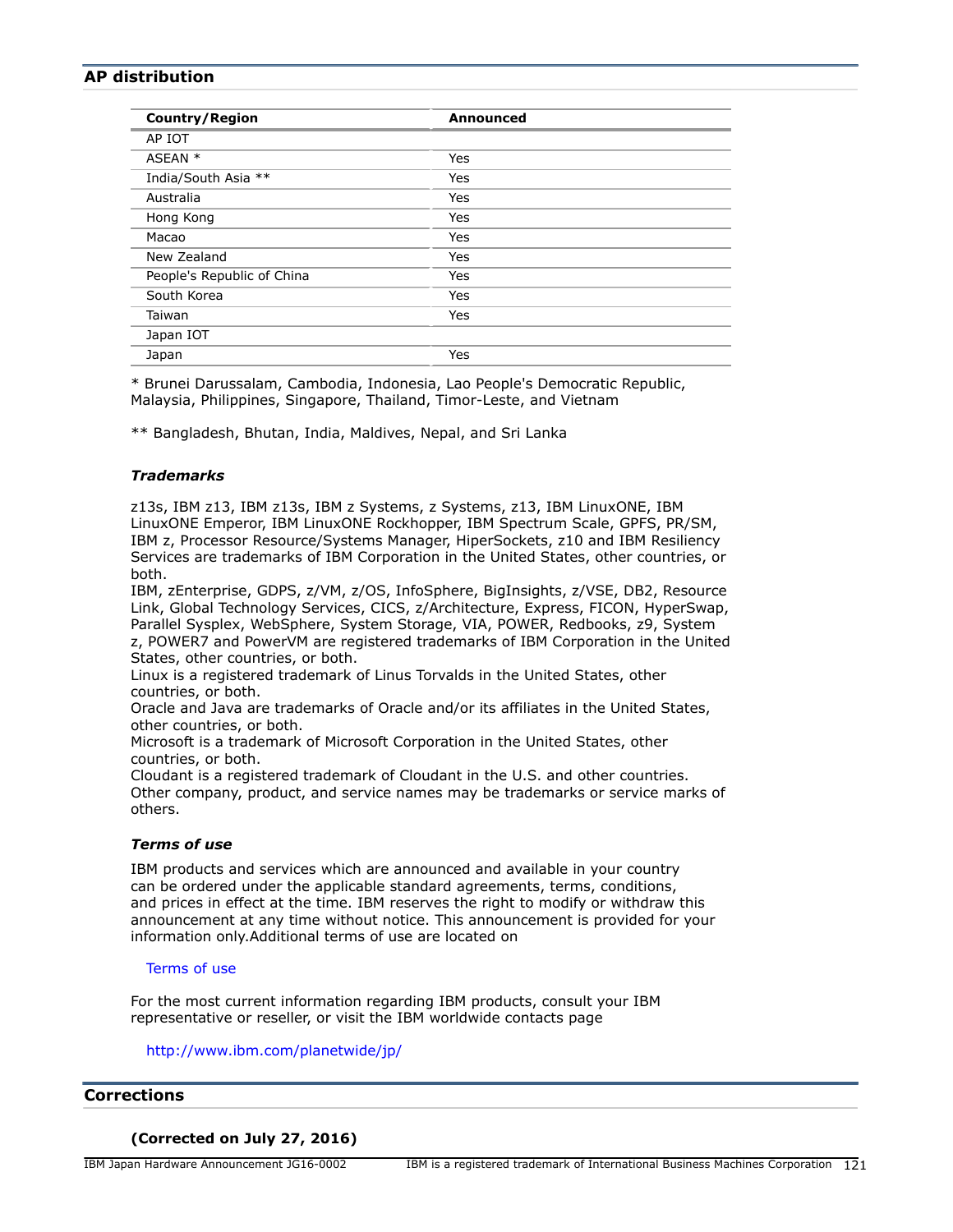## AP distribution

| Country/Region | Announced |
| --- | --- |
| AP IOT | |
| ASEAN * | Yes |
| India/South Asia ** | Yes |
| Australia | Yes |
| Hong Kong | Yes |
| Macao | Yes |
| New Zealand | Yes |
| People's Republic of China | Yes |
| South Korea | Yes |
| Taiwan | Yes |
| Japan IOT | |
| Japan | Yes |

* Brunei Darussalam, Cambodia, Indonesia, Lao People's Democratic Republic, Malaysia, Philippines, Singapore, Thailand, Timor-Leste, and Vietnam

** Bangladesh, Bhutan, India, Maldives, Nepal, and Sri Lanka

### *Trademarks*

z13s, IBM z13, IBM z13s, IBM z Systems, z Systems, z13, IBM LinuxONE, IBM LinuxONE Emperor, IBM LinuxONE Rockhopper, IBM Spectrum Scale, GPFS, PR/SM, IBM z, Processor Resource/Systems Manager, HiperSockets, z10 and IBM Resiliency Services are trademarks of IBM Corporation in the United States, other countries, or both.
IBM, zEnterprise, GDPS, z/VM, z/OS, InfoSphere, BigInsights, z/VSE, DB2, Resource Link, Global Technology Services, CICS, z/Architecture, Express, FICON, HyperSwap, Parallel Sysplex, WebSphere, System Storage, VIA, POWER, Redbooks, z9, System z, POWER7 and PowerVM are registered trademarks of IBM Corporation in the United States, other countries, or both.
Linux is a registered trademark of Linus Torvalds in the United States, other countries, or both.
Oracle and Java are trademarks of Oracle and/or its affiliates in the United States, other countries, or both.
Microsoft is a trademark of Microsoft Corporation in the United States, other countries, or both.
Cloudant is a registered trademark of Cloudant in the U.S. and other countries.
Other company, product, and service names may be trademarks or service marks of others.

### *Terms of use*

IBM products and services which are announced and available in your country can be ordered under the applicable standard agreements, terms, conditions, and prices in effect at the time. IBM reserves the right to modify or withdraw this announcement at any time without notice. This announcement is provided for your information only.Additional terms of use are located on

Terms of use

For the most current information regarding IBM products, consult your IBM representative or reseller, or visit the IBM worldwide contacts page

http://www.ibm.com/planetwide/jp/

## Corrections

**(Corrected on July 27, 2016)**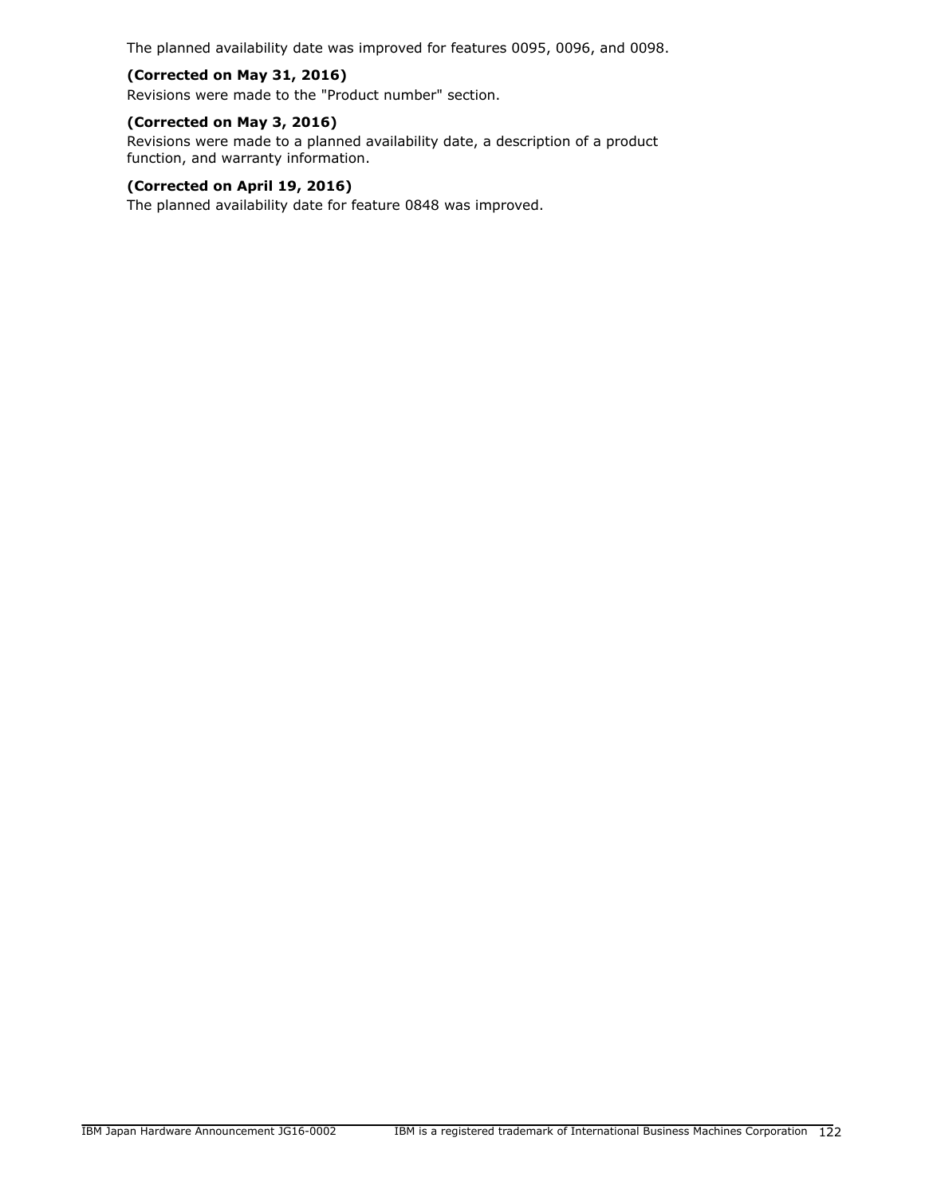The planned availability date was improved for features 0095, 0096, and 0098.

**(Corrected on May 31, 2016)**

Revisions were made to the "Product number" section.

**(Corrected on May 3, 2016)**

Revisions were made to a planned availability date, a description of a product function, and warranty information.

**(Corrected on April 19, 2016)**

The planned availability date for feature 0848 was improved.